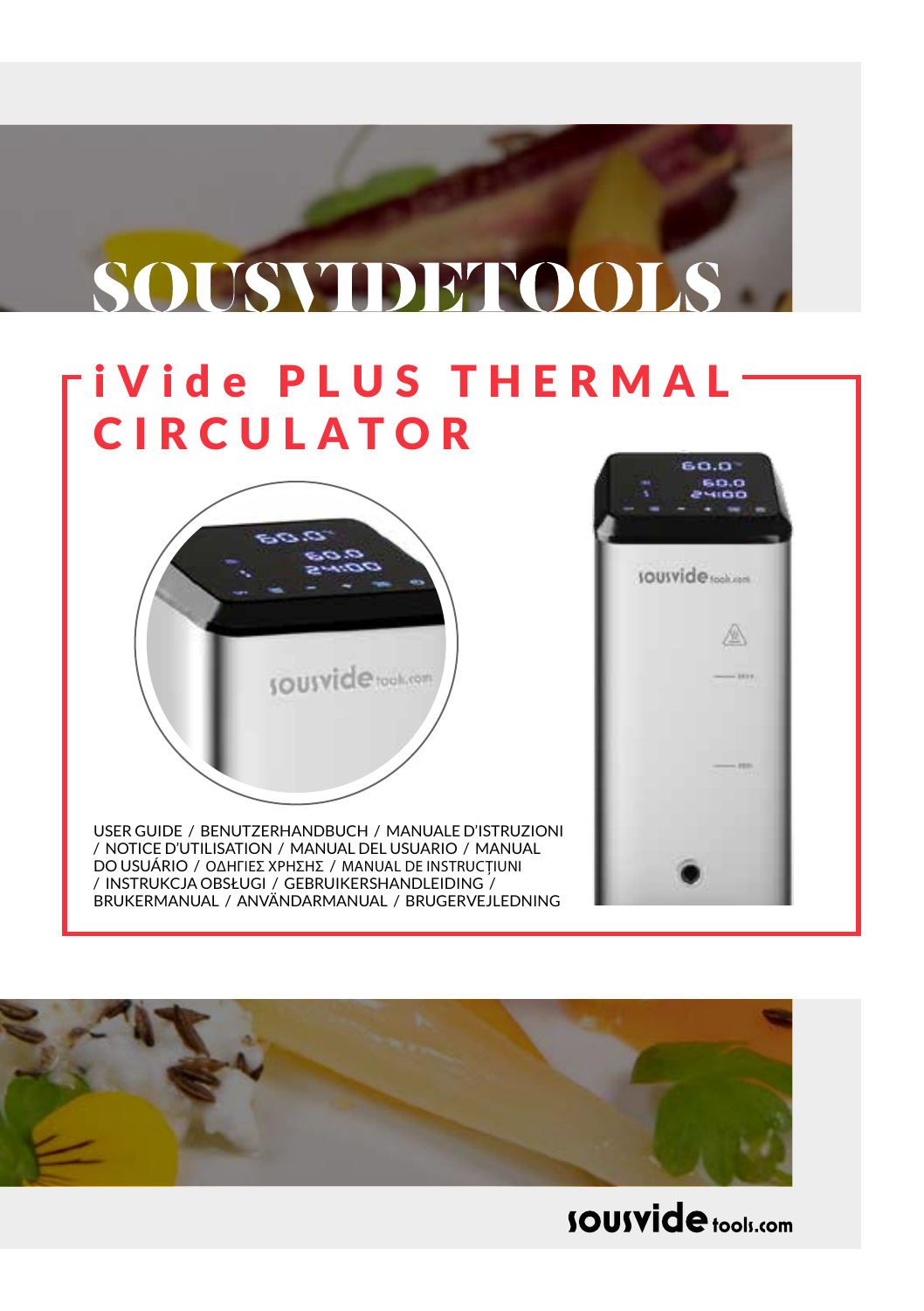# SOUSVIDETOOLS

## iVide PLUS THERMAL CIRCULATOR

USER GUIDE / BENUTZERHANDBUCH / MANUALE D'ISTRUZIONI / NOTICE D'UTILISATION / MANUAL DEL USUARIO / MANUAL DO USUÁRIO / ΟΔΗΓΙΕΣ ΧΡΗΣΗΣ / MANUAL DE INSTRUCȚIUNI / INSTRUKCJA OBSŁUGI / GEBRUIKERSHANDLEIDING / BRUKERMANUAL / ANVÄNDARMANUAL / BRUGERVEJLEDNING

sousvide tools.com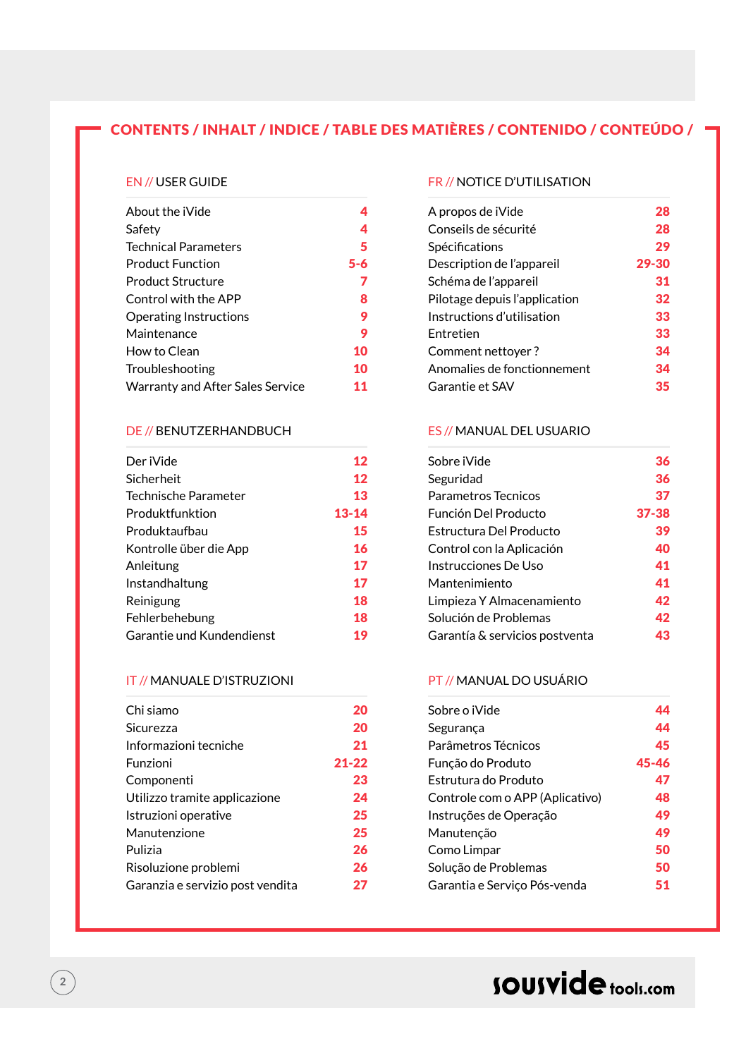# CONTENTS / INHALT / INDICE / TABLE DES MATIÈRES / CONTENIDO / CONTEÚDO /

## EN // USER GUIDE

| | |
|---|---|
| About the iVide | 4 |
| Safety | 4 |
| Technical Parameters | 5 |
| Product Function | 5-6 |
| Product Structure | 7 |
| Control with the APP | 8 |
| Operating Instructions | 9 |
| Maintenance | 9 |
| How to Clean | 10 |
| Troubleshooting | 10 |
| Warranty and After Sales Service | 11 |

## FR // NOTICE D'UTILISATION

| | |
|---|---|
| A propos de iVide | 28 |
| Conseils de sécurité | 28 |
| Spécifications | 29 |
| Description de l'appareil | 29-30 |
| Schéma de l'appareil | 31 |
| Pilotage depuis l'application | 32 |
| Instructions d'utilisation | 33 |
| Entretien | 33 |
| Comment nettoyer ? | 34 |
| Anomalies de fonctionnement | 34 |
| Garantie et SAV | 35 |

## DE // BENUTZERHANDBUCH

| | |
|---|---|
| Der iVide | 12 |
| Sicherheit | 12 |
| Technische Parameter | 13 |
| Produktfunktion | 13-14 |
| Produktaufbau | 15 |
| Kontrolle über die App | 16 |
| Anleitung | 17 |
| Instandhaltung | 17 |
| Reinigung | 18 |
| Fehlerbehebung | 18 |
| Garantie und Kundendienst | 19 |

## ES // MANUAL DEL USUARIO

| | |
|---|---|
| Sobre iVide | 36 |
| Seguridad | 36 |
| Parametros Tecnicos | 37 |
| Función Del Producto | 37-38 |
| Estructura Del Producto | 39 |
| Control con la Aplicación | 40 |
| Instrucciones De Uso | 41 |
| Mantenimiento | 41 |
| Limpieza Y Almacenamiento | 42 |
| Solución de Problemas | 42 |
| Garantía & servicios postventa | 43 |

## IT // MANUALE D'ISTRUZIONI

| | |
|---|---|
| Chi siamo | 20 |
| Sicurezza | 20 |
| Informazioni tecniche | 21 |
| Funzioni | 21-22 |
| Componenti | 23 |
| Utilizzo tramite applicazione | 24 |
| Istruzioni operative | 25 |
| Manutenzione | 25 |
| Pulizia | 26 |
| Risoluzione problemi | 26 |
| Garanzia e servizio post vendita | 27 |

## PT // MANUAL DO USUÁRIO

| | |
|---|---|
| Sobre o iVide | 44 |
| Segurança | 44 |
| Parâmetros Técnicos | 45 |
| Função do Produto | 45-46 |
| Estrutura do Produto | 47 |
| Controle com o APP (Aplicativo) | 48 |
| Instruções de Operação | 49 |
| Manutenção | 49 |
| Como Limpar | 50 |
| Solução de Problemas | 50 |
| Garantia e Serviço Pós-venda | 51 |

sousvide tools.com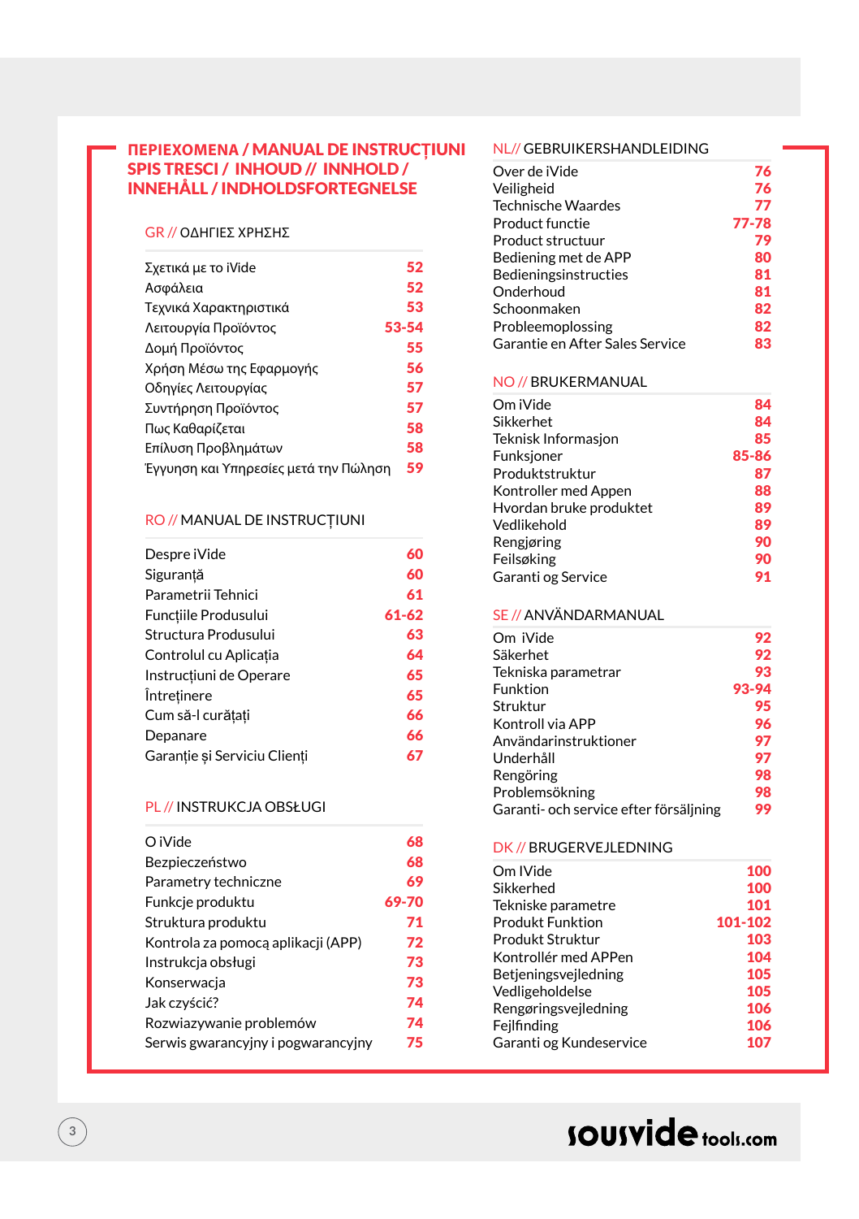# ΠΕΡΙΕΧΟΜΕΝΑ / MANUAL DE INSTRUCȚIUNI SPIS TRESCI / INHOUD // INNHOLD / INNEHÅLL / INDHOLDSFORTEGNELSE

## GR // ΟΔΗΓΙΕΣ ΧΡΗΣΗΣ

| | |
|---|---|
| Σχετικά με το iVide | 52 |
| Ασφάλεια | 52 |
| Τεχνικά Χαρακτηριστικά | 53 |
| Λειτουργία Προϊόντος | 53-54 |
| Δομή Προϊόντος | 55 |
| Χρήση Μέσω της Εφαρμογής | 56 |
| Οδηγίες Λειτουργίας | 57 |
| Συντήρηση Προϊόντος | 57 |
| Πως Καθαρίζεται | 58 |
| Επίλυση Προβλημάτων | 58 |
| Έγγυηση και Υπηρεσίες μετά την Πώληση | 59 |

## RO // MANUAL DE INSTRUCȚIUNI

| | |
|---|---|
| Despre iVide | 60 |
| Siguranță | 60 |
| Parametrii Tehnici | 61 |
| Funcțiile Produsului | 61-62 |
| Structura Produsului | 63 |
| Controlul cu Aplicația | 64 |
| Instrucțiuni de Operare | 65 |
| Întreținere | 65 |
| Cum să-l curățați | 66 |
| Depanare | 66 |
| Garanție și Serviciu Clienți | 67 |

## PL // INSTRUKCJA OBSŁUGI

| | |
|---|---|
| O iVide | 68 |
| Bezpieczeństwo | 68 |
| Parametry techniczne | 69 |
| Funkcje produktu | 69-70 |
| Struktura produktu | 71 |
| Kontrola za pomocą aplikacji (APP) | 72 |
| Instrukcja obsługi | 73 |
| Konserwacja | 73 |
| Jak czyścić? | 74 |
| Rozwiazywanie problemów | 74 |
| Serwis gwarancyjny i pogwarancyjny | 75 |

## NL// GEBRUIKERSHANDLEIDING

| | |
|---|---|
| Over de iVide | 76 |
| Veiligheid | 76 |
| Technische Waardes | 77 |
| Product functie | 77-78 |
| Product structuur | 79 |
| Bediening met de APP | 80 |
| Bedieningsinstructies | 81 |
| Onderhoud | 81 |
| Schoonmaken | 82 |
| Probleemoplossing | 82 |
| Garantie en After Sales Service | 83 |

## NO // BRUKERMANUAL

| | |
|---|---|
| Om iVide | 84 |
| Sikkerhet | 84 |
| Teknisk Informasjon | 85 |
| Funksjoner | 85-86 |
| Produktstruktur | 87 |
| Kontroller med Appen | 88 |
| Hvordan bruke produktet | 89 |
| Vedlikehold | 89 |
| Rengjøring | 90 |
| Feilsøking | 90 |
| Garanti og Service | 91 |

## SE // ANVÄNDARMANUAL

| | |
|---|---|
| Om iVide | 92 |
| Säkerhet | 92 |
| Tekniska parametrar | 93 |
| Funktion | 93-94 |
| Struktur | 95 |
| Kontroll via APP | 96 |
| Användarinstruktioner | 97 |
| Underhåll | 97 |
| Rengöring | 98 |
| Problemsökning | 98 |
| Garanti- och service efter försäljning | 99 |

## DK // BRUGERVEJLEDNING

| | |
|---|---|
| Om IVide | 100 |
| Sikkerhed | 100 |
| Tekniske parametre | 101 |
| Produkt Funktion | 101-102 |
| Produkt Struktur | 103 |
| Kontrollér med APPen | 104 |
| Betjeningsvejledning | 105 |
| Vedligeholdelse | 105 |
| Rengøringsvejledning | 106 |
| Fejlfinding | 106 |
| Garanti og Kundeservice | 107 |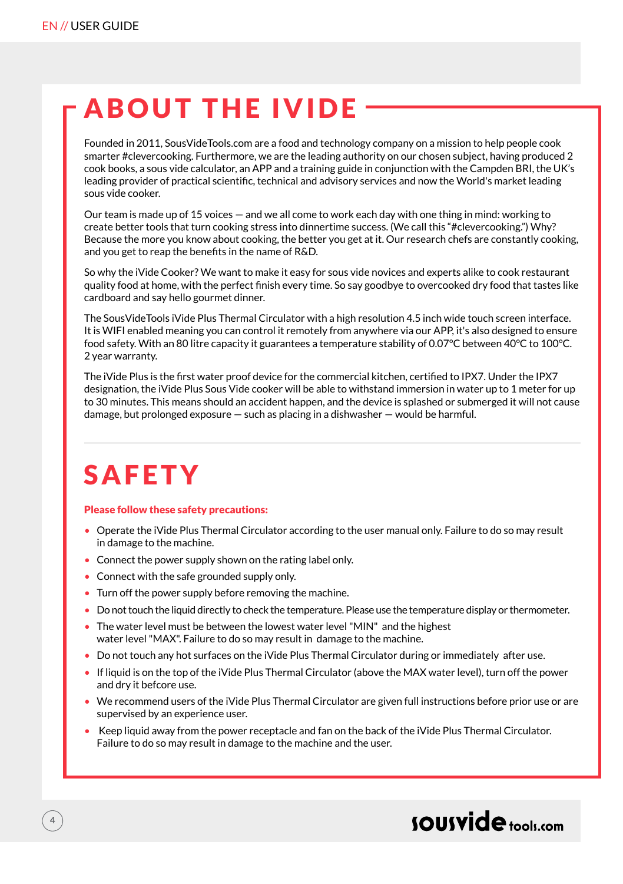# ABOUT THE IVIDE

Founded in 2011, SousVideTools.com are a food and technology company on a mission to help people cook smarter #clevercooking. Furthermore, we are the leading authority on our chosen subject, having produced 2 cook books, a sous vide calculator, an APP and a training guide in conjunction with the Campden BRI, the UK's leading provider of practical scientific, technical and advisory services and now the World's market leading sous vide cooker.

Our team is made up of 15 voices — and we all come to work each day with one thing in mind: working to create better tools that turn cooking stress into dinnertime success. (We call this "#clevercooking.") Why? Because the more you know about cooking, the better you get at it. Our research chefs are constantly cooking, and you get to reap the benefits in the name of R&D.

So why the iVide Cooker? We want to make it easy for sous vide novices and experts alike to cook restaurant quality food at home, with the perfect finish every time. So say goodbye to overcooked dry food that tastes like cardboard and say hello gourmet dinner.

The SousVideTools iVide Plus Thermal Circulator with a high resolution 4.5 inch wide touch screen interface. It is WIFI enabled meaning you can control it remotely from anywhere via our APP, it's also designed to ensure food safety. With an 80 litre capacity it guarantees a temperature stability of 0.07°C between 40°C to 100°C. 2 year warranty.

The iVide Plus is the first water proof device for the commercial kitchen, certified to IPX7. Under the IPX7 designation, the iVide Plus Sous Vide cooker will be able to withstand immersion in water up to 1 meter for up to 30 minutes. This means should an accident happen, and the device is splashed or submerged it will not cause damage, but prolonged exposure — such as placing in a dishwasher — would be harmful.

# SAFETY

**Please follow these safety precautions:**

- Operate the iVide Plus Thermal Circulator according to the user manual only. Failure to do so may result in damage to the machine.
- Connect the power supply shown on the rating label only.
- Connect with the safe grounded supply only.
- Turn off the power supply before removing the machine.
- Do not touch the liquid directly to check the temperature. Please use the temperature display or thermometer.
- The water level must be between the lowest water level "MIN" and the highest water level "MAX". Failure to do so may result in damage to the machine.
- Do not touch any hot surfaces on the iVide Plus Thermal Circulator during or immediately after use.
- If liquid is on the top of the iVide Plus Thermal Circulator (above the MAX water level), turn off the power and dry it befcore use.
- We recommend users of the iVide Plus Thermal Circulator are given full instructions before prior use or are supervised by an experience user.
- Keep liquid away from the power receptacle and fan on the back of the iVide Plus Thermal Circulator. Failure to do so may result in damage to the machine and the user.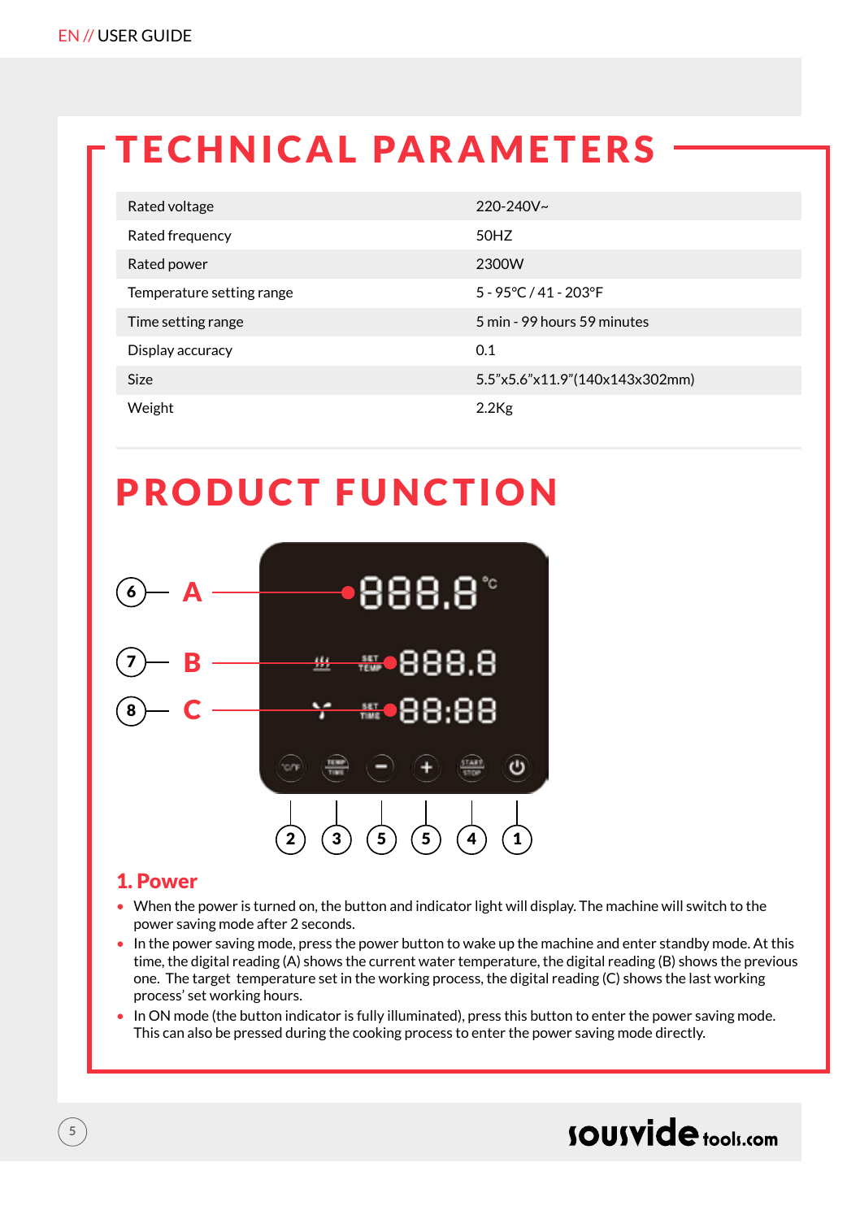# TECHNICAL PARAMETERS

| Parameter | Value |
|---|---|
| Rated voltage | 220-240V~ |
| Rated frequency | 50HZ |
| Rated power | 2300W |
| Temperature setting range | 5 - 95°C / 41 - 203°F |
| Time setting range | 5 min - 99 hours 59 minutes |
| Display accuracy | 0.1 |
| Size | 5.5"x5.6"x11.9"(140x143x302mm) |
| Weight | 2.2Kg |

# PRODUCT FUNCTION

## 1. Power

- When the power is turned on, the button and indicator light will display. The machine will switch to the power saving mode after 2 seconds.
- In the power saving mode, press the power button to wake up the machine and enter standby mode. At this time, the digital reading (A) shows the current water temperature, the digital reading (B) shows the previous one. The target temperature set in the working process, the digital reading (C) shows the last working process' set working hours.
- In ON mode (the button indicator is fully illuminated), press this button to enter the power saving mode. This can also be pressed during the cooking process to enter the power saving mode directly.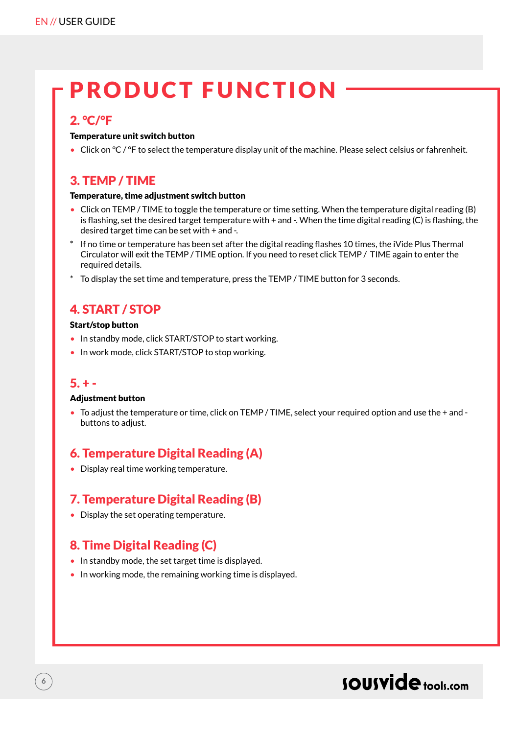# PRODUCT FUNCTION

## 2. °C/°F

**Temperature unit switch button**

- Click on °C / °F to select the temperature display unit of the machine. Please select celsius or fahrenheit.

## 3. TEMP / TIME

**Temperature, time adjustment switch button**

- Click on TEMP / TIME to toggle the temperature or time setting. When the temperature digital reading (B) is flashing, set the desired target temperature with + and -. When the time digital reading (C) is flashing, the desired target time can be set with + and -.

\* If no time or temperature has been set after the digital reading flashes 10 times, the iVide Plus Thermal Circulator will exit the TEMP / TIME option. If you need to reset click TEMP / TIME again to enter the required details.

\* To display the set time and temperature, press the TEMP / TIME button for 3 seconds.

## 4. START / STOP

**Start/stop button**

- In standby mode, click START/STOP to start working.
- In work mode, click START/STOP to stop working.

## 5. + -

**Adjustment button**

- To adjust the temperature or time, click on TEMP / TIME, select your required option and use the + and - buttons to adjust.

## 6. Temperature Digital Reading (A)

- Display real time working temperature.

## 7. Temperature Digital Reading (B)

- Display the set operating temperature.

## 8. Time Digital Reading (C)

- In standby mode, the set target time is displayed.
- In working mode, the remaining working time is displayed.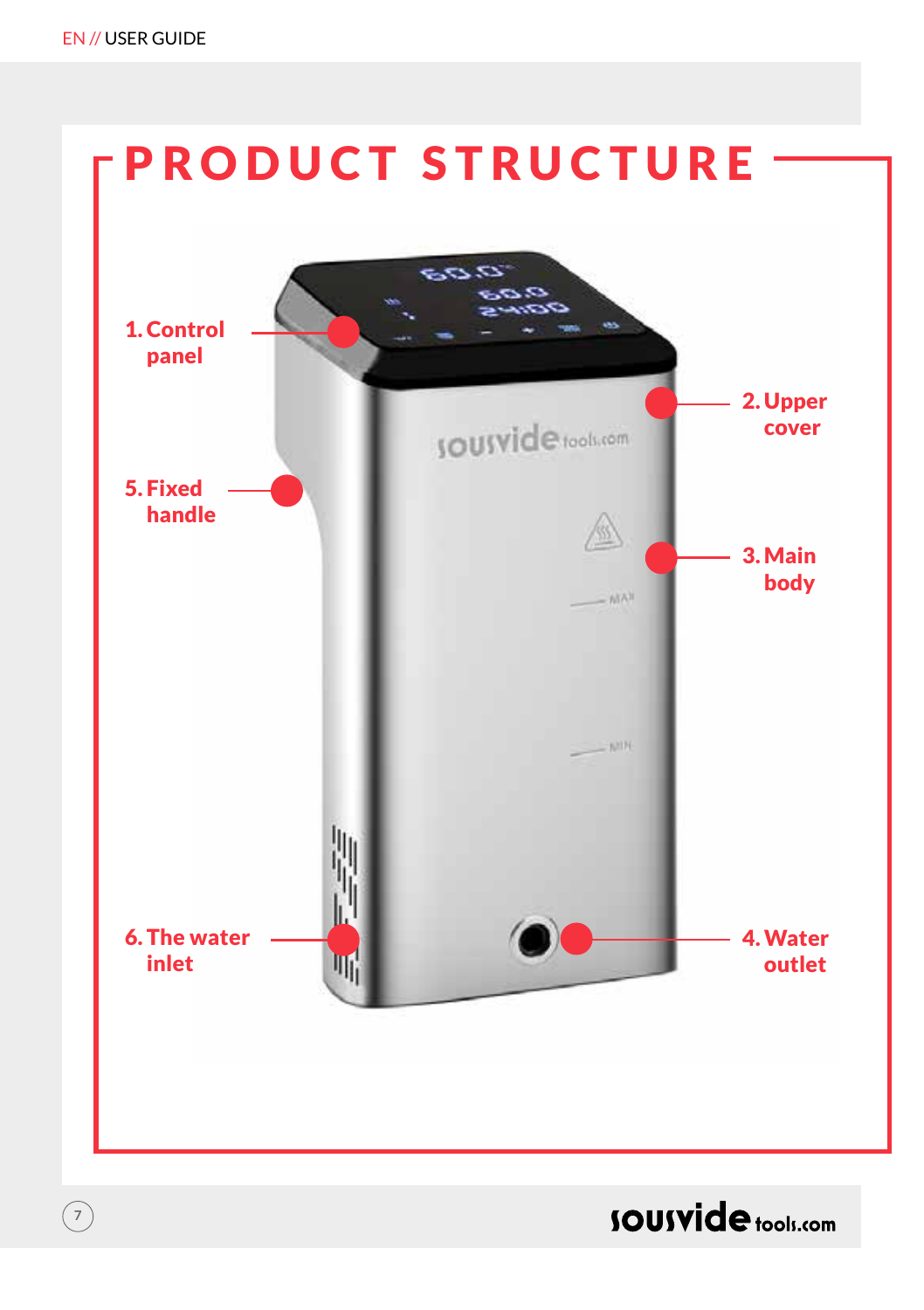# PRODUCT STRUCTURE

1. Control panel
2. Upper cover
3. Main body
4. Water outlet
5. Fixed handle
6. The water inlet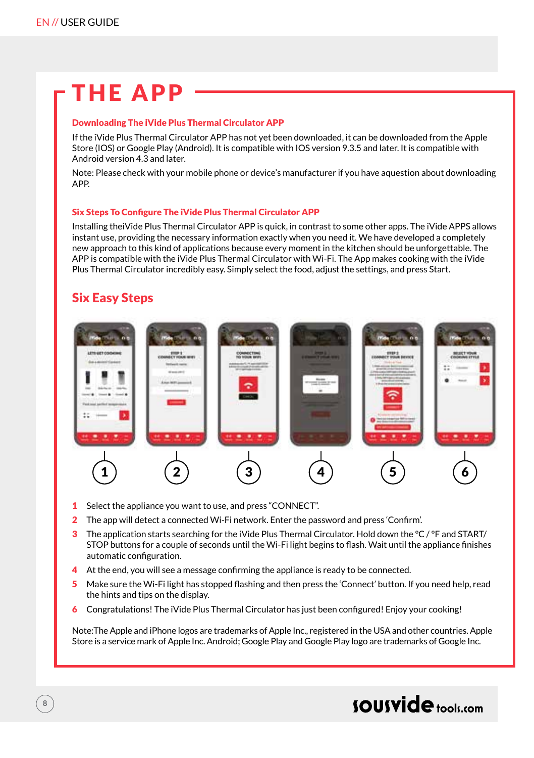# THE APP

### Downloading The iVide Plus Thermal Circulator APP

If the iVide Plus Thermal Circulator APP has not yet been downloaded, it can be downloaded from the Apple Store (IOS) or Google Play (Android). It is compatible with IOS version 9.3.5 and later. It is compatible with Android version 4.3 and later.

Note: Please check with your mobile phone or device's manufacturer if you have aquestion about downloading APP.

### Six Steps To Configure The iVide Plus Thermal Circulator APP

Installing theiVide Plus Thermal Circulator APP is quick, in contrast to some other apps. The iVide APPS allows instant use, providing the necessary information exactly when you need it. We have developed a completely new approach to this kind of applications because every moment in the kitchen should be unforgettable. The APP is compatible with the iVide Plus Thermal Circulator with Wi-Fi. The App makes cooking with the iVide Plus Thermal Circulator incredibly easy. Simply select the food, adjust the settings, and press Start.

## Six Easy Steps

1. Select the appliance you want to use, and press "CONNECT".
2. The app will detect a connected Wi-Fi network. Enter the password and press 'Confirm'.
3. The application starts searching for the iVide Plus Thermal Circulator. Hold down the °C / °F and START/ STOP buttons for a couple of seconds until the Wi-Fi light begins to flash. Wait until the appliance finishes automatic configuration.
4. At the end, you will see a message confirming the appliance is ready to be connected.
5. Make sure the Wi-Fi light has stopped flashing and then press the 'Connect' button. If you need help, read the hints and tips on the display.
6. Congratulations! The iVide Plus Thermal Circulator has just been configured! Enjoy your cooking!

Note:The Apple and iPhone logos are trademarks of Apple Inc., registered in the USA and other countries. Apple Store is a service mark of Apple Inc. Android; Google Play and Google Play logo are trademarks of Google Inc.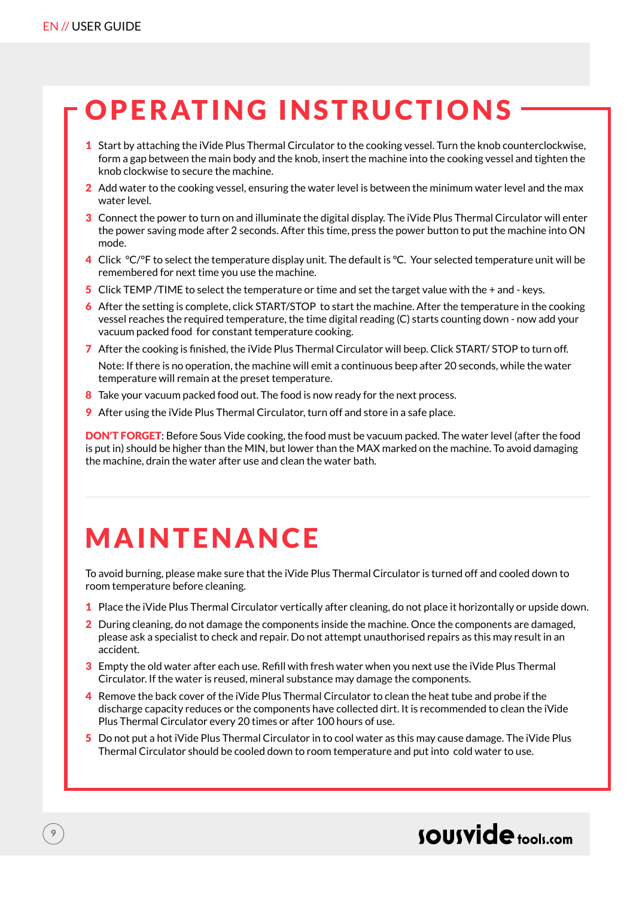# OPERATING INSTRUCTIONS

1. Start by attaching the iVide Plus Thermal Circulator to the cooking vessel. Turn the knob counterclockwise, form a gap between the main body and the knob, insert the machine into the cooking vessel and tighten the knob clockwise to secure the machine.
2. Add water to the cooking vessel, ensuring the water level is between the minimum water level and the max water level.
3. Connect the power to turn on and illuminate the digital display. The iVide Plus Thermal Circulator will enter the power saving mode after 2 seconds. After this time, press the power button to put the machine into ON mode.
4. Click °C/°F to select the temperature display unit. The default is °C. Your selected temperature unit will be remembered for next time you use the machine.
5. Click TEMP /TIME to select the temperature or time and set the target value with the + and - keys.
6. After the setting is complete, click START/STOP to start the machine. After the temperature in the cooking vessel reaches the required temperature, the time digital reading (C) starts counting down - now add your vacuum packed food for constant temperature cooking.
7. After the cooking is finished, the iVide Plus Thermal Circulator will beep. Click START/ STOP to turn off.

   Note: If there is no operation, the machine will emit a continuous beep after 20 seconds, while the water temperature will remain at the preset temperature.
8. Take your vacuum packed food out. The food is now ready for the next process.
9. After using the iVide Plus Thermal Circulator, turn off and store in a safe place.

**DON'T FORGET**: Before Sous Vide cooking, the food must be vacuum packed. The water level (after the food is put in) should be higher than the MIN, but lower than the MAX marked on the machine. To avoid damaging the machine, drain the water after use and clean the water bath.

# MAINTENANCE

To avoid burning, please make sure that the iVide Plus Thermal Circulator is turned off and cooled down to room temperature before cleaning.

1. Place the iVide Plus Thermal Circulator vertically after cleaning, do not place it horizontally or upside down.
2. During cleaning, do not damage the components inside the machine. Once the components are damaged, please ask a specialist to check and repair. Do not attempt unauthorised repairs as this may result in an accident.
3. Empty the old water after each use. Refill with fresh water when you next use the iVide Plus Thermal Circulator. If the water is reused, mineral substance may damage the components.
4. Remove the back cover of the iVide Plus Thermal Circulator to clean the heat tube and probe if the discharge capacity reduces or the components have collected dirt. It is recommended to clean the iVide Plus Thermal Circulator every 20 times or after 100 hours of use.
5. Do not put a hot iVide Plus Thermal Circulator in to cool water as this may cause damage. The iVide Plus Thermal Circulator should be cooled down to room temperature and put into cold water to use.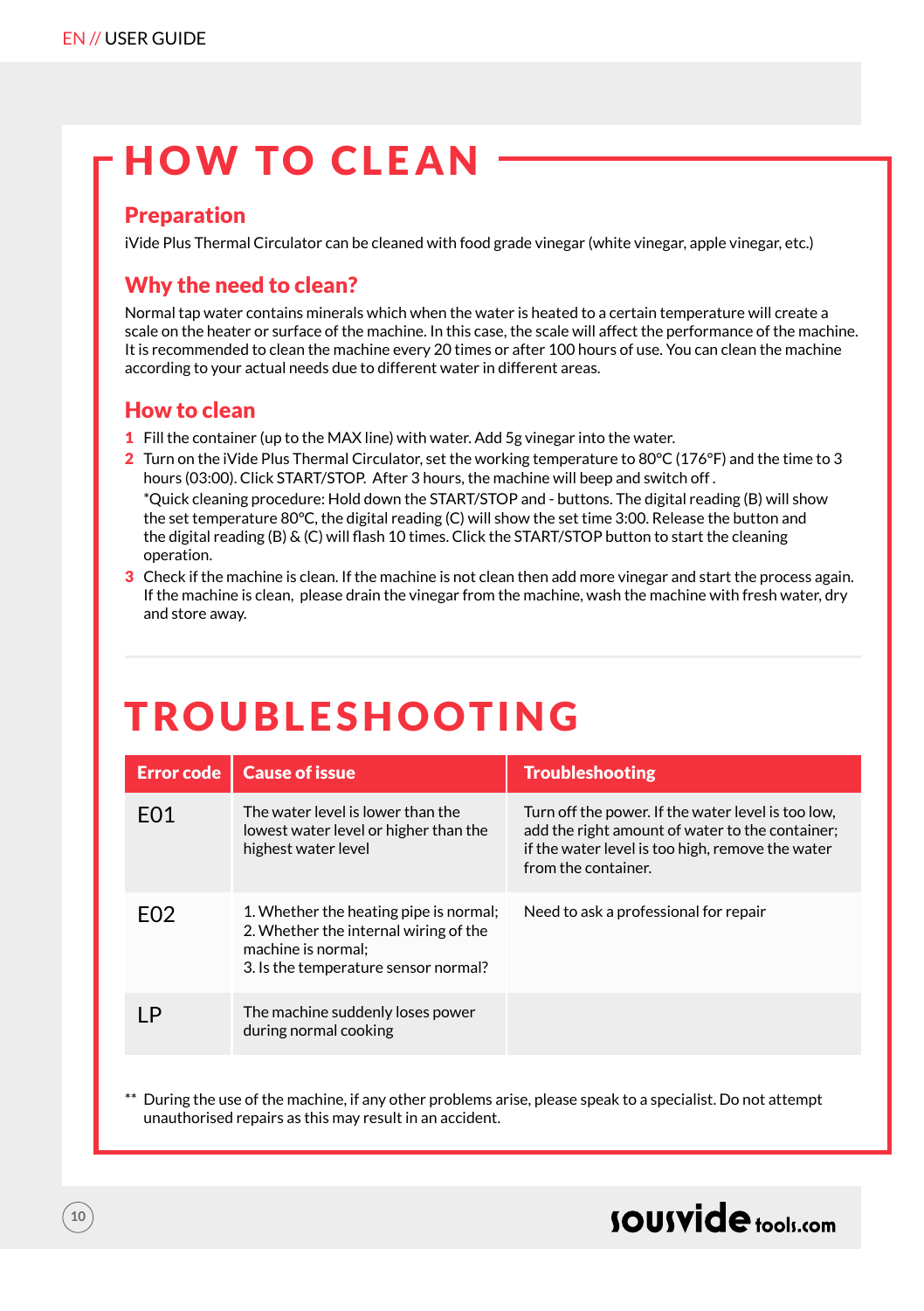# HOW TO CLEAN

## Preparation

iVide Plus Thermal Circulator can be cleaned with food grade vinegar (white vinegar, apple vinegar, etc.)

## Why the need to clean?

Normal tap water contains minerals which when the water is heated to a certain temperature will create a scale on the heater or surface of the machine. In this case, the scale will affect the performance of the machine. It is recommended to clean the machine every 20 times or after 100 hours of use. You can clean the machine according to your actual needs due to different water in different areas.

## How to clean

1. Fill the container (up to the MAX line) with water. Add 5g vinegar into the water.
2. Turn on the iVide Plus Thermal Circulator, set the working temperature to 80°C (176°F) and the time to 3 hours (03:00). Click START/STOP. After 3 hours, the machine will beep and switch off .
   *Quick cleaning procedure: Hold down the START/STOP and - buttons. The digital reading (B) will show the set temperature 80°C, the digital reading (C) will show the set time 3:00. Release the button and the digital reading (B) & (C) will flash 10 times. Click the START/STOP button to start the cleaning operation.
3. Check if the machine is clean. If the machine is not clean then add more vinegar and start the process again. If the machine is clean, please drain the vinegar from the machine, wash the machine with fresh water, dry and store away.

# TROUBLESHOOTING

| Error code | Cause of issue | Troubleshooting |
|---|---|---|
| E01 | The water level is lower than the lowest water level or higher than the highest water level | Turn off the power. If the water level is too low, add the right amount of water to the container; if the water level is too high, remove the water from the container. |
| E02 | 1. Whether the heating pipe is normal;<br>2. Whether the internal wiring of the machine is normal;<br>3. Is the temperature sensor normal? | Need to ask a professional for repair |
| LP | The machine suddenly loses power during normal cooking | |

** During the use of the machine, if any other problems arise, please speak to a specialist. Do not attempt unauthorised repairs as this may result in an accident.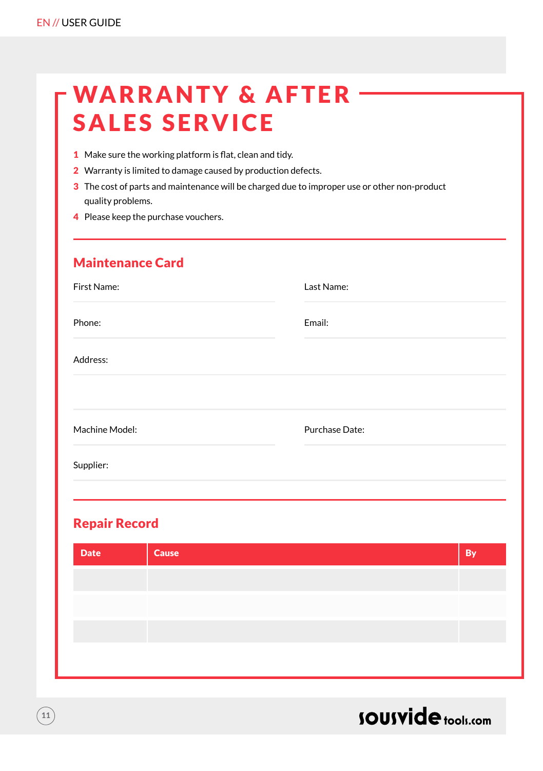# WARRANTY & AFTER SALES SERVICE

1. Make sure the working platform is flat, clean and tidy.
2. Warranty is limited to damage caused by production defects.
3. The cost of parts and maintenance will be charged due to improper use or other non-product quality problems.
4. Please keep the purchase vouchers.

## Maintenance Card

First Name:

Last Name:

Phone:

Email:

Address:

Machine Model:

Purchase Date:

Supplier:

## Repair Record

| Date | Cause | By |
|---|---|---|
| | | |
| | | |
| | | |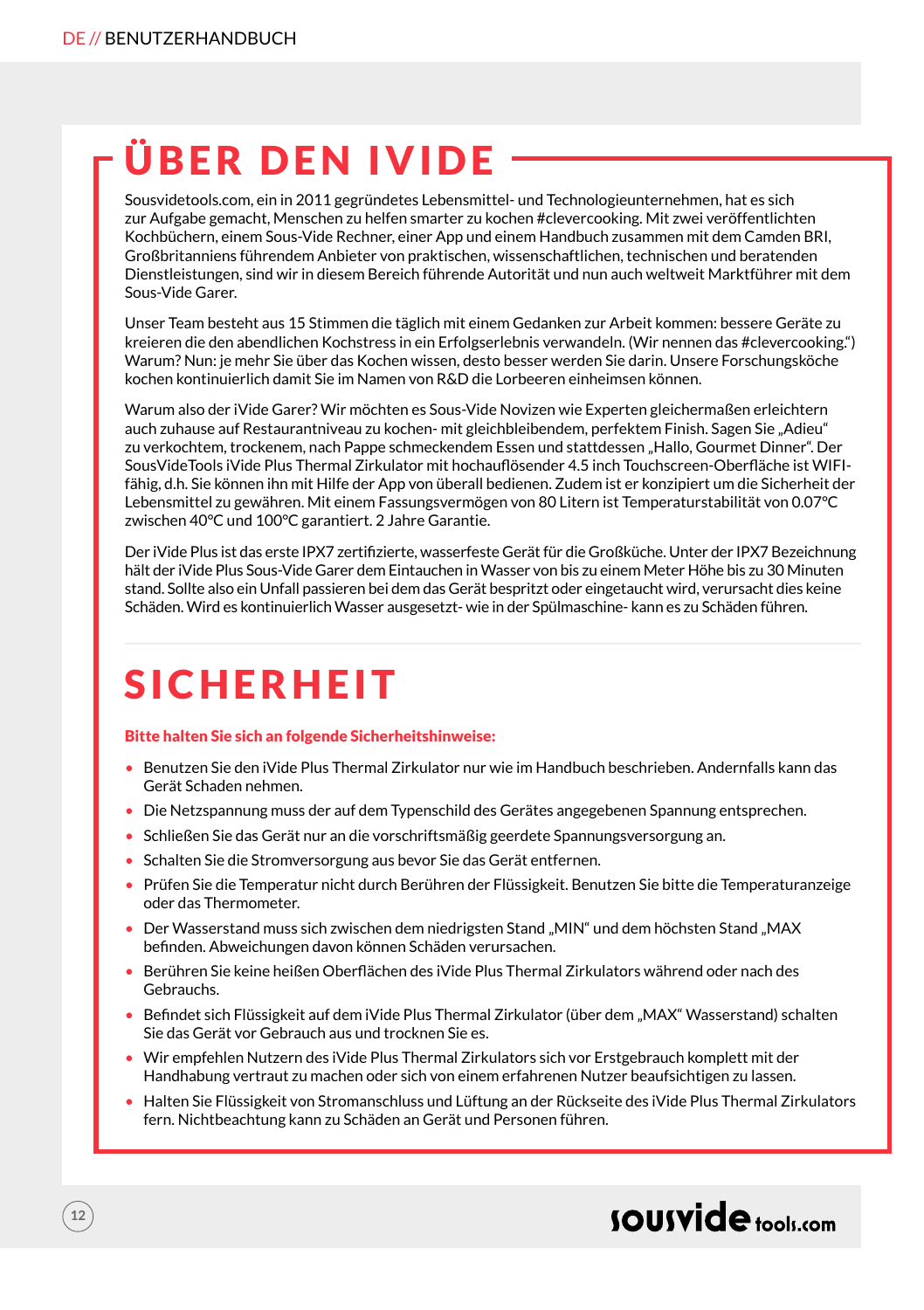# ÜBER DEN IVIDE

Sousvidetools.com, ein in 2011 gegründetes Lebensmittel- und Technologieunternehmen, hat es sich zur Aufgabe gemacht, Menschen zu helfen smarter zu kochen #clevercooking. Mit zwei veröffentlichten Kochbüchern, einem Sous-Vide Rechner, einer App und einem Handbuch zusammen mit dem Camden BRI, Großbritanniens führendem Anbieter von praktischen, wissenschaftlichen, technischen und beratenden Dienstleistungen, sind wir in diesem Bereich führende Autorität und nun auch weltweit Marktführer mit dem Sous-Vide Garer.

Unser Team besteht aus 15 Stimmen die täglich mit einem Gedanken zur Arbeit kommen: bessere Geräte zu kreieren die den abendlichen Kochstress in ein Erfolgserlebnis verwandeln. (Wir nennen das #clevercooking.") Warum? Nun: je mehr Sie über das Kochen wissen, desto besser werden Sie darin. Unsere Forschungsköche kochen kontinuierlich damit Sie im Namen von R&D die Lorbeeren einheimsen können.

Warum also der iVide Garer? Wir möchten es Sous-Vide Novizen wie Experten gleichermaßen erleichtern auch zuhause auf Restaurantniveau zu kochen- mit gleichbleibendem, perfektem Finish. Sagen Sie „Adieu" zu verkochtem, trockenem, nach Pappe schmeckendem Essen und stattdessen „Hallo, Gourmet Dinner". Der SousVideTools iVide Plus Thermal Zirkulator mit hochauflösender 4.5 inch Touchscreen-Oberfläche ist WIFI-fähig, d.h. Sie können ihn mit Hilfe der App von überall bedienen. Zudem ist er konzipiert um die Sicherheit der Lebensmittel zu gewähren. Mit einem Fassungsvermögen von 80 Litern ist Temperaturstabilität von 0.07°C zwischen 40°C und 100°C garantiert. 2 Jahre Garantie.

Der iVide Plus ist das erste IPX7 zertifizierte, wasserfeste Gerät für die Großküche. Unter der IPX7 Bezeichnung hält der iVide Plus Sous-Vide Garer dem Eintauchen in Wasser von bis zu einem Meter Höhe bis zu 30 Minuten stand. Sollte also ein Unfall passieren bei dem das Gerät bespritzt oder eingetaucht wird, verursacht dies keine Schäden. Wird es kontinuierlich Wasser ausgesetzt- wie in der Spülmaschine- kann es zu Schäden führen.

# SICHERHEIT

**Bitte halten Sie sich an folgende Sicherheitshinweise:**

- Benutzen Sie den iVide Plus Thermal Zirkulator nur wie im Handbuch beschrieben. Andernfalls kann das Gerät Schaden nehmen.
- Die Netzspannung muss der auf dem Typenschild des Gerätes angegebenen Spannung entsprechen.
- Schließen Sie das Gerät nur an die vorschriftsmäßig geerdete Spannungsversorgung an.
- Schalten Sie die Stromversorgung aus bevor Sie das Gerät entfernen.
- Prüfen Sie die Temperatur nicht durch Berühren der Flüssigkeit. Benutzen Sie bitte die Temperaturanzeige oder das Thermometer.
- Der Wasserstand muss sich zwischen dem niedrigsten Stand „MIN" und dem höchsten Stand „MAX befinden. Abweichungen davon können Schäden verursachen.
- Berühren Sie keine heißen Oberflächen des iVide Plus Thermal Zirkulators während oder nach des Gebrauchs.
- Befindet sich Flüssigkeit auf dem iVide Plus Thermal Zirkulator (über dem „MAX" Wasserstand) schalten Sie das Gerät vor Gebrauch aus und trocknen Sie es.
- Wir empfehlen Nutzern des iVide Plus Thermal Zirkulators sich vor Erstgebrauch komplett mit der Handhabung vertraut zu machen oder sich von einem erfahrenen Nutzer beaufsichtigen zu lassen.
- Halten Sie Flüssigkeit von Stromanschluss und Lüftung an der Rückseite des iVide Plus Thermal Zirkulators fern. Nichtbeachtung kann zu Schäden an Gerät und Personen führen.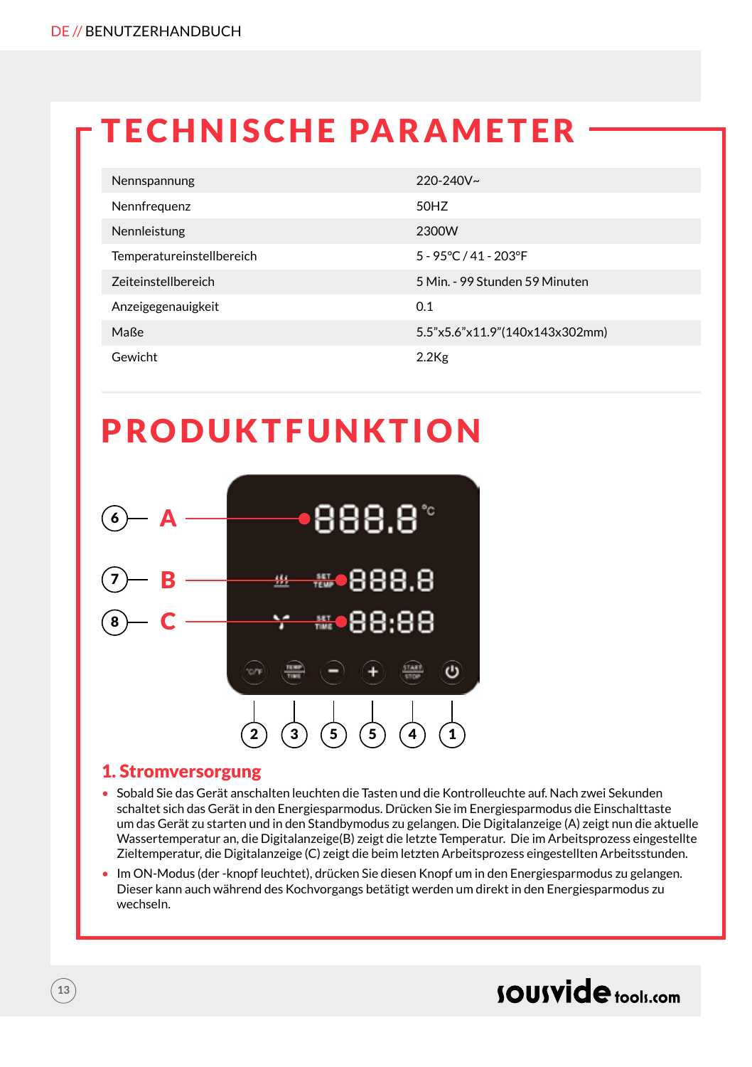# TECHNISCHE PARAMETER

| | |
|---|---|
| Nennspannung | 220-240V~ |
| Nennfrequenz | 50HZ |
| Nennleistung | 2300W |
| Temperatureinstellbereich | 5 - 95°C / 41 - 203°F |
| Zeiteinstellbereich | 5 Min. - 99 Stunden 59 Minuten |
| Anzeigegenauigkeit | 0.1 |
| Maße | 5.5"x5.6"x11.9"(140x143x302mm) |
| Gewicht | 2.2Kg |

# PRODUKTFUNKTION

## 1. Stromversorgung

- Sobald Sie das Gerät anschalten leuchten die Tasten und die Kontrolleuchte auf. Nach zwei Sekunden schaltet sich das Gerät in den Energiesparmodus. Drücken Sie im Energiesparmodus die Einschalttaste um das Gerät zu starten und in den Standbymodus zu gelangen. Die Digitalanzeige (A) zeigt nun die aktuelle Wassertemperatur an, die Digitalanzeige(B) zeigt die letzte Temperatur. Die im Arbeitsprozess eingestellte Zieltemperatur, die Digitalanzeige (C) zeigt die beim letzten Arbeitsprozess eingestellten Arbeitsstunden.
- Im ON-Modus (der -knopf leuchtet), drücken Sie diesen Knopf um in den Energiesparmodus zu gelangen. Dieser kann auch während des Kochvorgangs betätigt werden um direkt in den Energiesparmodus zu wechseln.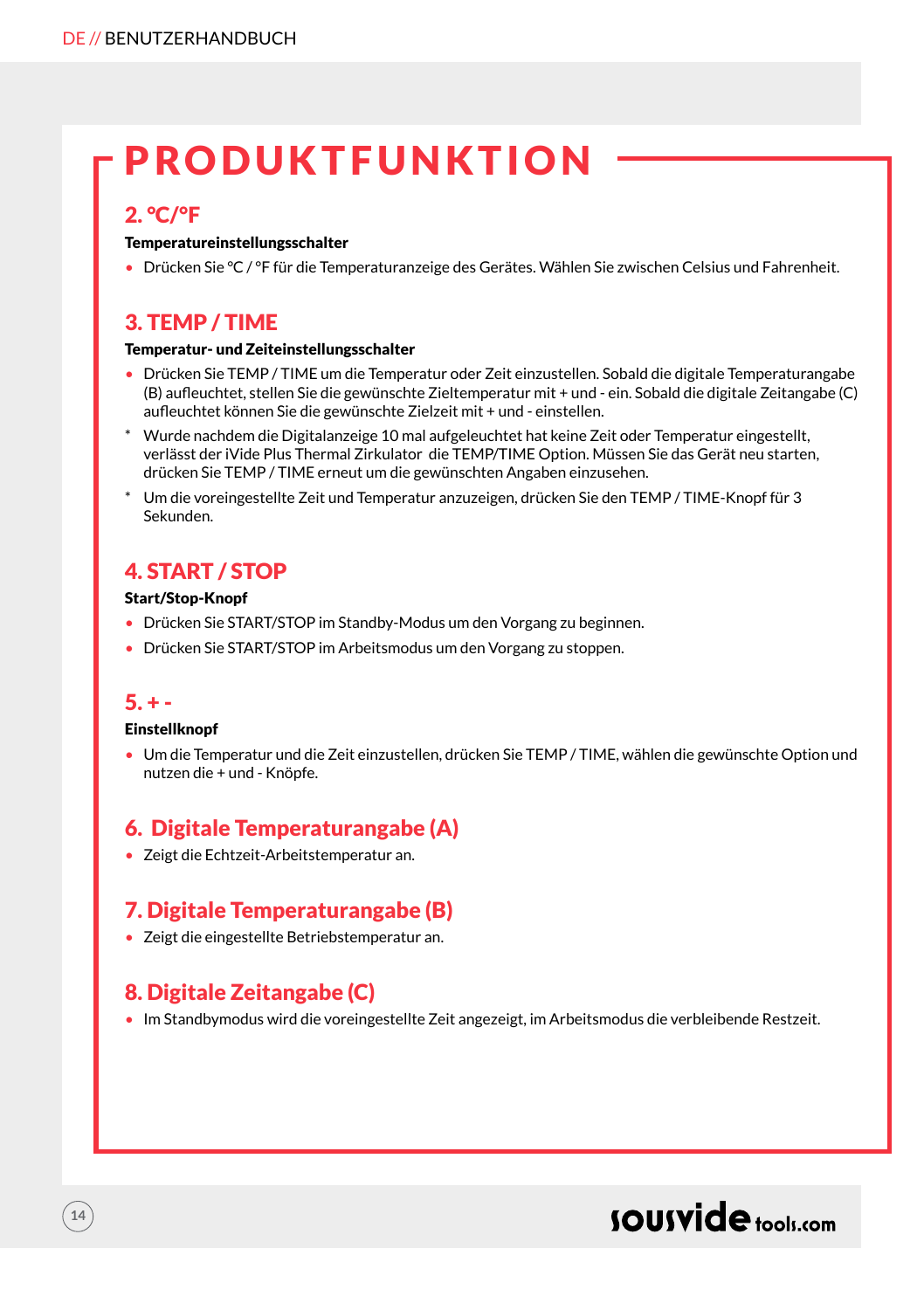# PRODUKTFUNKTION

## 2. °C/°F

**Temperatureinstellungsschalter**

- Drücken Sie °C / °F für die Temperaturanzeige des Gerätes. Wählen Sie zwischen Celsius und Fahrenheit.

## 3. TEMP / TIME

**Temperatur- und Zeiteinstellungsschalter**

- Drücken Sie TEMP / TIME um die Temperatur oder Zeit einzustellen. Sobald die digitale Temperaturangabe (B) aufleuchtet, stellen Sie die gewünschte Zieltemperatur mit + und - ein. Sobald die digitale Zeitangabe (C) aufleuchtet können Sie die gewünschte Zielzeit mit + und - einstellen.

* Wurde nachdem die Digitalanzeige 10 mal aufgeleuchtet hat keine Zeit oder Temperatur eingestellt, verlässt der iVide Plus Thermal Zirkulator die TEMP/TIME Option. Müssen Sie das Gerät neu starten, drücken Sie TEMP / TIME erneut um die gewünschten Angaben einzusehen.

* Um die voreingestellte Zeit und Temperatur anzuzeigen, drücken Sie den TEMP / TIME-Knopf für 3 Sekunden.

## 4. START / STOP

**Start/Stop-Knopf**

- Drücken Sie START/STOP im Standby-Modus um den Vorgang zu beginnen.
- Drücken Sie START/STOP im Arbeitsmodus um den Vorgang zu stoppen.

## 5. + -

**Einstellknopf**

- Um die Temperatur und die Zeit einzustellen, drücken Sie TEMP / TIME, wählen die gewünschte Option und nutzen die + und - Knöpfe.

## 6. Digitale Temperaturangabe (A)

- Zeigt die Echtzeit-Arbeitstemperatur an.

## 7. Digitale Temperaturangabe (B)

- Zeigt die eingestellte Betriebstemperatur an.

## 8. Digitale Zeitangabe (C)

- Im Standbymodus wird die voreingestellte Zeit angezeigt, im Arbeitsmodus die verbleibende Restzeit.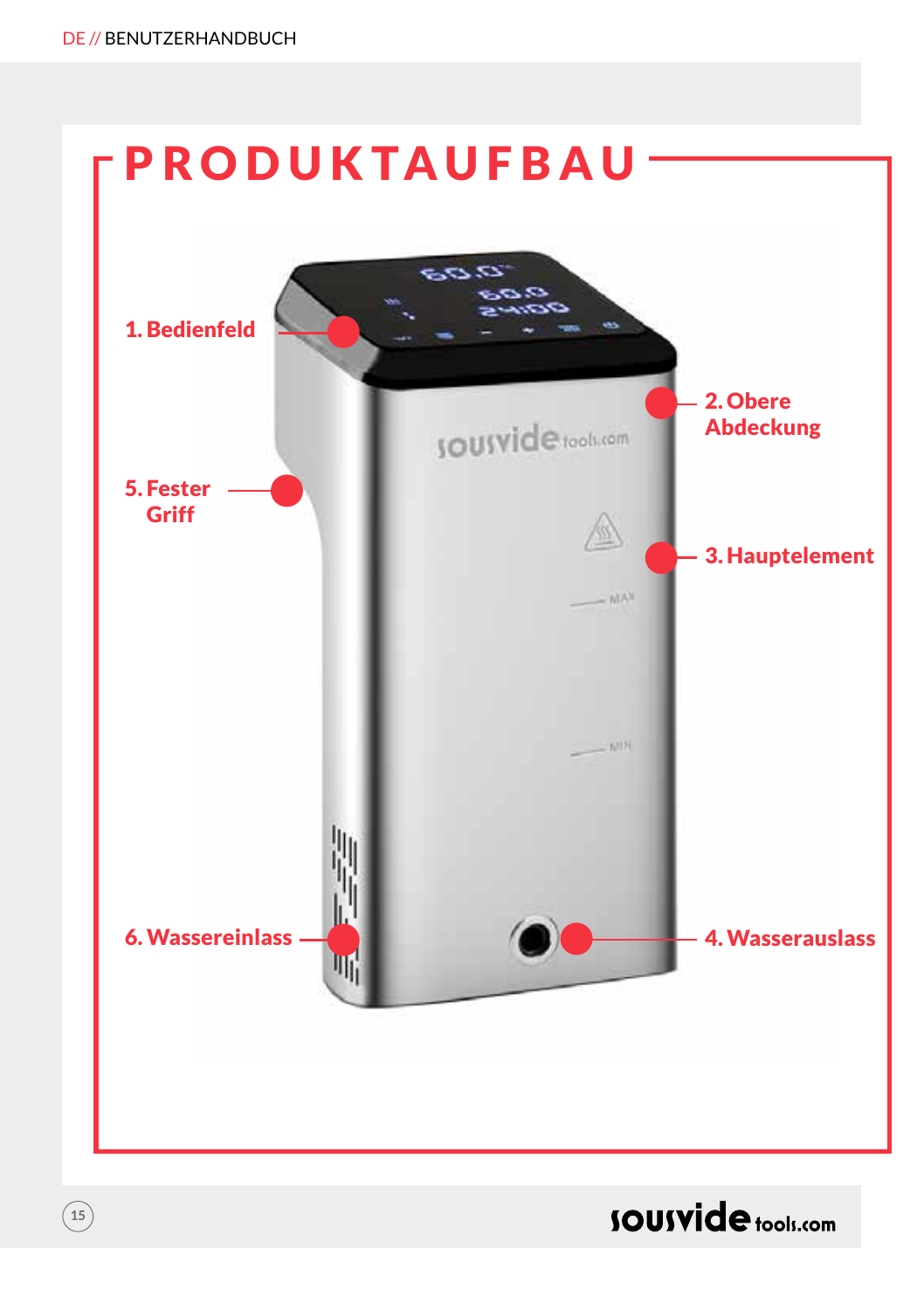# PRODUKTAUFBAU

1. Bedienfeld
2. Obere Abdeckung
3. Hauptelement
4. Wasserauslass
5. Fester Griff
6. Wassereinlass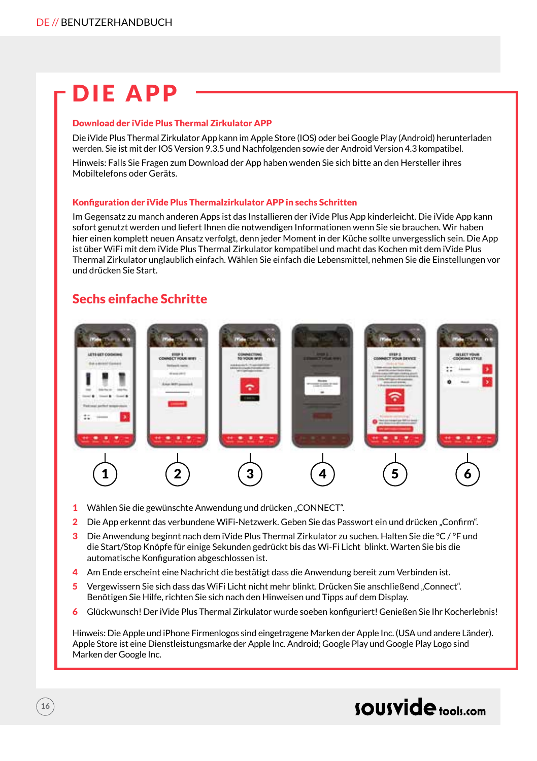# DIE APP

### Download der iVide Plus Thermal Zirkulator APP

Die iVide Plus Thermal Zirkulator App kann im Apple Store (IOS) oder bei Google Play (Android) herunterladen werden. Sie ist mit der IOS Version 9.3.5 und Nachfolgenden sowie der Android Version 4.3 kompatibel.

Hinweis: Falls Sie Fragen zum Download der App haben wenden Sie sich bitte an den Hersteller ihres Mobiltelefons oder Geräts.

### Konfiguration der iVide Plus Thermalzirkulator APP in sechs Schritten

Im Gegensatz zu manch anderen Apps ist das Installieren der iVide Plus App kinderleicht. Die iVide App kann sofort genutzt werden und liefert Ihnen die notwendigen Informationen wenn Sie sie brauchen. Wir haben hier einen komplett neuen Ansatz verfolgt, denn jeder Moment in der Küche sollte unvergesslich sein. Die App ist über WiFi mit dem iVide Plus Thermal Zirkulator kompatibel und macht das Kochen mit dem iVide Plus Thermal Zirkulator unglaublich einfach. Wählen Sie einfach die Lebensmittel, nehmen Sie die Einstellungen vor und drücken Sie Start.

## Sechs einfache Schritte

1. Wählen Sie die gewünschte Anwendung und drücken „CONNECT".
2. Die App erkennt das verbundene WiFi-Netzwerk. Geben Sie das Passwort ein und drücken „Confirm".
3. Die Anwendung beginnt nach dem iVide Plus Thermal Zirkulator zu suchen. Halten Sie die °C / °F und die Start/Stop Knöpfe für einige Sekunden gedrückt bis das Wi-Fi Licht blinkt. Warten Sie bis die automatische Konfiguration abgeschlossen ist.
4. Am Ende erscheint eine Nachricht die bestätigt dass die Anwendung bereit zum Verbinden ist.
5. Vergewissern Sie sich dass das WiFi Licht nicht mehr blinkt. Drücken Sie anschließend „Connect". Benötigen Sie Hilfe, richten Sie sich nach den Hinweisen und Tipps auf dem Display.
6. Glückwunsch! Der iVide Plus Thermal Zirkulator wurde soeben konfiguriert! Genießen Sie Ihr Kocherlebnis!

Hinweis: Die Apple und iPhone Firmenlogos sind eingetragene Marken der Apple Inc. (USA und andere Länder). Apple Store ist eine Dienstleistungsmarke der Apple Inc. Android; Google Play und Google Play Logo sind Marken der Google Inc.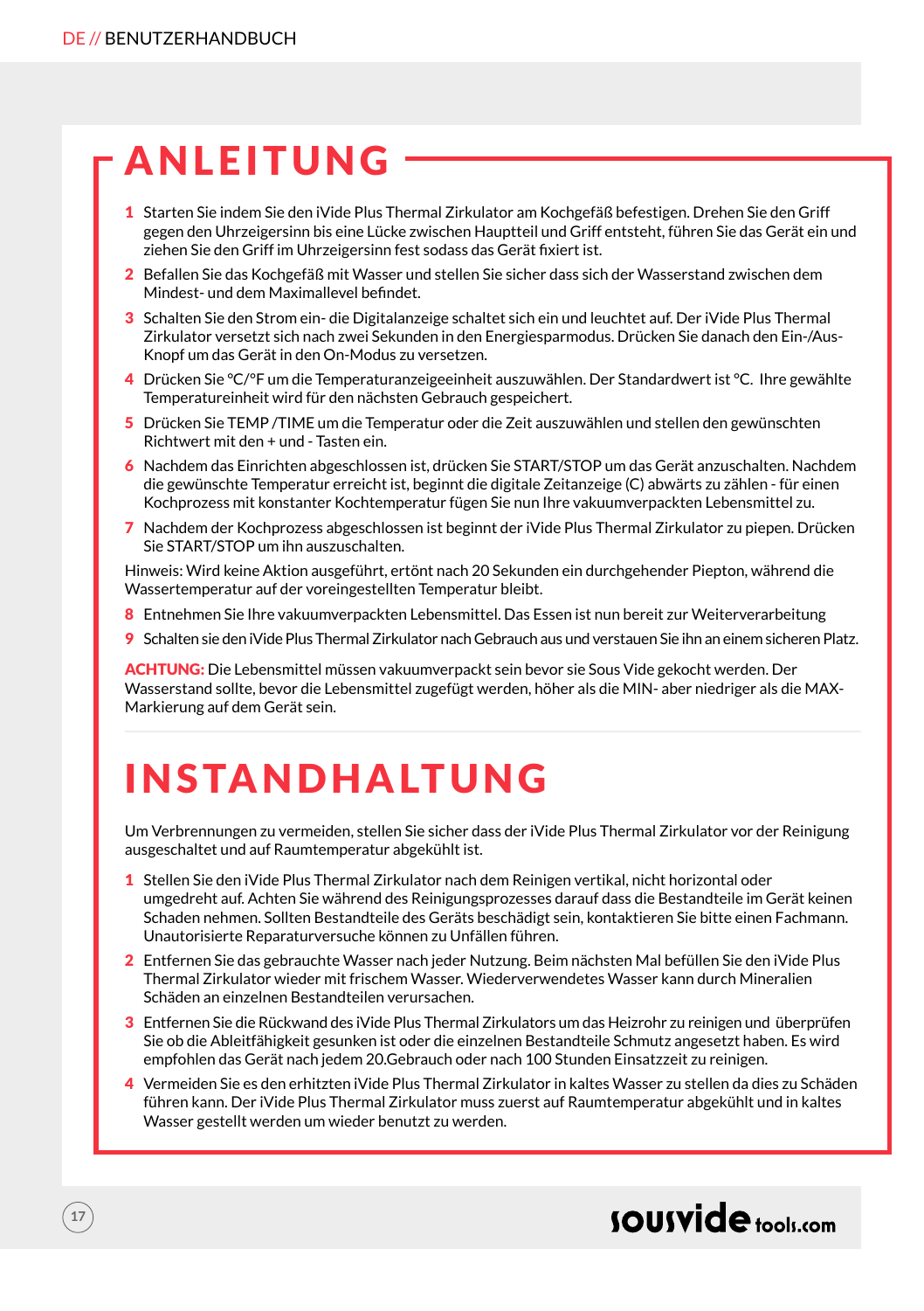# ANLEITUNG

1. Starten Sie indem Sie den iVide Plus Thermal Zirkulator am Kochgefäß befestigen. Drehen Sie den Griff gegen den Uhrzeigersinn bis eine Lücke zwischen Hauptteil und Griff entsteht, führen Sie das Gerät ein und ziehen Sie den Griff im Uhrzeigersinn fest sodass das Gerät fixiert ist.
2. Befallen Sie das Kochgefäß mit Wasser und stellen Sie sicher dass sich der Wasserstand zwischen dem Mindest- und dem Maximallevel befindet.
3. Schalten Sie den Strom ein- die Digitalanzeige schaltet sich ein und leuchtet auf. Der iVide Plus Thermal Zirkulator versetzt sich nach zwei Sekunden in den Energiesparmodus. Drücken Sie danach den Ein-/Aus-Knopf um das Gerät in den On-Modus zu versetzen.
4. Drücken Sie °C/°F um die Temperaturanzeigeeinheit auszuwählen. Der Standardwert ist °C. Ihre gewählte Temperatureinheit wird für den nächsten Gebrauch gespeichert.
5. Drücken Sie TEMP /TIME um die Temperatur oder die Zeit auszuwählen und stellen den gewünschten Richtwert mit den + und - Tasten ein.
6. Nachdem das Einrichten abgeschlossen ist, drücken Sie START/STOP um das Gerät anzuschalten. Nachdem die gewünschte Temperatur erreicht ist, beginnt die digitale Zeitanzeige (C) abwärts zu zählen - für einen Kochprozess mit konstanter Kochtemperatur fügen Sie nun Ihre vakuumverpackten Lebensmittel zu.
7. Nachdem der Kochprozess abgeschlossen ist beginnt der iVide Plus Thermal Zirkulator zu piepen. Drücken Sie START/STOP um ihn auszuschalten.

Hinweis: Wird keine Aktion ausgeführt, ertönt nach 20 Sekunden ein durchgehender Piepton, während die Wassertemperatur auf der voreingestellten Temperatur bleibt.

8. Entnehmen Sie Ihre vakuumverpackten Lebensmittel. Das Essen ist nun bereit zur Weiterverarbeitung
9. Schalten sie den iVide Plus Thermal Zirkulator nach Gebrauch aus und verstauen Sie ihn an einem sicheren Platz.

**ACHTUNG:** Die Lebensmittel müssen vakuumverpackt sein bevor sie Sous Vide gekocht werden. Der Wasserstand sollte, bevor die Lebensmittel zugefügt werden, höher als die MIN- aber niedriger als die MAX-Markierung auf dem Gerät sein.

# INSTANDHALTUNG

Um Verbrennungen zu vermeiden, stellen Sie sicher dass der iVide Plus Thermal Zirkulator vor der Reinigung ausgeschaltet und auf Raumtemperatur abgekühlt ist.

1. Stellen Sie den iVide Plus Thermal Zirkulator nach dem Reinigen vertikal, nicht horizontal oder umgedreht auf. Achten Sie während des Reinigungsprozesses darauf dass die Bestandteile im Gerät keinen Schaden nehmen. Sollten Bestandteile des Geräts beschädigt sein, kontaktieren Sie bitte einen Fachmann. Unautorisierte Reparaturversuche können zu Unfällen führen.
2. Entfernen Sie das gebrauchte Wasser nach jeder Nutzung. Beim nächsten Mal befüllen Sie den iVide Plus Thermal Zirkulator wieder mit frischem Wasser. Wiederverwendetes Wasser kann durch Mineralien Schäden an einzelnen Bestandteilen verursachen.
3. Entfernen Sie die Rückwand des iVide Plus Thermal Zirkulators um das Heizrohr zu reinigen und überprüfen Sie ob die Ableitfähigkeit gesunken ist oder die einzelnen Bestandteile Schmutz angesetzt haben. Es wird empfohlen das Gerät nach jedem 20.Gebrauch oder nach 100 Stunden Einsatzzeit zu reinigen.
4. Vermeiden Sie es den erhitzten iVide Plus Thermal Zirkulator in kaltes Wasser zu stellen da dies zu Schäden führen kann. Der iVide Plus Thermal Zirkulator muss zuerst auf Raumtemperatur abgekühlt und in kaltes Wasser gestellt werden um wieder benutzt zu werden.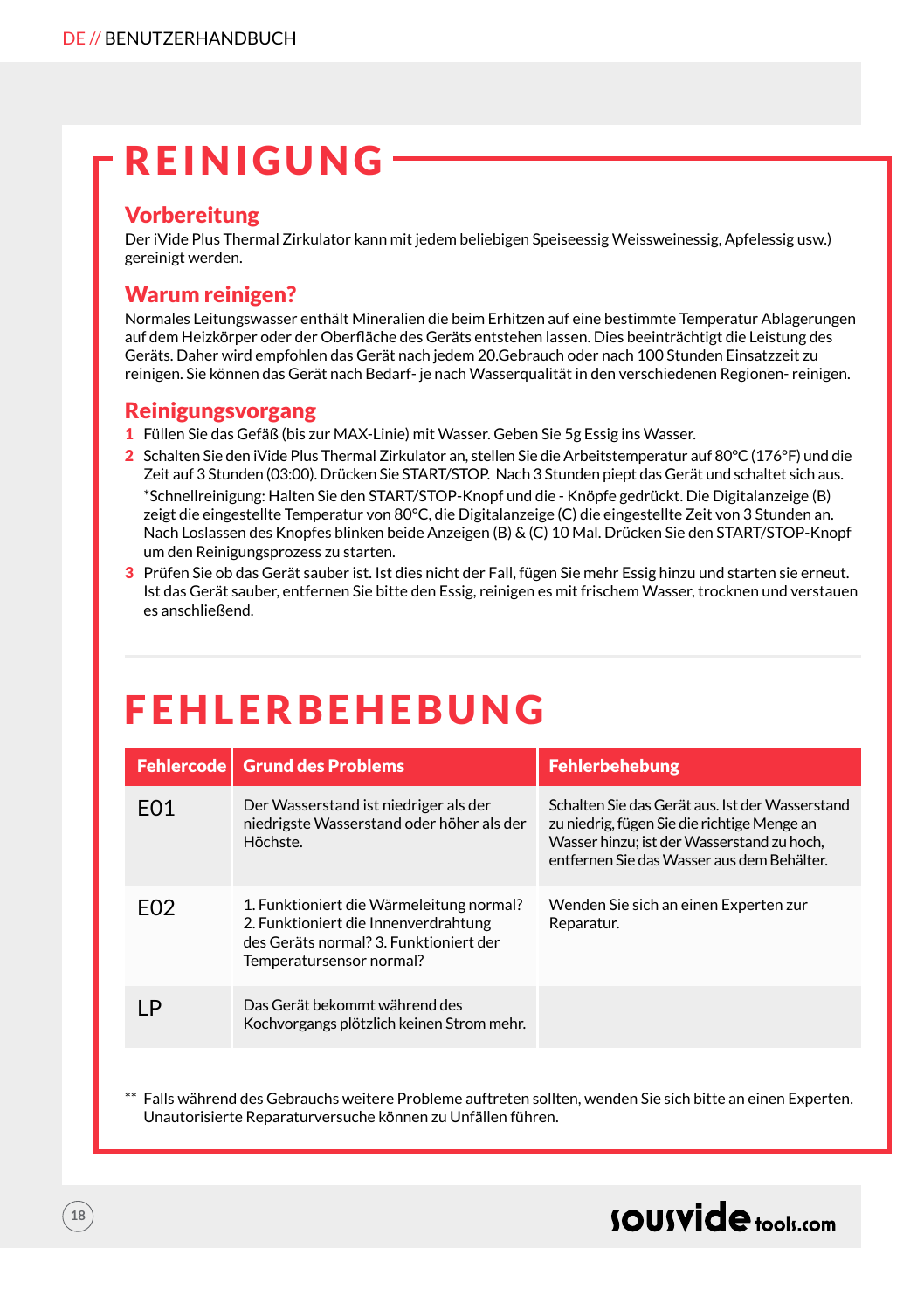# REINIGUNG

## Vorbereitung

Der iVide Plus Thermal Zirkulator kann mit jedem beliebigen Speiseessig Weissweinessig, Apfelessig usw.) gereinigt werden.

## Warum reinigen?

Normales Leitungswasser enthält Mineralien die beim Erhitzen auf eine bestimmte Temperatur Ablagerungen auf dem Heizkörper oder der Oberfläche des Geräts entstehen lassen. Dies beeinträchtigt die Leistung des Geräts. Daher wird empfohlen das Gerät nach jedem 20.Gebrauch oder nach 100 Stunden Einsatzzeit zu reinigen. Sie können das Gerät nach Bedarf- je nach Wasserqualität in den verschiedenen Regionen- reinigen.

## Reinigungsvorgang

1. Füllen Sie das Gefäß (bis zur MAX-Linie) mit Wasser. Geben Sie 5g Essig ins Wasser.
2. Schalten Sie den iVide Plus Thermal Zirkulator an, stellen Sie die Arbeitstemperatur auf 80°C (176°F) und die Zeit auf 3 Stunden (03:00). Drücken Sie START/STOP. Nach 3 Stunden piept das Gerät und schaltet sich aus.
   *Schnellreinigung: Halten Sie den START/STOP-Knopf und die - Knöpfe gedrückt. Die Digitalanzeige (B) zeigt die eingestellte Temperatur von 80°C, die Digitalanzeige (C) die eingestellte Zeit von 3 Stunden an. Nach Loslassen des Knopfes blinken beide Anzeigen (B) & (C) 10 Mal. Drücken Sie den START/STOP-Knopf um den Reinigungsprozess zu starten.
3. Prüfen Sie ob das Gerät sauber ist. Ist dies nicht der Fall, fügen Sie mehr Essig hinzu und starten sie erneut. Ist das Gerät sauber, entfernen Sie bitte den Essig, reinigen es mit frischem Wasser, trocknen und verstauen es anschließend.

# FEHLERBEHEBUNG

| Fehlercode | Grund des Problems | Fehlerbehebung |
| --- | --- | --- |
| E01 | Der Wasserstand ist niedriger als der niedrigste Wasserstand oder höher als der Höchste. | Schalten Sie das Gerät aus. Ist der Wasserstand zu niedrig, fügen Sie die richtige Menge an Wasser hinzu; ist der Wasserstand zu hoch, entfernen Sie das Wasser aus dem Behälter. |
| E02 | 1. Funktioniert die Wärmeleitung normal? 2. Funktioniert die Innenverdrahtung des Geräts normal? 3. Funktioniert der Temperatursensor normal? | Wenden Sie sich an einen Experten zur Reparatur. |
| LP | Das Gerät bekommt während des Kochvorgangs plötzlich keinen Strom mehr. | |

** Falls während des Gebrauchs weitere Probleme auftreten sollten, wenden Sie sich bitte an einen Experten. Unautorisierte Reparaturversuche können zu Unfällen führen.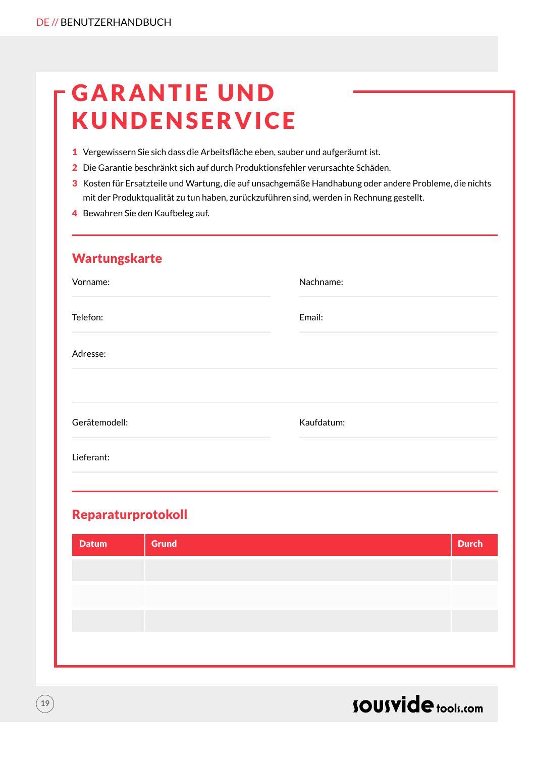# GARANTIE UND KUNDENSERVICE

1. Vergewissern Sie sich dass die Arbeitsfläche eben, sauber und aufgeräumt ist.
2. Die Garantie beschränkt sich auf durch Produktionsfehler verursachte Schäden.
3. Kosten für Ersatzteile und Wartung, die auf unsachgemäße Handhabung oder andere Probleme, die nichts mit der Produktqualität zu tun haben, zurückzuführen sind, werden in Rechnung gestellt.
4. Bewahren Sie den Kaufbeleg auf.

## Wartungskarte

Vorname:

Nachname:

Telefon:

Email:

Adresse:

Gerätemodell:

Kaufdatum:

Lieferant:

## Reparaturprotokoll

| Datum | Grund | Durch |
|---|---|---|
| | | |
| | | |
| | | |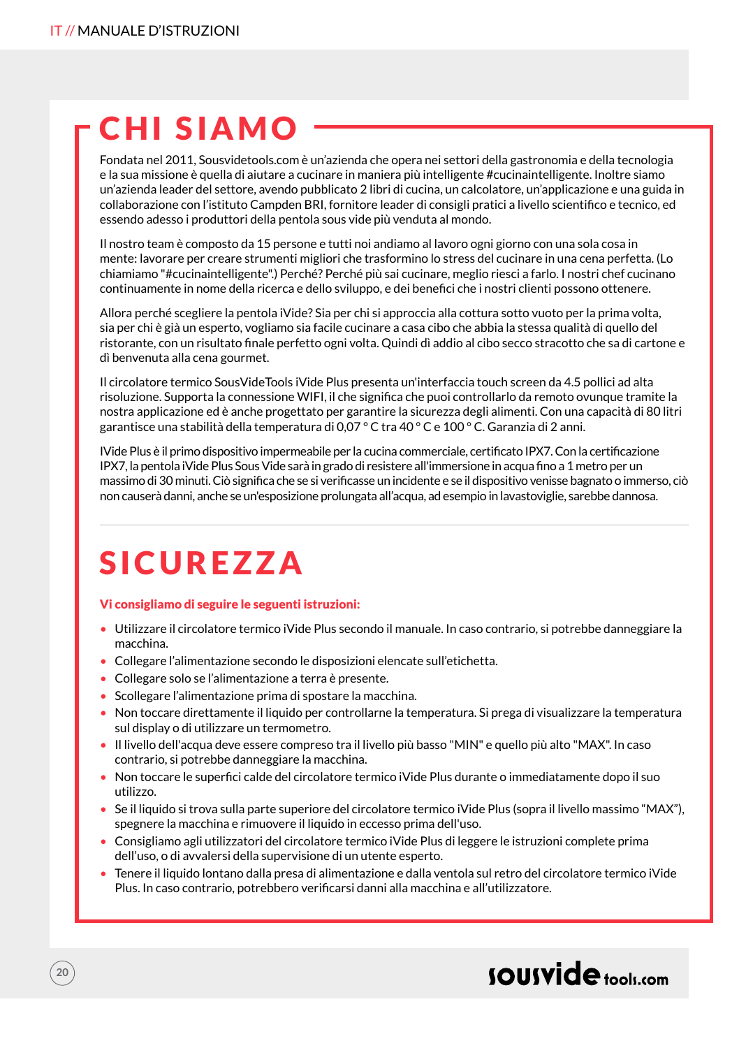# CHI SIAMO

Fondata nel 2011, Sousvidetools.com è un'azienda che opera nei settori della gastronomia e della tecnologia e la sua missione è quella di aiutare a cucinare in maniera più intelligente #cucinaintelligente. Inoltre siamo un'azienda leader del settore, avendo pubblicato 2 libri di cucina, un calcolatore, un'applicazione e una guida in collaborazione con l'istituto Campden BRI, fornitore leader di consigli pratici a livello scientifico e tecnico, ed essendo adesso i produttori della pentola sous vide più venduta al mondo.

Il nostro team è composto da 15 persone e tutti noi andiamo al lavoro ogni giorno con una sola cosa in mente: lavorare per creare strumenti migliori che trasformino lo stress del cucinare in una cena perfetta. (Lo chiamiamo "#cucinaintelligente".) Perché? Perché più sai cucinare, meglio riesci a farlo. I nostri chef cucinano continuamente in nome della ricerca e dello sviluppo, e dei benefici che i nostri clienti possono ottenere.

Allora perché scegliere la pentola iVide? Sia per chi si approccia alla cottura sotto vuoto per la prima volta, sia per chi è già un esperto, vogliamo sia facile cucinare a casa cibo che abbia la stessa qualità di quello del ristorante, con un risultato finale perfetto ogni volta. Quindi dì addio al cibo secco stracotto che sa di cartone e dì benvenuta alla cena gourmet.

Il circolatore termico SousVideTools iVide Plus presenta un'interfaccia touch screen da 4.5 pollici ad alta risoluzione. Supporta la connessione WIFI, il che significa che puoi controllarlo da remoto ovunque tramite la nostra applicazione ed è anche progettato per garantire la sicurezza degli alimenti. Con una capacità di 80 litri garantisce una stabilità della temperatura di 0,07 ° C tra 40 ° C e 100 ° C. Garanzia di 2 anni.

IVide Plus è il primo dispositivo impermeabile per la cucina commerciale, certificato IPX7. Con la certificazione IPX7, la pentola iVide Plus Sous Vide sarà in grado di resistere all'immersione in acqua fino a 1 metro per un massimo di 30 minuti. Ciò significa che se si verificasse un incidente e se il dispositivo venisse bagnato o immerso, ciò non causerà danni, anche se un'esposizione prolungata all'acqua, ad esempio in lavastoviglie, sarebbe dannosa.

# SICUREZZA

**Vi consigliamo di seguire le seguenti istruzioni:**

- Utilizzare il circolatore termico iVide Plus secondo il manuale. In caso contrario, si potrebbe danneggiare la macchina.
- Collegare l'alimentazione secondo le disposizioni elencate sull'etichetta.
- Collegare solo se l'alimentazione a terra è presente.
- Scollegare l'alimentazione prima di spostare la macchina.
- Non toccare direttamente il liquido per controllarne la temperatura. Si prega di visualizzare la temperatura sul display o di utilizzare un termometro.
- Il livello dell'acqua deve essere compreso tra il livello più basso "MIN" e quello più alto "MAX". In caso contrario, si potrebbe danneggiare la macchina.
- Non toccare le superfici calde del circolatore termico iVide Plus durante o immediatamente dopo il suo utilizzo.
- Se il liquido si trova sulla parte superiore del circolatore termico iVide Plus (sopra il livello massimo "MAX"), spegnere la macchina e rimuovere il liquido in eccesso prima dell'uso.
- Consigliamo agli utilizzatori del circolatore termico iVide Plus di leggere le istruzioni complete prima dell'uso, o di avvalersi della supervisione di un utente esperto.
- Tenere il liquido lontano dalla presa di alimentazione e dalla ventola sul retro del circolatore termico iVide Plus. In caso contrario, potrebbero verificarsi danni alla macchina e all'utilizzatore.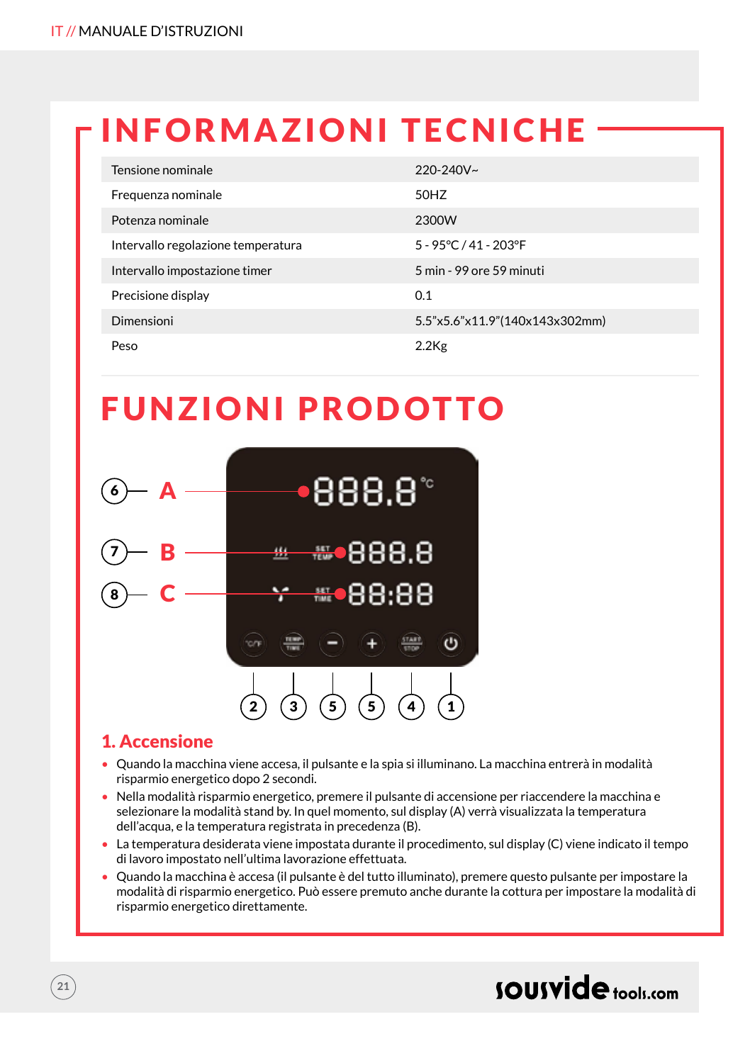# INFORMAZIONI TECNICHE

| | |
|---|---|
| Tensione nominale | 220-240V~ |
| Frequenza nominale | 50HZ |
| Potenza nominale | 2300W |
| Intervallo regolazione temperatura | 5 - 95°C / 41 - 203°F |
| Intervallo impostazione timer | 5 min - 99 ore 59 minuti |
| Precisione display | 0.1 |
| Dimensioni | 5.5"x5.6"x11.9"(140x143x302mm) |
| Peso | 2.2Kg |

# FUNZIONI PRODOTTO

6 — A

7 — B

8 — C

2 3 5 5 4 1

## 1. Accensione

- Quando la macchina viene accesa, il pulsante e la spia si illuminano. La macchina entrerà in modalità risparmio energetico dopo 2 secondi.
- Nella modalità risparmio energetico, premere il pulsante di accensione per riaccendere la macchina e selezionare la modalità stand by. In quel momento, sul display (A) verrà visualizzata la temperatura dell'acqua, e la temperatura registrata in precedenza (B).
- La temperatura desiderata viene impostata durante il procedimento, sul display (C) viene indicato il tempo di lavoro impostato nell'ultima lavorazione effettuata.
- Quando la macchina è accesa (il pulsante è del tutto illuminato), premere questo pulsante per impostare la modalità di risparmio energetico. Può essere premuto anche durante la cottura per impostare la modalità di risparmio energetico direttamente.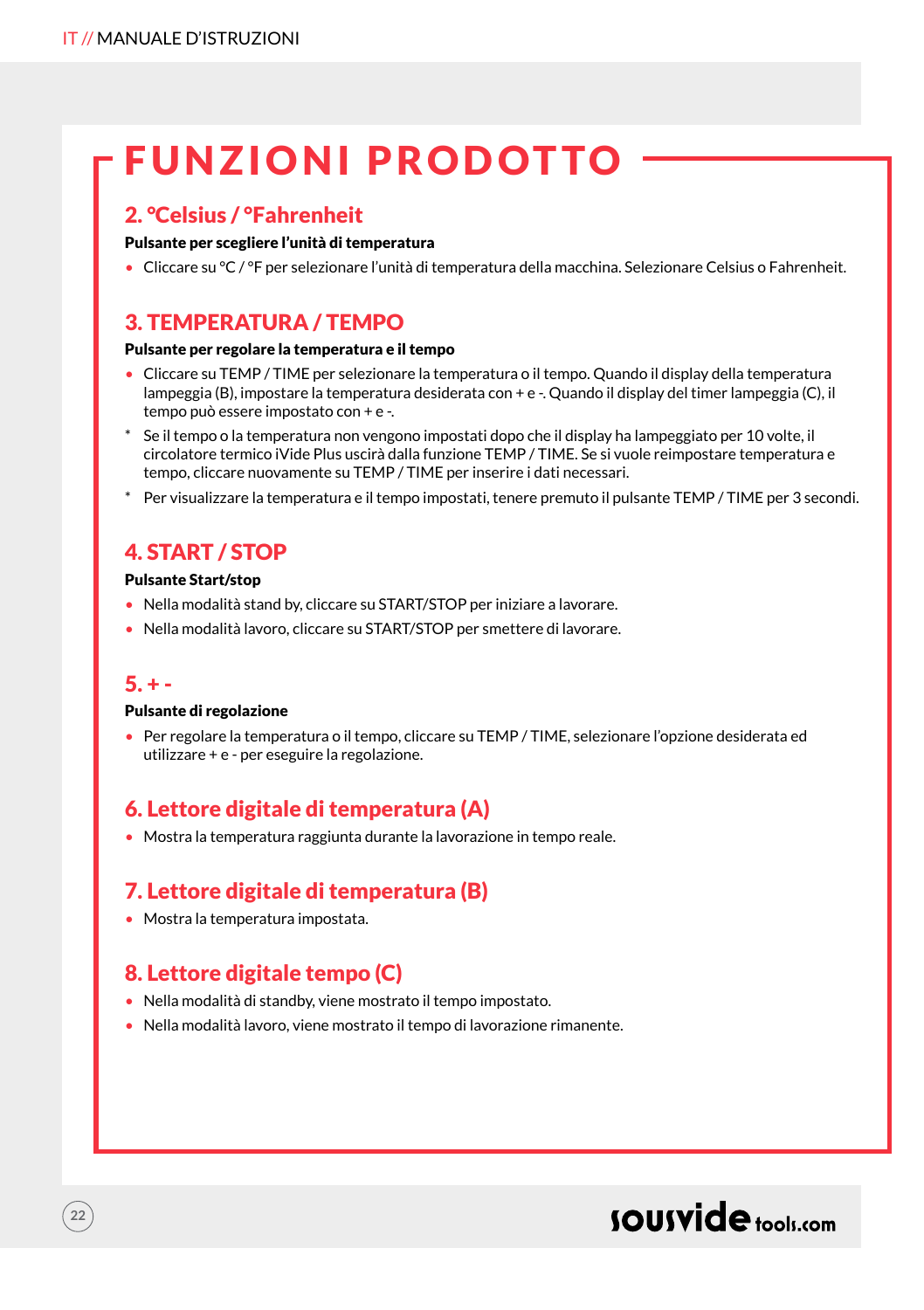# FUNZIONI PRODOTTO

## 2. °Celsius / °Fahrenheit

**Pulsante per scegliere l'unità di temperatura**

- Cliccare su °C / °F per selezionare l'unità di temperatura della macchina. Selezionare Celsius o Fahrenheit.

## 3. TEMPERATURA / TEMPO

**Pulsante per regolare la temperatura e il tempo**

- Cliccare su TEMP / TIME per selezionare la temperatura o il tempo. Quando il display della temperatura lampeggia (B), impostare la temperatura desiderata con + e -. Quando il display del timer lampeggia (C), il tempo può essere impostato con + e -.

* Se il tempo o la temperatura non vengono impostati dopo che il display ha lampeggiato per 10 volte, il circolatore termico iVide Plus uscirà dalla funzione TEMP / TIME. Se si vuole reimpostare temperatura e tempo, cliccare nuovamente su TEMP / TIME per inserire i dati necessari.
* Per visualizzare la temperatura e il tempo impostati, tenere premuto il pulsante TEMP / TIME per 3 secondi.

## 4. START / STOP

**Pulsante Start/stop**

- Nella modalità stand by, cliccare su START/STOP per iniziare a lavorare.
- Nella modalità lavoro, cliccare su START/STOP per smettere di lavorare.

## 5. + -

**Pulsante di regolazione**

- Per regolare la temperatura o il tempo, cliccare su TEMP / TIME, selezionare l'opzione desiderata ed utilizzare + e - per eseguire la regolazione.

## 6. Lettore digitale di temperatura (A)

- Mostra la temperatura raggiunta durante la lavorazione in tempo reale.

## 7. Lettore digitale di temperatura (B)

- Mostra la temperatura impostata.

## 8. Lettore digitale tempo (C)

- Nella modalità di standby, viene mostrato il tempo impostato.
- Nella modalità lavoro, viene mostrato il tempo di lavorazione rimanente.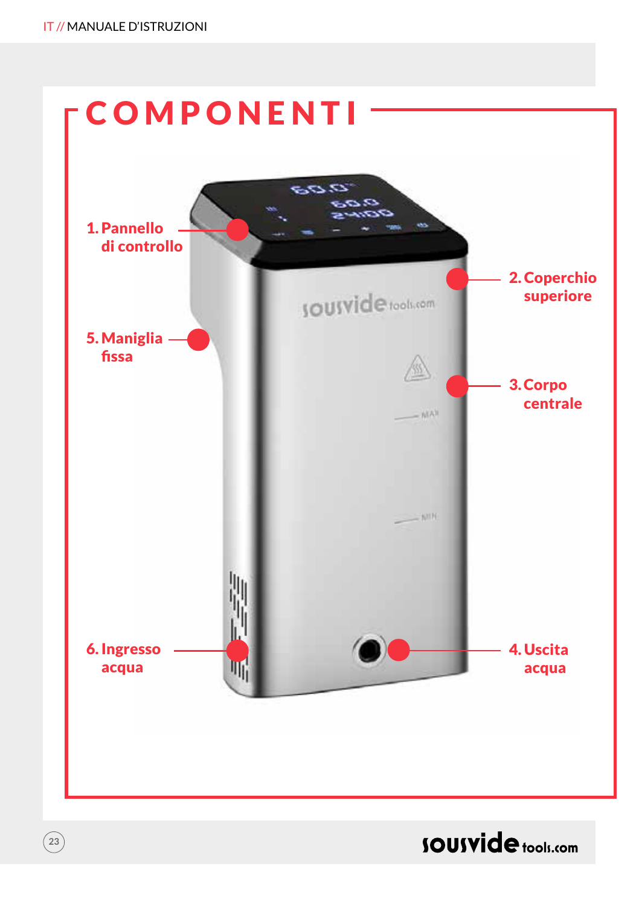# COMPONENTI

1. Pannello di controllo
2. Coperchio superiore
3. Corpo centrale
4. Uscita acqua
5. Maniglia fissa
6. Ingresso acqua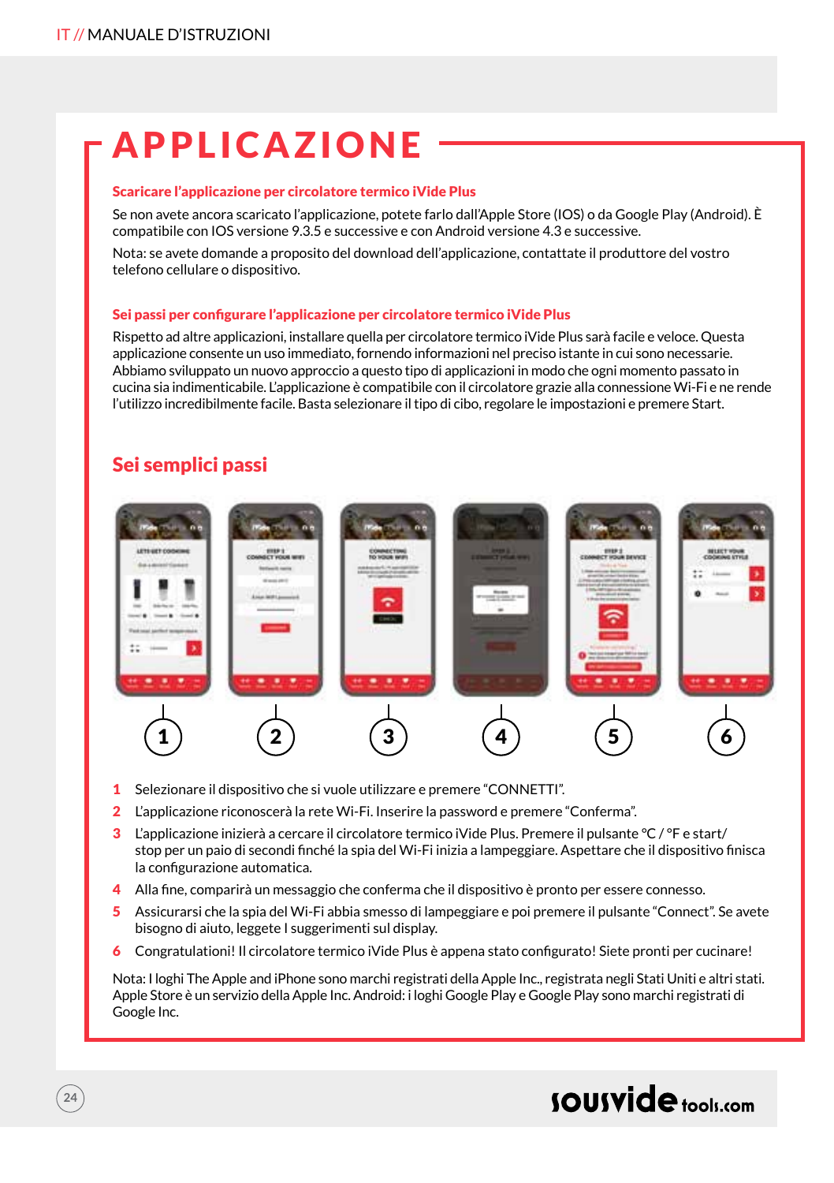# APPLICAZIONE

### Scaricare l'applicazione per circolatore termico iVide Plus

Se non avete ancora scaricato l'applicazione, potete farlo dall'Apple Store (IOS) o da Google Play (Android). È compatibile con IOS versione 9.3.5 e successive e con Android versione 4.3 e successive.

Nota: se avete domande a proposito del download dell'applicazione, contattate il produttore del vostro telefono cellulare o dispositivo.

### Sei passi per configurare l'applicazione per circolatore termico iVide Plus

Rispetto ad altre applicazioni, installare quella per circolatore termico iVide Plus sarà facile e veloce. Questa applicazione consente un uso immediato, fornendo informazioni nel preciso istante in cui sono necessarie. Abbiamo sviluppato un nuovo approccio a questo tipo di applicazioni in modo che ogni momento passato in cucina sia indimenticabile. L'applicazione è compatibile con il circolatore grazie alla connessione Wi-Fi e ne rende l'utilizzo incredibilmente facile. Basta selezionare il tipo di cibo, regolare le impostazioni e premere Start.

## Sei semplici passi

1. Selezionare il dispositivo che si vuole utilizzare e premere "CONNETTI".
2. L'applicazione riconoscerà la rete Wi-Fi. Inserire la password e premere "Conferma".
3. L'applicazione inizierà a cercare il circolatore termico iVide Plus. Premere il pulsante °C / °F e start/stop per un paio di secondi finché la spia del Wi-Fi inizia a lampeggiare. Aspettare che il dispositivo finisca la configurazione automatica.
4. Alla fine, comparirà un messaggio che conferma che il dispositivo è pronto per essere connesso.
5. Assicurarsi che la spia del Wi-Fi abbia smesso di lampeggiare e poi premere il pulsante "Connect". Se avete bisogno di aiuto, leggete I suggerimenti sul display.
6. Congratulationi! Il circolatore termico iVide Plus è appena stato configurato! Siete pronti per cucinare!

Nota: I loghi The Apple and iPhone sono marchi registrati della Apple Inc., registrata negli Stati Uniti e altri stati. Apple Store è un servizio della Apple Inc. Android: i loghi Google Play e Google Play sono marchi registrati di Google Inc.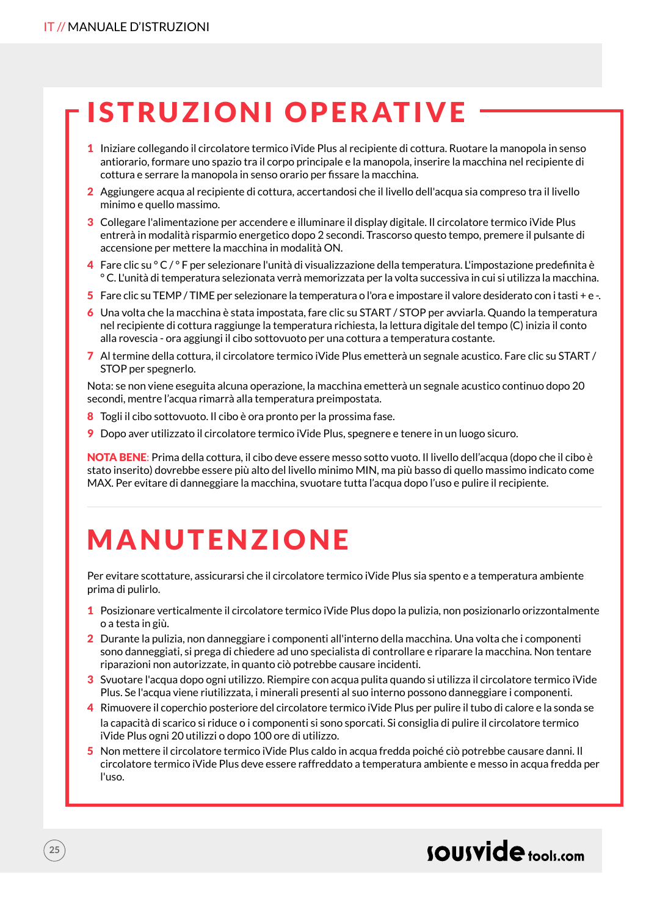# ISTRUZIONI OPERATIVE

1. Iniziare collegando il circolatore termico iVide Plus al recipiente di cottura. Ruotare la manopola in senso antiorario, formare uno spazio tra il corpo principale e la manopola, inserire la macchina nel recipiente di cottura e serrare la manopola in senso orario per fissare la macchina.
2. Aggiungere acqua al recipiente di cottura, accertandosi che il livello dell'acqua sia compreso tra il livello minimo e quello massimo.
3. Collegare l'alimentazione per accendere e illuminare il display digitale. Il circolatore termico iVide Plus entrerà in modalità risparmio energetico dopo 2 secondi. Trascorso questo tempo, premere il pulsante di accensione per mettere la macchina in modalità ON.
4. Fare clic su ° C / ° F per selezionare l'unità di visualizzazione della temperatura. L'impostazione predefinita è ° C. L'unità di temperatura selezionata verrà memorizzata per la volta successiva in cui si utilizza la macchina.
5. Fare clic su TEMP / TIME per selezionare la temperatura o l'ora e impostare il valore desiderato con i tasti + e -.
6. Una volta che la macchina è stata impostata, fare clic su START / STOP per avviarla. Quando la temperatura nel recipiente di cottura raggiunge la temperatura richiesta, la lettura digitale del tempo (C) inizia il conto alla rovescia - ora aggiungi il cibo sottovuoto per una cottura a temperatura costante.
7. Al termine della cottura, il circolatore termico iVide Plus emetterà un segnale acustico. Fare clic su START / STOP per spegnerlo.

Nota: se non viene eseguita alcuna operazione, la macchina emetterà un segnale acustico continuo dopo 20 secondi, mentre l'acqua rimarrà alla temperatura preimpostata.

8. Togli il cibo sottovuoto. Il cibo è ora pronto per la prossima fase.
9. Dopo aver utilizzato il circolatore termico iVide Plus, spegnere e tenere in un luogo sicuro.

**NOTA BENE**: Prima della cottura, il cibo deve essere messo sotto vuoto. Il livello dell'acqua (dopo che il cibo è stato inserito) dovrebbe essere più alto del livello minimo MIN, ma più basso di quello massimo indicato come MAX. Per evitare di danneggiare la macchina, svuotare tutta l'acqua dopo l'uso e pulire il recipiente.

# MANUTENZIONE

Per evitare scottature, assicurarsi che il circolatore termico iVide Plus sia spento e a temperatura ambiente prima di pulirlo.

1. Posizionare verticalmente il circolatore termico iVide Plus dopo la pulizia, non posizionarlo orizzontalmente o a testa in giù.
2. Durante la pulizia, non danneggiare i componenti all'interno della macchina. Una volta che i componenti sono danneggiati, si prega di chiedere ad uno specialista di controllare e riparare la macchina. Non tentare riparazioni non autorizzate, in quanto ciò potrebbe causare incidenti.
3. Svuotare l'acqua dopo ogni utilizzo. Riempire con acqua pulita quando si utilizza il circolatore termico iVide Plus. Se l'acqua viene riutilizzata, i minerali presenti al suo interno possono danneggiare i componenti.
4. Rimuovere il coperchio posteriore del circolatore termico iVide Plus per pulire il tubo di calore e la sonda se la capacità di scarico si riduce o i componenti si sono sporcati. Si consiglia di pulire il circolatore termico iVide Plus ogni 20 utilizzi o dopo 100 ore di utilizzo.
5. Non mettere il circolatore termico iVide Plus caldo in acqua fredda poiché ciò potrebbe causare danni. Il circolatore termico iVide Plus deve essere raffreddato a temperatura ambiente e messo in acqua fredda per l'uso.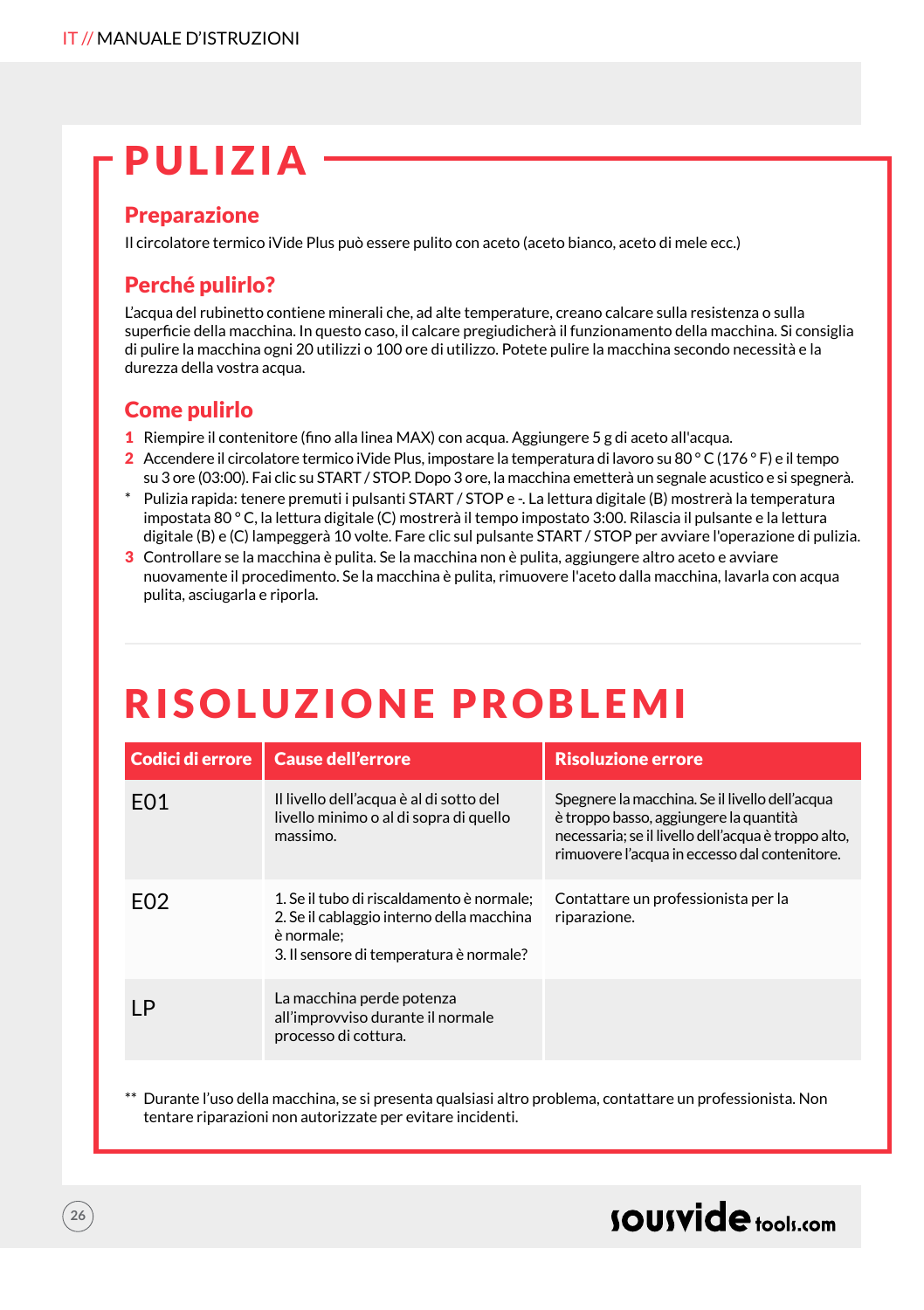# PULIZIA

## Preparazione

Il circolatore termico iVide Plus può essere pulito con aceto (aceto bianco, aceto di mele ecc.)

## Perché pulirlo?

L'acqua del rubinetto contiene minerali che, ad alte temperature, creano calcare sulla resistenza o sulla superficie della macchina. In questo caso, il calcare pregiudicherà il funzionamento della macchina. Si consiglia di pulire la macchina ogni 20 utilizzi o 100 ore di utilizzo. Potete pulire la macchina secondo necessità e la durezza della vostra acqua.

## Come pulirlo

1 Riempire il contenitore (fino alla linea MAX) con acqua. Aggiungere 5 g di aceto all'acqua.

2 Accendere il circolatore termico iVide Plus, impostare la temperatura di lavoro su 80 ° C (176 ° F) e il tempo su 3 ore (03:00). Fai clic su START / STOP. Dopo 3 ore, la macchina emetterà un segnale acustico e si spegnerà.

\* Pulizia rapida: tenere premuti i pulsanti START / STOP e -. La lettura digitale (B) mostrerà la temperatura impostata 80 ° C, la lettura digitale (C) mostrerà il tempo impostato 3:00. Rilascia il pulsante e la lettura digitale (B) e (C) lampeggerà 10 volte. Fare clic sul pulsante START / STOP per avviare l'operazione di pulizia.

3 Controllare se la macchina è pulita. Se la macchina non è pulita, aggiungere altro aceto e avviare nuovamente il procedimento. Se la macchina è pulita, rimuovere l'aceto dalla macchina, lavarla con acqua pulita, asciugarla e riporla.

# RISOLUZIONE PROBLEMI

| Codici di errore | Cause dell'errore | Risoluzione errore |
|---|---|---|
| E01 | Il livello dell'acqua è al di sotto del livello minimo o al di sopra di quello massimo. | Spegnere la macchina. Se il livello dell'acqua è troppo basso, aggiungere la quantità necessaria; se il livello dell'acqua è troppo alto, rimuovere l'acqua in eccesso dal contenitore. |
| E02 | 1. Se il tubo di riscaldamento è normale;<br>2. Se il cablaggio interno della macchina è normale;<br>3. Il sensore di temperatura è normale? | Contattare un professionista per la riparazione. |
| LP | La macchina perde potenza all'improvviso durante il normale processo di cottura. | |

\*\* Durante l'uso della macchina, se si presenta qualsiasi altro problema, contattare un professionista. Non tentare riparazioni non autorizzate per evitare incidenti.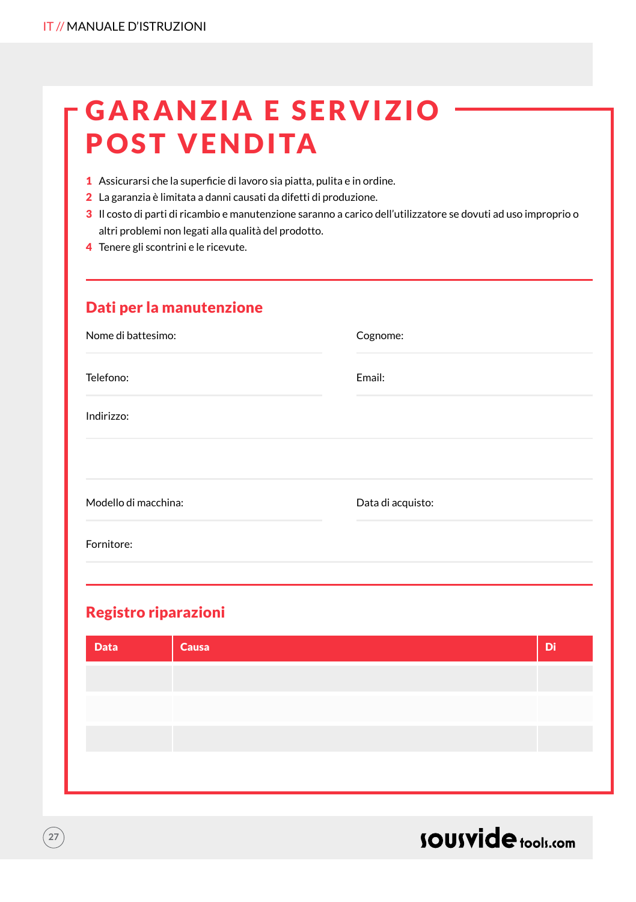# GARANZIA E SERVIZIO POST VENDITA

1. Assicurarsi che la superficie di lavoro sia piatta, pulita e in ordine.
2. La garanzia è limitata a danni causati da difetti di produzione.
3. Il costo di parti di ricambio e manutenzione saranno a carico dell'utilizzatore se dovuti ad uso improprio o altri problemi non legati alla qualità del prodotto.
4. Tenere gli scontrini e le ricevute.

## Dati per la manutenzione

Nome di battesimo:

Cognome:

Telefono:

Email:

Indirizzo:

Modello di macchina:

Data di acquisto:

Fornitore:

## Registro riparazioni

| Data | Causa | Di |
|---|---|---|
| | | |
| | | |
| | | |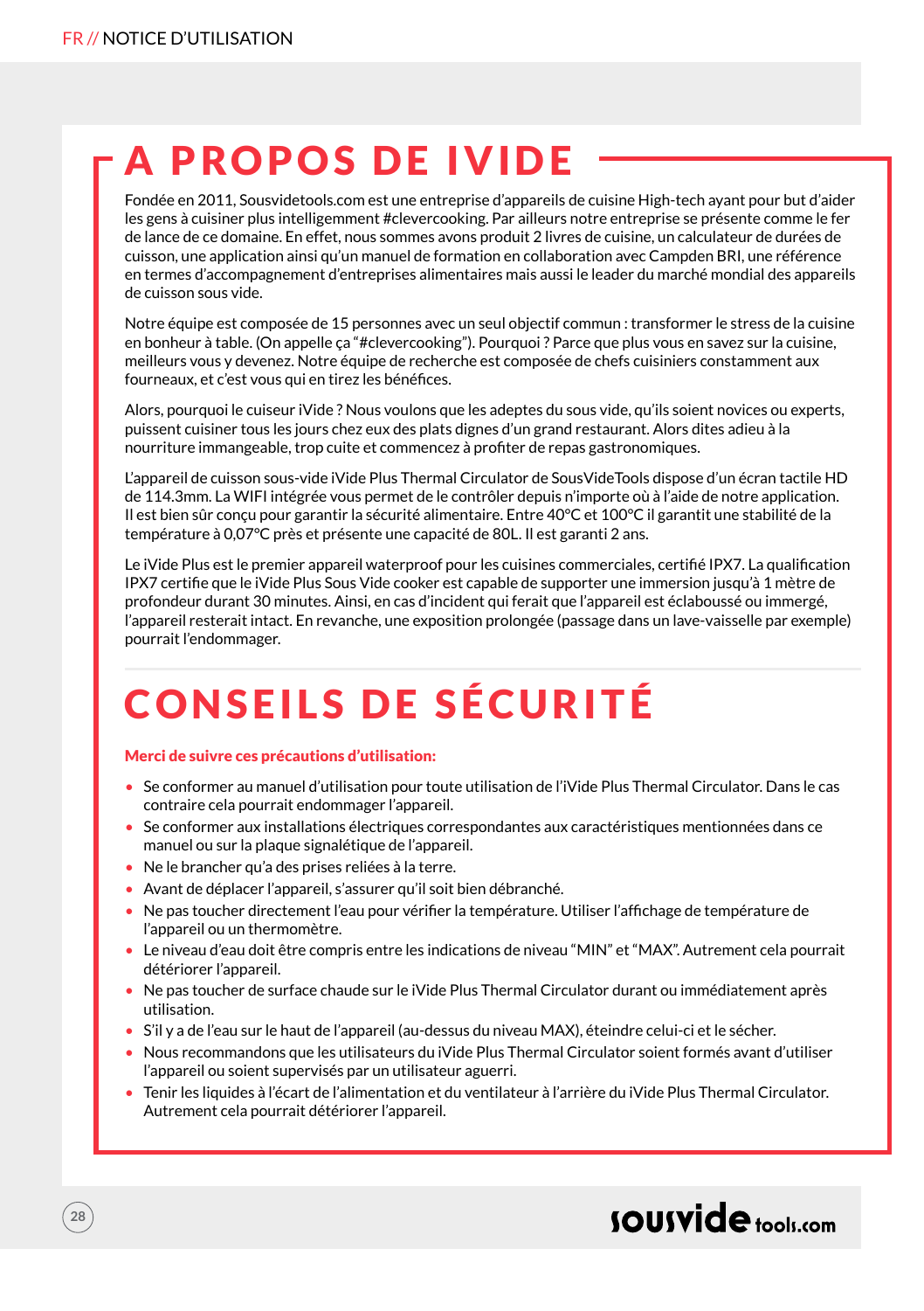# A PROPOS DE IVIDE

Fondée en 2011, Sousvidetools.com est une entreprise d'appareils de cuisine High-tech ayant pour but d'aider les gens à cuisiner plus intelligemment #clevercooking. Par ailleurs notre entreprise se présente comme le fer de lance de ce domaine. En effet, nous sommes avons produit 2 livres de cuisine, un calculateur de durées de cuisson, une application ainsi qu'un manuel de formation en collaboration avec Campden BRI, une référence en termes d'accompagnement d'entreprises alimentaires mais aussi le leader du marché mondial des appareils de cuisson sous vide.

Notre équipe est composée de 15 personnes avec un seul objectif commun : transformer le stress de la cuisine en bonheur à table. (On appelle ça "#clevercooking"). Pourquoi ? Parce que plus vous en savez sur la cuisine, meilleurs vous y devenez. Notre équipe de recherche est composée de chefs cuisiniers constamment aux fourneaux, et c'est vous qui en tirez les bénéfices.

Alors, pourquoi le cuiseur iVide ? Nous voulons que les adeptes du sous vide, qu'ils soient novices ou experts, puissent cuisiner tous les jours chez eux des plats dignes d'un grand restaurant. Alors dites adieu à la nourriture immangeable, trop cuite et commencez à profiter de repas gastronomiques.

L'appareil de cuisson sous-vide iVide Plus Thermal Circulator de SousVideTools dispose d'un écran tactile HD de 114.3mm. La WIFI intégrée vous permet de le contrôler depuis n'importe où à l'aide de notre application. Il est bien sûr conçu pour garantir la sécurité alimentaire. Entre 40°C et 100°C il garantit une stabilité de la température à 0,07°C près et présente une capacité de 80L. Il est garanti 2 ans.

Le iVide Plus est le premier appareil waterproof pour les cuisines commerciales, certifié IPX7. La qualification IPX7 certifie que le iVide Plus Sous Vide cooker est capable de supporter une immersion jusqu'à 1 mètre de profondeur durant 30 minutes. Ainsi, en cas d'incident qui ferait que l'appareil est éclaboussé ou immergé, l'appareil resterait intact. En revanche, une exposition prolongée (passage dans un lave-vaisselle par exemple) pourrait l'endommager.

# CONSEILS DE SÉCURITÉ

**Merci de suivre ces précautions d'utilisation:**

- Se conformer au manuel d'utilisation pour toute utilisation de l'iVide Plus Thermal Circulator. Dans le cas contraire cela pourrait endommager l'appareil.
- Se conformer aux installations électriques correspondantes aux caractéristiques mentionnées dans ce manuel ou sur la plaque signalétique de l'appareil.
- Ne le brancher qu'a des prises reliées à la terre.
- Avant de déplacer l'appareil, s'assurer qu'il soit bien débranché.
- Ne pas toucher directement l'eau pour vérifier la température. Utiliser l'affichage de température de l'appareil ou un thermomètre.
- Le niveau d'eau doit être compris entre les indications de niveau "MIN" et "MAX". Autrement cela pourrait détériorer l'appareil.
- Ne pas toucher de surface chaude sur le iVide Plus Thermal Circulator durant ou immédiatement après utilisation.
- S'il y a de l'eau sur le haut de l'appareil (au-dessus du niveau MAX), éteindre celui-ci et le sécher.
- Nous recommandons que les utilisateurs du iVide Plus Thermal Circulator soient formés avant d'utiliser l'appareil ou soient supervisés par un utilisateur aguerri.
- Tenir les liquides à l'écart de l'alimentation et du ventilateur à l'arrière du iVide Plus Thermal Circulator. Autrement cela pourrait détériorer l'appareil.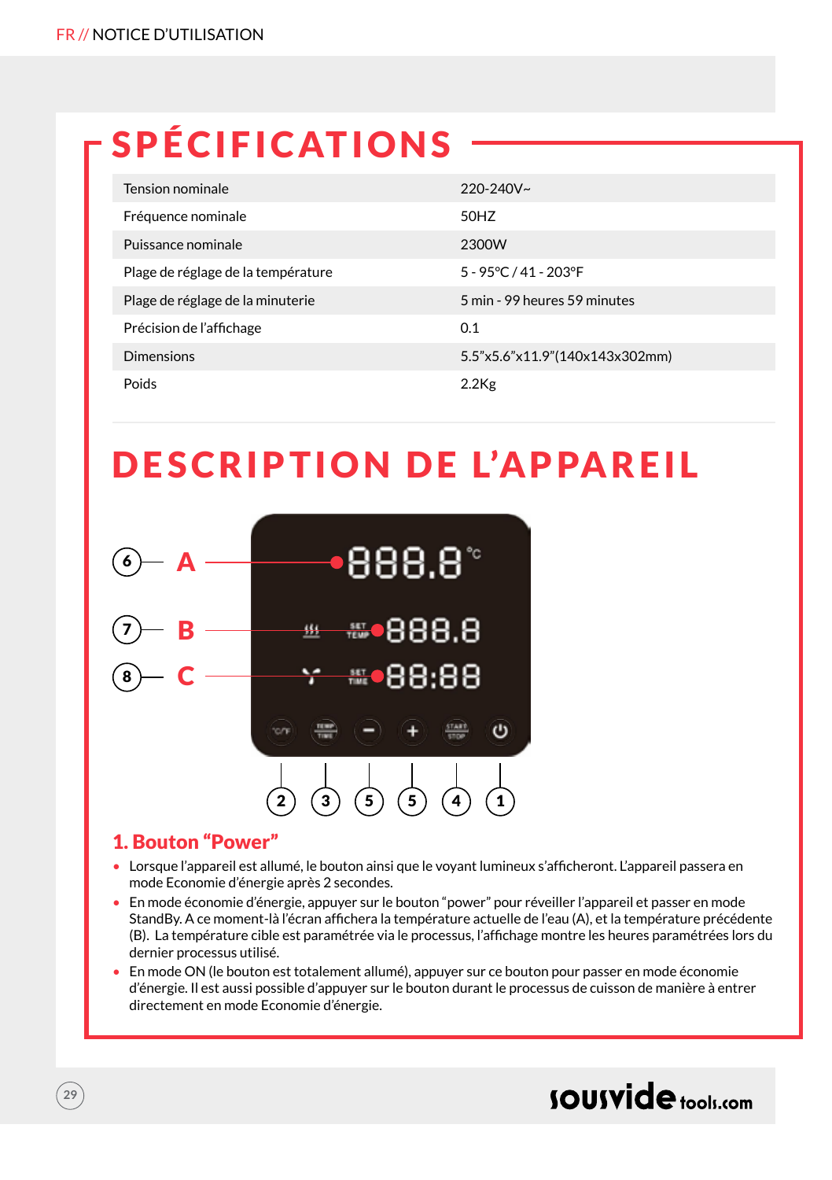# SPÉCIFICATIONS

| | |
|---|---|
| Tension nominale | 220-240V~ |
| Fréquence nominale | 50HZ |
| Puissance nominale | 2300W |
| Plage de réglage de la température | 5 - 95°C / 41 - 203°F |
| Plage de réglage de la minuterie | 5 min - 99 heures 59 minutes |
| Précision de l'affichage | 0.1 |
| Dimensions | 5.5"x5.6"x11.9"(140x143x302mm) |
| Poids | 2.2Kg |

# DESCRIPTION DE L'APPAREIL

## 1. Bouton "Power"

- Lorsque l'appareil est allumé, le bouton ainsi que le voyant lumineux s'afficheront. L'appareil passera en mode Economie d'énergie après 2 secondes.
- En mode économie d'énergie, appuyer sur le bouton "power" pour réveiller l'appareil et passer en mode StandBy. A ce moment-là l'écran affichera la température actuelle de l'eau (A), et la température précédente (B). La température cible est paramétrée via le processus, l'affichage montre les heures paramétrées lors du dernier processus utilisé.
- En mode ON (le bouton est totalement allumé), appuyer sur ce bouton pour passer en mode économie d'énergie. Il est aussi possible d'appuyer sur le bouton durant le processus de cuisson de manière à entrer directement en mode Economie d'énergie.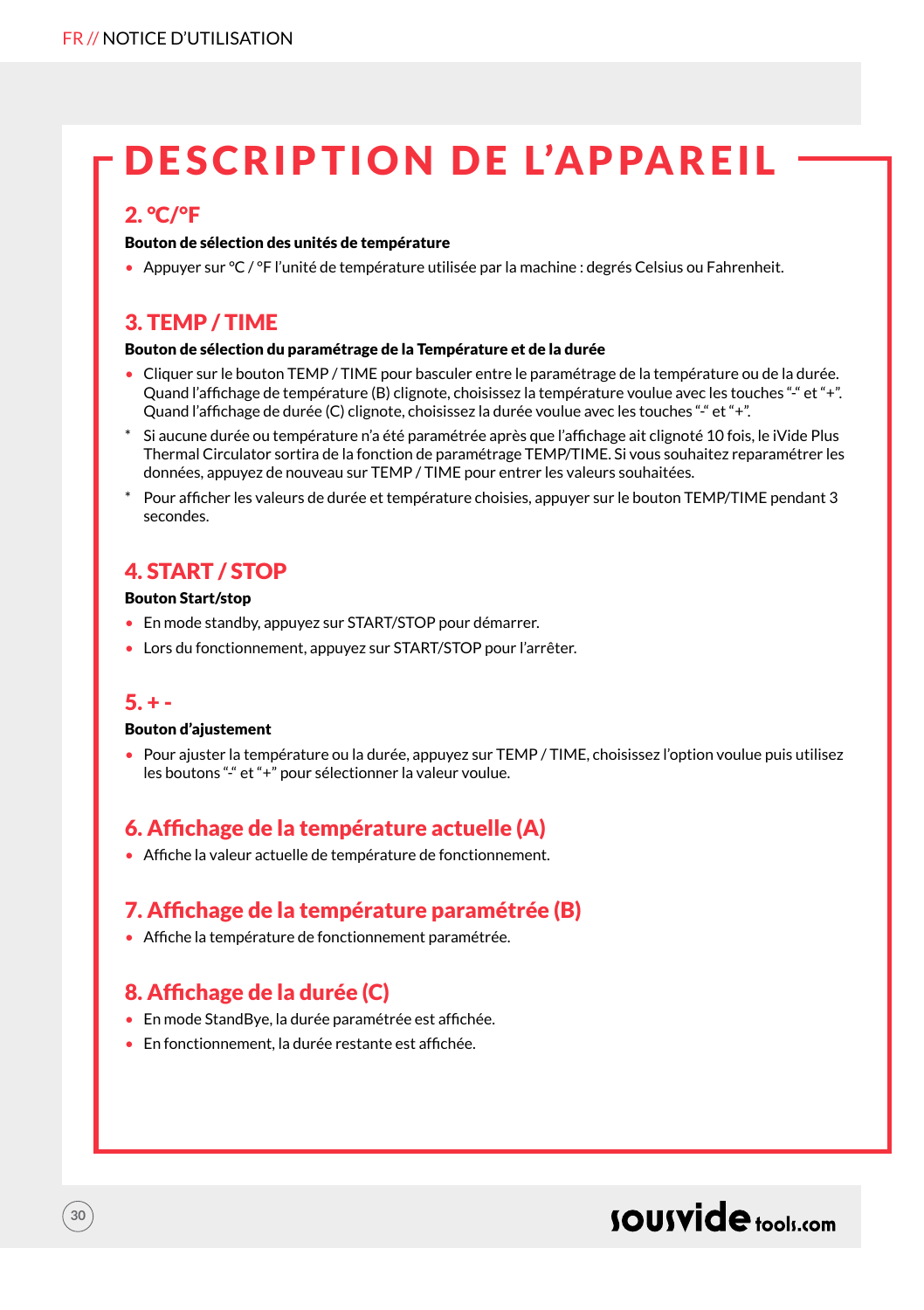# DESCRIPTION DE L'APPAREIL

## 2. °C/°F

**Bouton de sélection des unités de température**

- Appuyer sur °C / °F l'unité de température utilisée par la machine : degrés Celsius ou Fahrenheit.

## 3. TEMP / TIME

**Bouton de sélection du paramétrage de la Température et de la durée**

- Cliquer sur le bouton TEMP / TIME pour basculer entre le paramétrage de la température ou de la durée. Quand l'affichage de température (B) clignote, choisissez la température voulue avec les touches "-" et "+". Quand l'affichage de durée (C) clignote, choisissez la durée voulue avec les touches "-" et "+".

* Si aucune durée ou température n'a été paramétrée après que l'affichage ait clignoté 10 fois, le iVide Plus Thermal Circulator sortira de la fonction de paramétrage TEMP/TIME. Si vous souhaitez reparamétrer les données, appuyez de nouveau sur TEMP / TIME pour entrer les valeurs souhaitées.

* Pour afficher les valeurs de durée et température choisies, appuyer sur le bouton TEMP/TIME pendant 3 secondes.

## 4. START / STOP

**Bouton Start/stop**

- En mode standby, appuyez sur START/STOP pour démarrer.
- Lors du fonctionnement, appuyez sur START/STOP pour l'arrêter.

## 5. + -

**Bouton d'ajustement**

- Pour ajuster la température ou la durée, appuyez sur TEMP / TIME, choisissez l'option voulue puis utilisez les boutons "-" et "+" pour sélectionner la valeur voulue.

## 6. Affichage de la température actuelle (A)

- Affiche la valeur actuelle de température de fonctionnement.

## 7. Affichage de la température paramétrée (B)

- Affiche la température de fonctionnement paramétrée.

## 8. Affichage de la durée (C)

- En mode StandBye, la durée paramétrée est affichée.
- En fonctionnement, la durée restante est affichée.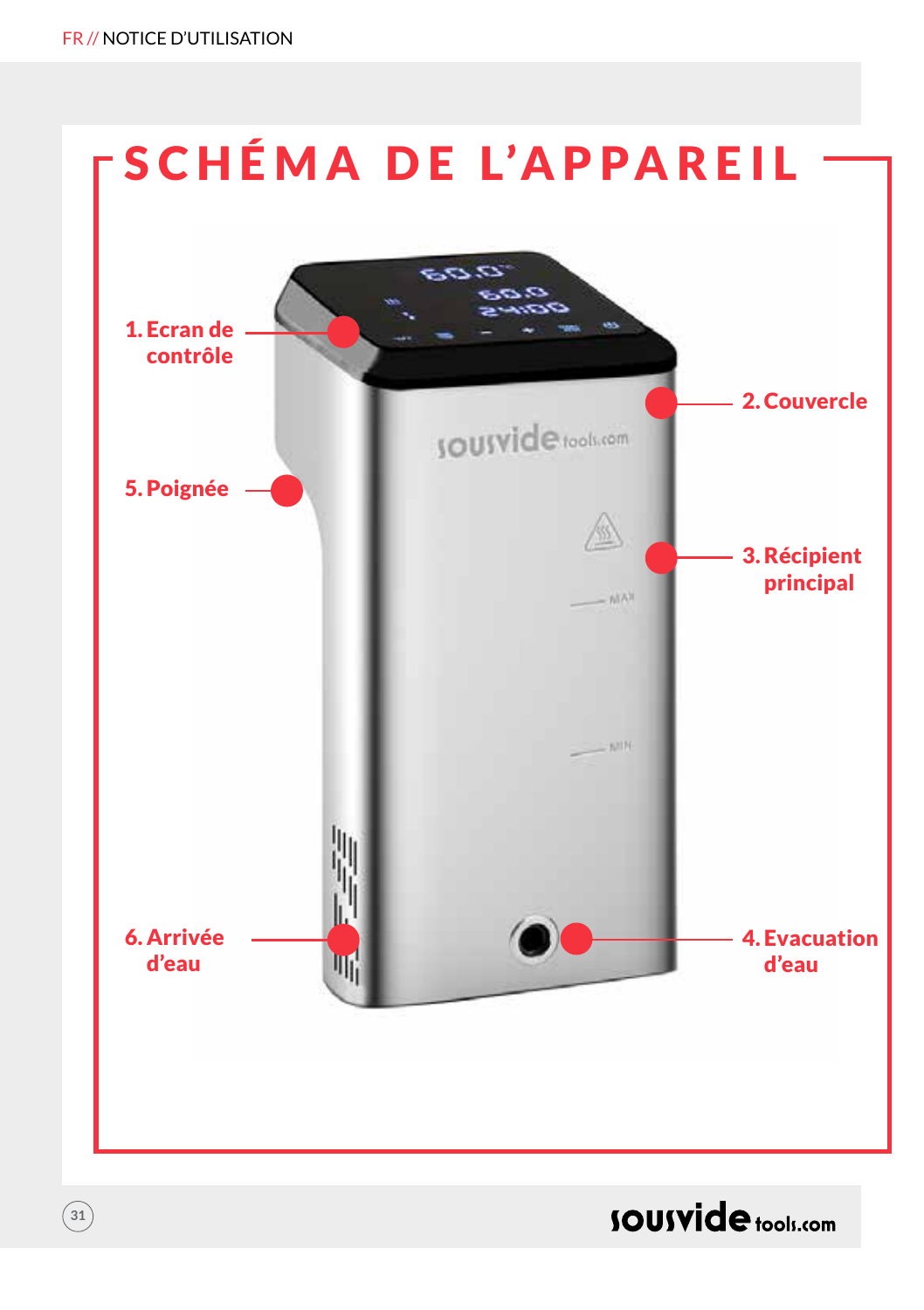# SCHÉMA DE L'APPAREIL

1. Ecran de contrôle
2. Couvercle
3. Récipient principal
4. Evacuation d'eau
5. Poignée
6. Arrivée d'eau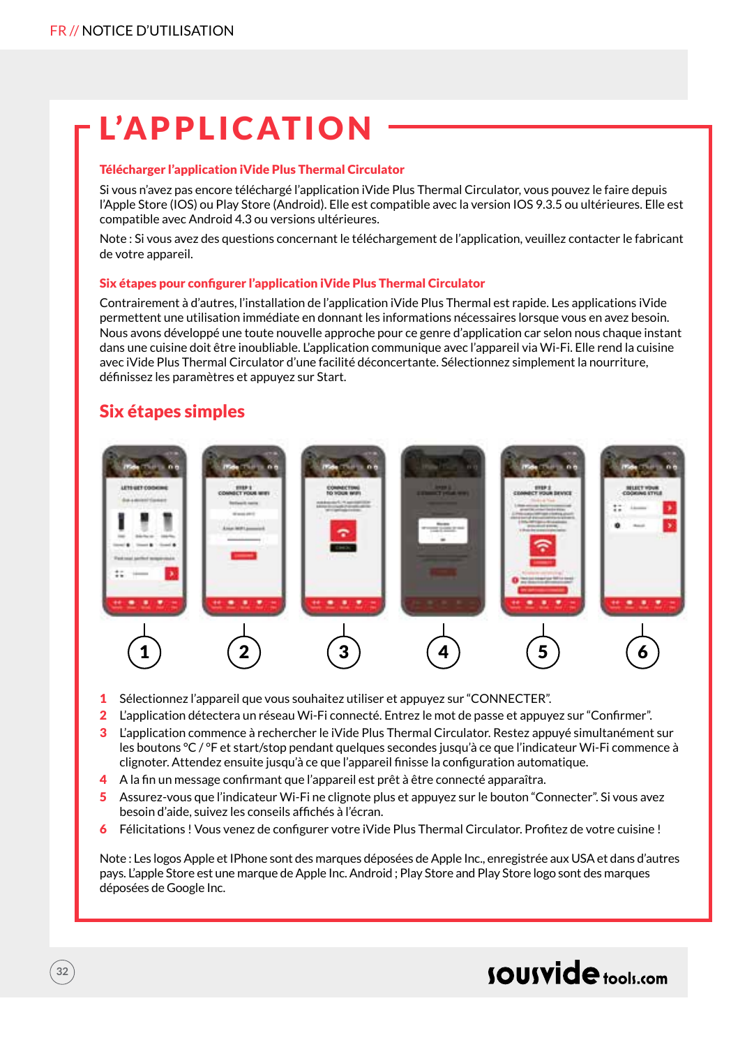# L'APPLICATION

### Télécharger l'application iVide Plus Thermal Circulator

Si vous n'avez pas encore téléchargé l'application iVide Plus Thermal Circulator, vous pouvez le faire depuis l'Apple Store (IOS) ou Play Store (Android). Elle est compatible avec la version IOS 9.3.5 ou ultérieures. Elle est compatible avec Android 4.3 ou versions ultérieures.

Note : Si vous avez des questions concernant le téléchargement de l'application, veuillez contacter le fabricant de votre appareil.

### Six étapes pour configurer l'application iVide Plus Thermal Circulator

Contrairement à d'autres, l'installation de l'application iVide Plus Thermal est rapide. Les applications iVide permettent une utilisation immédiate en donnant les informations nécessaires lorsque vous en avez besoin. Nous avons développé une toute nouvelle approche pour ce genre d'application car selon nous chaque instant dans une cuisine doit être inoubliable. L'application communique avec l'appareil via Wi-Fi. Elle rend la cuisine avec iVide Plus Thermal Circulator d'une facilité déconcertante. Sélectionnez simplement la nourriture, définissez les paramètres et appuyez sur Start.

## Six étapes simples

1 Sélectionnez l'appareil que vous souhaitez utiliser et appuyez sur "CONNECTER".
2 L'application détectera un réseau Wi-Fi connecté. Entrez le mot de passe et appuyez sur "Confirmer".
3 L'application commence à rechercher le iVide Plus Thermal Circulator. Restez appuyé simultanément sur les boutons °C / °F et start/stop pendant quelques secondes jusqu'à ce que l'indicateur Wi-Fi commence à clignoter. Attendez ensuite jusqu'à ce que l'appareil finisse la configuration automatique.
4 A la fin un message confirmant que l'appareil est prêt à être connecté apparaîtra.
5 Assurez-vous que l'indicateur Wi-Fi ne clignote plus et appuyez sur le bouton "Connecter". Si vous avez besoin d'aide, suivez les conseils affichés à l'écran.
6 Félicitations ! Vous venez de configurer votre iVide Plus Thermal Circulator. Profitez de votre cuisine !

Note : Les logos Apple et IPhone sont des marques déposées de Apple Inc., enregistrée aux USA et dans d'autres pays. L'apple Store est une marque de Apple Inc. Android ; Play Store and Play Store logo sont des marques déposées de Google Inc.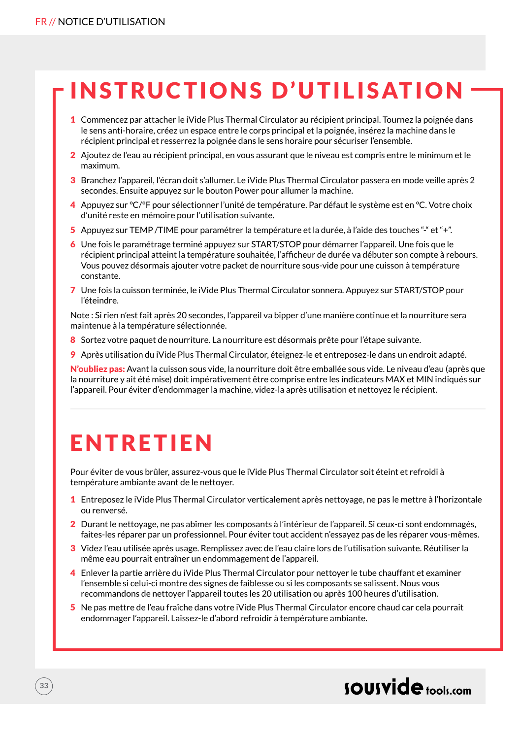# INSTRUCTIONS D'UTILISATION

1. Commencez par attacher le iVide Plus Thermal Circulator au récipient principal. Tournez la poignée dans le sens anti-horaire, créez un espace entre le corps principal et la poignée, insérez la machine dans le récipient principal et resserrez la poignée dans le sens horaire pour sécuriser l'ensemble.
2. Ajoutez de l'eau au récipient principal, en vous assurant que le niveau est compris entre le minimum et le maximum.
3. Branchez l'appareil, l'écran doit s'allumer. Le iVide Plus Thermal Circulator passera en mode veille après 2 secondes. Ensuite appuyez sur le bouton Power pour allumer la machine.
4. Appuyez sur °C/°F pour sélectionner l'unité de température. Par défaut le système est en °C. Votre choix d'unité reste en mémoire pour l'utilisation suivante.
5. Appuyez sur TEMP /TIME pour paramétrer la température et la durée, à l'aide des touches "-" et "+".
6. Une fois le paramétrage terminé appuyez sur START/STOP pour démarrer l'appareil. Une fois que le récipient principal atteint la température souhaitée, l'afficheur de durée va débuter son compte à rebours. Vous pouvez désormais ajouter votre packet de nourriture sous-vide pour une cuisson à température constante.
7. Une fois la cuisson terminée, le iVide Plus Thermal Circulator sonnera. Appuyez sur START/STOP pour l'éteindre.

Note : Si rien n'est fait après 20 secondes, l'appareil va bipper d'une manière continue et la nourriture sera maintenue à la température sélectionnée.

8. Sortez votre paquet de nourriture. La nourriture est désormais prête pour l'étape suivante.
9. Après utilisation du iVide Plus Thermal Circulator, éteignez-le et entreposez-le dans un endroit adapté.

**N'oubliez pas:** Avant la cuisson sous vide, la nourriture doit être emballée sous vide. Le niveau d'eau (après que la nourriture y ait été mise) doit impérativement être comprise entre les indicateurs MAX et MIN indiqués sur l'appareil. Pour éviter d'endommager la machine, videz-la après utilisation et nettoyez le récipient.

# ENTRETIEN

Pour éviter de vous brûler, assurez-vous que le iVide Plus Thermal Circulator soit éteint et refroidi à température ambiante avant de le nettoyer.

1. Entreposez le iVide Plus Thermal Circulator verticalement après nettoyage, ne pas le mettre à l'horizontale ou renversé.
2. Durant le nettoyage, ne pas abîmer les composants à l'intérieur de l'appareil. Si ceux-ci sont endommagés, faites-les réparer par un professionnel. Pour éviter tout accident n'essayez pas de les réparer vous-mêmes.
3. Videz l'eau utilisée après usage. Remplissez avec de l'eau claire lors de l'utilisation suivante. Réutiliser la même eau pourrait entraîner un endommagement de l'appareil.
4. Enlever la partie arrière du iVide Plus Thermal Circulator pour nettoyer le tube chauffant et examiner l'ensemble si celui-ci montre des signes de faiblesse ou si les composants se salissent. Nous vous recommandons de nettoyer l'appareil toutes les 20 utilisation ou après 100 heures d'utilisation.
5. Ne pas mettre de l'eau fraîche dans votre iVide Plus Thermal Circulator encore chaud car cela pourrait endommager l'appareil. Laissez-le d'abord refroidir à température ambiante.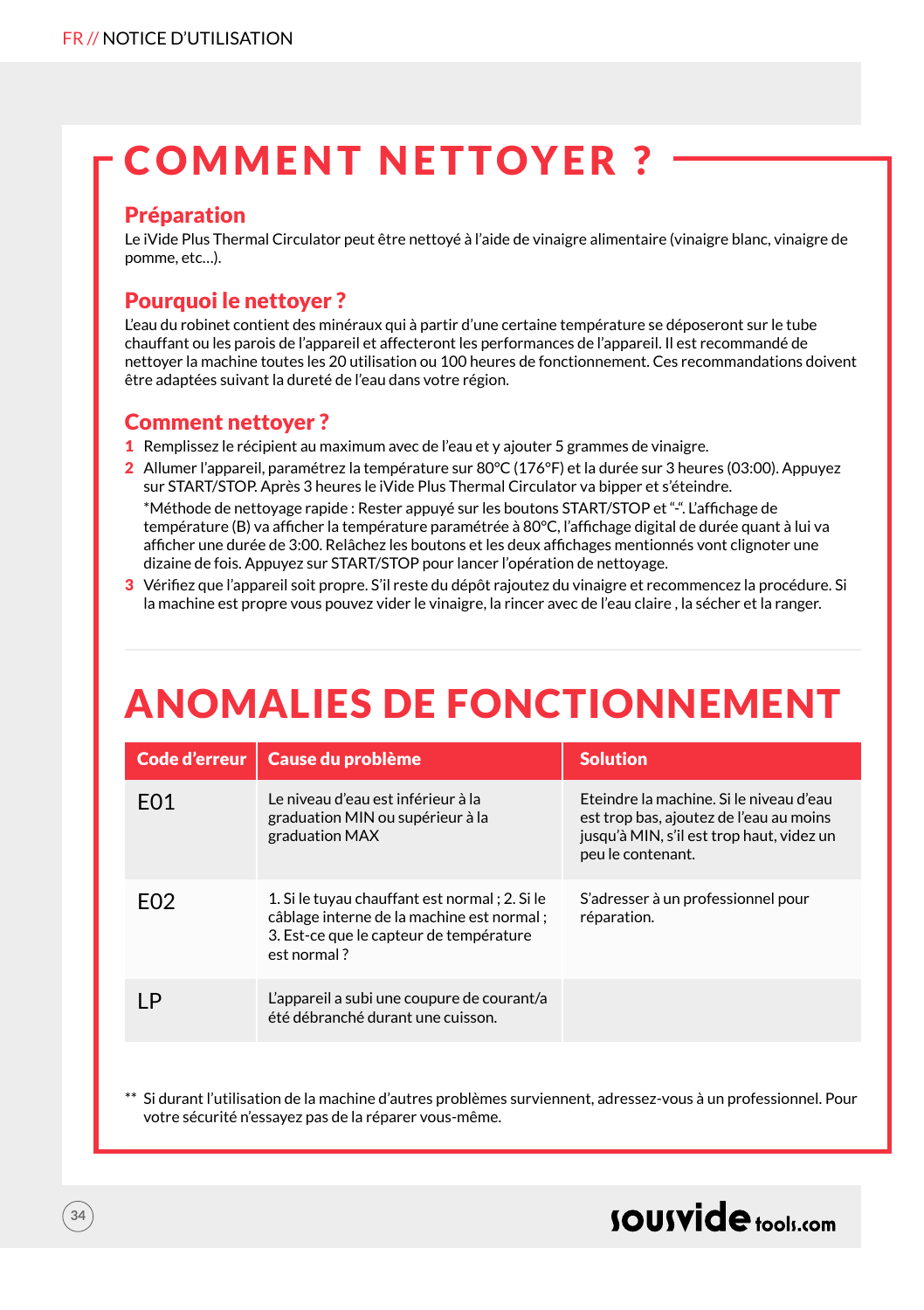# COMMENT NETTOYER ?

## Préparation

Le iVide Plus Thermal Circulator peut être nettoyé à l'aide de vinaigre alimentaire (vinaigre blanc, vinaigre de pomme, etc…).

## Pourquoi le nettoyer ?

L'eau du robinet contient des minéraux qui à partir d'une certaine température se déposeront sur le tube chauffant ou les parois de l'appareil et affecteront les performances de l'appareil. Il est recommandé de nettoyer la machine toutes les 20 utilisation ou 100 heures de fonctionnement. Ces recommandations doivent être adaptées suivant la dureté de l'eau dans votre région.

## Comment nettoyer ?

1. Remplissez le récipient au maximum avec de l'eau et y ajouter 5 grammes de vinaigre.
2. Allumer l'appareil, paramétrez la température sur 80°C (176°F) et la durée sur 3 heures (03:00). Appuyez sur START/STOP. Après 3 heures le iVide Plus Thermal Circulator va bipper et s'éteindre.
   *Méthode de nettoyage rapide : Rester appuyé sur les boutons START/STOP et "-". L'affichage de température (B) va afficher la température paramétrée à 80°C, l'affichage digital de durée quant à lui va afficher une durée de 3:00. Relâchez les boutons et les deux affichages mentionnés vont clignoter une dizaine de fois. Appuyez sur START/STOP pour lancer l'opération de nettoyage.
3. Vérifiez que l'appareil soit propre. S'il reste du dépôt rajoutez du vinaigre et recommencez la procédure. Si la machine est propre vous pouvez vider le vinaigre, la rincer avec de l'eau claire , la sécher et la ranger.

# ANOMALIES DE FONCTIONNEMENT

| Code d'erreur | Cause du problème | Solution |
|---|---|---|
| E01 | Le niveau d'eau est inférieur à la graduation MIN ou supérieur à la graduation MAX | Eteindre la machine. Si le niveau d'eau est trop bas, ajoutez de l'eau au moins jusqu'à MIN, s'il est trop haut, videz un peu le contenant. |
| E02 | 1. Si le tuyau chauffant est normal ; 2. Si le câblage interne de la machine est normal ; 3. Est-ce que le capteur de température est normal ? | S'adresser à un professionnel pour réparation. |
| LP | L'appareil a subi une coupure de courant/a été débranché durant une cuisson. | |

** Si durant l'utilisation de la machine d'autres problèmes surviennent, adressez-vous à un professionnel. Pour votre sécurité n'essayez pas de la réparer vous-même.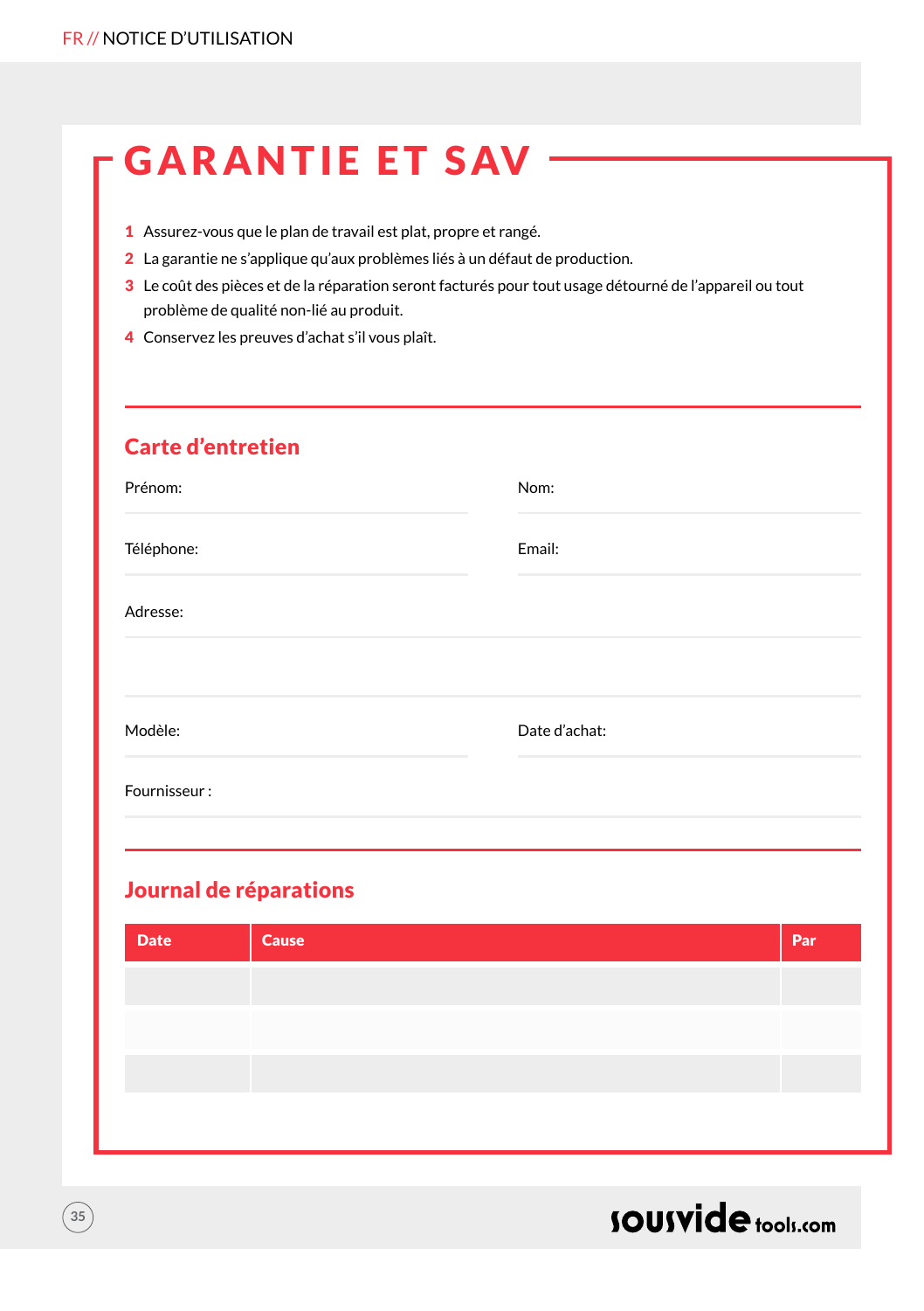# GARANTIE ET SAV

1. Assurez-vous que le plan de travail est plat, propre et rangé.
2. La garantie ne s'applique qu'aux problèmes liés à un défaut de production.
3. Le coût des pièces et de la réparation seront facturés pour tout usage détourné de l'appareil ou tout problème de qualité non-lié au produit.
4. Conservez les preuves d'achat s'il vous plaît.

## Carte d'entretien

Prénom:

Nom:

Téléphone:

Email:

Adresse:

Modèle:

Date d'achat:

Fournisseur :

## Journal de réparations

| Date | Cause | Par |
|---|---|---|
| | | |
| | | |
| | | |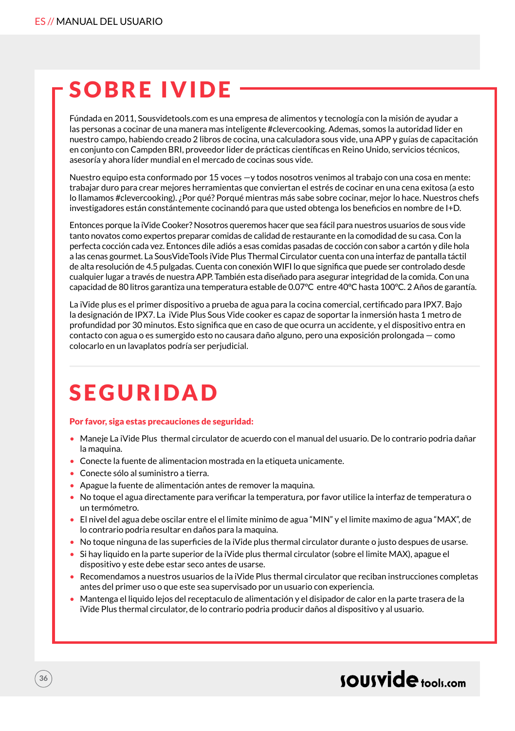## SOBRE IVIDE

Fúndada en 2011, Sousvidetools.com es una empresa de alimentos y tecnología con la misión de ayudar a las personas a cocinar de una manera mas inteligente #clevercooking. Ademas, somos la autoridad lider en nuestro campo, habiendo creado 2 libros de cocina, una calculadora sous vide, una APP y guías de capacitación en conjunto con Campden BRI, proveedor lider de prácticas científicas en Reino Unido, servicios técnicos, asesoría y ahora líder mundial en el mercado de cocinas sous vide.

Nuestro equipo esta conformado por 15 voces —y todos nosotros venimos al trabajo con una cosa en mente: trabajar duro para crear mejores herramientas que conviertan el estrés de cocinar en una cena exitosa (a esto lo llamamos #clevercooking). ¿Por qué? Porqué mientras más sabe sobre cocinar, mejor lo hace. Nuestros chefs investigadores están constántemente cocinandó para que usted obtenga los beneficios en nombre de I+D.

Entonces porque la iVide Cooker? Nosotros queremos hacer que sea fácil para nuestros usuarios de sous vide tanto novatos como expertos preparar comidas de calidad de restaurante en la comodidad de su casa. Con la perfecta cocción cada vez. Entonces dile adiós a esas comidas pasadas de cocción con sabor a cartón y dile hola a las cenas gourmet. La SousVideTools iVide Plus Thermal Circulator cuenta con una interfaz de pantalla táctil de alta resolución de 4.5 pulgadas. Cuenta con conexión WIFI lo que significa que puede ser controlado desde cualquier lugar a través de nuestra APP. También esta diseñado para asegurar integridad de la comida. Con una capacidad de 80 litros garantiza una temperatura estable de 0.07°C entre 40°C hasta 100°C. 2 Años de garantía.

La iVide plus es el primer dispositivo a prueba de agua para la cocina comercial, certificado para IPX7. Bajo la designación de IPX7. La iVide Plus Sous Vide cooker es capaz de soportar la inmersión hasta 1 metro de profundidad por 30 minutos. Esto significa que en caso de que ocurra un accidente, y el dispositivo entra en contacto con agua o es sumergido esto no causara daño alguno, pero una exposición prolongada — como colocarlo en un lavaplatos podría ser perjudicial.

## SEGURIDAD

**Por favor, siga estas precauciones de seguridad:**

- Maneje La iVide Plus thermal circulator de acuerdo con el manual del usuario. De lo contrario podria dañar la maquina.
- Conecte la fuente de alimentacion mostrada en la etiqueta unicamente.
- Conecte sólo al suministro a tierra.
- Apague la fuente de alimentación antes de remover la maquina.
- No toque el agua directamente para verificar la temperatura, por favor utilice la interfaz de temperatura o un termómetro.
- El nivel del agua debe oscilar entre el el limite minimo de agua "MIN" y el limite maximo de agua "MAX", de lo contrario podria resultar en daños para la maquina.
- No toque ninguna de las superficies de la iVide plus thermal circulator durante o justo despues de usarse.
- Si hay liquido en la parte superior de la iVide plus thermal circulator (sobre el limite MAX), apague el dispositivo y este debe estar seco antes de usarse.
- Recomendamos a nuestros usuarios de la iVide Plus thermal circulator que reciban instrucciones completas antes del primer uso o que este sea supervisado por un usuario con experiencia.
- Mantenga el liquido lejos del receptaculo de alimentación y el disipador de calor en la parte trasera de la iVide Plus thermal circulator, de lo contrario podria producir daños al dispositivo y al usuario.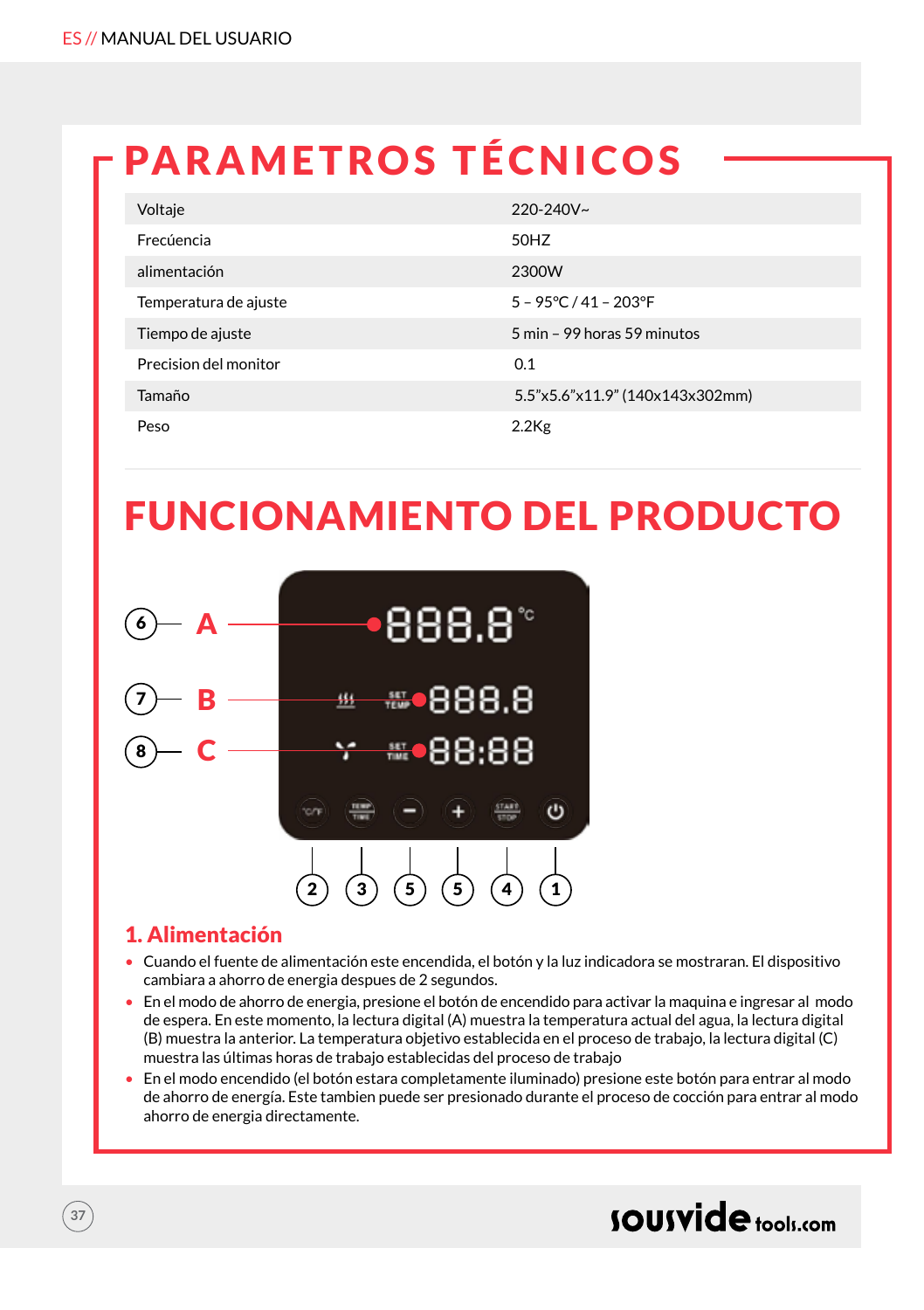# PARAMETROS TÉCNICOS

| | |
|---|---|
| Voltaje | 220-240V~ |
| Frecúencia | 50HZ |
| alimentación | 2300W |
| Temperatura de ajuste | 5 – 95°C / 41 – 203°F |
| Tiempo de ajuste | 5 min – 99 horas 59 minutos |
| Precision del monitor | 0.1 |
| Tamaño | 5.5"x5.6"x11.9" (140x143x302mm) |
| Peso | 2.2Kg |

# FUNCIONAMIENTO DEL PRODUCTO

6 — A
7 — B
8 — C

2 3 5 5 4 1

## 1. Alimentación

- Cuando el fuente de alimentación este encendida, el botón y la luz indicadora se mostraran. El dispositivo cambiara a ahorro de energia despues de 2 segundos.
- En el modo de ahorro de energia, presione el botón de encendido para activar la maquina e ingresar al modo de espera. En este momento, la lectura digital (A) muestra la temperatura actual del agua, la lectura digital (B) muestra la anterior. La temperatura objetivo establecida en el proceso de trabajo, la lectura digital (C) muestra las últimas horas de trabajo establecidas del proceso de trabajo
- En el modo encendido (el botón estara completamente iluminado) presione este botón para entrar al modo de ahorro de energía. Este tambien puede ser presionado durante el proceso de cocción para entrar al modo ahorro de energia directamente.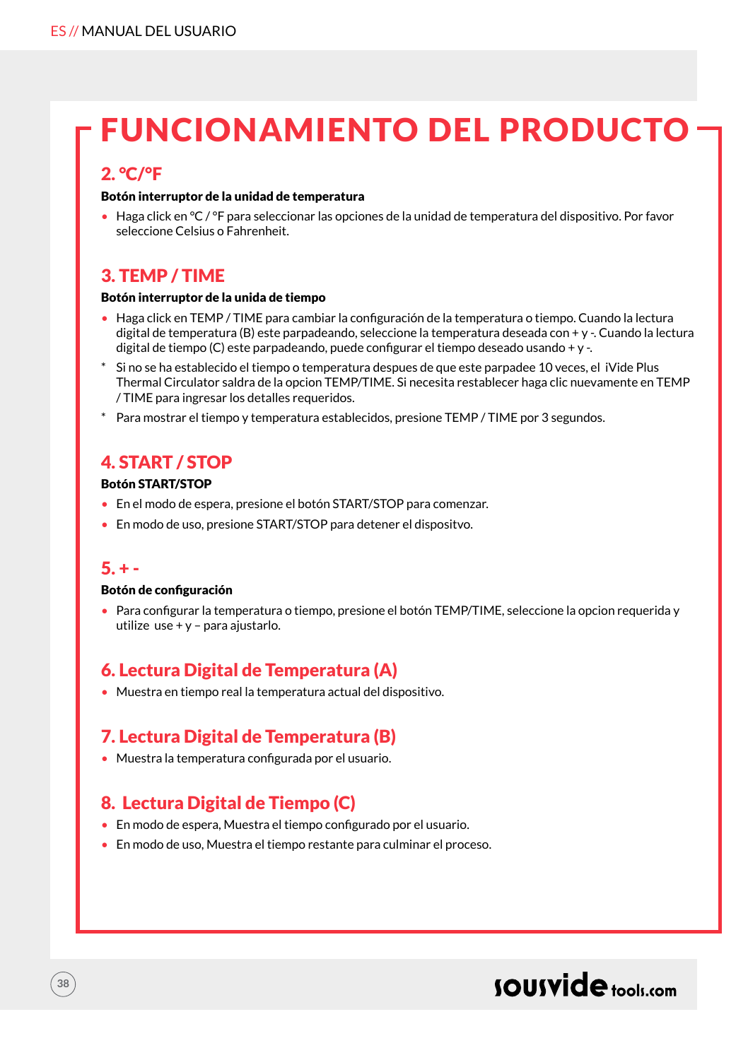# FUNCIONAMIENTO DEL PRODUCTO

## 2. °C/°F

**Botón interruptor de la unidad de temperatura**

- Haga click en °C / °F para seleccionar las opciones de la unidad de temperatura del dispositivo. Por favor seleccione Celsius o Fahrenheit.

## 3. TEMP / TIME

**Botón interruptor de la unida de tiempo**

- Haga click en TEMP / TIME para cambiar la configuración de la temperatura o tiempo. Cuando la lectura digital de temperatura (B) este parpadeando, seleccione la temperatura deseada con + y -. Cuando la lectura digital de tiempo (C) este parpadeando, puede configurar el tiempo deseado usando + y -.

* Si no se ha establecido el tiempo o temperatura despues de que este parpadee 10 veces, el iVide Plus Thermal Circulator saldra de la opcion TEMP/TIME. Si necesita restablecer haga clic nuevamente en TEMP / TIME para ingresar los detalles requeridos.
* Para mostrar el tiempo y temperatura establecidos, presione TEMP / TIME por 3 segundos.

## 4. START / STOP

**Botón START/STOP**

- En el modo de espera, presione el botón START/STOP para comenzar.
- En modo de uso, presione START/STOP para detener el dispositvo.

## 5. + -

**Botón de configuración**

- Para configurar la temperatura o tiempo, presione el botón TEMP/TIME, seleccione la opcion requerida y utilize use + y – para ajustarlo.

## 6. Lectura Digital de Temperatura (A)

- Muestra en tiempo real la temperatura actual del dispositivo.

## 7. Lectura Digital de Temperatura (B)

- Muestra la temperatura configurada por el usuario.

## 8. Lectura Digital de Tiempo (C)

- En modo de espera, Muestra el tiempo configurado por el usuario.
- En modo de uso, Muestra el tiempo restante para culminar el proceso.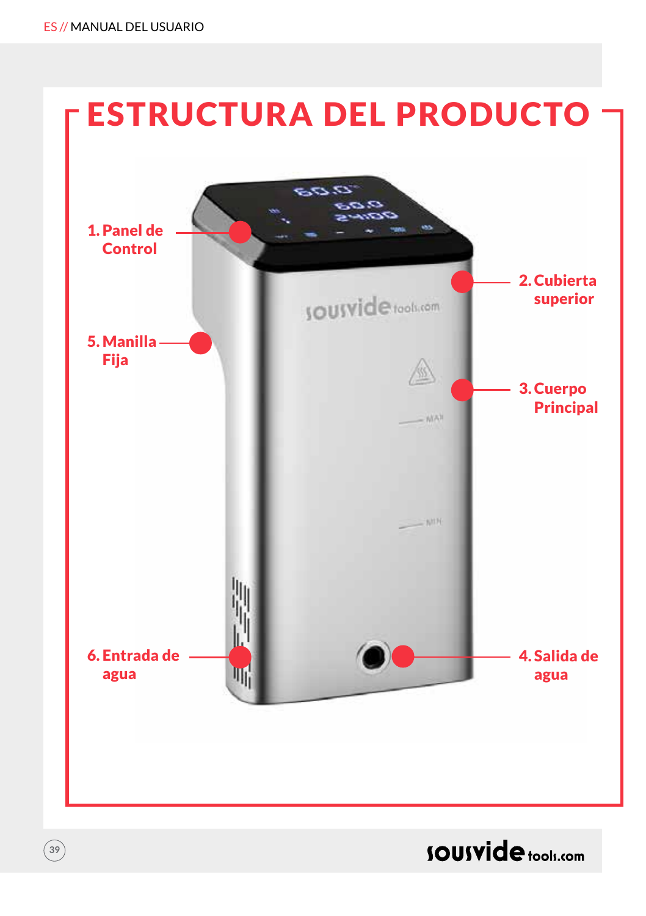# ESTRUCTURA DEL PRODUCTO

1. Panel de Control
2. Cubierta superior
3. Cuerpo Principal
4. Salida de agua
5. Manilla Fija
6. Entrada de agua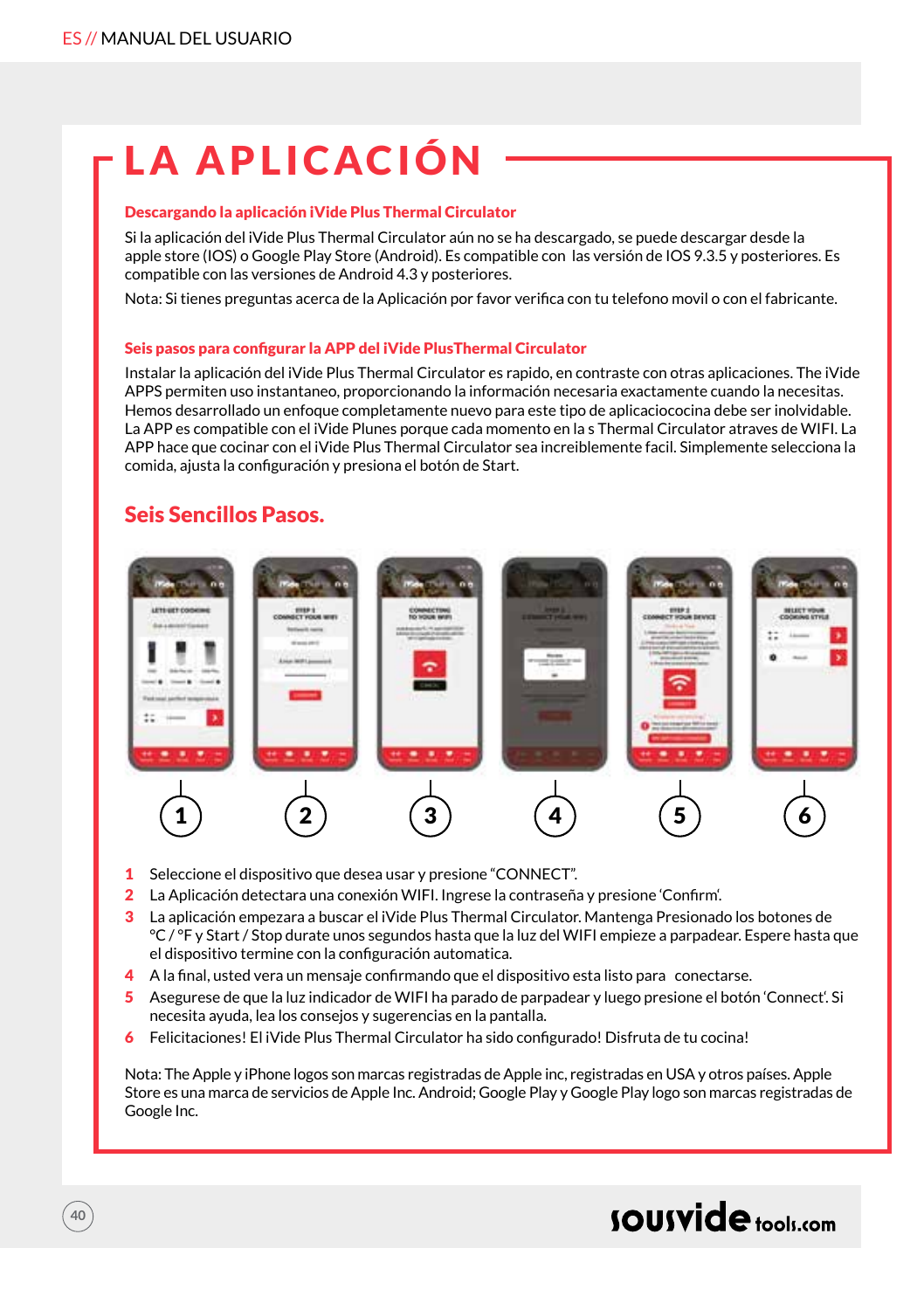# LA APLICACIÓN

### Descargando la aplicación iVide Plus Thermal Circulator

Si la aplicación del iVide Plus Thermal Circulator aún no se ha descargado, se puede descargar desde la apple store (IOS) o Google Play Store (Android). Es compatible con las versión de IOS 9.3.5 y posteriores. Es compatible con las versiones de Android 4.3 y posteriores.

Nota: Si tienes preguntas acerca de la Aplicación por favor verifica con tu telefono movil o con el fabricante.

### Seis pasos para configurar la APP del iVide PlusThermal Circulator

Instalar la aplicación del iVide Plus Thermal Circulator es rapido, en contraste con otras aplicaciones. The iVide APPS permiten uso instantaneo, proporcionando la información necesaria exactamente cuando la necesitas. Hemos desarrollado un enfoque completamente nuevo para este tipo de aplicaciocina debe ser inolvidable. La APP es compatible con el iVide Plunes porque cada momento en la s Thermal Circulator atraves de WIFI. La APP hace que cocinar con el iVide Plus Thermal Circulator sea increiblemente facil. Simplemente selecciona la comida, ajusta la configuración y presiona el botón de Start.

## Seis Sencillos Pasos.

1 2 3 4 5 6

1. Seleccione el dispositivo que desea usar y presione "CONNECT".
2. La Aplicación detectara una conexión WIFI. Ingrese la contraseña y presione 'Confirm'.
3. La aplicación empezara a buscar el iVide Plus Thermal Circulator. Mantenga Presionado los botones de °C / °F y Start / Stop durate unos segundos hasta que la luz del WIFI empieze a parpadear. Espere hasta que el dispositivo termine con la configuración automatica.
4. A la final, usted vera un mensaje confirmando que el dispositivo esta listo para conectarse.
5. Asegurese de que la luz indicador de WIFI ha parado de parpadear y luego presione el botón 'Connect'. Si necesita ayuda, lea los consejos y sugerencias en la pantalla.
6. Felicitaciones! El iVide Plus Thermal Circulator ha sido configurado! Disfruta de tu cocina!

Nota: The Apple y iPhone logos son marcas registradas de Apple inc, registradas en USA y otros países. Apple Store es una marca de servicios de Apple Inc. Android; Google Play y Google Play logo son marcas registradas de Google Inc.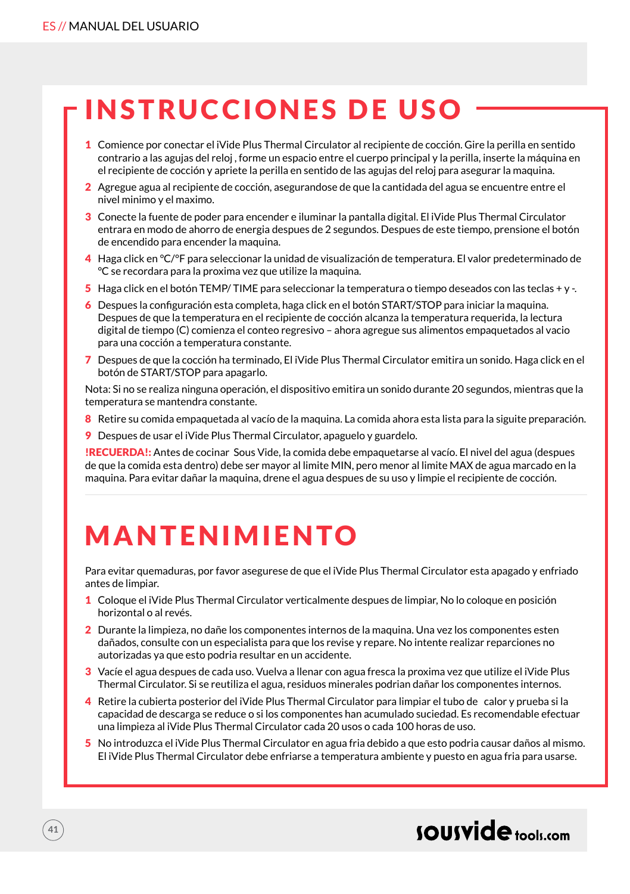# INSTRUCCIONES DE USO

1. Comience por conectar el iVide Plus Thermal Circulator al recipiente de cocción. Gire la perilla en sentido contrario a las agujas del reloj , forme un espacio entre el cuerpo principal y la perilla, inserte la máquina en el recipiente de cocción y apriete la perilla en sentido de las agujas del reloj para asegurar la maquina.
2. Agregue agua al recipiente de cocción, asegurandose de que la cantidad del agua se encuentre entre el nivel minimo y el maximo.
3. Conecte la fuente de poder para encender e iluminar la pantalla digital. El iVide Plus Thermal Circulator entrara en modo de ahorro de energia despues de 2 segundos. Despues de este tiempo, prensione el botón de encendido para encender la maquina.
4. Haga click en °C/°F para seleccionar la unidad de visualización de temperatura. El valor predeterminado de °C se recordara para la proxima vez que utilize la maquina.
5. Haga click en el botón TEMP/ TIME para seleccionar la temperatura o tiempo deseados con las teclas + y -.
6. Despues la configuración esta completa, haga click en el botón START/STOP para iniciar la maquina. Despues de que la temperatura en el recipiente de cocción alcanza la temperatura requerida, la lectura digital de tiempo (C) comienza el conteo regresivo – ahora agregue sus alimentos empaquetados al vacio para una cocción a temperatura constante.
7. Despues de que la cocción ha terminado, El iVide Plus Thermal Circulator emitira un sonido. Haga click en el botón de START/STOP para apagarlo.

Nota: Si no se realiza ninguna operación, el dispositivo emitira un sonido durante 20 segundos, mientras que la temperatura se mantendra constante.

8. Retire su comida empaquetada al vacío de la maquina. La comida ahora esta lista para la siguite preparación.
9. Despues de usar el iVide Plus Thermal Circulator, apaguelo y guardelo.

**!RECUERDA!:** Antes de cocinar Sous Vide, la comida debe empaquetarse al vacío. El nivel del agua (despues de que la comida esta dentro) debe ser mayor al limite MIN, pero menor al limite MAX de agua marcado en la maquina. Para evitar dañar la maquina, drene el agua despues de su uso y limpie el recipiente de cocción.

# MANTENIMIENTO

Para evitar quemaduras, por favor asegurese de que el iVide Plus Thermal Circulator esta apagado y enfriado antes de limpiar.

1. Coloque el iVide Plus Thermal Circulator verticalmente despues de limpiar, No lo coloque en posición horizontal o al revés.
2. Durante la limpieza, no dañe los componentes internos de la maquina. Una vez los componentes esten dañados, consulte con un especialista para que los revise y repare. No intente realizar reparciones no autorizadas ya que esto podria resultar en un accidente.
3. Vacíe el agua despues de cada uso. Vuelva a llenar con agua fresca la proxima vez que utilize el iVide Plus Thermal Circulator. Si se reutiliza el agua, residuos minerales podrian dañar los componentes internos.
4. Retire la cubierta posterior del iVide Plus Thermal Circulator para limpiar el tubo de calor y prueba si la capacidad de descarga se reduce o si los componentes han acumulado suciedad. Es recomendable efectuar una limpieza al iVide Plus Thermal Circulator cada 20 usos o cada 100 horas de uso.
5. No introduzca el iVide Plus Thermal Circulator en agua fria debido a que esto podria causar daños al mismo. El iVide Plus Thermal Circulator debe enfriarse a temperatura ambiente y puesto en agua fria para usarse.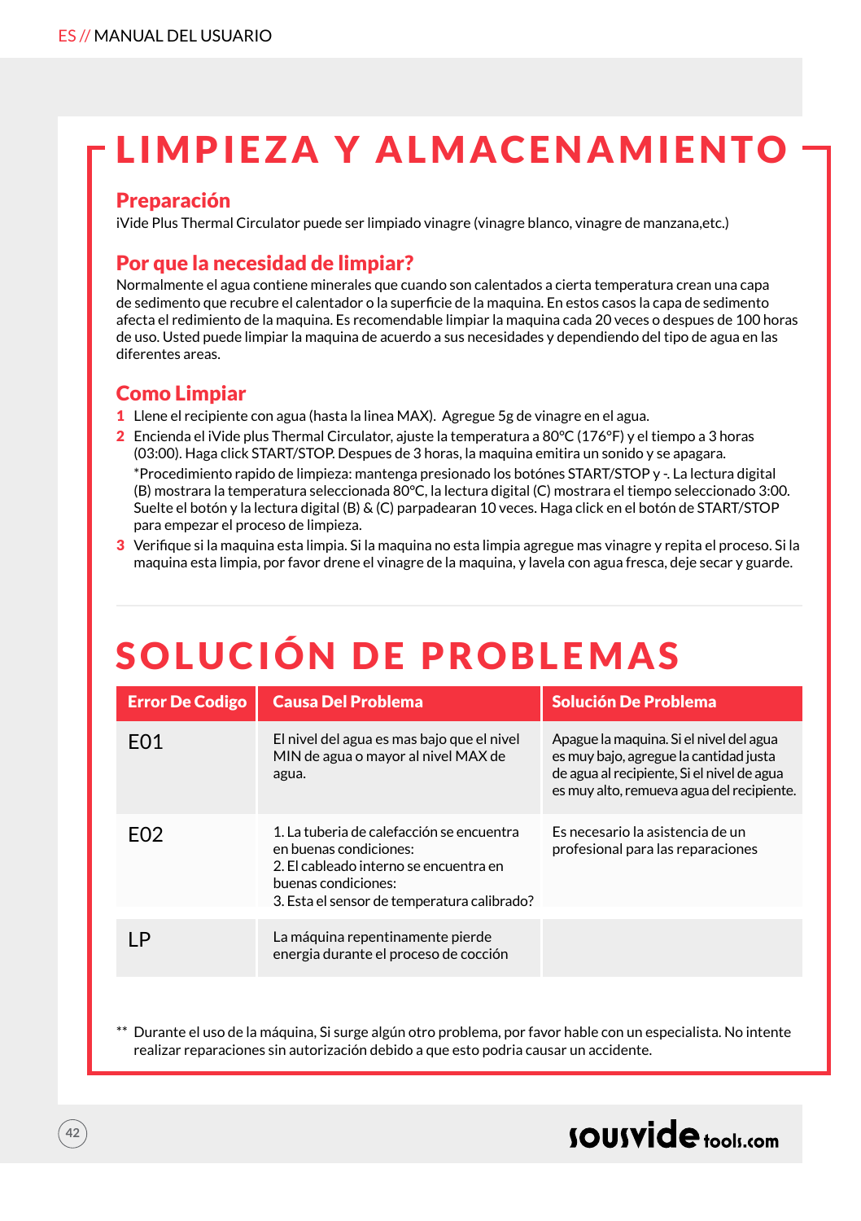# LIMPIEZA Y ALMACENAMIENTO

## Preparación

iVide Plus Thermal Circulator puede ser limpiado vinagre (vinagre blanco, vinagre de manzana,etc.)

## Por que la necesidad de limpiar?

Normalmente el agua contiene minerales que cuando son calentados a cierta temperatura crean una capa de sedimento que recubre el calentador o la superficie de la maquina. En estos casos la capa de sedimento afecta el redimiento de la maquina. Es recomendable limpiar la maquina cada 20 veces o despues de 100 horas de uso. Usted puede limpiar la maquina de acuerdo a sus necesidades y dependiendo del tipo de agua en las diferentes areas.

## Como Limpiar

1. Llene el recipiente con agua (hasta la linea MAX). Agregue 5g de vinagre en el agua.
2. Encienda el iVide plus Thermal Circulator, ajuste la temperatura a 80°C (176°F) y el tiempo a 3 horas (03:00). Haga click START/STOP. Despues de 3 horas, la maquina emitira un sonido y se apagara.
   *Procedimiento rapido de limpieza: mantenga presionado los botónes START/STOP y -. La lectura digital (B) mostrara la temperatura seleccionada 80°C, la lectura digital (C) mostrara el tiempo seleccionado 3:00. Suelte el botón y la lectura digital (B) & (C) parpadearan 10 veces. Haga click en el botón de START/STOP para empezar el proceso de limpieza.
3. Verifique si la maquina esta limpia. Si la maquina no esta limpia agregue mas vinagre y repita el proceso. Si la maquina esta limpia, por favor drene el vinagre de la maquina, y lavela con agua fresca, deje secar y guarde.

# SOLUCIÓN DE PROBLEMAS

| Error De Codigo | Causa Del Problema | Solución De Problema |
|---|---|---|
| E01 | El nivel del agua es mas bajo que el nivel MIN de agua o mayor al nivel MAX de agua. | Apague la maquina. Si el nivel del agua es muy bajo, agregue la cantidad justa de agua al recipiente, Si el nivel de agua es muy alto, remueva agua del recipiente. |
| E02 | 1. La tuberia de calefacción se encuentra en buenas condiciones:<br>2. El cableado interno se encuentra en buenas condiciones:<br>3. Esta el sensor de temperatura calibrado? | Es necesario la asistencia de un profesional para las reparaciones |
| LP | La máquina repentinamente pierde energia durante el proceso de cocción | |

** Durante el uso de la máquina, Si surge algún otro problema, por favor hable con un especialista. No intente realizar reparaciones sin autorización debido a que esto podria causar un accidente.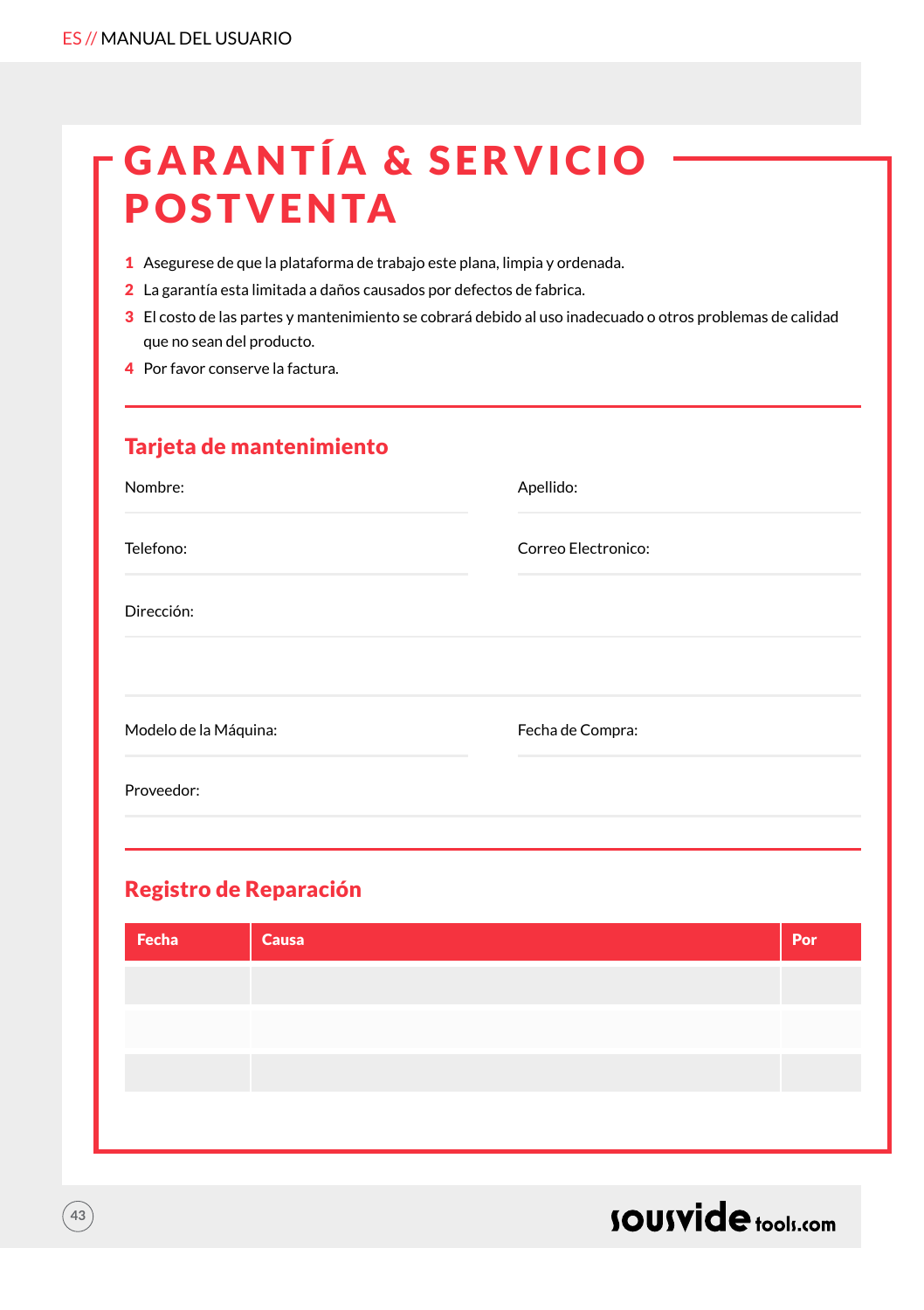# GARANTÍA & SERVICIO POSTVENTA

1. Asegurese de que la plataforma de trabajo este plana, limpia y ordenada.
2. La garantía esta limitada a daños causados por defectos de fabrica.
3. El costo de las partes y mantenimiento se cobrará debido al uso inadecuado o otros problemas de calidad que no sean del producto.
4. Por favor conserve la factura.

## Tarjeta de mantenimiento

Nombre:

Apellido:

Telefono:

Correo Electronico:

Dirección:

Modelo de la Máquina:

Fecha de Compra:

Proveedor:

## Registro de Reparación

| Fecha | Causa | Por |
|---|---|---|
| | | |
| | | |
| | | |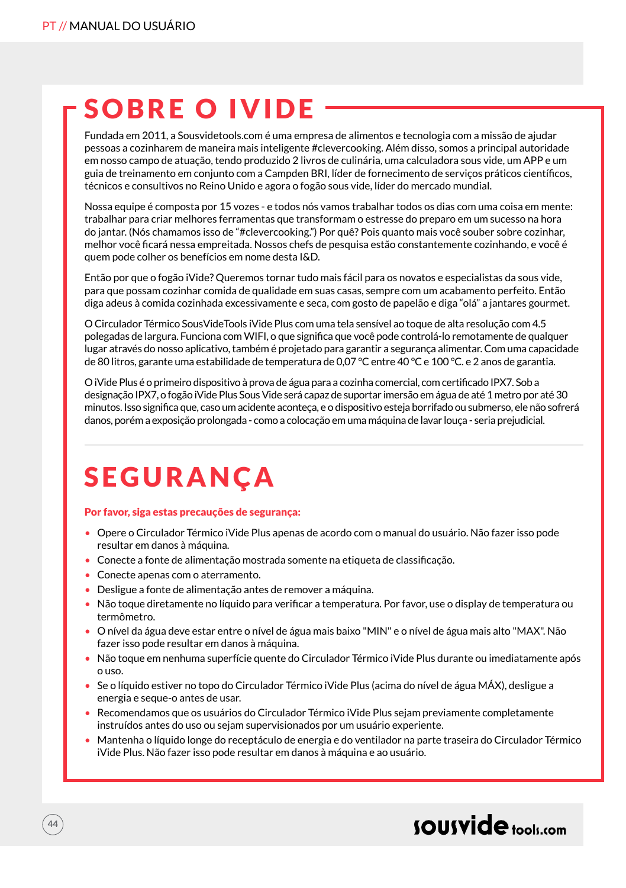# SOBRE O IVIDE

Fundada em 2011, a Sousvidetools.com é uma empresa de alimentos e tecnologia com a missão de ajudar pessoas a cozinharem de maneira mais inteligente #clevercooking. Além disso, somos a principal autoridade em nosso campo de atuação, tendo produzido 2 livros de culinária, uma calculadora sous vide, um APP e um guia de treinamento em conjunto com a Campden BRI, líder de fornecimento de serviços práticos científicos, técnicos e consultivos no Reino Unido e agora o fogão sous vide, líder do mercado mundial.

Nossa equipe é composta por 15 vozes - e todos nós vamos trabalhar todos os dias com uma coisa em mente: trabalhar para criar melhores ferramentas que transformam o estresse do preparo em um sucesso na hora do jantar. (Nós chamamos isso de "#clevercooking.") Por quê? Pois quanto mais você souber sobre cozinhar, melhor você ficará nessa empreitada. Nossos chefs de pesquisa estão constantemente cozinhando, e você é quem pode colher os benefícios em nome desta I&D.

Então por que o fogão iVide? Queremos tornar tudo mais fácil para os novatos e especialistas da sous vide, para que possam cozinhar comida de qualidade em suas casas, sempre com um acabamento perfeito. Então diga adeus à comida cozinhada excessivamente e seca, com gosto de papelão e diga "olá" a jantares gourmet.

O Circulador Térmico SousVideTools iVide Plus com uma tela sensível ao toque de alta resolução com 4.5 polegadas de largura. Funciona com WIFI, o que significa que você pode controlá-lo remotamente de qualquer lugar através do nosso aplicativo, também é projetado para garantir a segurança alimentar. Com uma capacidade de 80 litros, garante uma estabilidade de temperatura de 0,07 °C entre 40 °C e 100 °C. e 2 anos de garantia.

O iVide Plus é o primeiro dispositivo à prova de água para a cozinha comercial, com certificado IPX7. Sob a designação IPX7, o fogão iVide Plus Sous Vide será capaz de suportar imersão em água de até 1 metro por até 30 minutos. Isso significa que, caso um acidente aconteça, e o dispositivo esteja borrifado ou submerso, ele não sofrerá danos, porém a exposição prolongada - como a colocação em uma máquina de lavar louça - seria prejudicial.

# SEGURANÇA

**Por favor, siga estas precauções de segurança:**

- Opere o Circulador Térmico iVide Plus apenas de acordo com o manual do usuário. Não fazer isso pode resultar em danos à máquina.
- Conecte a fonte de alimentação mostrada somente na etiqueta de classificação.
- Conecte apenas com o aterramento.
- Desligue a fonte de alimentação antes de remover a máquina.
- Não toque diretamente no líquido para verificar a temperatura. Por favor, use o display de temperatura ou termômetro.
- O nível da água deve estar entre o nível de água mais baixo "MIN" e o nível de água mais alto "MAX". Não fazer isso pode resultar em danos à máquina.
- Não toque em nenhuma superfície quente do Circulador Térmico iVide Plus durante ou imediatamente após o uso.
- Se o líquido estiver no topo do Circulador Térmico iVide Plus (acima do nível de água MÁX), desligue a energia e seque-o antes de usar.
- Recomendamos que os usuários do Circulador Térmico iVide Plus sejam previamente completamente instruídos antes do uso ou sejam supervisionados por um usuário experiente.
- Mantenha o líquido longe do receptáculo de energia e do ventilador na parte traseira do Circulador Térmico iVide Plus. Não fazer isso pode resultar em danos à máquina e ao usuário.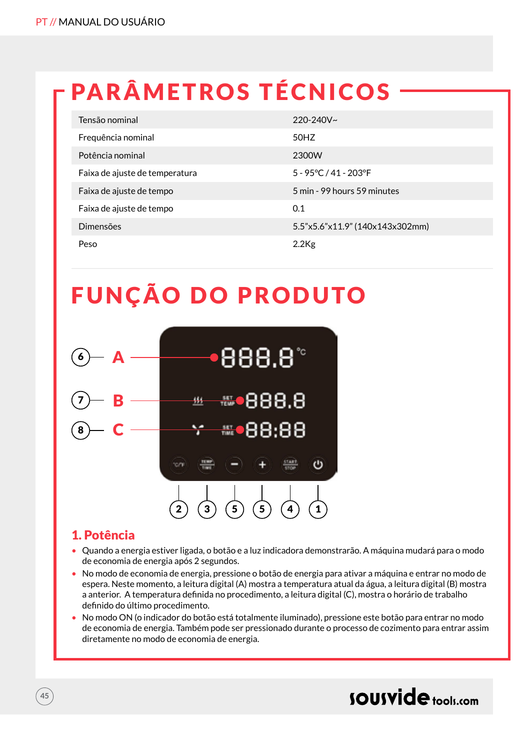# PARÂMETROS TÉCNICOS

| | |
|---|---|
| Tensão nominal | 220-240V~ |
| Frequência nominal | 50HZ |
| Potência nominal | 2300W |
| Faixa de ajuste de temperatura | 5 - 95°C / 41 - 203°F |
| Faixa de ajuste de tempo | 5 min - 99 hours 59 minutes |
| Faixa de ajuste de tempo | 0.1 |
| Dimensões | 5.5”x5.6”x11.9” (140x143x302mm) |
| Peso | 2.2Kg |

# FUNÇÃO DO PRODUTO

## 1. Potência

- Quando a energia estiver ligada, o botão e a luz indicadora demonstrarão. A máquina mudará para o modo de economia de energia após 2 segundos.
- No modo de economia de energia, pressione o botão de energia para ativar a máquina e entrar no modo de espera. Neste momento, a leitura digital (A) mostra a temperatura atual da água, a leitura digital (B) mostra a anterior. A temperatura definida no procedimento, a leitura digital (C), mostra o horário de trabalho definido do último procedimento.
- No modo ON (o indicador do botão está totalmente iluminado), pressione este botão para entrar no modo de economia de energia. Também pode ser pressionado durante o processo de cozimento para entrar assim diretamente no modo de economia de energia.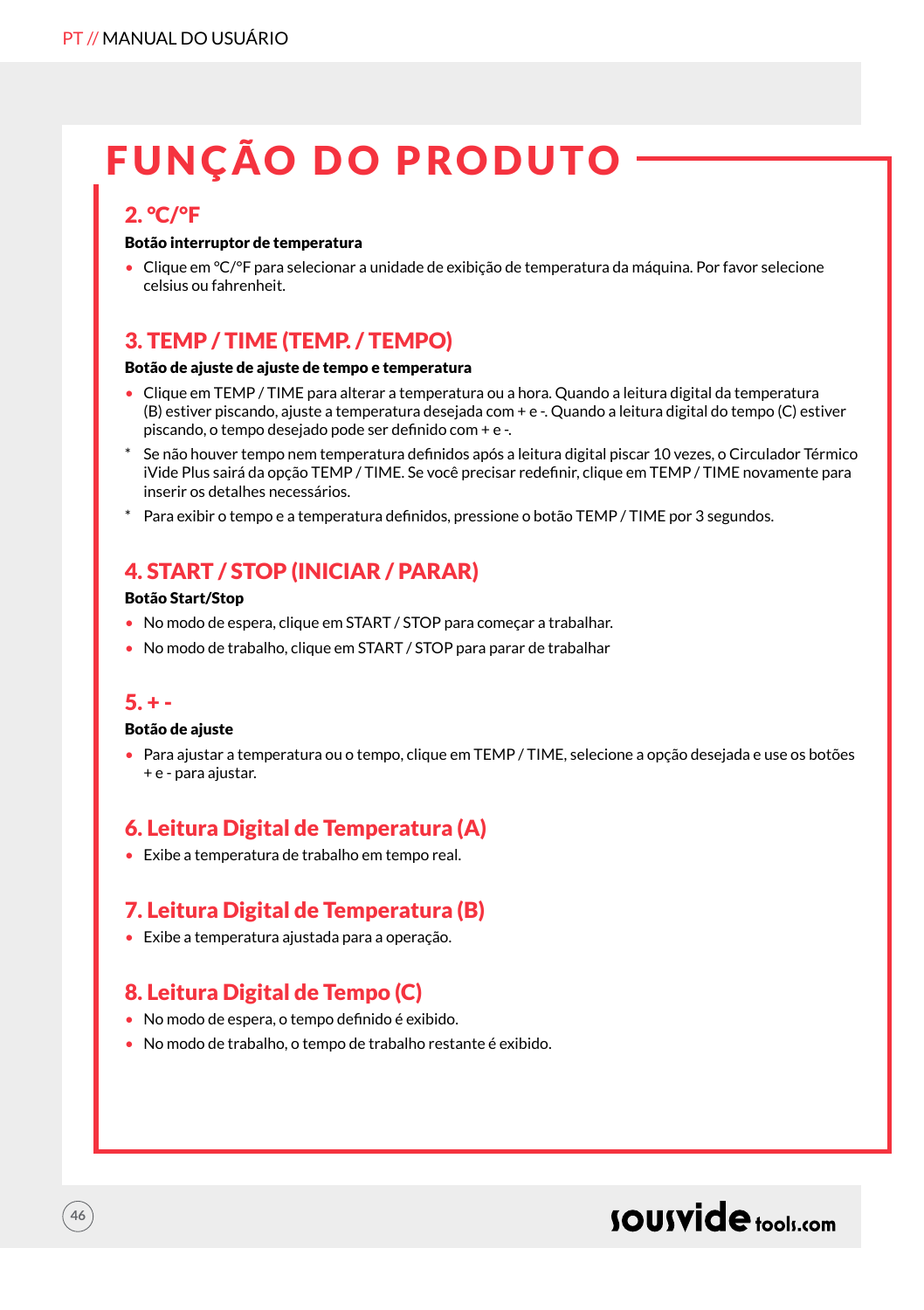# FUNÇÃO DO PRODUTO

## 2. °C/°F

**Botão interruptor de temperatura**

- Clique em °C/°F para selecionar a unidade de exibição de temperatura da máquina. Por favor selecione celsius ou fahrenheit.

## 3. TEMP / TIME (TEMP. / TEMPO)

**Botão de ajuste de ajuste de tempo e temperatura**

- Clique em TEMP / TIME para alterar a temperatura ou a hora. Quando a leitura digital da temperatura (B) estiver piscando, ajuste a temperatura desejada com + e -. Quando a leitura digital do tempo (C) estiver piscando, o tempo desejado pode ser definido com + e -.

\* Se não houver tempo nem temperatura definidos após a leitura digital piscar 10 vezes, o Circulador Térmico iVide Plus sairá da opção TEMP / TIME. Se você precisar redefinir, clique em TEMP / TIME novamente para inserir os detalhes necessários.

\* Para exibir o tempo e a temperatura definidos, pressione o botão TEMP / TIME por 3 segundos.

## 4. START / STOP (INICIAR / PARAR)

**Botão Start/Stop**

- No modo de espera, clique em START / STOP para começar a trabalhar.
- No modo de trabalho, clique em START / STOP para parar de trabalhar

## 5. + -

**Botão de ajuste**

- Para ajustar a temperatura ou o tempo, clique em TEMP / TIME, selecione a opção desejada e use os botões + e - para ajustar.

## 6. Leitura Digital de Temperatura (A)

- Exibe a temperatura de trabalho em tempo real.

## 7. Leitura Digital de Temperatura (B)

- Exibe a temperatura ajustada para a operação.

## 8. Leitura Digital de Tempo (C)

- No modo de espera, o tempo definido é exibido.
- No modo de trabalho, o tempo de trabalho restante é exibido.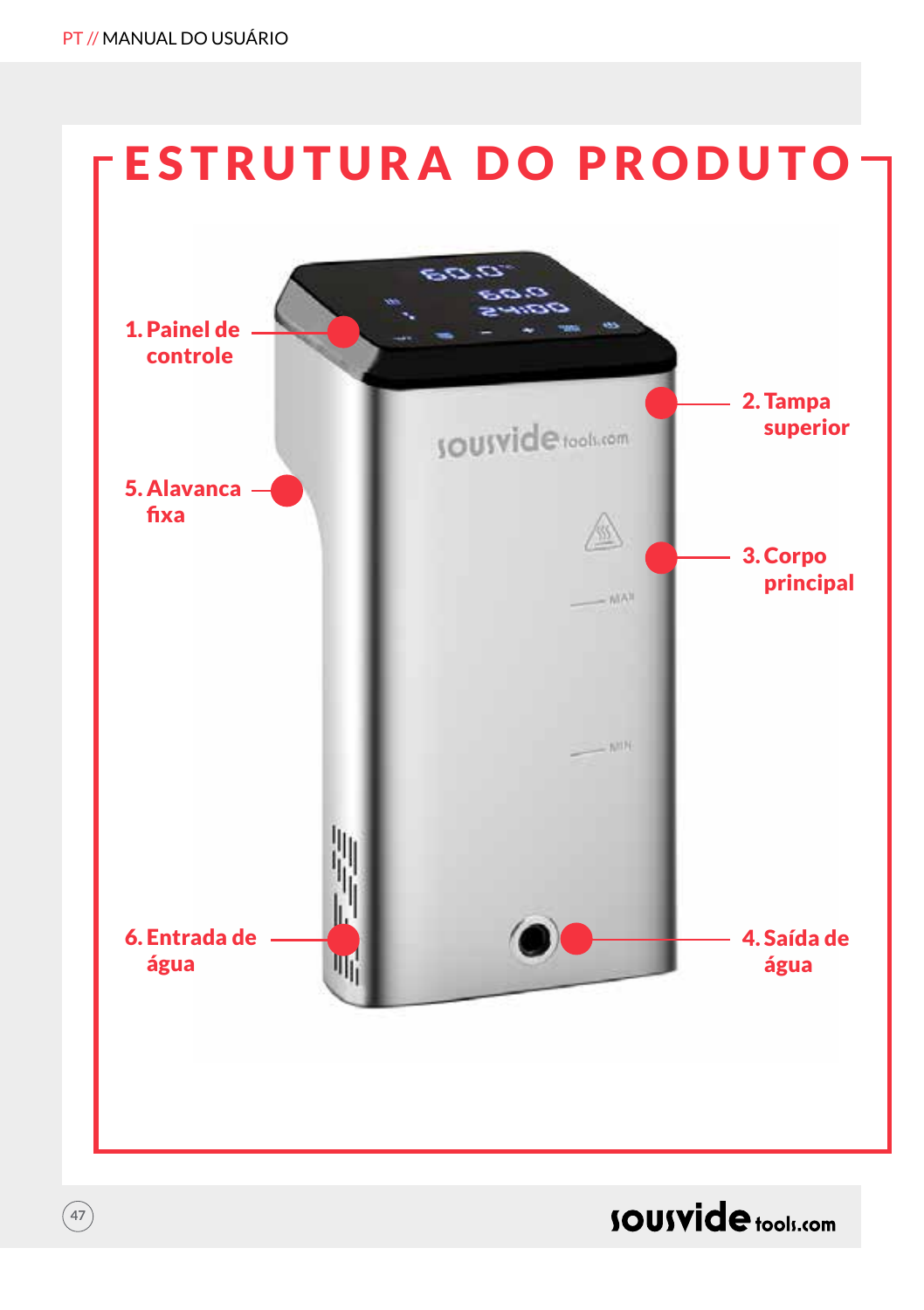# ESTRUTURA DO PRODUTO

1. Painel de controle
2. Tampa superior
3. Corpo principal
4. Saída de água
5. Alavanca fixa
6. Entrada de água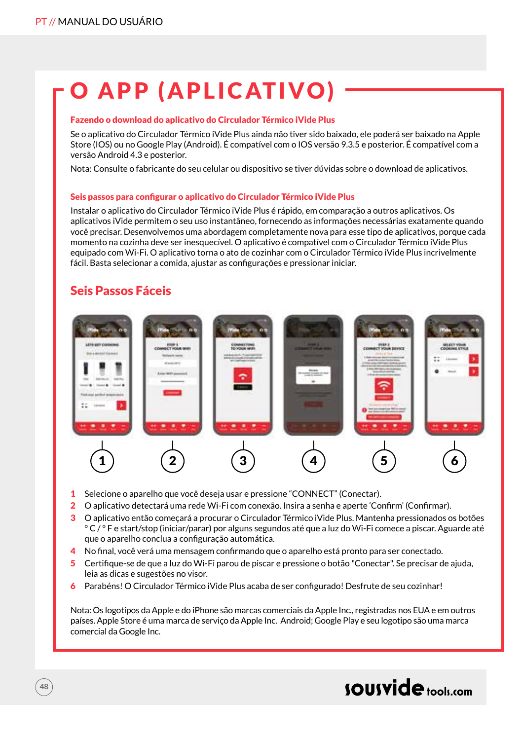# O APP (APLICATIVO)

### Fazendo o download do aplicativo do Circulador Térmico iVide Plus

Se o aplicativo do Circulador Térmico iVide Plus ainda não tiver sido baixado, ele poderá ser baixado na Apple Store (IOS) ou no Google Play (Android). É compatível com o IOS versão 9.3.5 e posterior. É compatível com a versão Android 4.3 e posterior.

Nota: Consulte o fabricante do seu celular ou dispositivo se tiver dúvidas sobre o download de aplicativos.

### Seis passos para configurar o aplicativo do Circulador Térmico iVide Plus

Instalar o aplicativo do Circulador Térmico iVide Plus é rápido, em comparação a outros aplicativos. Os aplicativos iVide permitem o seu uso instantâneo, fornecendo as informações necessárias exatamente quando você precisar. Desenvolvemos uma abordagem completamente nova para esse tipo de aplicativos, porque cada momento na cozinha deve ser inesquecível. O aplicativo é compatível com o Circulador Térmico iVide Plus equipado com Wi-Fi. O aplicativo torna o ato de cozinhar com o Circulador Térmico iVide Plus incrivelmente fácil. Basta selecionar a comida, ajustar as configurações e pressionar iniciar.

## Seis Passos Fáceis

1. Selecione o aparelho que você deseja usar e pressione “CONNECT” (Conectar).
2. O aplicativo detectará uma rede Wi-Fi com conexão. Insira a senha e aperte ‘Confirm’ (Confirmar).
3. O aplicativo então começará a procurar o Circulador Térmico iVide Plus. Mantenha pressionados os botões ° C / ° F e start/stop (iniciar/parar) por alguns segundos até que a luz do Wi-Fi comece a piscar. Aguarde até que o aparelho conclua a configuração automática.
4. No final, você verá uma mensagem confirmando que o aparelho está pronto para ser conectado.
5. Certifique-se de que a luz do Wi-Fi parou de piscar e pressione o botão "Conectar". Se precisar de ajuda, leia as dicas e sugestões no visor.
6. Parabéns! O Circulador Térmico iVide Plus acaba de ser configurado! Desfrute de seu cozinhar!

Nota: Os logotipos da Apple e do iPhone são marcas comerciais da Apple Inc., registradas nos EUA e em outros países. Apple Store é uma marca de serviço da Apple Inc. Android; Google Play e seu logotipo são uma marca comercial da Google Inc.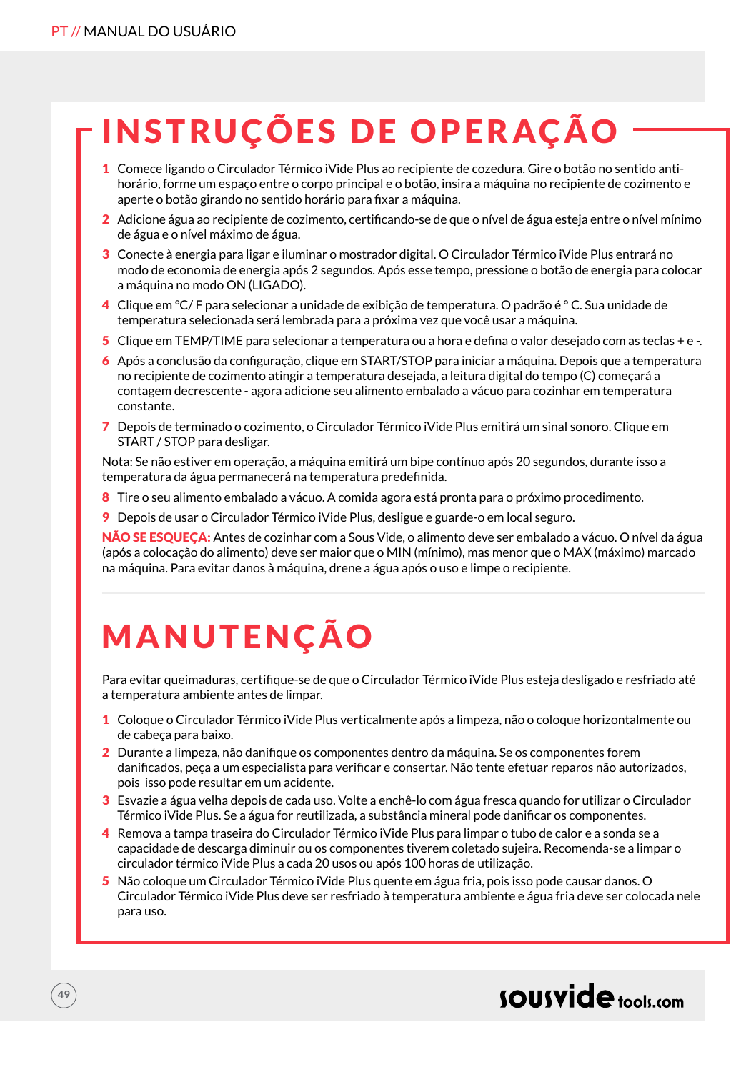# INSTRUÇÕES DE OPERAÇÃO

1. Comece ligando o Circulador Térmico iVide Plus ao recipiente de cozedura. Gire o botão no sentido anti-horário, forme um espaço entre o corpo principal e o botão, insira a máquina no recipiente de cozimento e aperte o botão girando no sentido horário para fixar a máquina.
2. Adicione água ao recipiente de cozimento, certificando-se de que o nível de água esteja entre o nível mínimo de água e o nível máximo de água.
3. Conecte à energia para ligar e iluminar o mostrador digital. O Circulador Térmico iVide Plus entrará no modo de economia de energia após 2 segundos. Após esse tempo, pressione o botão de energia para colocar a máquina no modo ON (LIGADO).
4. Clique em °C/ F para selecionar a unidade de exibição de temperatura. O padrão é ° C. Sua unidade de temperatura selecionada será lembrada para a próxima vez que você usar a máquina.
5. Clique em TEMP/TIME para selecionar a temperatura ou a hora e defina o valor desejado com as teclas + e -.
6. Após a conclusão da configuração, clique em START/STOP para iniciar a máquina. Depois que a temperatura no recipiente de cozimento atingir a temperatura desejada, a leitura digital do tempo (C) começará a contagem decrescente - agora adicione seu alimento embalado a vácuo para cozinhar em temperatura constante.
7. Depois de terminado o cozimento, o Circulador Térmico iVide Plus emitirá um sinal sonoro. Clique em START / STOP para desligar.

Nota: Se não estiver em operação, a máquina emitirá um bipe contínuo após 20 segundos, durante isso a temperatura da água permanecerá na temperatura predefinida.

8. Tire o seu alimento embalado a vácuo. A comida agora está pronta para o próximo procedimento.
9. Depois de usar o Circulador Térmico iVide Plus, desligue e guarde-o em local seguro.

**NÃO SE ESQUEÇA:** Antes de cozinhar com a Sous Vide, o alimento deve ser embalado a vácuo. O nível da água (após a colocação do alimento) deve ser maior que o MIN (mínimo), mas menor que o MAX (máximo) marcado na máquina. Para evitar danos à máquina, drene a água após o uso e limpe o recipiente.

# MANUTENÇÃO

Para evitar queimaduras, certifique-se de que o Circulador Térmico iVide Plus esteja desligado e resfriado até a temperatura ambiente antes de limpar.

1. Coloque o Circulador Térmico iVide Plus verticalmente após a limpeza, não o coloque horizontalmente ou de cabeça para baixo.
2. Durante a limpeza, não danifique os componentes dentro da máquina. Se os componentes forem danificados, peça a um especialista para verificar e consertar. Não tente efetuar reparos não autorizados, pois isso pode resultar em um acidente.
3. Esvazie a água velha depois de cada uso. Volte a enchê-lo com água fresca quando for utilizar o Circulador Térmico iVide Plus. Se a água for reutilizada, a substância mineral pode danificar os componentes.
4. Remova a tampa traseira do Circulador Térmico iVide Plus para limpar o tubo de calor e a sonda se a capacidade de descarga diminuir ou os componentes tiverem coletado sujeira. Recomenda-se a limpar o circulador térmico iVide Plus a cada 20 usos ou após 100 horas de utilização.
5. Não coloque um Circulador Térmico iVide Plus quente em água fria, pois isso pode causar danos. O Circulador Térmico iVide Plus deve ser resfriado à temperatura ambiente e água fria deve ser colocada nele para uso.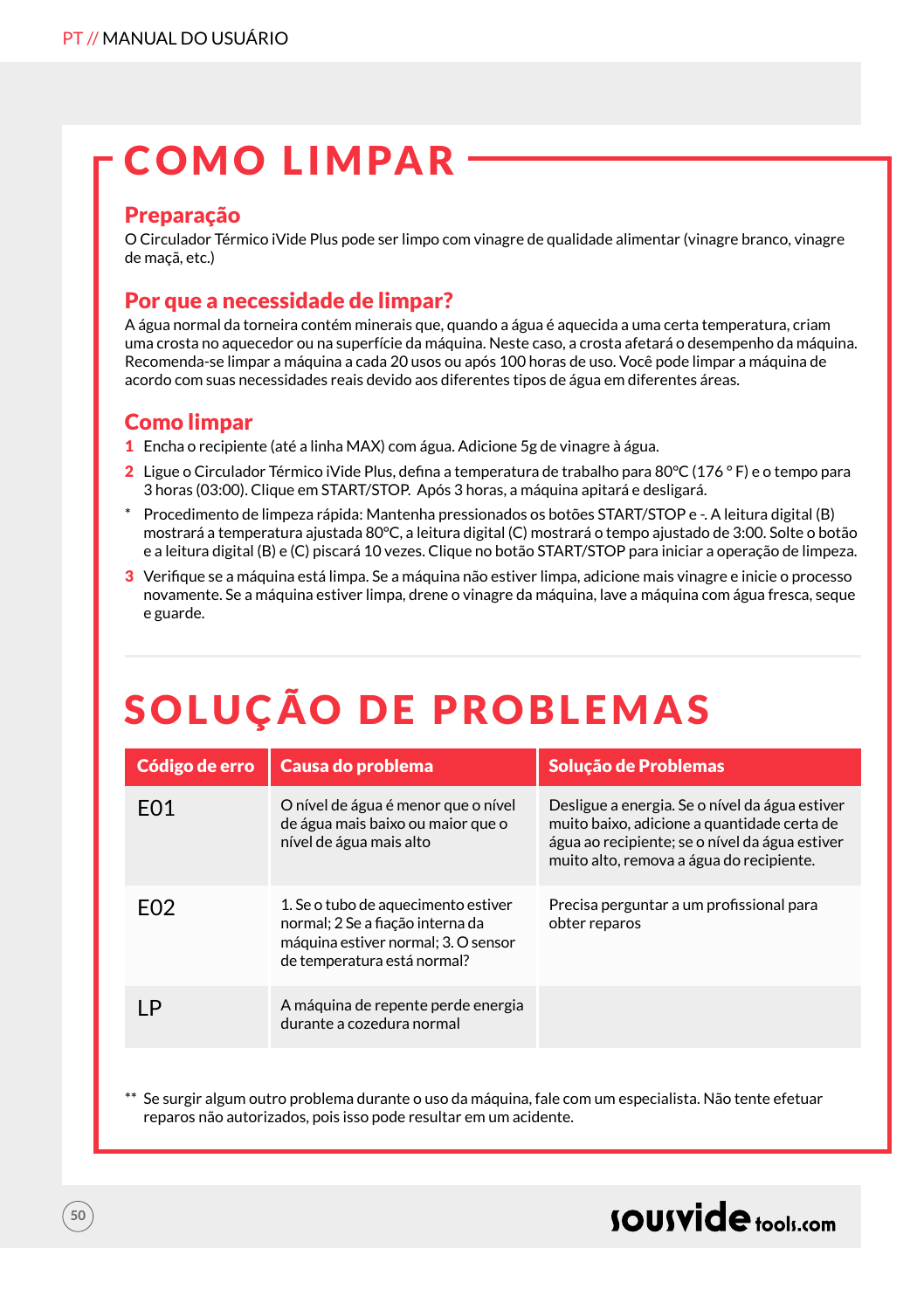# COMO LIMPAR

## Preparação

O Circulador Térmico iVide Plus pode ser limpo com vinagre de qualidade alimentar (vinagre branco, vinagre de maçã, etc.)

## Por que a necessidade de limpar?

A água normal da torneira contém minerais que, quando a água é aquecida a uma certa temperatura, criam uma crosta no aquecedor ou na superfície da máquina. Neste caso, a crosta afetará o desempenho da máquina. Recomenda-se limpar a máquina a cada 20 usos ou após 100 horas de uso. Você pode limpar a máquina de acordo com suas necessidades reais devido aos diferentes tipos de água em diferentes áreas.

## Como limpar

1. Encha o recipiente (até a linha MAX) com água. Adicione 5g de vinagre à água.
2. Ligue o Circulador Térmico iVide Plus, defina a temperatura de trabalho para 80°C (176 ° F) e o tempo para 3 horas (03:00). Clique em START/STOP. Após 3 horas, a máquina apitará e desligará.

\* Procedimento de limpeza rápida: Mantenha pressionados os botões START/STOP e -. A leitura digital (B) mostrará a temperatura ajustada 80°C, a leitura digital (C) mostrará o tempo ajustado de 3:00. Solte o botão e a leitura digital (B) e (C) piscará 10 vezes. Clique no botão START/STOP para iniciar a operação de limpeza.

3. Verifique se a máquina está limpa. Se a máquina não estiver limpa, adicione mais vinagre e inicie o processo novamente. Se a máquina estiver limpa, drene o vinagre da máquina, lave a máquina com água fresca, seque e guarde.

# SOLUÇÃO DE PROBLEMAS

| Código de erro | Causa do problema | Solução de Problemas |
|---|---|---|
| E01 | O nível de água é menor que o nível de água mais baixo ou maior que o nível de água mais alto | Desligue a energia. Se o nível da água estiver muito baixo, adicione a quantidade certa de água ao recipiente; se o nível da água estiver muito alto, remova a água do recipiente. |
| E02 | 1. Se o tubo de aquecimento estiver normal; 2 Se a fiação interna da máquina estiver normal; 3. O sensor de temperatura está normal? | Precisa perguntar a um profissional para obter reparos |
| LP | A máquina de repente perde energia durante a cozedura normal | |

\*\* Se surgir algum outro problema durante o uso da máquina, fale com um especialista. Não tente efetuar reparos não autorizados, pois isso pode resultar em um acidente.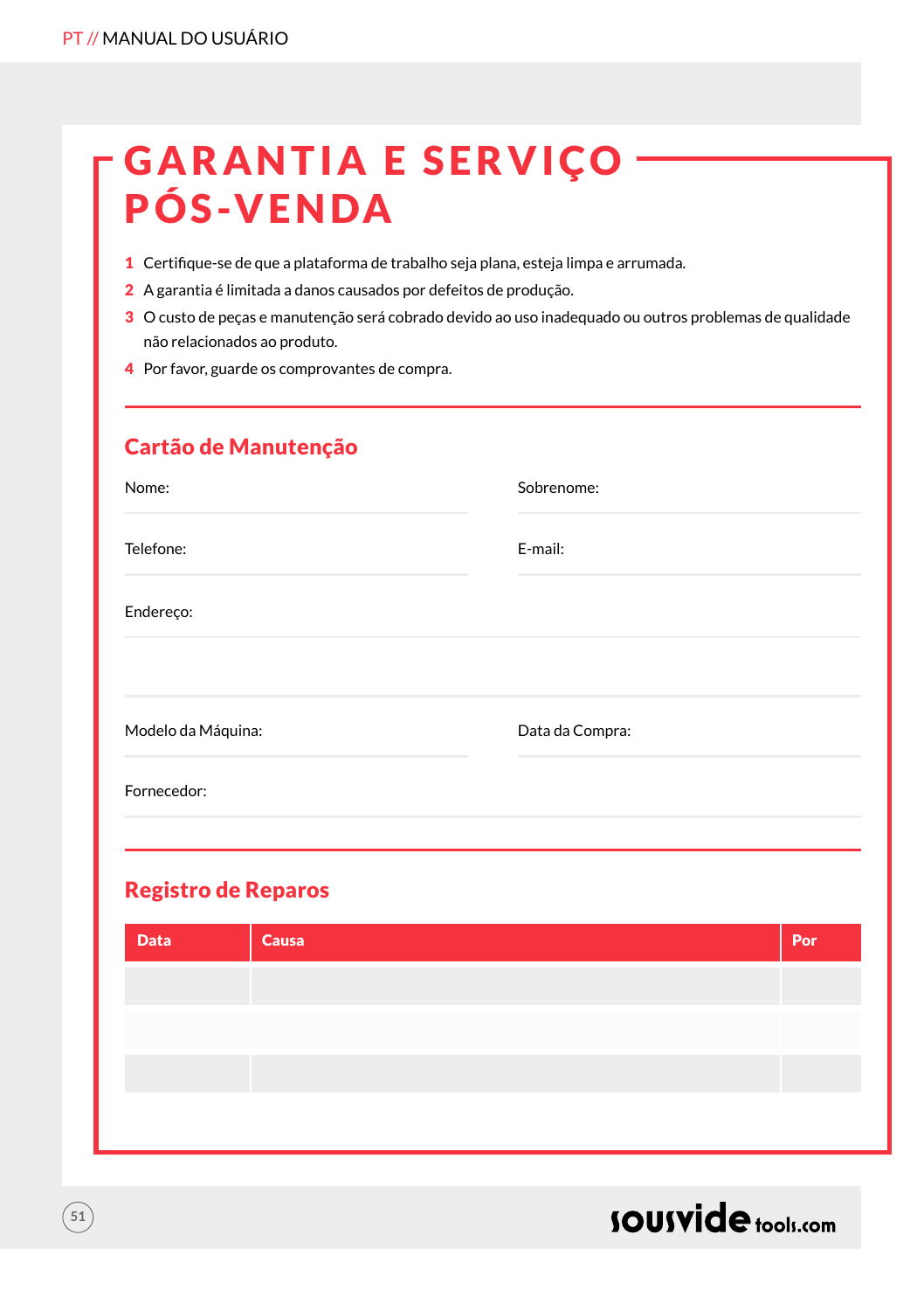# GARANTIA E SERVIÇO PÓS-VENDA

1. Certifique-se de que a plataforma de trabalho seja plana, esteja limpa e arrumada.
2. A garantia é limitada a danos causados por defeitos de produção.
3. O custo de peças e manutenção será cobrado devido ao uso inadequado ou outros problemas de qualidade não relacionados ao produto.
4. Por favor, guarde os comprovantes de compra.

## Cartão de Manutenção

Nome:

Sobrenome:

Telefone:

E-mail:

Endereço:

Modelo da Máquina:

Data da Compra:

Fornecedor:

## Registro de Reparos

| Data | Causa | Por |
|---|---|---|
| | | |
| | | |
| | | |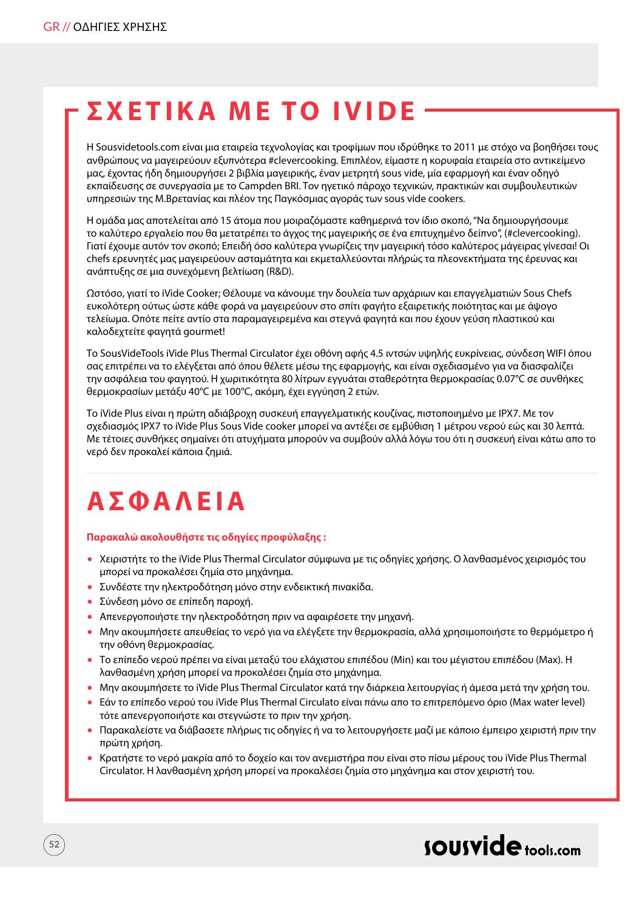# ΣΧΕΤΙΚΑ ΜΕ ΤΟ IVIDE

H Sousvidetools.com είναι μια εταιρεία τεχνολογίας και τροφίμων που ιδρύθηκε το 2011 με στόχο να βοηθήσει τους ανθρώπους να μαγειρεύουν εξυπνότερα #clevercooking. Επιπλέον, είμαστε η κορυφαία εταιρεία στο αντικείμενο μας, έχοντας ήδη δημιουργήσει 2 βιβλία μαγειρικής, έναν μετρητή sous vide, μία εφαρμογή και έναν οδηγό εκπαίδευσης σε συνεργασία με το Campden BRI. Τον ηγετικό πάροχο τεχνικών, πρακτικών και συμβουλευτικών υπηρεσιών της Μ.Βρετανίας και πλέον της Παγκόσμιας αγοράς των sous vide cookers.

Η ομάδα μας αποτελείται από 15 άτομα που μοιραζόμαστε καθημερινά τον ίδιο σκοπό, "Να δημιουργήσουμε το καλύτερο εργαλείο που θα μετατρέπει το άγχος της μαγειρικής σε ένα επιτυχημένο δείπνο", (#clevercooking). Γιατί έχουμε αυτόν τον σκοπό; Επειδή όσο καλύτερα γνωρίζεις την μαγειρική τόσο καλύτερος μάγειρας γίνεσαι! Οι chefs ερευνητές μας μαγειρεύουν ασταμάτητα και εκμεταλλεύονται πλήρως τα πλεονεκτήματα της έρευνας και ανάπτυξης σε μια συνεχόμενη βελτίωση (R&D).

Ωστόσο, γιατί το iVide Cooker; Θέλουμε να κάνουμε την δουλεία των αρχάριων και επαγγελματιών Sous Chefs ευκολότερη ούτως ώστε κάθε φορά να μαγειρεύουν στο σπίτι φαγητό εξαιρετικής ποιότητας και με άψογο τελείωμα. Οπότε πείτε αντίο στα παραμαγειρεμένα και στεγνά φαγητά και που έχουν γεύση πλαστικού και καλοδεχτείτε φαγητά gourmet!

Το SousVideTools iVide Plus Thermal Circulator έχει οθόνη αφής 4.5 ιντσών υψηλής ευκρίνειας, σύνδεση WIFI όπου σας επιτρέπει να το ελέγξεται από όπου θέλετε μέσω της εφαρμογής, και είναι σχεδιασμένο για να διασφαλίζει την ασφάλεια του φαγητού. Η χωριτικότητα 80 λίτρων εγγυάται σταθερότητα θερμοκρασίας 0.07°C σε συνθήκες θερμοκρασιών μετάξυ 40°C με 100°C, ακόμη, έχει εγγύηση 2 ετών.

Το iVide Plus είναι η πρώτη αδιάβροχη συσκευή επαγγελματικής κουζίνας, πιστοποιημένο με IPX7. Με τον σχεδιασμός IPX7 το iVide Plus Sous Vide cooker μπορεί να αντέξει σε εμβύθιση 1 μέτρου νερού εώς και 30 λεπτά. Με τέτοιες συνθήκες σημαίνει ότι ατυχήματα μπορούν να συμβούν αλλά λόγω του ότι η συσκευή είναι κάτω απο το νερό δεν προκαλεί κάποια ζημιά.

# ΑΣΦΑΛΕΙΑ

**Παρακαλώ ακολουθήστε τις οδηγίες προφύλαξης :**

- Χειριστήτε το the iVide Plus Thermal Circulator σύμφωνα με τις οδηγίες χρήσης. Ο λανθασμένος χειρισμός του μπορεί να προκαλέσει ζημία στο μηχάνημα.
- Συνδέστε την ηλεκτροδότηση μόνο στην ενδεικτική πινακίδα.
- Σύνδεση μόνο σε επίπεδη παροχή.
- Απενεργοποιήστε την ηλεκτροδότηση πριν να αφαιρέσετε την μηχανή.
- Μην ακουμπήσετε απευθείας το νερό για να ελέγξετε την θερμοκρασία, αλλά χρησιμοποιήστε το θερμόμετρο ή την οθόνη θερμοκρασίας.
- Το επίπεδο νερού πρέπει να είναι μεταξύ του ελάχιστου επιπέδου (Min) και του μέγιστου επιπέδου (Max). Η λανθασμένη χρήση μπορεί να προκαλέσει ζημία στο μηχάνημα.
- Μην ακουμπήσετε το iVide Plus Thermal Circulator κατά την διάρκεια λειτουργίας ή άμεσα μετά την χρήση του.
- Εάν το επίπεδο νερού του iVide Plus Thermal Circulato είναι πάνω απο το επιτρεπόμενο όριο (Max water level) τότε απενεργοποιήστε και στεγνώστε το πριν την χρήση.
- Παρακαλείστε να διαβάσετε πλήρως τις οδηγίες ή να το λειτουργήσετε μαζί με κάποιο έμπειρο χειριστή πριν την πρώτη χρήση.
- Κρατήστε το νερό μακρία από το δοχείο και τον ανεμιστήρα που είναι στο πίσω μέρους του iVide Plus Thermal Circulator. Η λανθασμένη χρήση μπορεί να προκαλέσει ζημία στο μηχάνημα και στον χειριστή του.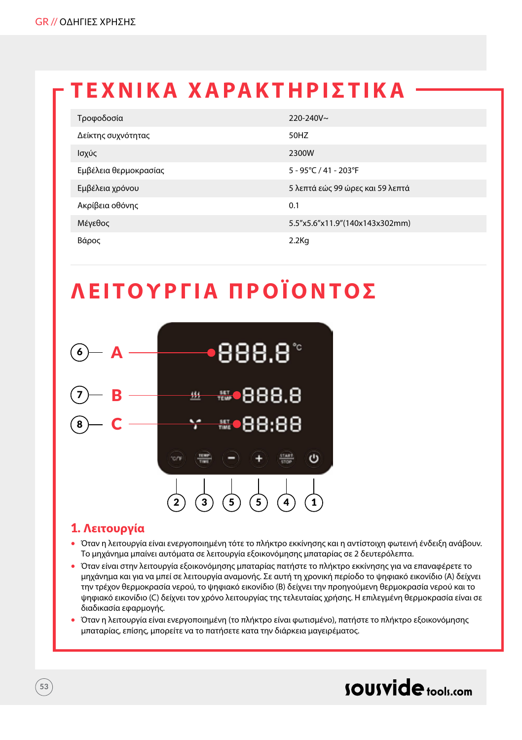# ΤΕΧΝΙΚΑ ΧΑΡΑΚΤΗΡΙΣΤΙΚΑ

| | |
|---|---|
| Τροφοδοσία | 220-240V~ |
| Δείκτης συχνότητας | 50HZ |
| Ισχύς | 2300W |
| Εμβέλεια θερμοκρασίας | 5 - 95°C / 41 - 203°F |
| Εμβέλεια χρόνου | 5 λεπτά εώς 99 ώρες και 59 λεπτά |
| Ακρίβεια οθόνης | 0.1 |
| Μέγεθος | 5.5"x5.6"x11.9"(140x143x302mm) |
| Βάρος | 2.2Kg |

# ΛΕΙΤΟΥΡΓΙΑ ΠΡΟΪΟΝΤΟΣ

6 — A — 888.8 °C

7 — B — SET TEMP 888.8

8 — C — SET TIME 88:88

°C/F (2), TEMP TIME (3), − (5), + (5), START STOP (4), ⏻ (1)

## 1. Λειτουργία

- Όταν η λειτουργία είναι ενεργοποιημένη τότε το πλήκτρο εκκίνησης και η αντίστοιχη φωτεινή ένδειξη ανάβουν. Το μηχάνημα μπαίνει αυτόματα σε λειτουργία εξοικονόμησης μπαταρίας σε 2 δευτερόλεπτα.
- Όταν είναι στην λειτουργία εξοικονόμησης μπαταρίας πατήστε το πλήκτρο εκκίνησης για να επαναφέρετε το μηχάνημα και για να μπεί σε λειτουργία αναμονής. Σε αυτή τη χρονική περίοδο το ψηφιακό εικονίδιο (A) δείχνει την τρέχον θερμοκρασία νερού, το ψηφιακό εικονίδιο (B) δείχνει την προηγούμενη θερμοκρασία νερού και το ψηφιακό εικονίδιο (C) δείχνει τον χρόνο λειτουργίας της τελευταίας χρήσης. Η επιλεγμένη θερμοκρασία είναι σε διαδικασία εφαρμογής.
- Όταν η λειτουργία είναι ενεργοποιημένη (το πλήκτρο είναι φωτισμένο), πατήστε το πλήκτρο εξοικονόμησης μπαταρίας, επίσης, μπορείτε να το πατήσετε κατα την διάρκεια μαγειρέματος.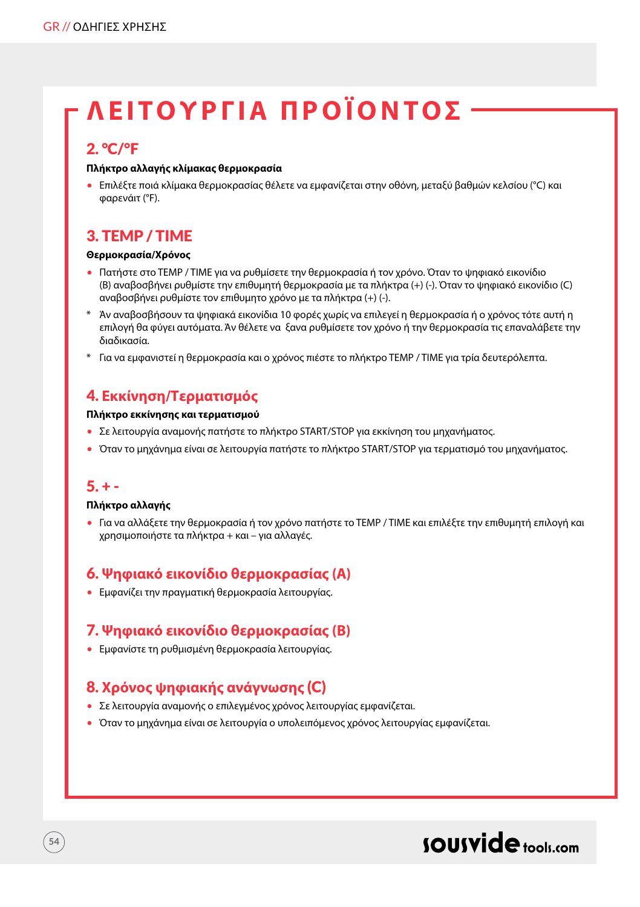# ΛΕΙΤΟΥΡΓΙΑ ΠΡΟΪΟΝΤΟΣ

## 2. °C/°F

**Πλήκτρο αλλαγής κλίμακας θερμοκρασία**

- Επιλέξτε ποιά κλίμακα θερμοκρασίας θέλετε να εμφανίζεται στην οθόνη, μεταξύ βαθμών κελσίου (°C) και φαρενάιτ (°F).

## 3. TEMP / TIME

**Θερμοκρασία/Χρόνος**

- Πατήστε στο TEMP / TIME για να ρυθμίσετε την θερμοκρασία ή τον χρόνο. Όταν το ψηφιακό εικονίδιο (B) αναβοσβήνει ρυθμίστε την επιθυμητή θερμοκρασία με τα πλήκτρα (+) (-). Όταν το ψηφιακό εικονίδιο (C) αναβοσβήνει ρυθμίστε τον επιθυμητο χρόνο με τα πλήκτρα (+) (-).

\* Άν αναβοσβήσουν τα ψηφιακά εικονίδια 10 φορές χωρίς να επιλεγεί η θερμοκρασία ή ο χρόνος τότε αυτή η επιλογή θα φύγει αυτόματα. Άν θέλετε να ξανα ρυθμίσετε τον χρόνο ή την θερμοκρασία τις επαναλάβετε την διαδικασία.

\* Για να εμφανιστεί η θερμοκρασία και ο χρόνος πιέστε το πλήκτρο TEMP / TIME για τρία δευτερόλεπτα.

## 4. Εκκίνηση/Τερματισμός

**Πλήκτρο εκκίνησης και τερματισμού**

- Σε λειτουργία αναμονής πατήστε το πλήκτρο START/STOP για εκκίνηση του μηχανήματος.
- Όταν το μηχάνημα είναι σε λειτουργία πατήστε το πλήκτρο START/STOP για τερματισμό του μηχανήματος.

## 5. + -

**Πλήκτρο αλλαγής**

- Για να αλλάξετε την θερμοκρασία ή τον χρόνο πατήστε το TEMP / TIME και επιλέξτε την επιθυμητή επιλογή και χρησιμοποιήστε τα πλήκτρα + και – για αλλαγές.

## 6. Ψηφιακό εικονίδιο θερμοκρασίας (A)

- Εμφανίζει την πραγματική θερμοκρασία λειτουργίας.

## 7. Ψηφιακό εικονίδιο θερμοκρασίας (B)

- Εμφανίστε τη ρυθμισμένη θερμοκρασία λειτουργίας.

## 8. Χρόνος ψηφιακής ανάγνωσης (C)

- Σε λειτουργία αναμονής ο επιλεγμένος χρόνος λειτουργίας εμφανίζεται.
- Όταν το μηχάνημα είναι σε λειτουργία ο υπολειπόμενος χρόνος λειτουργίας εμφανίζεται.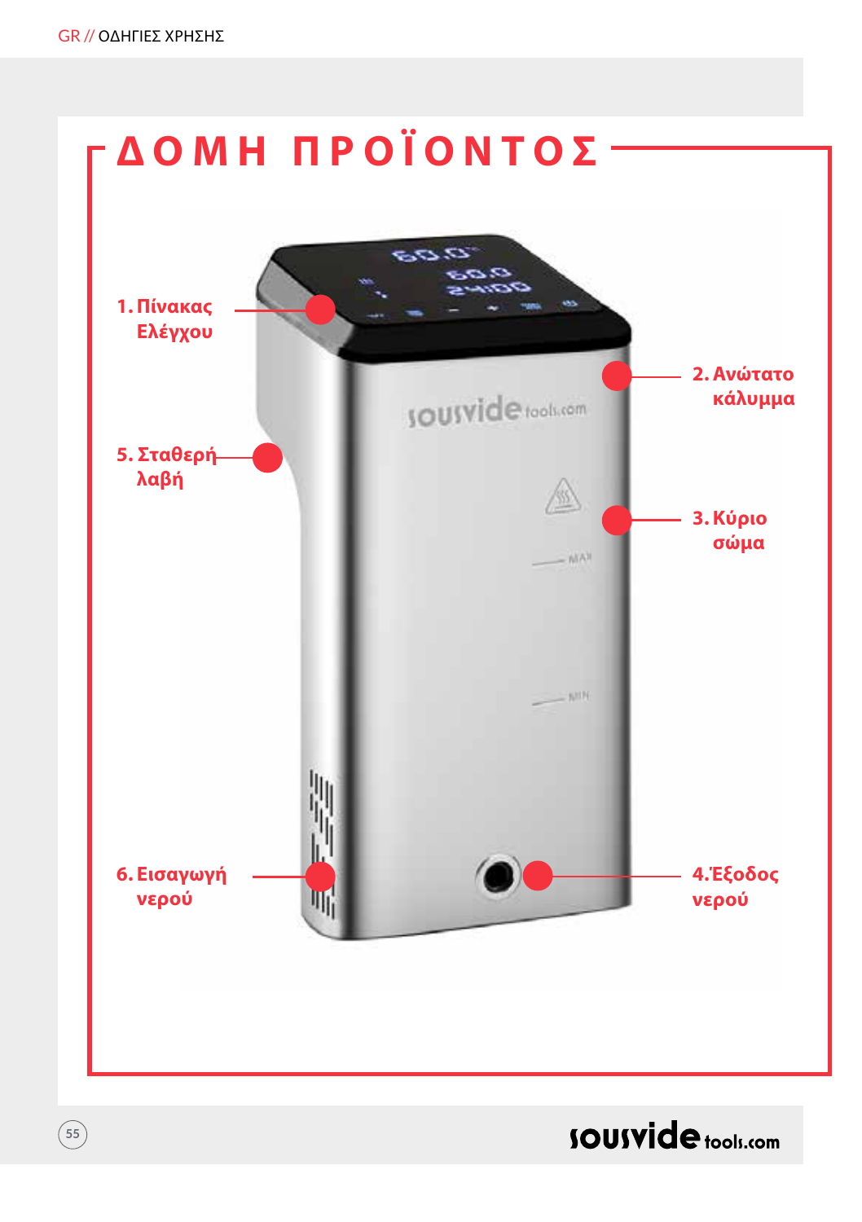# ΔΟΜΗ ΠΡΟΪΟΝΤΟΣ

1. Πίνακας Ελέγχου
2. Ανώτατο κάλυμμα
3. Κύριο σώμα
4. Έξοδος νερού
5. Σταθερή λαβή
6. Εισαγωγή νερού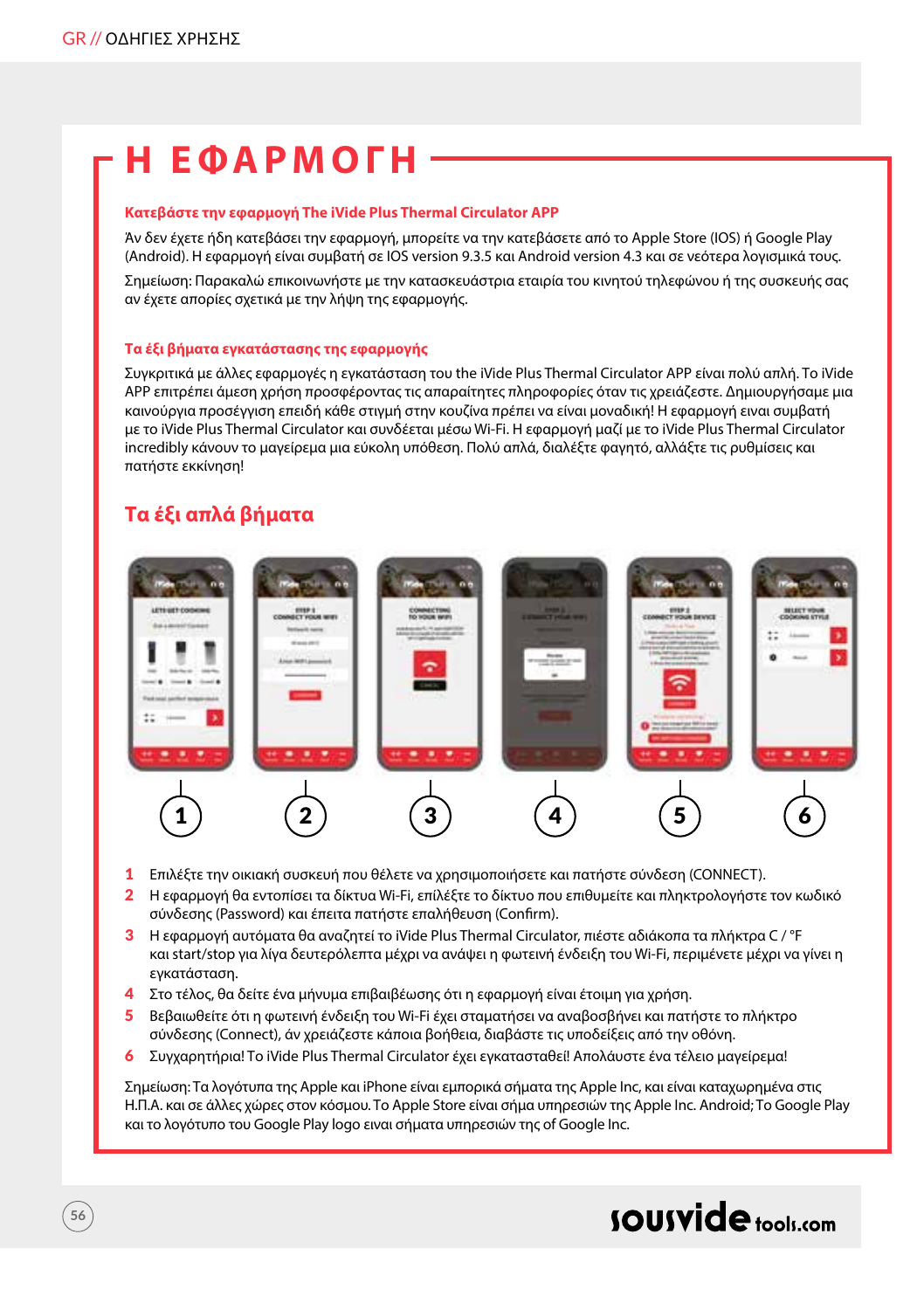# Η ΕΦΑΡΜΟΓΗ

**Κατεβάστε την εφαρμογή The iVide Plus Thermal Circulator APP**

Άν δεν έχετε ήδη κατεβάσει την εφαρμογή, μπορείτε να την κατεβάσετε από το Apple Store (IOS) ή Google Play (Android). Η εφαρμογή είναι συμβατή σε IOS version 9.3.5 και Android version 4.3 και σε νεότερα λογισμικά τους.

Σημείωση: Παρακαλώ επικοινωνήστε με την κατασκευάστρια εταιρία του κινητού τηλεφώνου ή της συσκευής σας αν έχετε απορίες σχετικά με την λήψη της εφαρμογής.

**Τα έξι βήματα εγκατάστασης της εφαρμογής**

Συγκριτικά με άλλες εφαρμογές η εγκατάσταση του the iVide Plus Thermal Circulator APP είναι πολύ απλή. Το iVide APP επιτρέπει άμεση χρήση προσφέροντας τις απαραίτητες πληροφορίες όταν τις χρειάζεστε. Δημιουργήσαμε μια καινούργια προσέγγιση επειδή κάθε στιγμή στην κουζίνα πρέπει να είναι μοναδική! Η εφαρμογή ειναι συμβατή με το iVide Plus Thermal Circulator και συνδέεται μέσω Wi-Fi. Η εφαρμογή μαζί με το iVide Plus Thermal Circulator incredibly κάνουν το μαγείρεμα μια εύκολη υπόθεση. Πολύ απλά, διαλέξτε φαγητό, αλλάξτε τις ρυθμίσεις και πατήστε εκκίνηση!

## Τα έξι απλά βήματα

1. Επιλέξτε την οικιακή συσκευή που θέλετε να χρησιμοποιήσετε και πατήστε σύνδεση (CONNECT).
2. Η εφαρμογή θα εντοπίσει τα δίκτυα Wi-Fi, επιλέξτε το δίκτυο που επιθυμείτε και πληκτρολογήστε τον κωδικό σύνδεσης (Password) και έπειτα πατήστε επαλήθευση (Confirm).
3. Η εφαρμογή αυτόματα θα αναζητεί το iVide Plus Thermal Circulator, πιέστε αδιάκοπα τα πλήκτρα C / °F και start/stop για λίγα δευτερόλεπτα μέχρι να ανάψει η φωτεινή ένδειξη του Wi-Fi, περιμένετε μέχρι να γίνει η εγκατάσταση.
4. Στο τέλος, θα δείτε ένα μήνυμα επιβεβαίωσης ότι η εφαρμογή είναι έτοιμη για χρήση.
5. Βεβαιωθείτε ότι η φωτεινή ένδειξη του Wi-Fi έχει σταματήσει να αναβοσβήνει και πατήστε το πλήκτρο σύνδεσης (Connect), άν χρειάζεστε κάποια βοήθεια, διαβάστε τις υποδείξεις από την οθόνη.
6. Συγχαρητήρια! Το iVide Plus Thermal Circulator έχει εγκατασταθεί! Απολάυστε ένα τέλειο μαγείρεμα!

Σημείωση: Τα λογότυπα της Apple και iPhone είναι εμπορικά σήματα της Apple Inc, και είναι καταχωρημένα στις Η.Π.Α. και σε άλλες χώρες στον κόσμου. Το Apple Store είναι σήμα υπηρεσιών της Apple Inc. Android; Το Google Play και το λογότυπο του Google Play logo ειναι σήματα υπηρεσιών της of Google Inc.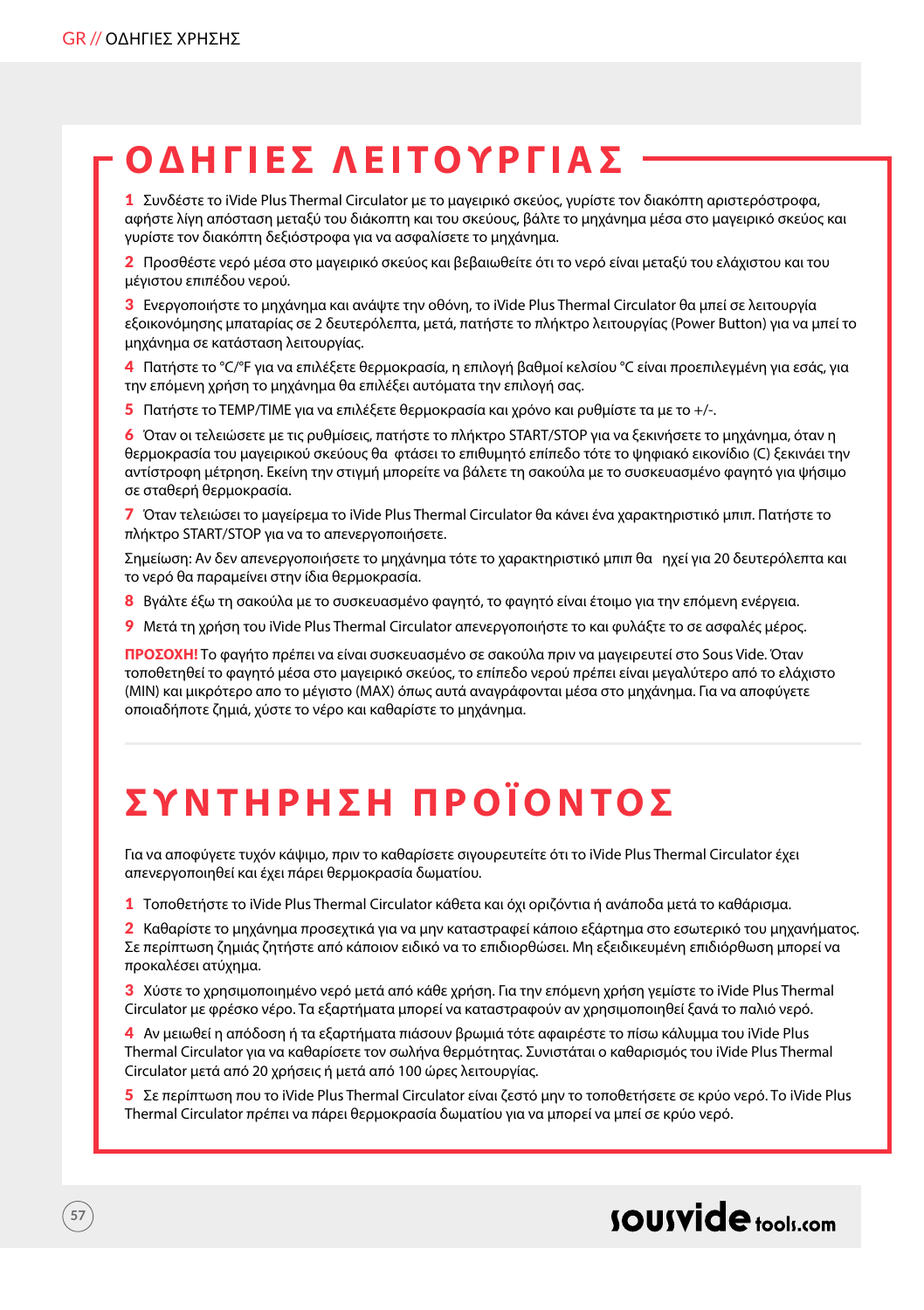# ΟΔΗΓΙΕΣ ΛΕΙΤΟΥΡΓΙΑΣ

**1** Συνδέστε το iVide Plus Thermal Circulator με το μαγειρικό σκεύος, γυρίστε τον διακόπτη αριστερόστροφα, αφήστε λίγη απόσταση μεταξύ του διάκοπτη και του σκεύους, βάλτε το μηχάνημα μέσα στο μαγειρικό σκεύος και γυρίστε τον διακόπτη δεξιόστροφα για να ασφαλίσετε το μηχάνημα.

**2** Προσθέστε νερό μέσα στο μαγειρικό σκεύος και βεβαιωθείτε ότι το νερό είναι μεταξύ του ελάχιστου και του μέγιστου επιπέδου νερού.

**3** Ενεργοποιήστε το μηχάνημα και ανάψτε την οθόνη, το iVide Plus Thermal Circulator θα μπεί σε λειτουργία εξοικονόμησης μπαταρίας σε 2 δευτερόλεπτα, μετά, πατήστε το πλήκτρο λειτουργίας (Power Button) για να μπεί το μηχάνημα σε κατάσταση λειτουργίας.

**4** Πατήστε το °C/°F για να επιλέξετε θερμοκρασία, η επιλογή βαθμοί κελσίου °C είναι προεπιλεγμένη για εσάς, για την επόμενη χρήση το μηχάνημα θα επιλέξει αυτόματα την επιλογή σας.

**5** Πατήστε το TEMP/TIME για να επιλέξετε θερμοκρασία και χρόνο και ρυθμίστε τα με το +/-.

**6** Όταν οι τελειώσετε με τις ρυθμίσεις, πατήστε το πλήκτρο START/STOP για να ξεκινήσετε το μηχάνημα, όταν η θερμοκρασία του μαγειρικού σκεύους θα φτάσει το επιθυμητό επίπεδο τότε το ψηφιακό εικονίδιο (C) ξεκινάει την αντίστροφη μέτρηση. Εκείνη την στιγμή μπορείτε να βάλετε τη σακούλα με το συσκευασμένο φαγητό για ψήσιμο σε σταθερή θερμοκρασία.

**7** Όταν τελειώσει το μαγείρεμα το iVide Plus Thermal Circulator θα κάνει ένα χαρακτηριστικό μπιπ. Πατήστε το πλήκτρο START/STOP για να το απενεργοποιήσετε.

Σημείωση: Αν δεν απενεργοποιήσετε το μηχάνημα τότε το χαρακτηριστικό μπιπ θα ηχεί για 20 δευτερόλεπτα και το νερό θα παραμείνει στην ίδια θερμοκρασία.

**8** Βγάλτε έξω τη σακούλα με το συσκευασμένο φαγητό, το φαγητό είναι έτοιμο για την επόμενη ενέργεια.

**9** Μετά τη χρήση του iVide Plus Thermal Circulator απενεργοποιήστε το και φυλάξτε το σε ασφαλές μέρος.

**ΠΡΟΣΟΧΗ!** Το φαγητό πρέπει να είναι συσκευασμένο σε σακούλα πριν να μαγειρευτεί στο Sous Vide. Όταν τοποθετηθεί το φαγητό μέσα στο μαγειρικό σκεύος, το επίπεδο νερού πρέπει είναι μεγαλύτερο από το ελάχιστο (MIN) και μικρότερο απο το μέγιστο (MAX) όπως αυτά αναγράφονται μέσα στο μηχάνημα. Για να αποφύγετε οποιαδήποτε ζημιά, χύστε το νέρο και καθαρίστε το μηχάνημα.

# ΣΥΝΤΗΡΗΣΗ ΠΡΟΪΟΝΤΟΣ

Για να αποφύγετε τυχόν κάψιμο, πριν το καθαρίσετε σιγουρευτείτε ότι το iVide Plus Thermal Circulator έχει απενεργοποιηθεί και έχει πάρει θερμοκρασία δωματίου.

**1** Τοποθετήστε το iVide Plus Thermal Circulator κάθετα και όχι οριζόντια ή ανάποδα μετά το καθάρισμα.

**2** Καθαρίστε το μηχάνημα προσεχτικά για να μην καταστραφεί κάποιο εξάρτημα στο εσωτερικό του μηχανήματος. Σε περίπτωση ζημιάς ζητήστε από κάποιον ειδικό να το επιδιορθώσει. Μη εξειδικευμένη επιδιόρθωση μπορεί να προκαλέσει ατύχημα.

**3** Χύστε το χρησιμοποιημένο νερό μετά από κάθε χρήση. Για την επόμενη χρήση γεμίστε το iVide Plus Thermal Circulator με φρέσκο νέρο. Τα εξαρτήματα μπορεί να καταστραφούν αν χρησιμοποιηθεί ξανά το παλιό νερό.

**4** Αν μειωθεί η απόδοση ή τα εξαρτήματα πιάσουν βρωμιά τότε αφαιρέστε το πίσω κάλυμμα του iVide Plus Thermal Circulator για να καθαρίσετε τον σωλήνα θερμότητας. Συνιστάται ο καθαρισμός του iVide Plus Thermal Circulator μετά από 20 χρήσεις ή μετά από 100 ώρες λειτουργίας.

**5** Σε περίπτωση που το iVide Plus Thermal Circulator είναι ζεστό μην το τοποθετήσετε σε κρύο νερό. Το iVide Plus Thermal Circulator πρέπει να πάρει θερμοκρασία δωματίου για να μπορεί να μπεί σε κρύο νερό.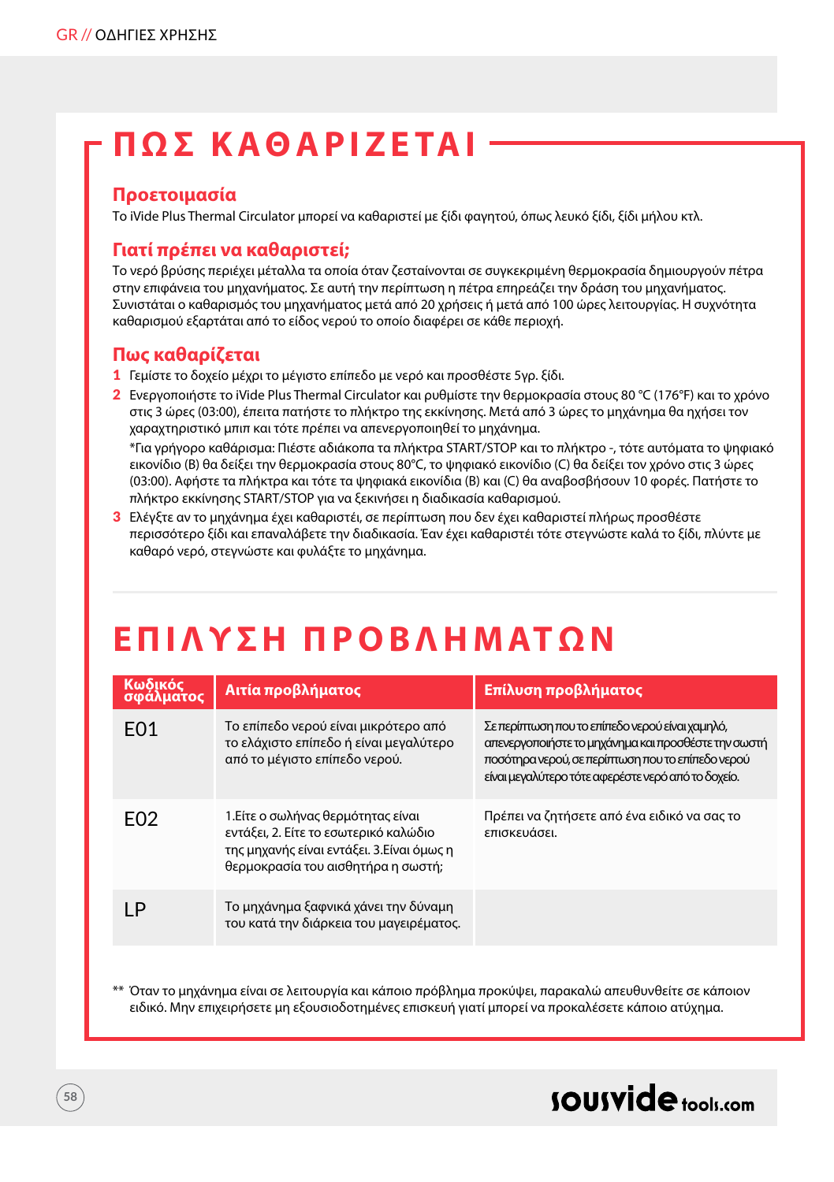# ΠΩΣ ΚΑΘΑΡΙΖΕΤΑΙ

### Προετοιμασία

Το iVide Plus Thermal Circulator μπορεί να καθαριστεί με ξίδι φαγητού, όπως λευκό ξίδι, ξίδι μήλου κτλ.

### Γιατί πρέπει να καθαριστεί;

Το νερό βρύσης περιέχει μέταλλα τα οποία όταν ζεσταίνονται σε συγκεκριμένη θερμοκρασία δημιουργούν πέτρα στην επιφάνεια του μηχανήματος. Σε αυτή την περίπτωση η πέτρα επηρεάζει την δράση του μηχανήματος. Συνιστάται ο καθαρισμός του μηχανήματος μετά από 20 χρήσεις ή μετά από 100 ώρες λειτουργίας. Η συχνότητα καθαρισμού εξαρτάται από το είδος νερού το οποίο διαφέρει σε κάθε περιοχή.

### Πως καθαρίζεται

1. Γεμίστε το δοχείο μέχρι το μέγιστο επίπεδο με νερό και προσθέστε 5γρ. ξίδι.
2. Ενεργοποιήστε το iVide Plus Thermal Circulator και ρυθμίστε την θερμοκρασία στους 80 °C (176°F) και το χρόνο στις 3 ώρες (03:00), έπειτα πατήστε το πλήκτρο της εκκίνησης. Μετά από 3 ώρες το μηχάνημα θα ηχήσει τον χαραχτηριστικό μπιπ και τότε πρέπει να απενεργοποιηθεί το μηχάνημα.

   *Για γρήγορο καθάρισμα: Πιέστε αδιάκοπα τα πλήκτρα START/STOP και το πλήκτρο -, τότε αυτόματα το ψηφιακό εικονίδιο (B) θα δείξει την θερμοκρασία στους 80°C, το ψηφιακό εικονίδιο (C) θα δείξει τον χρόνο στις 3 ώρες (03:00). Αφήστε τα πλήκτρα και τότε τα ψηφιακά εικονίδια (B) και (C) θα αναβοσβήσουν 10 φορές. Πατήστε το πλήκτρο εκκίνησης START/STOP για να ξεκινήσει η διαδικασία καθαρισμού.
3. Ελέγξτε αν το μηχάνημα έχει καθαριστεί, σε περίπτωση που δεν έχει καθαριστεί πλήρως προσθέστε περισσότερο ξίδι και επαναλάβετε την διαδικασία. Έαν έχει καθαριστεί τότε στεγνώστε καλά το ξίδι, πλύντε με καθαρό νερό, στεγνώστε και φυλάξτε το μηχάνημα.

# ΕΠΙΛΥΣΗ ΠΡΟΒΛΗΜΑΤΩΝ

| Κωδικός σφάλματος | Αιτία προβλήματος | Επίλυση προβλήματος |
|---|---|---|
| E01 | Το επίπεδο νερού είναι μικρότερο από το ελάχιστο επίπεδο ή είναι μεγαλύτερο από το μέγιστο επίπεδο νερού. | Σε περίπτωση που το επίπεδο νερού είναι χαμηλό, απενεργοποιήστε το μηχάνημα και προσθέστε την σωστή ποσότητα νερού, σε περίπτωση που το επίπεδο νερού είναι μεγαλύτερο τότε αφερέστε νερό από το δοχείο. |
| E02 | 1.Είτε ο σωλήνας θερμότητας είναι εντάξει, 2. Είτε το εσωτερικό καλώδιο της μηχανής είναι εντάξει. 3.Είναι όμως η θερμοκρασία του αισθητήρα η σωστή; | Πρέπει να ζητήσετε από ένα ειδικό να σας το επισκευάσει. |
| LP | Το μηχάνημα ξαφνικά χάνει την δύναμη του κατά την διάρκεια του μαγειρέματος. | |

** Όταν το μηχάνημα είναι σε λειτουργία και κάποιο πρόβλημα προκύψει, παρακαλώ απευθυνθείτε σε κάποιον ειδικό. Μην επιχειρήσετε μη εξουσιοδοτημένες επισκευή γιατί μπορεί να προκαλέσετε κάποιο ατύχημα.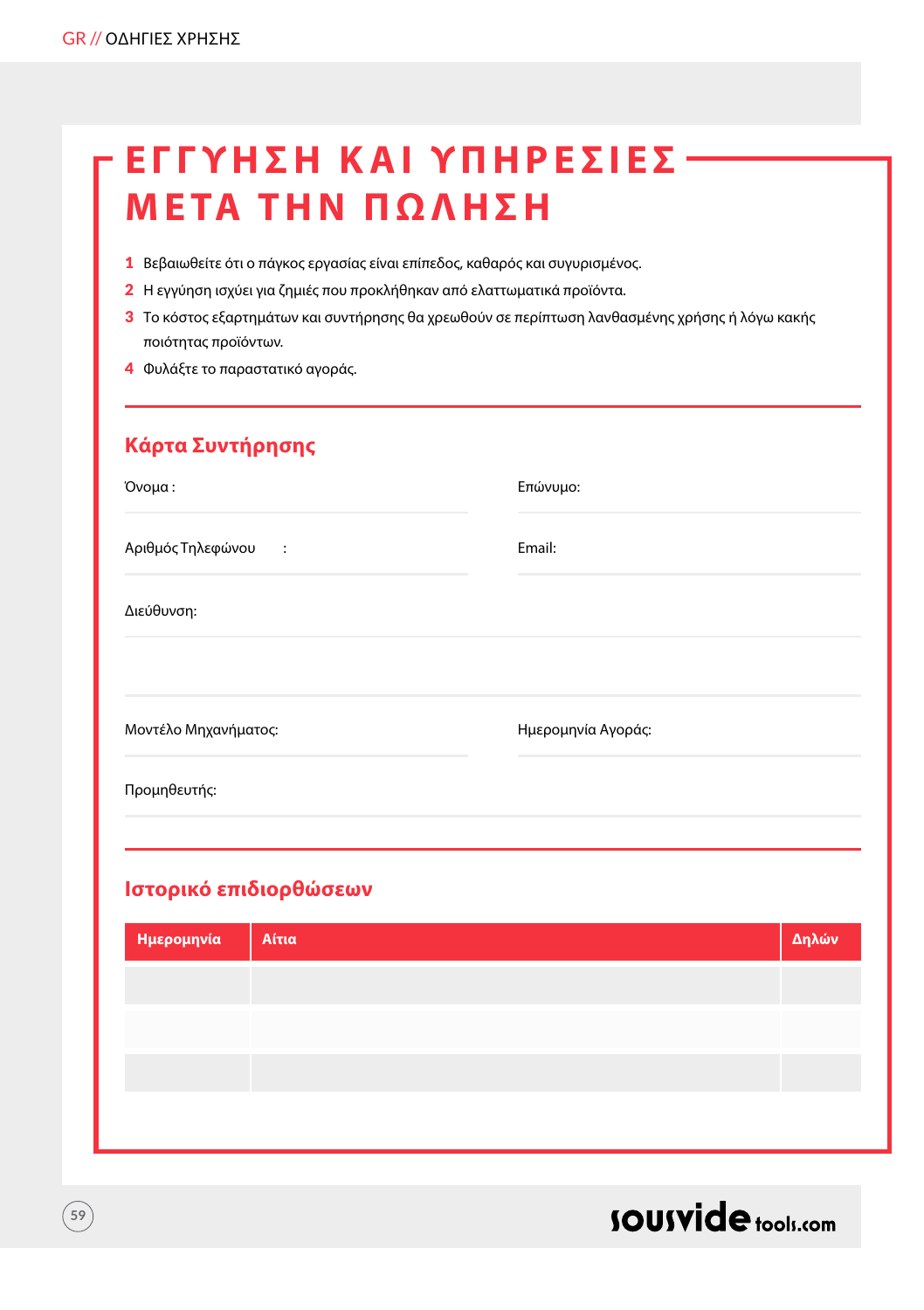# ΕΓΓΥΗΣΗ ΚΑΙ ΥΠΗΡΕΣΙΕΣ ΜΕΤΑ ΤΗΝ ΠΩΛΗΣΗ

1. Βεβαιωθείτε ότι ο πάγκος εργασίας είναι επίπεδος, καθαρός και συγυρισμένος.
2. Η εγγύηση ισχύει για ζημιές που προκλήθηκαν από ελαττωματικά προϊόντα.
3. Το κόστος εξαρτημάτων και συντήρησης θα χρεωθούν σε περίπτωση λανθασμένης χρήσης ή λόγω κακής ποιότητας προϊόντων.
4. Φυλάξτε το παραστατικό αγοράς.

## Κάρτα Συντήρησης

Όνομα :

Επώνυμο:

Αριθμός Τηλεφώνου :

Email:

Διεύθυνση:

Μοντέλο Μηχανήματος:

Ημερομηνία Αγοράς:

Προμηθευτής:

## Ιστορικό επιδιορθώσεων

| Ημερομηνία | Αίτια | Δηλών |
|---|---|---|
| | | |
| | | |
| | | |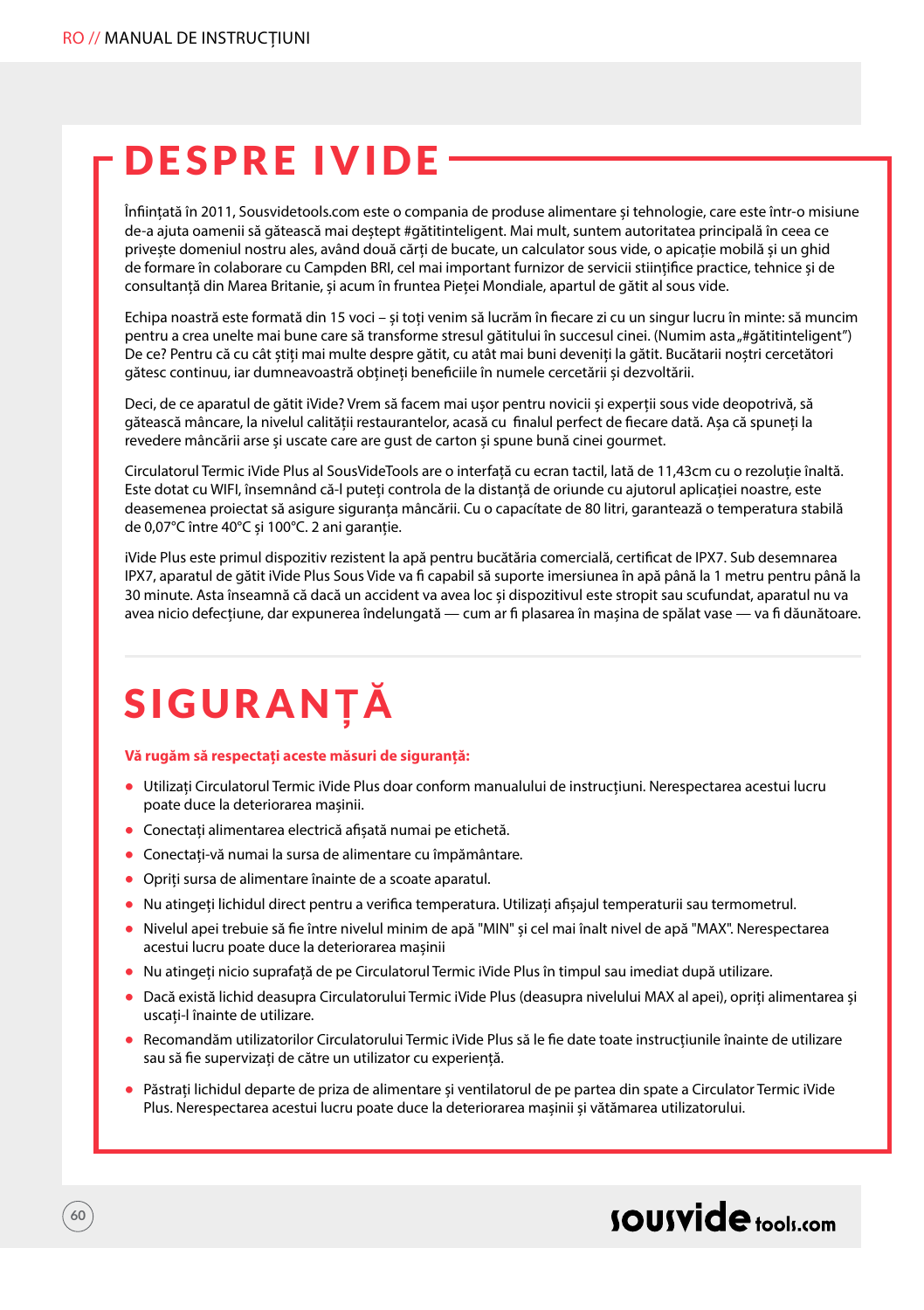# DESPRE IVIDE

Înființată în 2011, Sousvidetools.com este o compania de produse alimentare și tehnologie, care este într-o misiune de-a ajuta oamenii să gătească mai deștept #gătitinteligent. Mai mult, suntem autoritatea principală în ceea ce privește domeniul nostru ales, având două cărți de bucate, un calculator sous vide, o apicație mobilă și un ghid de formare în colaborare cu Campden BRI, cel mai important furnizor de servicii stiințifice practice, tehnice și de consultanță din Marea Britanie, și acum în fruntea Pieței Mondiale, apartul de gătit al sous vide.

Echipa noastră este formată din 15 voci – și toți venim să lucrăm în fiecare zi cu un singur lucru în minte: să muncim pentru a crea unelte mai bune care să transforme stresul gătitului în succesul cinei. (Numim asta „#gătitinteligent") De ce? Pentru că cu cât știți mai multe despre gătit, cu atât mai buni deveniți la gătit. Bucătarii noștri cercetători gătesc continuu, iar dumneavoastră obțineți beneficiile în numele cercetării și dezvoltării.

Deci, de ce aparatul de gătit iVide? Vrem să facem mai ușor pentru novicii și experții sous vide deopotrivă, să gătească mâncare, la nivelul calității restaurantelor, acasă cu finalul perfect de fiecare dată. Așa că spuneți la revedere mâncării arse și uscate care are gust de carton și spune bună cinei gourmet.

Circulatorul Termic iVide Plus al SousVideTools are o interfață cu ecran tactil, lată de 11,43cm cu o rezoluție înaltă. Este dotat cu WIFI, însemnând că-l puteți controla de la distanță de oriunde cu ajutorul aplicației noastre, este deasemenea proiectat să asigure siguranța mâncării. Cu o capacítate de 80 litri, garantează o temperatura stabilă de 0,07°C între 40°C și 100°C. 2 ani garanție.

iVide Plus este primul dispozitiv rezistent la apă pentru bucătăria comercială, certificat de IPX7. Sub desemnarea IPX7, aparatul de gătit iVide Plus Sous Vide va fi capabil să suporte imersiunea în apă până la 1 metru pentru până la 30 minute. Asta înseamnă că dacă un accident va avea loc și dispozitivul este stropit sau scufundat, aparatul nu va avea nicio defecțiune, dar expunerea îndelungată — cum ar fi plasarea în mașina de spălat vase — va fi dăunătoare.

# SIGURANȚĂ

**Vă rugăm să respectați aceste măsuri de siguranță:**

- Utilizați Circulatorul Termic iVide Plus doar conform manualului de instrucțiuni. Nerespectarea acestui lucru poate duce la deteriorarea mașinii.
- Conectați alimentarea electrică afișată numai pe etichetă.
- Conectați-vă numai la sursa de alimentare cu împământare.
- Opriți sursa de alimentare înainte de a scoate aparatul.
- Nu atingeți lichidul direct pentru a verifica temperatura. Utilizați afișajul temperaturii sau termometrul.
- Nivelul apei trebuie să fie între nivelul minim de apă "MIN" și cel mai înalt nivel de apă "MAX". Nerespectarea acestui lucru poate duce la deteriorarea mașinii
- Nu atingeți nicio suprafață de pe Circulatorul Termic iVide Plus în timpul sau imediat după utilizare.
- Dacă există lichid deasupra Circulatorului Termic iVide Plus (deasupra nivelului MAX al apei), opriți alimentarea și uscați-l înainte de utilizare.
- Recomandăm utilizatorilor Circulatorului Termic iVide Plus să le fie date toate instrucțiunile înainte de utilizare sau să fie supervizați de către un utilizator cu experiență.
- Păstrați lichidul departe de priza de alimentare și ventilatorul de pe partea din spate a Circulator Termic iVide Plus. Nerespectarea acestui lucru poate duce la deteriorarea mașinii și vătămarea utilizatorului.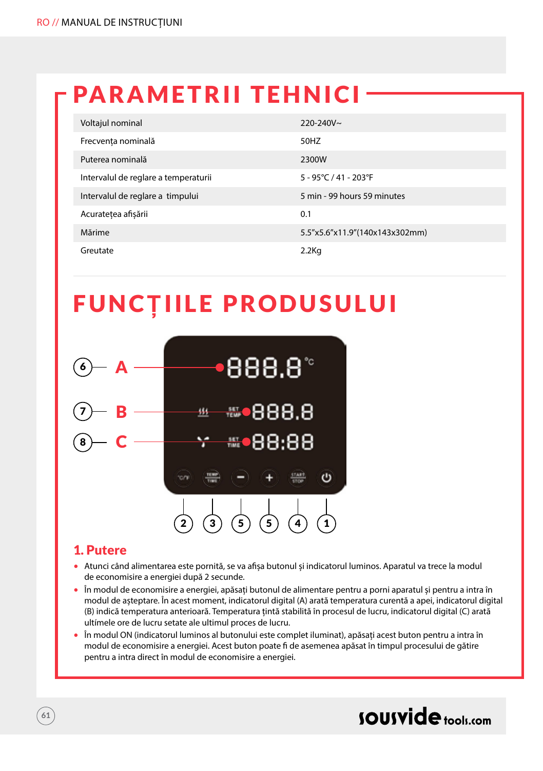# PARAMETRII TEHNICI

| | |
|---|---|
| Voltajul nominal | 220-240V~ |
| Frecvența nominală | 50HZ |
| Puterea nominală | 2300W |
| Intervalul de reglare a temperaturii | 5 - 95°C / 41 - 203°F |
| Intervalul de reglare a timpului | 5 min - 99 hours 59 minutes |
| Acuratețea afișării | 0.1 |
| Mărime | 5.5"x5.6"x11.9"(140x143x302mm) |
| Greutate | 2.2Kg |

# FUNCȚIILE PRODUSULUI

## 1. Putere

- Atunci când alimentarea este pornită, se va afișa butonul și indicatorul luminos. Aparatul va trece la modul de economisire a energiei după 2 secunde.
- În modul de economisire a energiei, apăsați butonul de alimentare pentru a porni aparatul și pentru a intra în modul de așteptare. În acest moment, indicatorul digital (A) arată temperatura curentă a apei, indicatorul digital (B) indică temperatura anterioară. Temperatura țintă stabilită în procesul de lucru, indicatorul digital (C) arată ultímele ore de lucru setate ale ultimul proces de lucru.
- În modul ON (indicatorul luminos al butonului este complet iluminat), apăsați acest buton pentru a intra în modul de economisire a energiei. Acest buton poate fi de asemenea apăsat în timpul procesului de gătire pentru a intra direct în modul de economisire a energiei.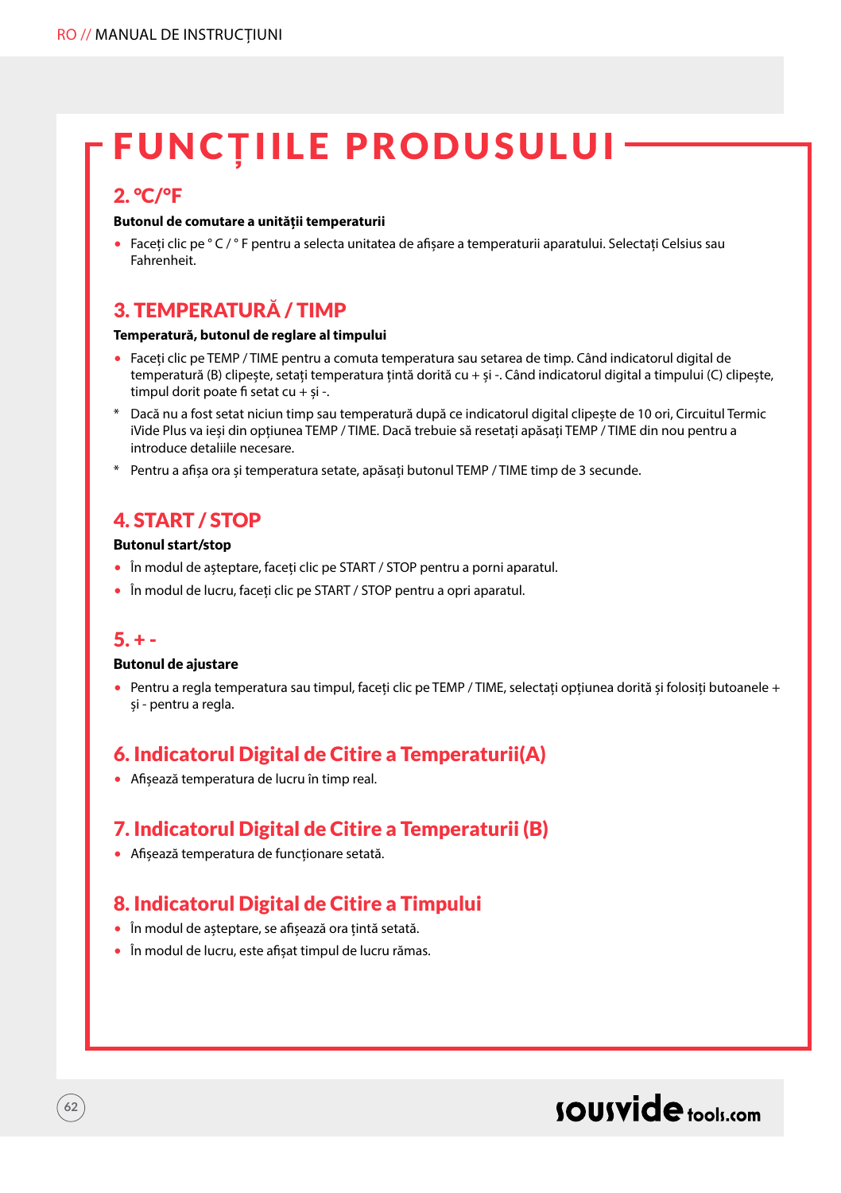# FUNCȚIILE PRODUSULUI

## 2. °C/°F

**Butonul de comutare a unității temperaturii**

- Faceți clic pe ° C / ° F pentru a selecta unitatea de afișare a temperaturii aparatului. Selectați Celsius sau Fahrenheit.

## 3. TEMPERATURĂ / TIMP

**Temperatură, butonul de reglare al timpului**

- Faceți clic pe TEMP / TIME pentru a comuta temperatura sau setarea de timp. Când indicatorul digital de temperatură (B) clipește, setați temperatura țintă dorită cu + și -. Când indicatorul digital a timpului (C) clipește, timpul dorit poate fi setat cu + și -.

* Dacă nu a fost setat niciun timp sau temperatură după ce indicatorul digital clipește de 10 ori, Circuitul Termic iVide Plus va ieși din opțiunea TEMP / TIME. Dacă trebuie să resetați apăsați TEMP / TIME din nou pentru a introduce detaliile necesare.
* Pentru a afișa ora și temperatura setate, apăsați butonul TEMP / TIME timp de 3 secunde.

## 4. START / STOP

**Butonul start/stop**

- În modul de așteptare, faceți clic pe START / STOP pentru a porni aparatul.
- În modul de lucru, faceți clic pe START / STOP pentru a opri aparatul.

## 5. + -

**Butonul de ajustare**

- Pentru a regla temperatura sau timpul, faceți clic pe TEMP / TIME, selectați opțiunea dorită și folosiți butoanele + și - pentru a regla.

## 6. Indicatorul Digital de Citire a Temperaturii(A)

- Afișează temperatura de lucru în timp real.

## 7. Indicatorul Digital de Citire a Temperaturii (B)

- Afișează temperatura de funcționare setată.

## 8. Indicatorul Digital de Citire a Timpului

- În modul de așteptare, se afișează ora țintă setată.
- În modul de lucru, este afișat timpul de lucru rămas.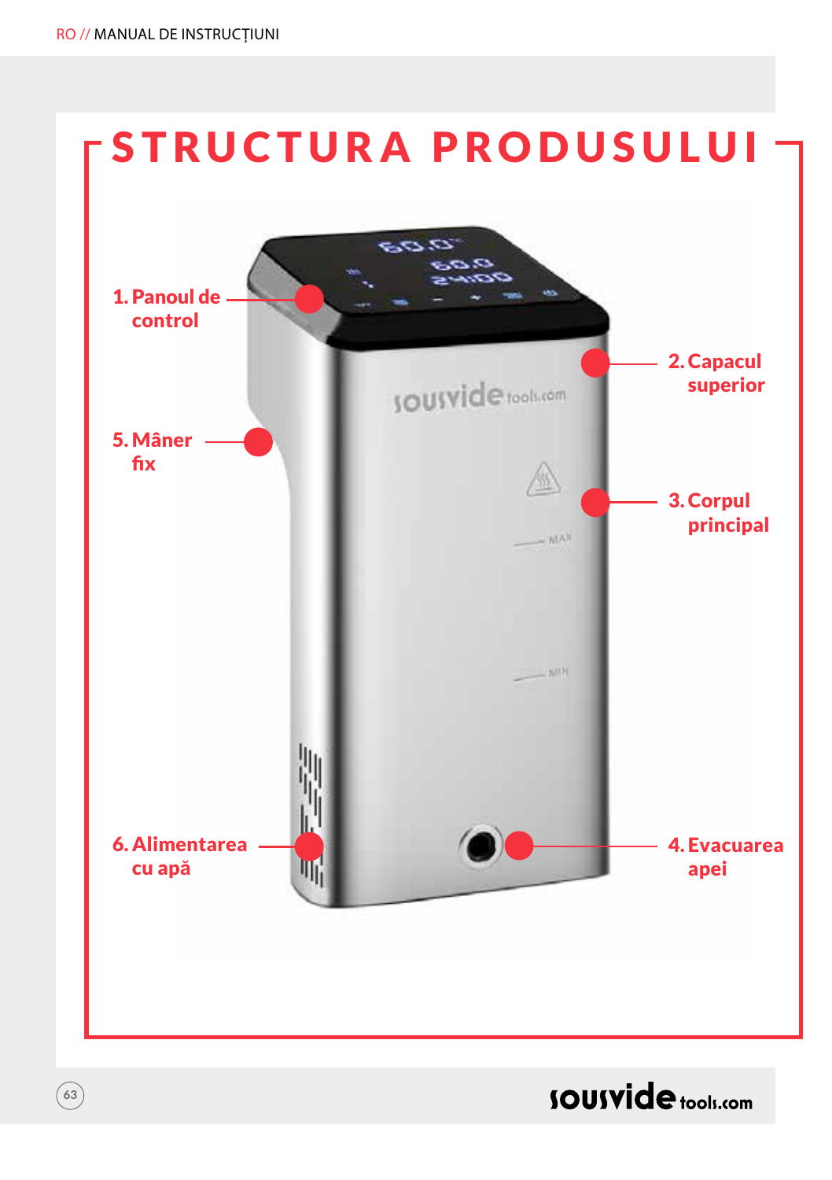# STRUCTURA PRODUSULUI

1. Panoul de control
2. Capacul superior
3. Corpul principal
4. Evacuarea apei
5. Mâner fix
6. Alimentarea cu apă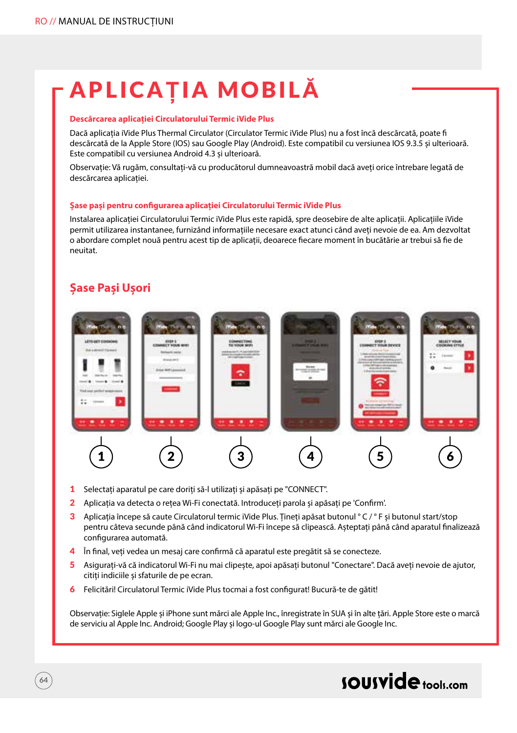# APLICAȚIA MOBILĂ

### Descărcarea aplicației Circulatorului Termic iVide Plus

Dacă aplicația iVide Plus Thermal Circulator (Circulator Termic iVide Plus) nu a fost încă descărcată, poate fi descărcată de la Apple Store (IOS) sau Google Play (Android). Este compatibil cu versiunea IOS 9.3.5 și ulterioară. Este compatibil cu versiunea Android 4.3 și ulterioară.

Observație: Vă rugăm, consultați-vă cu producătorul dumneavoastră mobil dacă aveți orice întrebare legată de descărcarea aplicației.

### Șase pași pentru configurarea aplicației Circulatorului Termic iVide Plus

Instalarea aplicației Circulatorului Termic iVide Plus este rapidă, spre deosebire de alte aplicații. Aplicațiile iVide permit utilizarea instantanee, furnizând informațiile necesare exact atunci când aveți nevoie de ea. Am dezvoltat o abordare complet nouă pentru acest tip de aplicații, deoarece fiecare moment în bucătărie ar trebui să fie de neuitat.

## Șase Pași Ușori

1 2 3 4 5 6

1. Selectați aparatul pe care doriți să-l utilizați și apăsați pe "CONNECT".
2. Aplicația va detecta o rețea Wi-Fi conectată. Introduceți parola și apăsați pe 'Confirm'.
3. Aplicația începe să caute Circulatorul termic iVide Plus. Țineți apăsat butonul ° C / ° F și butonul start/stop pentru câteva secunde până când indicatorul Wi-Fi începe să clipească. Așteptați până când aparatul finalizează configurarea automată.
4. În final, veți vedea un mesaj care confirmă că aparatul este pregătit să se conecteze.
5. Asigurați-vă că indicatorul Wi-Fi nu mai clipește, apoi apăsați butonul "Conectare". Dacă aveți nevoie de ajutor, citiți indiciile și sfaturile de pe ecran.
6. Felicitări! Circulatorul Termic iVide Plus tocmai a fost configurat! Bucură-te de gătit!

Observație: Siglele Apple și iPhone sunt mărci ale Apple Inc., înregistrate în SUA și în alte țări. Apple Store este o marcă de serviciu al Apple Inc. Android; Google Play și logo-ul Google Play sunt mărci ale Google Inc.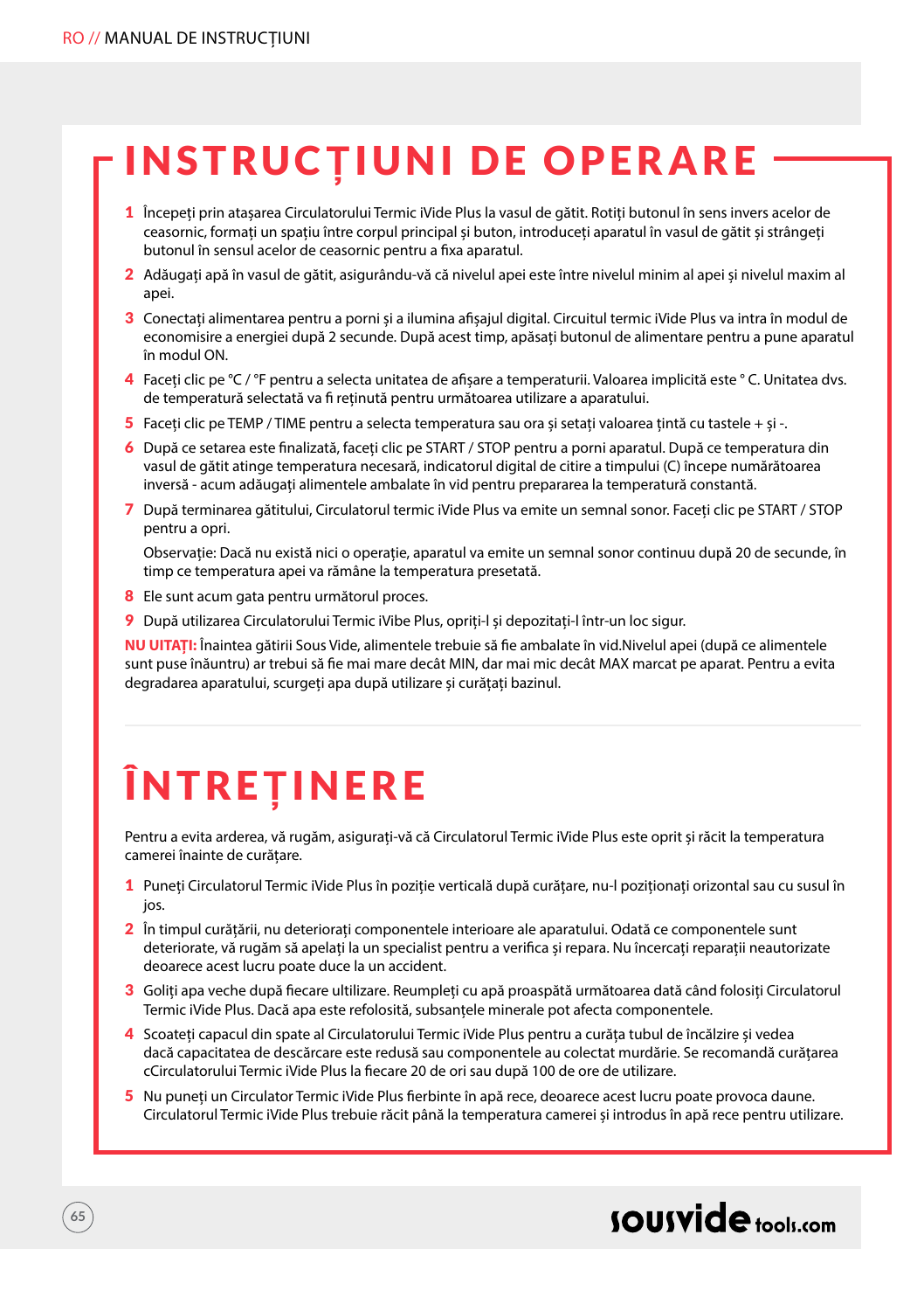# INSTRUCȚIUNI DE OPERARE

1. Începeți prin atașarea Circulatorului Termic iVide Plus la vasul de gătit. Rotiți butonul în sens invers acelor de ceasornic, formați un spațiu între corpul principal și buton, introduceți aparatul în vasul de gătit și strângeți butonul în sensul acelor de ceasornic pentru a fixa aparatul.
2. Adăugați apă în vasul de gătit, asigurându-vă că nivelul apei este între nivelul minim al apei și nivelul maxim al apei.
3. Conectați alimentarea pentru a porni și a ilumina afișajul digital. Circuitul termic iVide Plus va intra în modul de economisire a energiei după 2 secunde. După acest timp, apăsați butonul de alimentare pentru a pune aparatul în modul ON.
4. Faceți clic pe °C / °F pentru a selecta unitatea de afișare a temperaturii. Valoarea implicită este ° C. Unitatea dvs. de temperatură selectată va fi reținută pentru următoarea utilizare a aparatului.
5. Faceți clic pe TEMP / TIME pentru a selecta temperatura sau ora și setați valoarea țintă cu tastele + și -.
6. După ce setarea este finalizată, faceți clic pe START / STOP pentru a porni aparatul. După ce temperatura din vasul de gătit atinge temperatura necesară, indicatorul digital de citire a timpului (C) începe numărătoarea inversă - acum adăugați alimentele ambalate în vid pentru prepararea la temperatură constantă.
7. După terminarea gătitului, Circulatorul termic iVide Plus va emite un semnal sonor. Faceți clic pe START / STOP pentru a opri.

   Observație: Dacă nu există nici o operație, aparatul va emite un semnal sonor continuu după 20 de secunde, în timp ce temperatura apei va rămâne la temperatura presetată.
8. Ele sunt acum gata pentru următorul proces.
9. După utilizarea Circulatorului Termic iVibe Plus, opriți-l și depozitați-l într-un loc sigur.

**NU UITAȚI:** Înaintea gătirii Sous Vide, alimentele trebuie să fie ambalate în vid.Nivelul apei (după ce alimentele sunt puse înăuntru) ar trebui să fie mai mare decât MIN, dar mai mic decât MAX marcat pe aparat. Pentru a evita degradarea aparatului, scurgeți apa după utilizare și curățați bazinul.

# ÎNTREȚINERE

Pentru a evita arderea, vă rugăm, asigurați-vă că Circulatorul Termic iVide Plus este oprit și răcit la temperatura camerei înainte de curățare.

1. Puneți Circulatorul Termic iVide Plus în poziție verticală după curățare, nu-l poziționați orizontal sau cu susul în jos.
2. În timpul curățării, nu deteriorați componentele interioare ale aparatului. Odată ce componentele sunt deteriorate, vă rugăm să apelați la un specialist pentru a verifica și repara. Nu încercați reparații neautorizate deoarece acest lucru poate duce la un accident.
3. Goliți apa veche după fiecare ultilizare. Reumpleți cu apă proaspătă următoarea dată când folosiți Circulatorul Termic iVide Plus. Dacă apa este refolosită, subsanțele minerale pot afecta componentele.
4. Scoateți capacul din spate al Circulatorului Termic iVide Plus pentru a curăța tubul de încălzire și vedea dacă capacitatea de descărcare este redusă sau componentele au colectat murdărie. Se recomandă curățarea cCirculatorului Termic iVide Plus la fiecare 20 de ori sau după 100 de ore de utilizare.
5. Nu puneți un Circulator Termic iVide Plus fierbinte în apă rece, deoarece acest lucru poate provoca daune. Circulatorul Termic iVide Plus trebuie răcit până la temperatura camerei și introdus în apă rece pentru utilizare.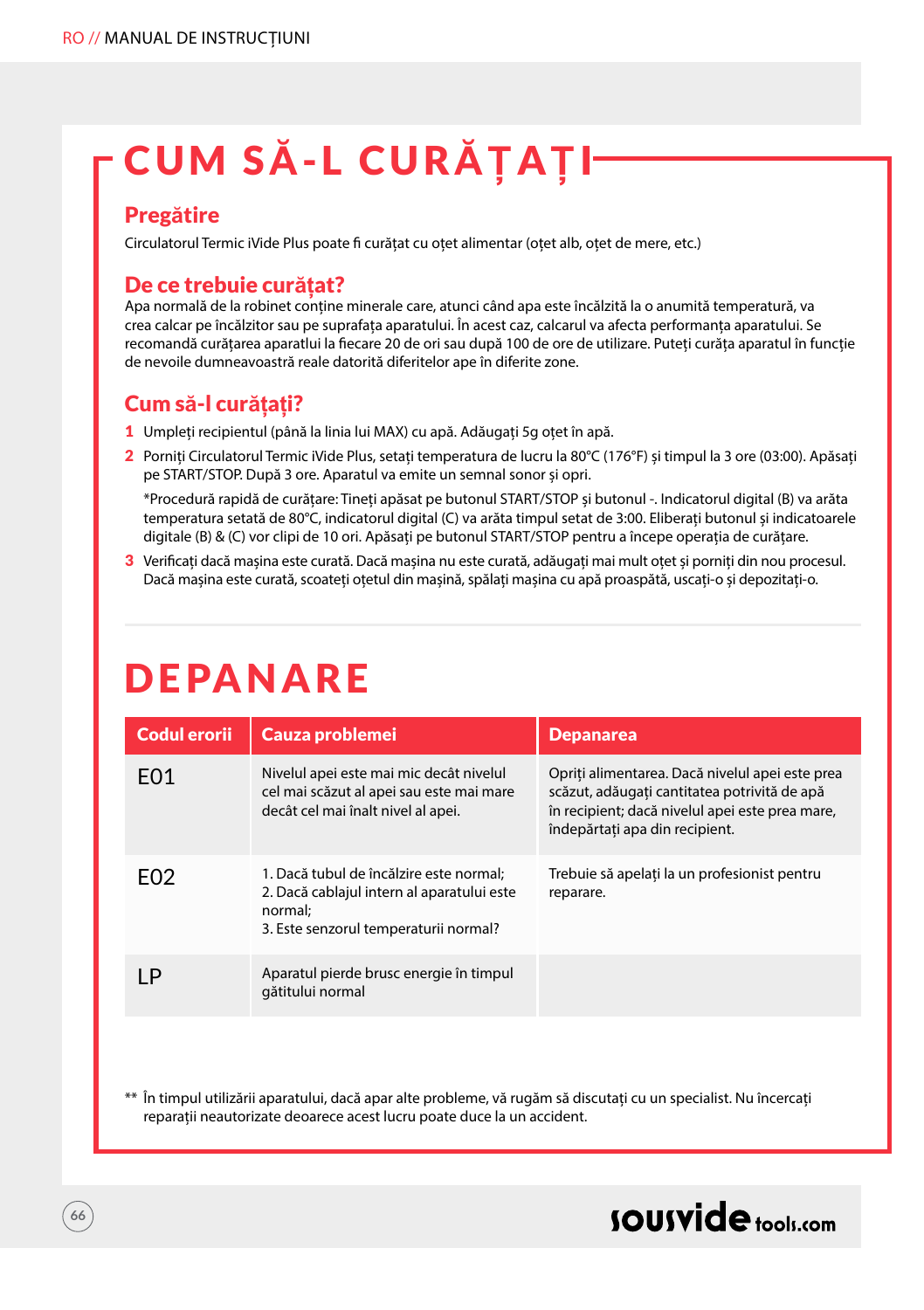# CUM SĂ-L CURĂȚAȚI

## Pregătire

Circulatorul Termic iVide Plus poate fi curățat cu oțet alimentar (oțet alb, oțet de mere, etc.)

## De ce trebuie curățat?

Apa normală de la robinet conține minerale care, atunci când apa este încălzită la o anumită temperatură, va crea calcar pe încălzitor sau pe suprafața aparatului. În acest caz, calcarul va afecta performanța aparatului. Se recomandă curățarea aparatlui la fiecare 20 de ori sau după 100 de ore de utilizare. Puteți curăța aparatul în funcție de nevoile dumneavoastră reale datorită diferitelor ape în diferite zone.

## Cum să-l curățați?

1. Umpleți recipientul (până la linia lui MAX) cu apă. Adăugați 5g oțet în apă.
2. Porniți Circulatorul Termic iVide Plus, setați temperatura de lucru la 80°C (176°F) și timpul la 3 ore (03:00). Apăsați pe START/STOP. După 3 ore. Aparatul va emite un semnal sonor și opri.

   *Procedură rapidă de curățare: Țineți apăsat pe butonul START/STOP și butonul -. Indicatorul digital (B) va arăta temperatura setată de 80°C, indicatorul digital (C) va arăta timpul setat de 3:00. Eliberați butonul și indicatoarele digitale (B) & (C) vor clipi de 10 ori. Apăsați pe butonul START/STOP pentru a începe operația de curățare.
3. Verificați dacă mașina este curată. Dacă mașina nu este curată, adăugați mai mult oțet și porniți din nou procesul. Dacă mașina este curată, scoateți oțetul din mașină, spălați mașina cu apă proaspătă, uscați-o și depozitați-o.

# DEPANARE

| Codul erorii | Cauza problemei | Depanarea |
|---|---|---|
| E01 | Nivelul apei este mai mic decât nivelul cel mai scăzut al apei sau este mai mare decât cel mai înalt nivel al apei. | Opriți alimentarea. Dacă nivelul apei este prea scăzut, adăugați cantitatea potrivită de apă în recipient; dacă nivelul apei este prea mare, îndepărtați apa din recipient. |
| E02 | 1. Dacă tubul de încălzire este normal;<br>2. Dacă cablajul intern al aparatului este normal;<br>3. Este senzorul temperaturii normal? | Trebuie să apelați la un profesionist pentru reparare. |
| LP | Aparatul pierde brusc energie în timpul gătitului normal | |

** În timpul utilizării aparatului, dacă apar alte probleme, vă rugăm să discutați cu un specialist. Nu încercați reparații neautorizate deoarece acest lucru poate duce la un accident.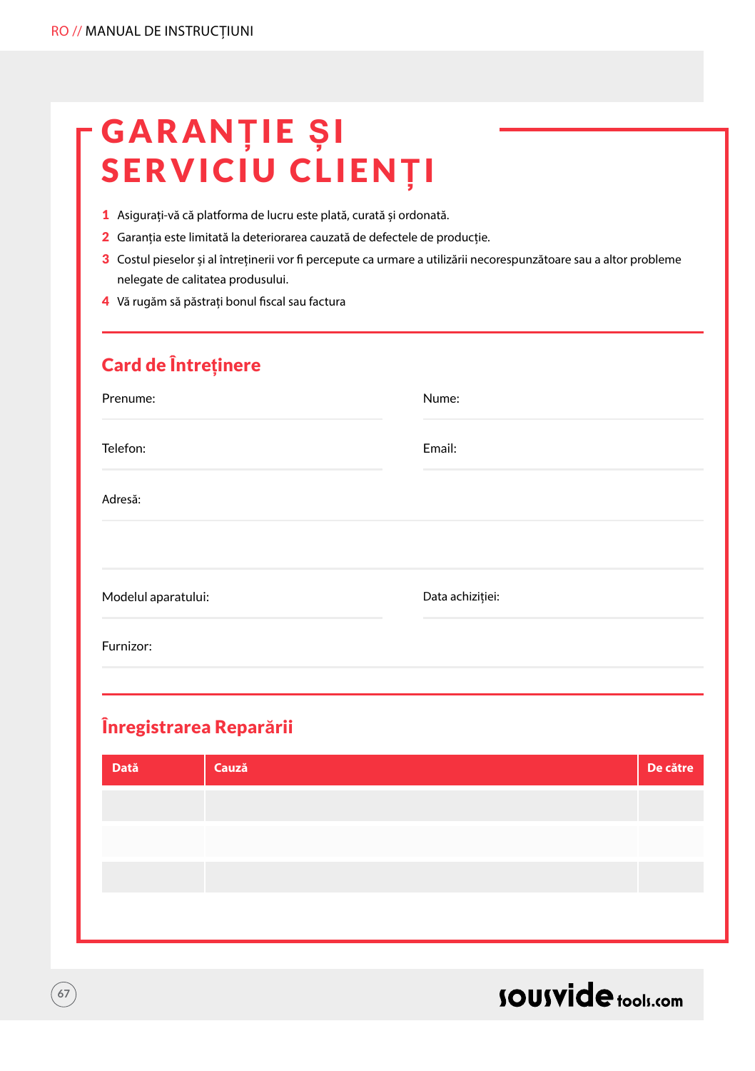# GARANȚIE ȘI SERVICIU CLIENȚI

1. Asigurați-vă că platforma de lucru este plată, curată și ordonată.
2. Garanția este limitată la deteriorarea cauzată de defectele de producție.
3. Costul pieselor și al întreținerii vor fi percepute ca urmare a utilizării necorespunzătoare sau a altor probleme nelegate de calitatea produsului.
4. Vă rugăm să păstrați bonul fiscal sau factura

## Card de Întreținere

Prenume:

Nume:

Telefon:

Email:

Adresă:

Modelul aparatului:

Data achiziției:

Furnizor:

## Înregistrarea Reparării

| Dată | Cauză | De către |
|---|---|---|
| | | |
| | | |
| | | |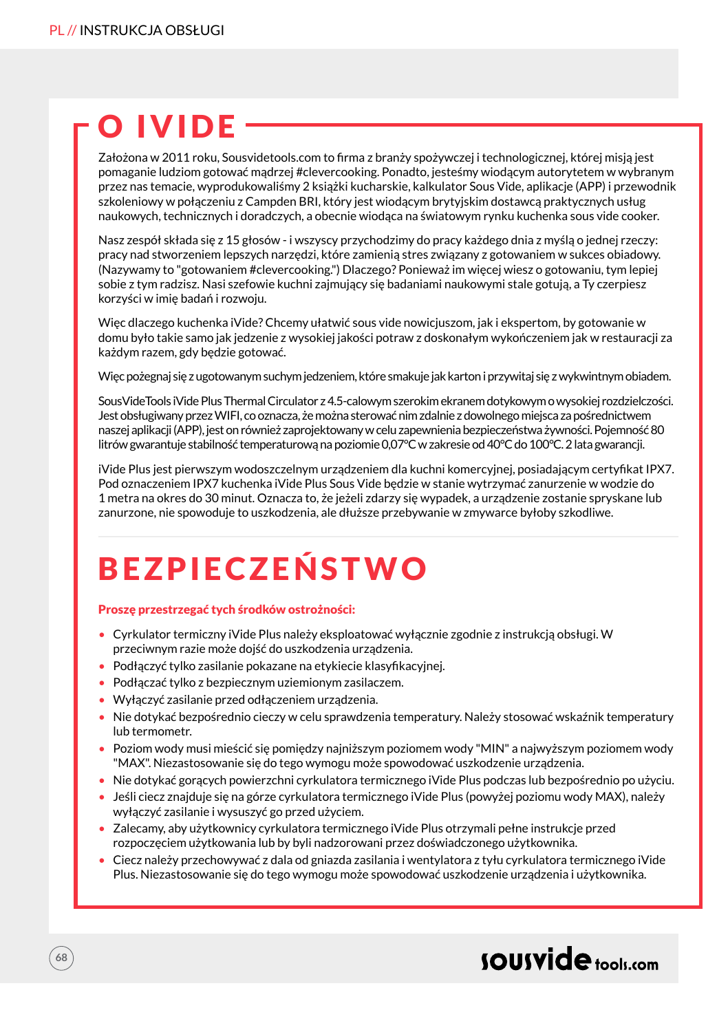# O IVIDE

Założona w 2011 roku, Sousvidetools.com to firma z branży spożywczej i technologicznej, której misją jest pomaganie ludziom gotować mądrzej #clevercooking. Ponadto, jesteśmy wiodącym autorytetem w wybranym przez nas temacie, wyprodukowaliśmy 2 książki kucharskie, kalkulator Sous Vide, aplikacje (APP) i przewodnik szkoleniowy w połączeniu z Campden BRI, który jest wiodącym brytyjskim dostawcą praktycznych usług naukowych, technicznych i doradczych, a obecnie wiodąca na światowym rynku kuchenka sous vide cooker.

Nasz zespół składa się z 15 głosów - i wszyscy przychodzimy do pracy każdego dnia z myślą o jednej rzeczy: pracy nad stworzeniem lepszych narzędzi, które zamienią stres związany z gotowaniem w sukces obiadowy. (Nazywamy to "gotowaniem #clevercooking.") Dlaczego? Ponieważ im więcej wiesz o gotowaniu, tym lepiej sobie z tym radzisz. Nasi szefowie kuchni zajmujący się badaniami naukowymi stale gotują, a Ty czerpiesz korzyści w imię badań i rozwoju.

Więc dlaczego kuchenka iVide? Chcemy ułatwić sous vide nowicjuszom, jak i ekspertom, by gotowanie w domu było takie samo jak jedzenie z wysokiej jakości potraw z doskonałym wykończeniem jak w restauracji za każdym razem, gdy będzie gotować.

Więc pożegnaj się z ugotowanym suchym jedzeniem, które smakuje jak karton i przywitaj się z wykwintnym obiadem.

SousVideTools iVide Plus Thermal Circulator z 4.5-calowym szerokim ekranem dotykowym o wysokiej rozdzielczości. Jest obsługiwany przez WIFI, co oznacza, że można sterować nim zdalnie z dowolnego miejsca za pośrednictwem naszej aplikacji (APP), jest on również zaprojektowany w celu zapewnienia bezpieczeństwa żywności. Pojemność 80 litrów gwarantuje stabilność temperaturową na poziomie 0,07°C w zakresie od 40°C do 100°C. 2 lata gwarancji.

iVide Plus jest pierwszym wodoszczelnym urządzeniem dla kuchni komercyjnej, posiadającym certyfikat IPX7. Pod oznaczeniem IPX7 kuchenka iVide Plus Sous Vide będzie w stanie wytrzymać zanurzenie w wodzie do 1 metra na okres do 30 minut. Oznacza to, że jeżeli zdarzy się wypadek, a urządzenie zostanie spryskane lub zanurzone, nie spowoduje to uszkodzenia, ale dłuższe przebywanie w zmywarce byłoby szkodliwe.

# BEZPIECZEŃSTWO

**Proszę przestrzegać tych środków ostrożności:**

- Cyrkulator termiczny iVide Plus należy eksploatować wyłącznie zgodnie z instrukcją obsługi. W przeciwnym razie może dojść do uszkodzenia urządzenia.
- Podłączyć tylko zasilanie pokazane na etykiecie klasyfikacyjnej.
- Podłączać tylko z bezpiecznym uziemionym zasilaczem.
- Wyłączyć zasilanie przed odłączeniem urządzenia.
- Nie dotykać bezpośrednio cieczy w celu sprawdzenia temperatury. Należy stosować wskaźnik temperatury lub termometr.
- Poziom wody musi mieścić się pomiędzy najniższym poziomem wody "MIN" a najwyższym poziomem wody "MAX". Niezastosowanie się do tego wymogu może spowodować uszkodzenie urządzenia.
- Nie dotykać gorących powierzchni cyrkulatora termicznego iVide Plus podczas lub bezpośrednio po użyciu.
- Jeśli ciecz znajduje się na górze cyrkulatora termicznego iVide Plus (powyżej poziomu wody MAX), należy wyłączyć zasilanie i wysuszyć go przed użyciem.
- Zalecamy, aby użytkownicy cyrkulatora termicznego iVide Plus otrzymali pełne instrukcje przed rozpoczęciem użytkowania lub by byli nadzorowani przez doświadczonego użytkownika.
- Ciecz należy przechowywać z dala od gniazda zasilania i wentylatora z tyłu cyrkulatora termicznego iVide Plus. Niezastosowanie się do tego wymogu może spowodować uszkodzenie urządzenia i użytkownika.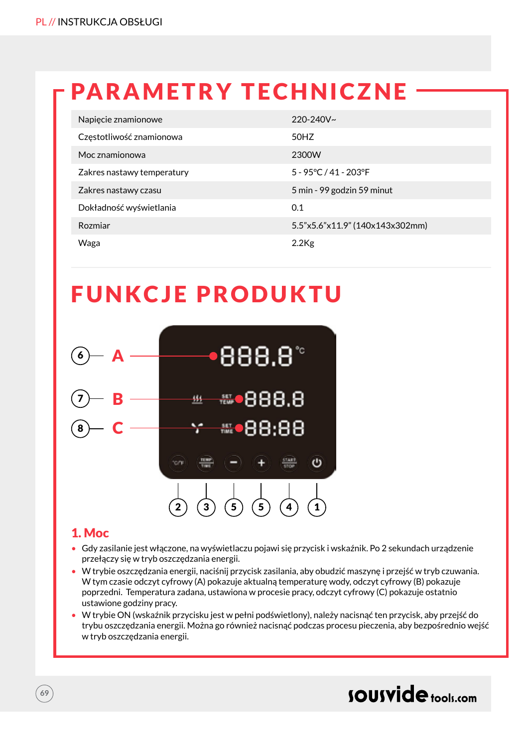# PARAMETRY TECHNICZNE

| | |
|---|---|
| Napięcie znamionowe | 220-240V~ |
| Częstotliwość znamionowa | 50HZ |
| Moc znamionowa | 2300W |
| Zakres nastawy temperatury | 5 - 95°C / 41 - 203°F |
| Zakres nastawy czasu | 5 min - 99 godzin 59 minut |
| Dokładność wyświetlania | 0.1 |
| Rozmiar | 5.5"x5.6"x11.9" (140x143x302mm) |
| Waga | 2.2Kg |

# FUNKCJE PRODUKTU

6 — A
7 — B
8 — C

2 3 5 5 4 1

## 1. Moc

- Gdy zasilanie jest włączone, na wyświetlaczu pojawi się przycisk i wskaźnik. Po 2 sekundach urządzenie przełączy się w tryb oszczędzania energii.
- W trybie oszczędzania energii, naciśnij przycisk zasilania, aby obudzić maszynę i przejść w tryb czuwania. W tym czasie odczyt cyfrowy (A) pokazuje aktualną temperaturę wody, odczyt cyfrowy (B) pokazuje poprzedni. Temperatura zadana, ustawiona w procesie pracy, odczyt cyfrowy (C) pokazuje ostatnio ustawione godziny pracy.
- W trybie ON (wskaźnik przycisku jest w pełni podświetlony), należy nacisnąć ten przycisk, aby przejść do trybu oszczędzania energii. Można go również nacisnąć podczas procesu pieczenia, aby bezpośrednio wejść w tryb oszczędzania energii.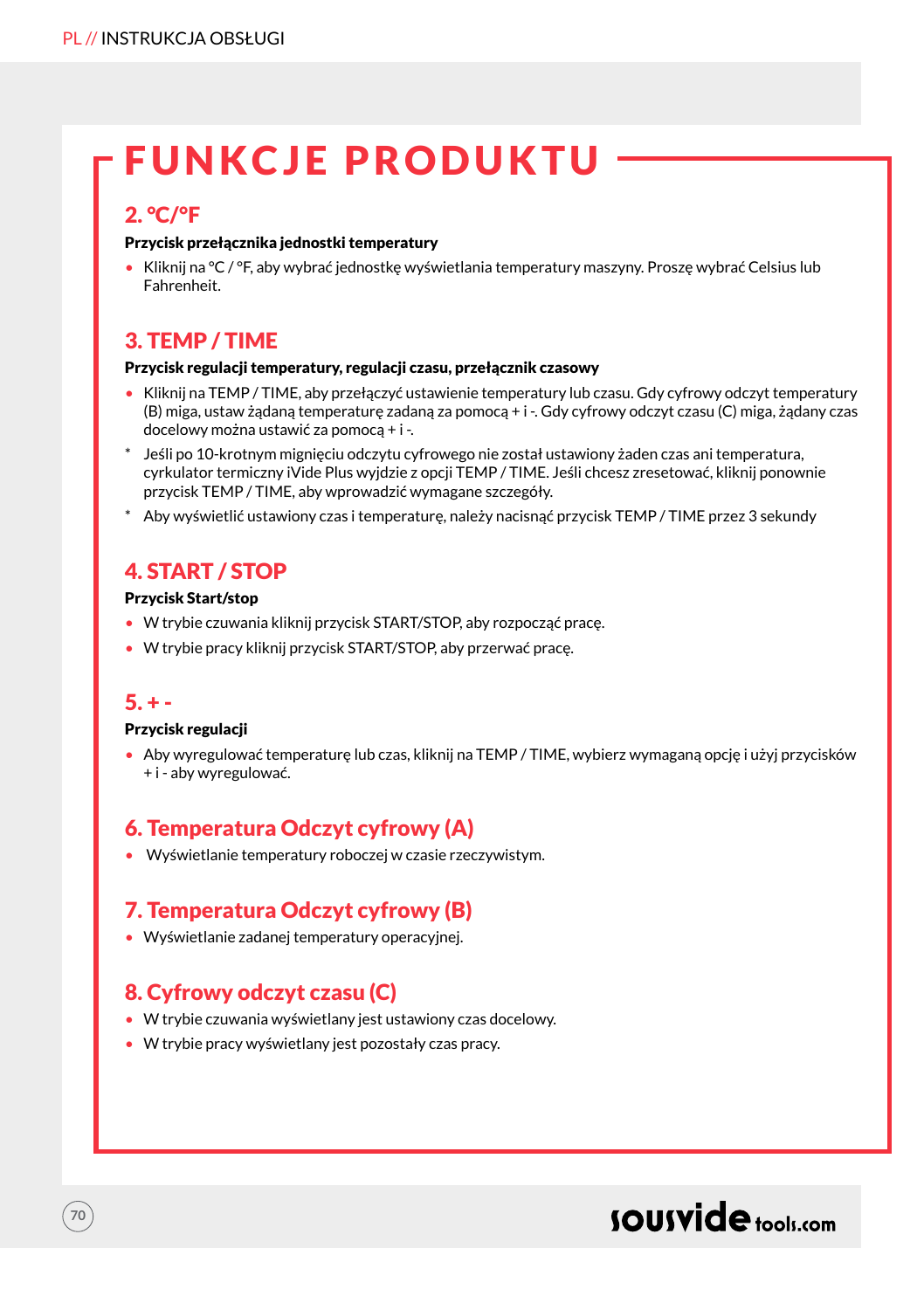# FUNKCJE PRODUKTU

## 2. °C/°F

**Przycisk przełącznika jednostki temperatury**

- Kliknij na °C / °F, aby wybrać jednostkę wyświetlania temperatury maszyny. Proszę wybrać Celsius lub Fahrenheit.

## 3. TEMP / TIME

**Przycisk regulacji temperatury, regulacji czasu, przełącznik czasowy**

- Kliknij na TEMP / TIME, aby przełączyć ustawienie temperatury lub czasu. Gdy cyfrowy odczyt temperatury (B) miga, ustaw żądaną temperaturę zadaną za pomocą + i -. Gdy cyfrowy odczyt czasu (C) miga, żądany czas docelowy można ustawić za pomocą + i -.

* Jeśli po 10-krotnym mignięciu odczytu cyfrowego nie został ustawiony żaden czas ani temperatura, cyrkulator termiczny iVide Plus wyjdzie z opcji TEMP / TIME. Jeśli chcesz zresetować, kliknij ponownie przycisk TEMP / TIME, aby wprowadzić wymagane szczegóły.
* Aby wyświetlić ustawiony czas i temperaturę, należy nacisnąć przycisk TEMP / TIME przez 3 sekundy

## 4. START / STOP

**Przycisk Start/stop**

- W trybie czuwania kliknij przycisk START/STOP, aby rozpocząć pracę.
- W trybie pracy kliknij przycisk START/STOP, aby przerwać pracę.

## 5. + -

**Przycisk regulacji**

- Aby wyregulować temperaturę lub czas, kliknij na TEMP / TIME, wybierz wymaganą opcję i użyj przycisków + i - aby wyregulować.

## 6. Temperatura Odczyt cyfrowy (A)

- Wyświetlanie temperatury roboczej w czasie rzeczywistym.

## 7. Temperatura Odczyt cyfrowy (B)

- Wyświetlanie zadanej temperatury operacyjnej.

## 8. Cyfrowy odczyt czasu (C)

- W trybie czuwania wyświetlany jest ustawiony czas docelowy.
- W trybie pracy wyświetlany jest pozostały czas pracy.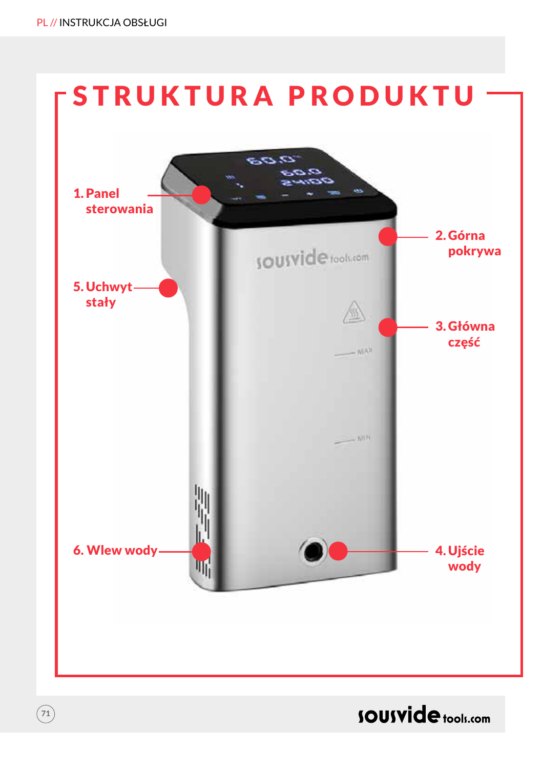# STRUKTURA PRODUKTU

1. Panel sterowania
2. Górna pokrywa
3. Główna część
4. Ujście wody
5. Uchwyt stały
6. Wlew wody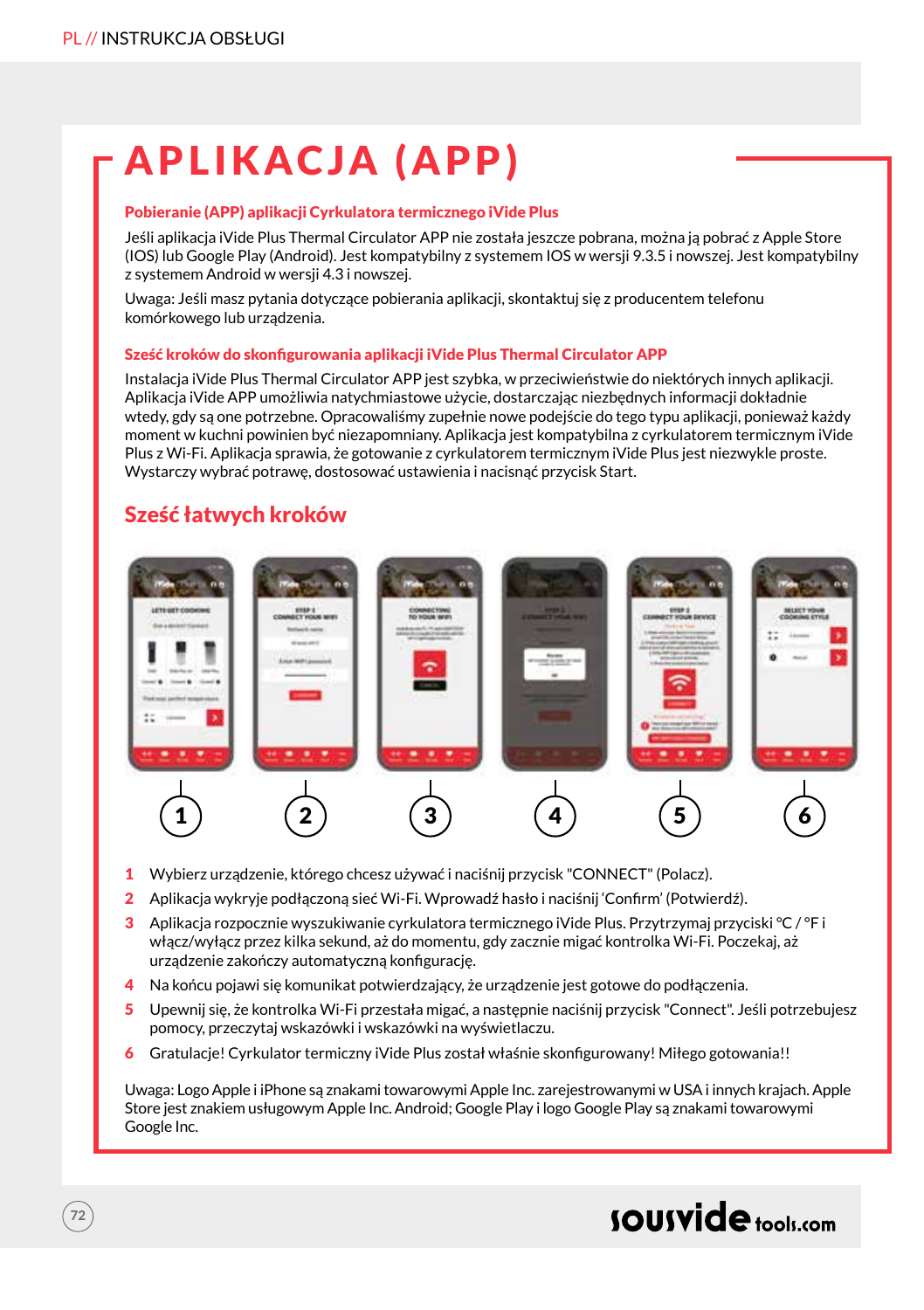# APLIKACJA (APP)

### Pobieranie (APP) aplikacji Cyrkulatora termicznego iVide Plus

Jeśli aplikacja iVide Plus Thermal Circulator APP nie została jeszcze pobrana, można ją pobrać z Apple Store (IOS) lub Google Play (Android). Jest kompatybilny z systemem IOS w wersji 9.3.5 i nowszej. Jest kompatybilny z systemem Android w wersji 4.3 i nowszej.

Uwaga: Jeśli masz pytania dotyczące pobierania aplikacji, skontaktuj się z producentem telefonu komórkowego lub urządzenia.

### Sześć kroków do skonfigurowania aplikacji iVide Plus Thermal Circulator APP

Instalacja iVide Plus Thermal Circulator APP jest szybka, w przeciwieństwie do niektórych innych aplikacji. Aplikacja iVide APP umożliwia natychmiastowe użycie, dostarczając niezbędnych informacji dokładnie wtedy, gdy są one potrzebne. Opracowaliśmy zupełnie nowe podejście do tego typu aplikacji, ponieważ każdy moment w kuchni powinien być niezapomniany. Aplikacja jest kompatybilna z cyrkulatorem termicznym iVide Plus z Wi-Fi. Aplikacja sprawia, że gotowanie z cyrkulatorem termicznym iVide Plus jest niezwykle proste. Wystarczy wybrać potrawę, dostosować ustawienia i nacisnąć przycisk Start.

## Sześć łatwych kroków

1. Wybierz urządzenie, którego chcesz używać i naciśnij przycisk "CONNECT" (Polacz).
2. Aplikacja wykryje podłączoną sieć Wi-Fi. Wprowadź hasło i naciśnij ‘Confirm’ (Potwierdź).
3. Aplikacja rozpocznie wyszukiwanie cyrkulatora termicznego iVide Plus. Przytrzymaj przyciski °C / °F i włącz/wyłącz przez kilka sekund, aż do momentu, gdy zacznie migać kontrolka Wi-Fi. Poczekaj, aż urządzenie zakończy automatyczną konfigurację.
4. Na końcu pojawi się komunikat potwierdzający, że urządzenie jest gotowe do podłączenia.
5. Upewnij się, że kontrolka Wi-Fi przestała migać, a następnie naciśnij przycisk "Connect". Jeśli potrzebujesz pomocy, przeczytaj wskazówki i wskazówki na wyświetlaczu.
6. Gratulacje! Cyrkulator termiczny iVide Plus został właśnie skonfigurowany! Miłego gotowania!!

Uwaga: Logo Apple i iPhone są znakami towarowymi Apple Inc. zarejestrowanymi w USA i innych krajach. Apple Store jest znakiem usługowym Apple Inc. Android; Google Play i logo Google Play są znakami towarowymi Google Inc.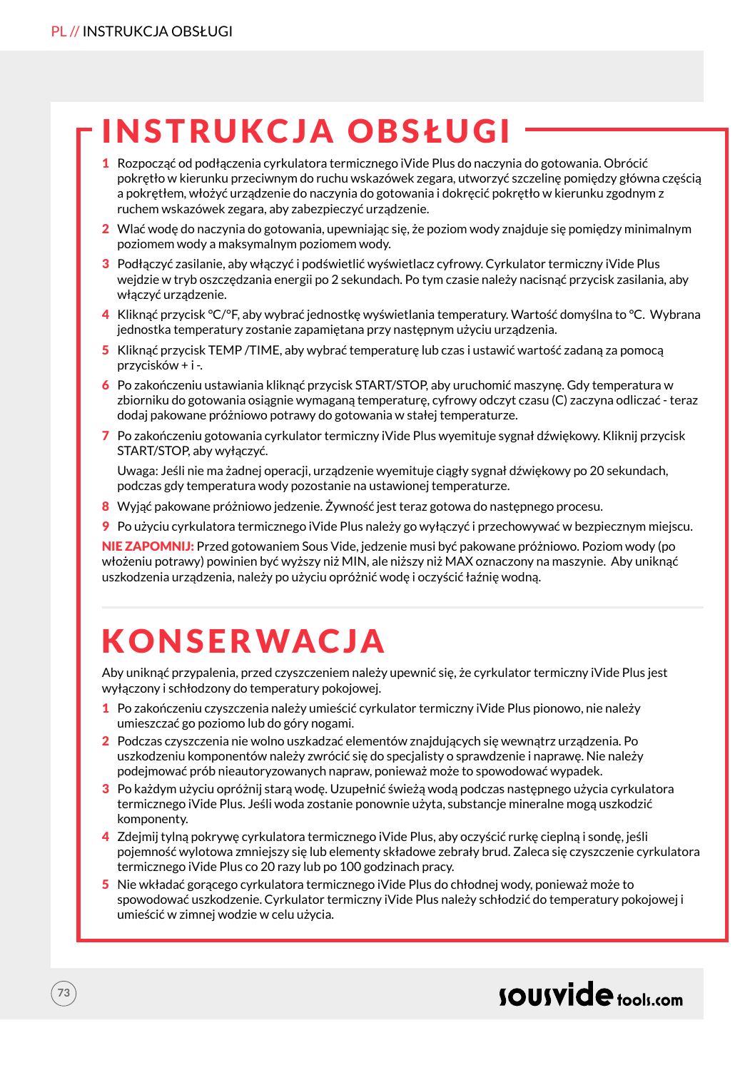# INSTRUKCJA OBSŁUGI

1. Rozpocząć od podłączenia cyrkulatora termicznego iVide Plus do naczynia do gotowania. Obrócić pokrętło w kierunku przeciwnym do ruchu wskazówek zegara, utworzyć szczelinę pomiędzy główna częścią a pokrętłem, włożyć urządzenie do naczynia do gotowania i dokręcić pokrętło w kierunku zgodnym z ruchem wskazówek zegara, aby zabezpieczyć urządzenie.
2. Wlać wodę do naczynia do gotowania, upewniając się, że poziom wody znajduje się pomiędzy minimalnym poziomem wody a maksymalnym poziomem wody.
3. Podłączyć zasilanie, aby włączyć i podświetlić wyświetlacz cyfrowy. Cyrkulator termiczny iVide Plus wejdzie w tryb oszczędzania energii po 2 sekundach. Po tym czasie należy nacisnąć przycisk zasilania, aby włączyć urządzenie.
4. Kliknąć przycisk °C/°F, aby wybrać jednostkę wyświetlania temperatury. Wartość domyślna to °C. Wybrana jednostka temperatury zostanie zapamiętana przy następnym użyciu urządzenia.
5. Kliknąć przycisk TEMP /TIME, aby wybrać temperaturę lub czas i ustawić wartość zadaną za pomocą przycisków + i -.
6. Po zakończeniu ustawiania kliknąć przycisk START/STOP, aby uruchomić maszynę. Gdy temperatura w zbiorniku do gotowania osiągnie wymaganą temperaturę, cyfrowy odczyt czasu (C) zaczyna odliczać - teraz dodaj pakowane próżniowo potrawy do gotowania w stałej temperaturze.
7. Po zakończeniu gotowania cyrkulator termiczny iVide Plus wyemituje sygnał dźwiękowy. Kliknij przycisk START/STOP, aby wyłączyć.

   Uwaga: Jeśli nie ma żadnej operacji, urządzenie wyemituje ciągły sygnał dźwiękowy po 20 sekundach, podczas gdy temperatura wody pozostanie na ustawionej temperaturze.
8. Wyjąć pakowane próżniowo jedzenie. Żywność jest teraz gotowa do następnego procesu.
9. Po użyciu cyrkulatora termicznego iVide Plus należy go wyłączyć i przechowywać w bezpiecznym miejscu.

**NIE ZAPOMNIJ:** Przed gotowaniem Sous Vide, jedzenie musi być pakowane próżniowo. Poziom wody (po włożeniu potrawy) powinien być wyższy niż MIN, ale niższy niż MAX oznaczony na maszynie. Aby uniknąć uszkodzenia urządzenia, należy po użyciu opróżnić wodę i oczyścić łaźnię wodną.

# KONSERWACJA

Aby uniknąć przypalenia, przed czyszczeniem należy upewnić się, że cyrkulator termiczny iVide Plus jest wyłączony i schłodzony do temperatury pokojowej.

1. Po zakończeniu czyszczenia należy umieścić cyrkulator termiczny iVide Plus pionowo, nie należy umieszczać go poziomo lub do góry nogami.
2. Podczas czyszczenia nie wolno uszkadzać elementów znajdujących się wewnątrz urządzenia. Po uszkodzeniu komponentów należy zwrócić się do specjalisty o sprawdzenie i naprawę. Nie należy podejmować prób nieautoryzowanych napraw, ponieważ może to spowodować wypadek.
3. Po każdym użyciu opróżnij starą wodę. Uzupełnić świeżą wodą podczas następnego użycia cyrkulatora termicznego iVide Plus. Jeśli woda zostanie ponownie użyta, substancje mineralne mogą uszkodzić komponenty.
4. Zdejmij tylną pokrywę cyrkulatora termicznego iVide Plus, aby oczyścić rurkę cieplną i sondę, jeśli pojemność wylotowa zmniejszy się lub elementy składowe zebrały brud. Zaleca się czyszczenie cyrkulatora termicznego iVide Plus co 20 razy lub po 100 godzinach pracy.
5. Nie wkładać gorącego cyrkulatora termicznego iVide Plus do chłodnej wody, ponieważ może to spowodować uszkodzenie. Cyrkulator termiczny iVide Plus należy schłodzić do temperatury pokojowej i umieścić w zimnej wodzie w celu użycia.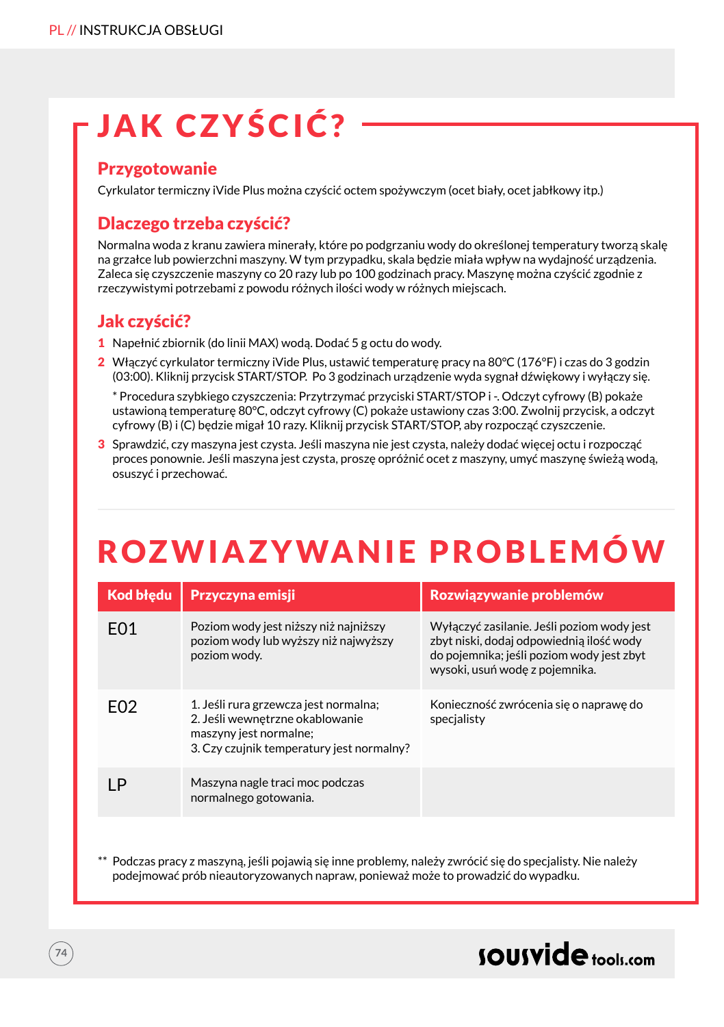# JAK CZYŚCIĆ?

## Przygotowanie

Cyrkulator termiczny iVide Plus można czyścić octem spożywczym (ocet biały, ocet jabłkowy itp.)

## Dlaczego trzeba czyścić?

Normalna woda z kranu zawiera minerały, które po podgrzaniu wody do określonej temperatury tworzą skalę na grzałce lub powierzchni maszyny. W tym przypadku, skala będzie miała wpływ na wydajność urządzenia. Zaleca się czyszczenie maszyny co 20 razy lub po 100 godzinach pracy. Maszynę można czyścić zgodnie z rzeczywistymi potrzebami z powodu różnych ilości wody w różnych miejscach.

## Jak czyścić?

1. Napełnić zbiornik (do linii MAX) wodą. Dodać 5 g octu do wody.
2. Włączyć cyrkulator termiczny iVide Plus, ustawić temperaturę pracy na 80°C (176°F) i czas do 3 godzin (03:00). Kliknij przycisk START/STOP. Po 3 godzinach urządzenie wyda sygnał dźwiękowy i wyłączy się.

   * Procedura szybkiego czyszczenia: Przytrzymać przyciski START/STOP i -. Odczyt cyfrowy (B) pokaże ustawioną temperaturę 80°C, odczyt cyfrowy (C) pokaże ustawiony czas 3:00. Zwolnij przycisk, a odczyt cyfrowy (B) i (C) będzie migał 10 razy. Kliknij przycisk START/STOP, aby rozpocząć czyszczenie.
3. Sprawdzić, czy maszyna jest czysta. Jeśli maszyna nie jest czysta, należy dodać więcej octu i rozpocząć proces ponownie. Jeśli maszyna jest czysta, proszę opróżnić ocet z maszyny, umyć maszynę świeżą wodą, osuszyć i przechować.

# ROZWIAZYWANIE PROBLEMÓW

| Kod błędu | Przyczyna emisji | Rozwiązywanie problemów |
|---|---|---|
| E01 | Poziom wody jest niższy niż najniższy poziom wody lub wyższy niż najwyższy poziom wody. | Wyłączyć zasilanie. Jeśli poziom wody jest zbyt niski, dodaj odpowiednią ilość wody do pojemnika; jeśli poziom wody jest zbyt wysoki, usuń wodę z pojemnika. |
| E02 | 1. Jeśli rura grzewcza jest normalna;<br>2. Jeśli wewnętrzne okablowanie maszyny jest normalne;<br>3. Czy czujnik temperatury jest normalny? | Konieczność zwrócenia się o naprawę do specjalisty |
| LP | Maszyna nagle traci moc podczas normalnego gotowania. | |

** Podczas pracy z maszyną, jeśli pojawią się inne problemy, należy zwrócić się do specjalisty. Nie należy podejmować prób nieautoryzowanych napraw, ponieważ może to prowadzić do wypadku.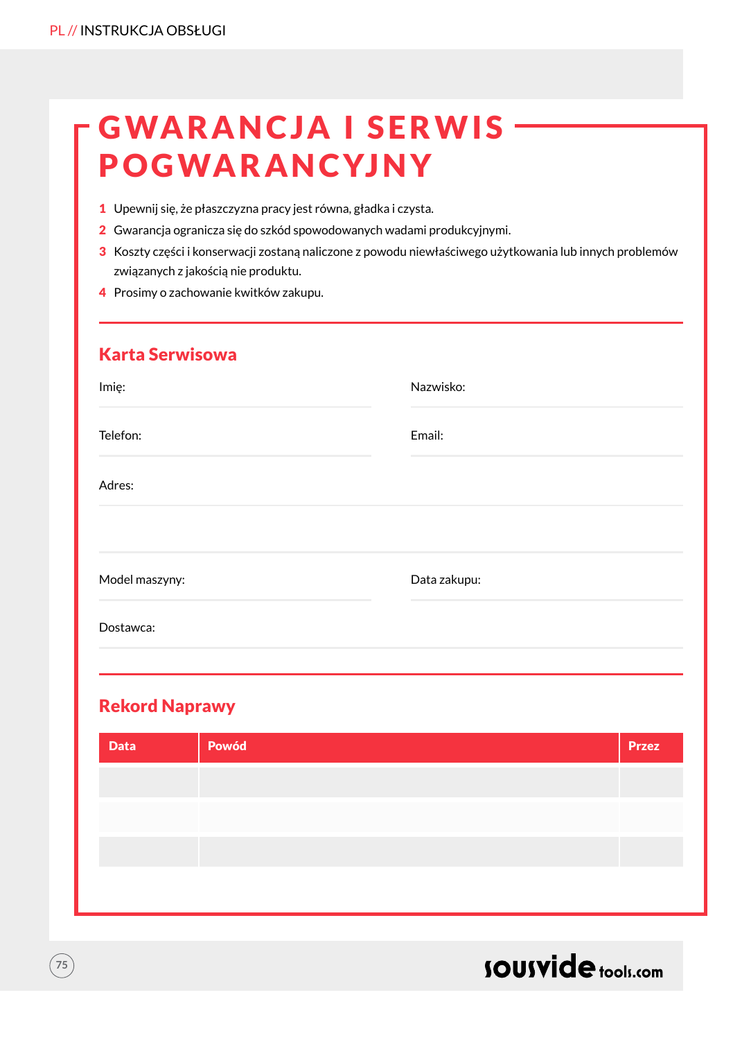# GWARANCJA I SERWIS POGWARANCYJNY

1. Upewnij się, że płaszczyzna pracy jest równa, gładka i czysta.
2. Gwarancja ogranicza się do szkód spowodowanych wadami produkcyjnymi.
3. Koszty części i konserwacji zostaną naliczone z powodu niewłaściwego użytkowania lub innych problemów związanych z jakością nie produktu.
4. Prosimy o zachowanie kwitków zakupu.

## Karta Serwisowa

Imię:

Nazwisko:

Telefon:

Email:

Adres:

Model maszyny:

Data zakupu:

Dostawca:

## Rekord Naprawy

| Data | Powód | Przez |
|---|---|---|
| | | |
| | | |
| | | |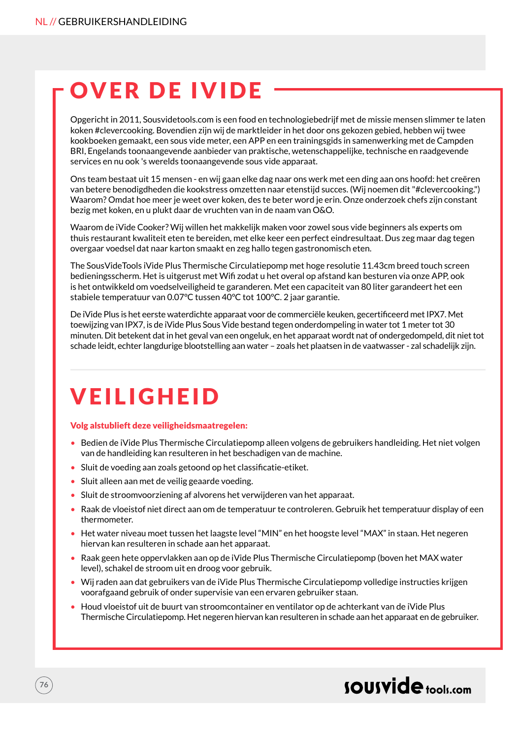# OVER DE IVIDE

Opgericht in 2011, Sousvidetools.com is een food en technologiebedrijf met de missie mensen slimmer te laten koken #clevercooking. Bovendien zijn wij de marktleider in het door ons gekozen gebied, hebben wij twee kookboeken gemaakt, een sous vide meter, een APP en een trainingsgids in samenwerking met de Campden BRI, Engelands toonaangevende aanbieder van praktische, wetenschappelijke, technische en raadgevende services en nu ook 's werelds toonaangevende sous vide apparaat.

Ons team bestaat uit 15 mensen - en wij gaan elke dag naar ons werk met een ding aan ons hoofd: het creëren van betere benodigdheden die kookstress omzetten naar etenstijd succes. (Wij noemen dit "#clevercooking.") Waarom? Omdat hoe meer je weet over koken, des te beter word je erin. Onze onderzoek chefs zijn constant bezig met koken, en u plukt daar de vruchten van in de naam van O&O.

Waarom de iVide Cooker? Wij willen het makkelijk maken voor zowel sous vide beginners als experts om thuis restaurant kwaliteit eten te bereiden, met elke keer een perfect eindresultaat. Dus zeg maar dag tegen overgaar voedsel dat naar karton smaakt en zeg hallo tegen gastronomisch eten.

The SousVideTools iVide Plus Thermische Circulatiepomp met hoge resolutie 11.43cm breed touch screen bedieningsscherm. Het is uitgerust met Wifi zodat u het overal op afstand kan besturen via onze APP, ook is het ontwikkeld om voedselveiligheid te garanderen. Met een capaciteit van 80 liter garandeert het een stabiele temperatuur van 0.07°C tussen 40°C tot 100°C. 2 jaar garantie.

De iVide Plus is het eerste waterdichte apparaat voor de commerciële keuken, gecertificeerd met IPX7. Met toewijzing van IPX7, is de iVide Plus Sous Vide bestand tegen onderdompeling in water tot 1 meter tot 30 minuten. Dit betekent dat in het geval van een ongeluk, en het apparaat wordt nat of ondergedompeld, dit niet tot schade leidt, echter langdurige blootstelling aan water – zoals het plaatsen in de vaatwasser - zal schadelijk zijn.

# VEILIGHEID

**Volg alstublieft deze veiligheidsmaatregelen:**

- Bedien de iVide Plus Thermische Circulatiepomp alleen volgens de gebruikers handleiding. Het niet volgen van de handleiding kan resulteren in het beschadigen van de machine.
- Sluit de voeding aan zoals getoond op het classificatie-etiket.
- Sluit alleen aan met de veilig geaarde voeding.
- Sluit de stroomvoorziening af alvorens het verwijderen van het apparaat.
- Raak de vloeistof niet direct aan om de temperatuur te controleren. Gebruik het temperatuur display of een thermometer.
- Het water niveau moet tussen het laagste level "MIN" en het hoogste level "MAX" in staan. Het negeren hiervan kan resulteren in schade aan het apparaat.
- Raak geen hete oppervlakken aan op de iVide Plus Thermische Circulatiepomp (boven het MAX water level), schakel de stroom uit en droog voor gebruik.
- Wij raden aan dat gebruikers van de iVide Plus Thermische Circulatiepomp volledige instructies krijgen voorafgaand gebruik of onder supervisie van een ervaren gebruiker staan.
- Houd vloeistof uit de buurt van stroomcontainer en ventilator op de achterkant van de iVide Plus Thermische Circulatiepomp. Het negeren hiervan kan resulteren in schade aan het apparaat en de gebruiker.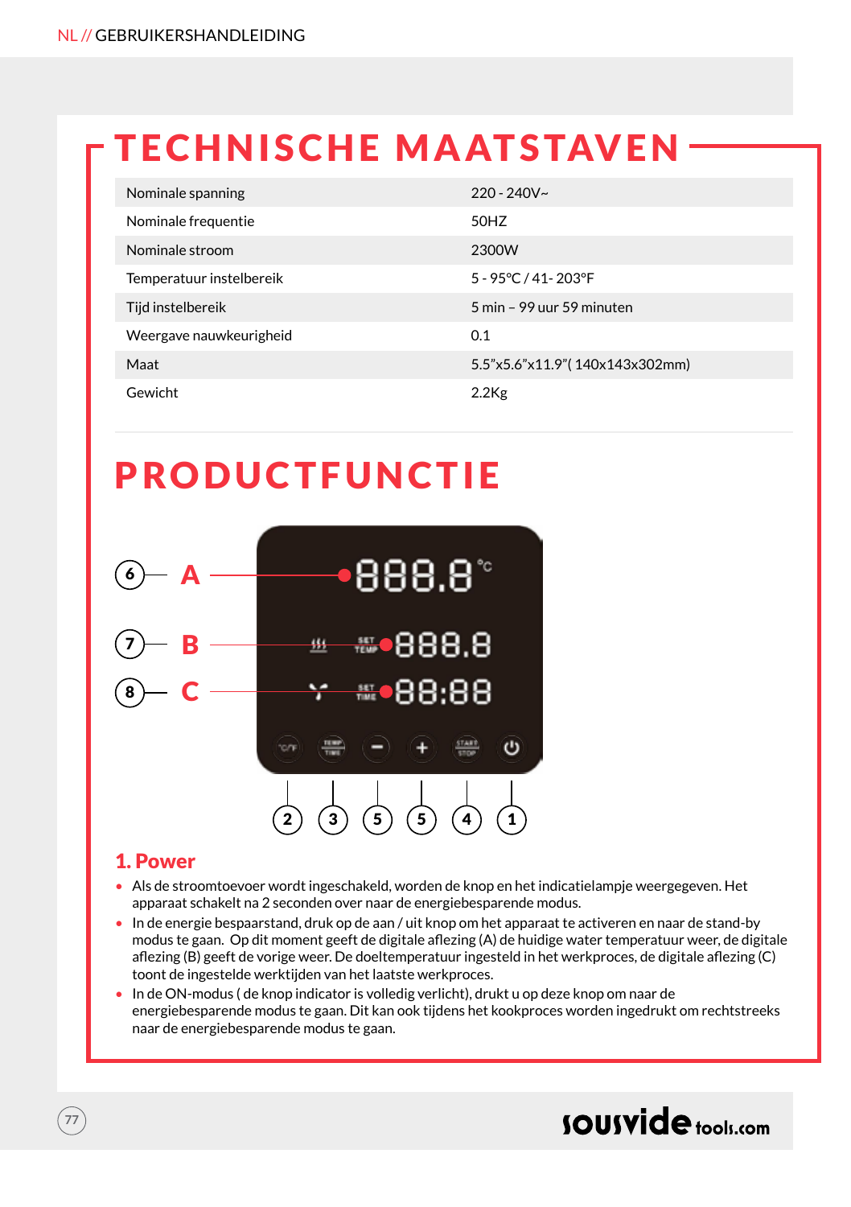# TECHNISCHE MAATSTAVEN

| | |
|---|---|
| Nominale spanning | 220 - 240V~ |
| Nominale frequentie | 50HZ |
| Nominale stroom | 2300W |
| Temperatuur instelbereik | 5 - 95°C / 41- 203°F |
| Tijd instelbereik | 5 min – 99 uur 59 minuten |
| Weergave nauwkeurigheid | 0.1 |
| Maat | 5.5"x5.6"x11.9"( 140x143x302mm) |
| Gewicht | 2.2Kg |

# PRODUCTFUNCTIE

### 1. Power

- Als de stroomtoevoer wordt ingeschakeld, worden de knop en het indicatielampje weergegeven. Het apparaat schakelt na 2 seconden over naar de energiebesparende modus.
- In de energie bespaarstand, druk op de aan / uit knop om het apparaat te activeren en naar de stand-by modus te gaan. Op dit moment geeft de digitale aflezing (A) de huidige water temperatuur weer, de digitale aflezing (B) geeft de vorige weer. De doeltemperatuur ingesteld in het werkproces, de digitale aflezing (C) toont de ingestelde werktijden van het laatste werkproces.
- In de ON-modus ( de knop indicator is volledig verlicht), drukt u op deze knop om naar de energiebesparende modus te gaan. Dit kan ook tijdens het kookproces worden ingedrukt om rechtstreeks naar de energiebesparende modus te gaan.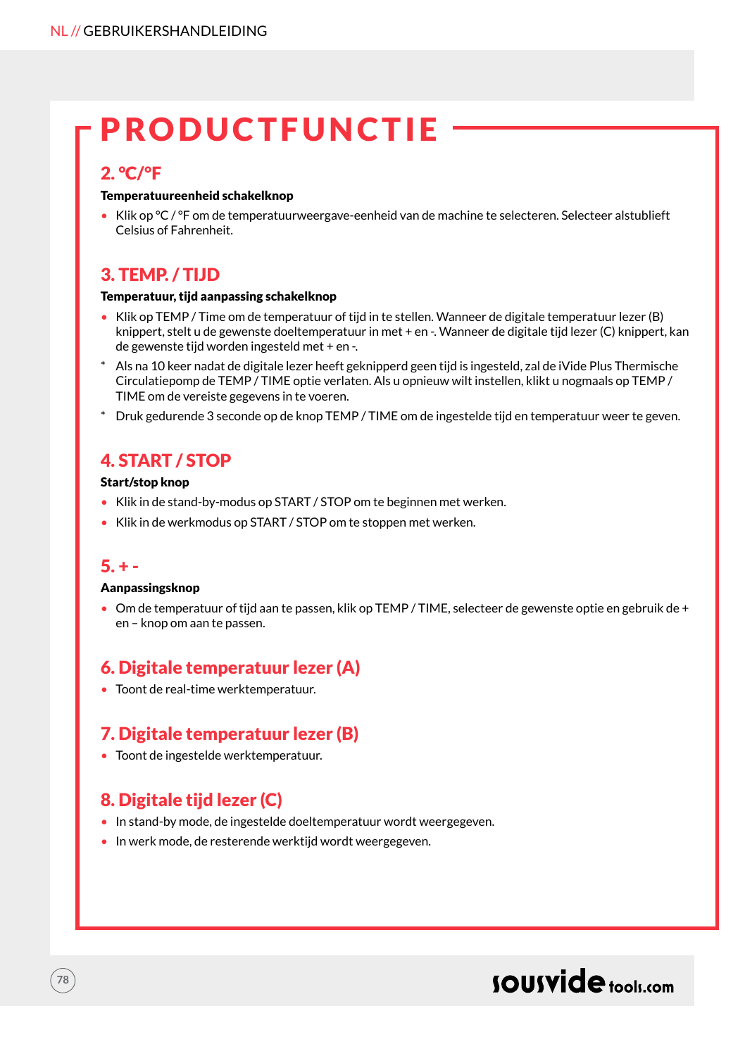# PRODUCTFUNCTIE

## 2. °C/°F

**Temperatuureenheid schakelknop**

- Klik op °C / °F om de temperatuurweergave-eenheid van de machine te selecteren. Selecteer alstublieft Celsius of Fahrenheit.

## 3. TEMP. / TIJD

**Temperatuur, tijd aanpassing schakelknop**

- Klik op TEMP / Time om de temperatuur of tijd in te stellen. Wanneer de digitale temperatuur lezer (B) knippert, stelt u de gewenste doeltemperatuur in met + en -. Wanneer de digitale tijd lezer (C) knippert, kan de gewenste tijd worden ingesteld met + en -.

* Als na 10 keer nadat de digitale lezer heeft geknipperd geen tijd is ingesteld, zal de iVide Plus Thermische Circulatiepomp de TEMP / TIME optie verlaten. Als u opnieuw wilt instellen, klikt u nogmaals op TEMP / TIME om de vereiste gegevens in te voeren.
* Druk gedurende 3 seconde op de knop TEMP / TIME om de ingestelde tijd en temperatuur weer te geven.

## 4. START / STOP

**Start/stop knop**

- Klik in de stand-by-modus op START / STOP om te beginnen met werken.
- Klik in de werkmodus op START / STOP om te stoppen met werken.

## 5. + -

**Aanpassingsknop**

- Om de temperatuur of tijd aan te passen, klik op TEMP / TIME, selecteer de gewenste optie en gebruik de + en – knop om aan te passen.

## 6. Digitale temperatuur lezer (A)

- Toont de real-time werktemperatuur.

## 7. Digitale temperatuur lezer (B)

- Toont de ingestelde werktemperatuur.

## 8. Digitale tijd lezer (C)

- In stand-by mode, de ingestelde doeltemperatuur wordt weergegeven.
- In werk mode, de resterende werktijd wordt weergegeven.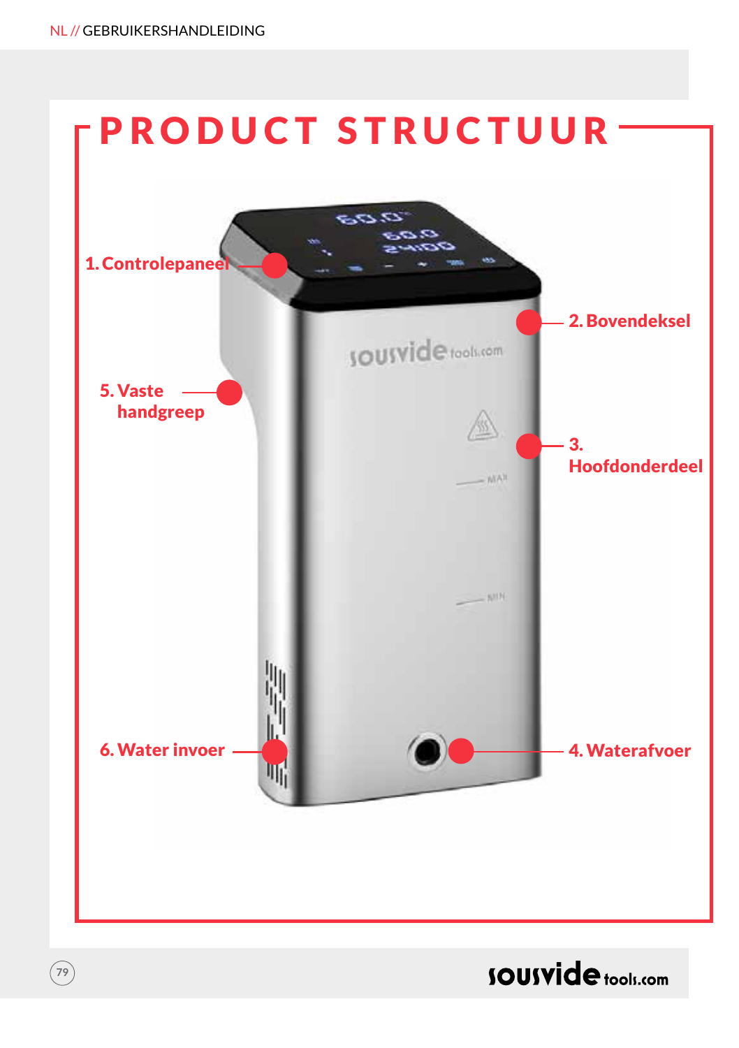# PRODUCT STRUCTUUR

1. Controlepaneel
2. Bovendeksel
3. Hoofdonderdeel
4. Waterafvoer
5. Vaste handgreep
6. Water invoer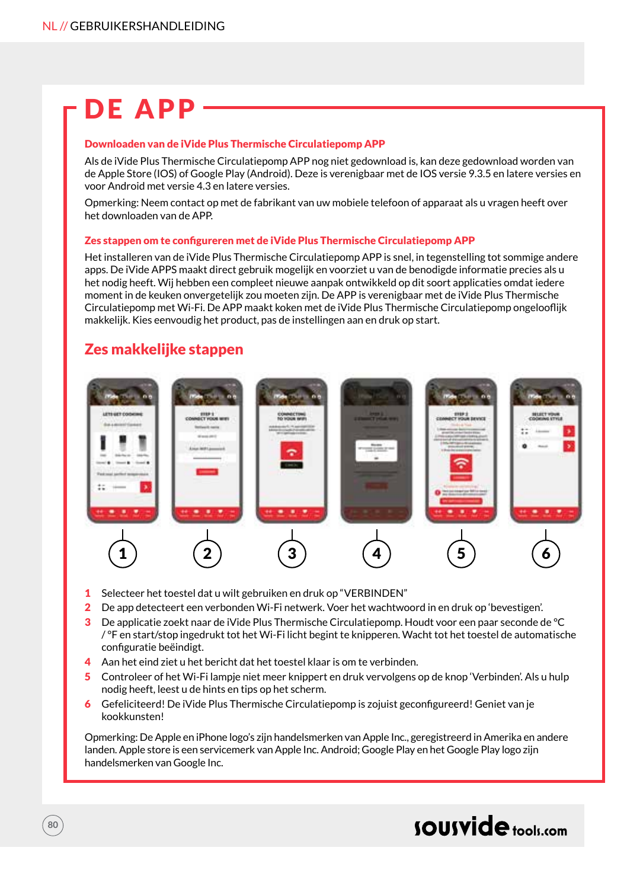# DE APP

### Downloaden van de iVide Plus Thermische Circulatiepomp APP

Als de iVide Plus Thermische Circulatiepomp APP nog niet gedownload is, kan deze gedownload worden van de Apple Store (IOS) of Google Play (Android). Deze is verenigbaar met de IOS versie 9.3.5 en latere versies en voor Android met versie 4.3 en latere versies.

Opmerking: Neem contact op met de fabrikant van uw mobiele telefoon of apparaat als u vragen heeft over het downloaden van de APP.

### Zes stappen om te configureren met de iVide Plus Thermische Circulatiepomp APP

Het installeren van de iVide Plus Thermische Circulatiepomp APP is snel, in tegenstelling tot sommige andere apps. De iVide APPS maakt direct gebruik mogelijk en voorziet u van de benodigde informatie precies als u het nodig heeft. Wij hebben een compleet nieuwe aanpak ontwikkeld op dit soort applicaties omdat iedere moment in de keuken onvergetelijk zou moeten zijn. De APP is verenigbaar met de iVide Plus Thermische Circulatiepomp met Wi-Fi. De APP maakt koken met de iVide Plus Thermische Circulatiepomp ongelooflijk makkelijk. Kies eenvoudig het product, pas de instellingen aan en druk op start.

## Zes makkelijke stappen

1. Selecteer het toestel dat u wilt gebruiken en druk op "VERBINDEN"
2. De app detecteert een verbonden Wi-Fi netwerk. Voer het wachtwoord in en druk op 'bevestigen'.
3. De applicatie zoekt naar de iVide Plus Thermische Circulatiepomp. Houdt voor een paar seconde de °C / °F en start/stop ingedrukt tot het Wi-Fi licht begint te knipperen. Wacht tot het toestel de automatische configuratie beëindigt.
4. Aan het eind ziet u het bericht dat het toestel klaar is om te verbinden.
5. Controleer of het Wi-Fi lampje niet meer knippert en druk vervolgens op de knop 'Verbinden'. Als u hulp nodig heeft, leest u de hints en tips op het scherm.
6. Gefeliciteerd! De iVide Plus Thermische Circulatiepomp is zojuist geconfigureerd! Geniet van je kookkunsten!

Opmerking: De Apple en iPhone logo's zijn handelsmerken van Apple Inc., geregistreerd in Amerika en andere landen. Apple store is een servicemerk van Apple Inc. Android; Google Play en het Google Play logo zijn handelsmerken van Google Inc.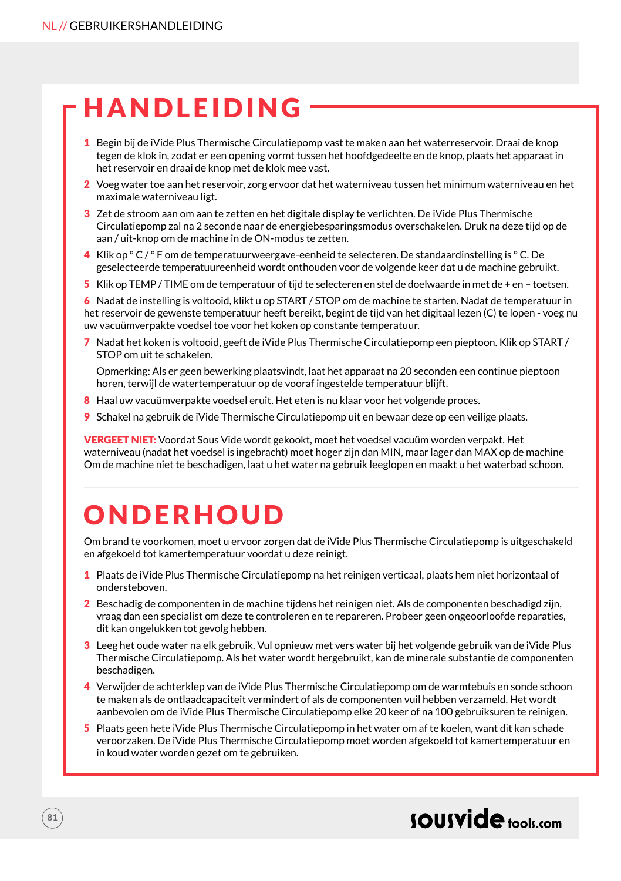# HANDLEIDING

1. Begin bij de iVide Plus Thermische Circulatiepomp vast te maken aan het waterreservoir. Draai de knop tegen de klok in, zodat er een opening vormt tussen het hoofdgedeelte en de knop, plaats het apparaat in het reservoir en draai de knop met de klok mee vast.
2. Voeg water toe aan het reservoir, zorg ervoor dat het waterniveau tussen het minimum waterniveau en het maximale waterniveau ligt.
3. Zet de stroom aan om aan te zetten en het digitale display te verlichten. De iVide Plus Thermische Circulatiepomp zal na 2 seconde naar de energiebesparingsmodus overschakelen. Druk na deze tijd op de aan / uit-knop om de machine in de ON-modus te zetten.
4. Klik op ° C / ° F om de temperatuurweergave-eenheid te selecteren. De standaardinstelling is ° C. De geselecteerde temperatuureenheid wordt onthouden voor de volgende keer dat u de machine gebruikt.
5. Klik op TEMP / TIME om de temperatuur of tijd te selecteren en stel de doelwaarde in met de + en – toetsen.
6. Nadat de instelling is voltooid, klikt u op START / STOP om de machine te starten. Nadat de temperatuur in het reservoir de gewenste temperatuur heeft bereikt, begint de tijd van het digitaal lezen (C) te lopen - voeg nu uw vacuümverpakte voedsel toe voor het koken op constante temperatuur.
7. Nadat het koken is voltooid, geeft de iVide Plus Thermische Circulatiepomp een pieptoon. Klik op START / STOP om uit te schakelen.

   Opmerking: Als er geen bewerking plaatsvindt, laat het apparaat na 20 seconden een continue pieptoon horen, terwijl de watertemperatuur op de vooraf ingestelde temperatuur blijft.
8. Haal uw vacuümverpakte voedsel eruit. Het eten is nu klaar voor het volgende proces.
9. Schakel na gebruik de iVide Thermische Circulatiepomp uit en bewaar deze op een veilige plaats.

**VERGEET NIET:** Voordat Sous Vide wordt gekookt, moet het voedsel vacuüm worden verpakt. Het waterniveau (nadat het voedsel is ingebracht) moet hoger zijn dan MIN, maar lager dan MAX op de machine Om de machine niet te beschadigen, laat u het water na gebruik leeglopen en maakt u het waterbad schoon.

# ONDERHOUD

Om brand te voorkomen, moet u ervoor zorgen dat de iVide Plus Thermische Circulatiepomp is uitgeschakeld en afgekoeld tot kamertemperatuur voordat u deze reinigt.

1. Plaats de iVide Plus Thermische Circulatiepomp na het reinigen verticaal, plaats hem niet horizontaal of ondersteboven.
2. Beschadig de componenten in de machine tijdens het reinigen niet. Als de componenten beschadigd zijn, vraag dan een specialist om deze te controleren en te repareren. Probeer geen ongeoorloofde reparaties, dit kan ongelukken tot gevolg hebben.
3. Leeg het oude water na elk gebruik. Vul opnieuw met vers water bij het volgende gebruik van de iVide Plus Thermische Circulatiepomp. Als het water wordt hergebruikt, kan de minerale substantie de componenten beschadigen.
4. Verwijder de achterklep van de iVide Plus Thermische Circulatiepomp om de warmtebuis en sonde schoon te maken als de ontlaadcapaciteit vermindert of als de componenten vuil hebben verzameld. Het wordt aanbevolen om de iVide Plus Thermische Circulatiepomp elke 20 keer of na 100 gebruiksuren te reinigen.
5. Plaats geen hete iVide Plus Thermische Circulatiepomp in het water om af te koelen, want dit kan schade veroorzaken. De iVide Plus Thermische Circulatiepomp moet worden afgekoeld tot kamertemperatuur en in koud water worden gezet om te gebruiken.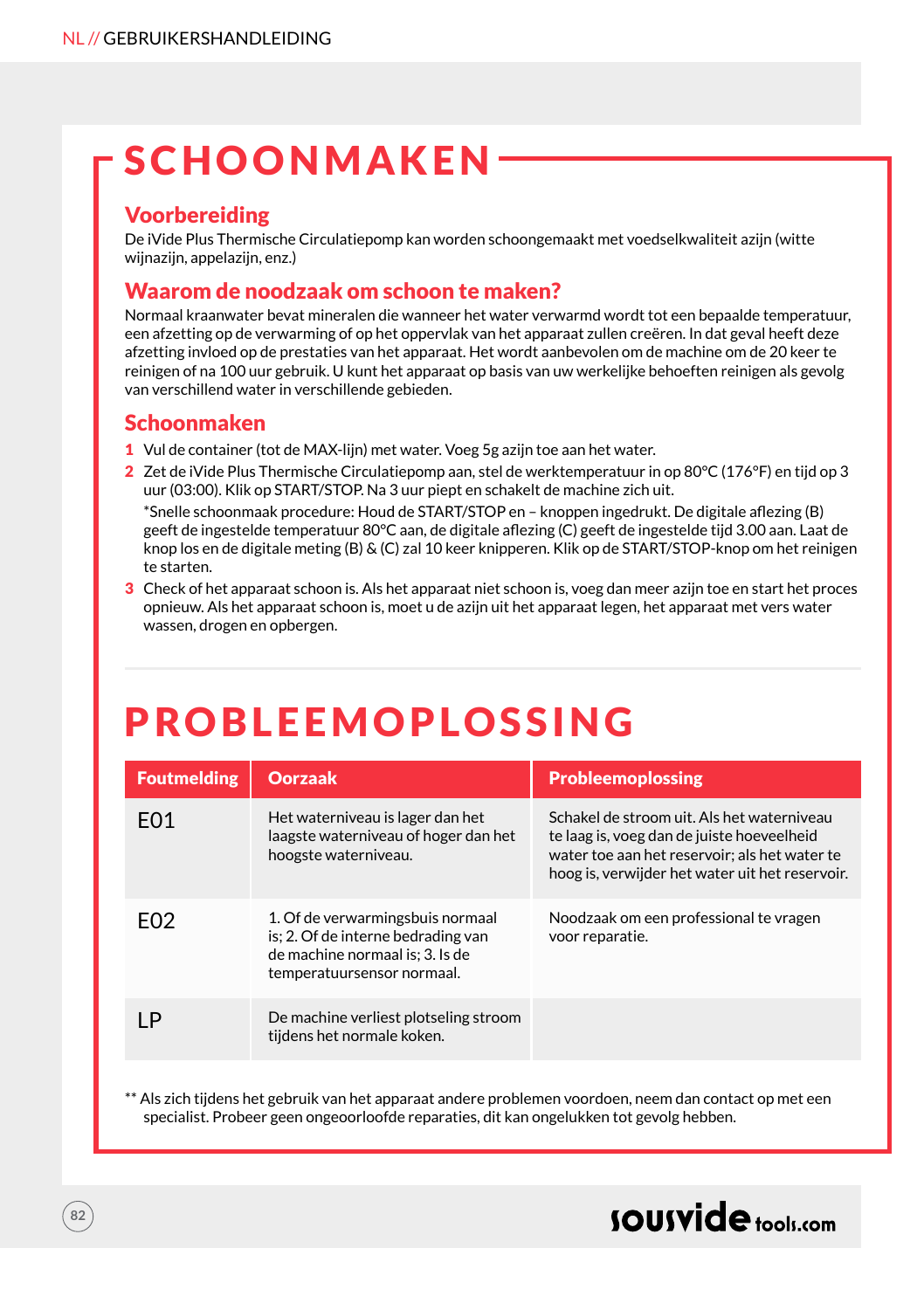# SCHOONMAKEN

## Voorbereiding

De iVide Plus Thermische Circulatiepomp kan worden schoongemaakt met voedselkwaliteit azijn (witte wijnazijn, appelazijn, enz.)

## Waarom de noodzaak om schoon te maken?

Normaal kraanwater bevat mineralen die wanneer het water verwarmd wordt tot een bepaalde temperatuur, een afzetting op de verwarming of op het oppervlak van het apparaat zullen creëren. In dat geval heeft deze afzetting invloed op de prestaties van het apparaat. Het wordt aanbevolen om de machine om de 20 keer te reinigen of na 100 uur gebruik. U kunt het apparaat op basis van uw werkelijke behoeften reinigen als gevolg van verschillend water in verschillende gebieden.

## Schoonmaken

1. Vul de container (tot de MAX-lijn) met water. Voeg 5g azijn toe aan het water.
2. Zet de iVide Plus Thermische Circulatiepomp aan, stel de werktemperatuur in op 80°C (176°F) en tijd op 3 uur (03:00). Klik op START/STOP. Na 3 uur piept en schakelt de machine zich uit.
   *Snelle schoonmaak procedure: Houd de START/STOP en – knoppen ingedrukt. De digitale aflezing (B) geeft de ingestelde temperatuur 80°C aan, de digitale aflezing (C) geeft de ingestelde tijd 3.00 aan. Laat de knop los en de digitale meting (B) & (C) zal 10 keer knipperen. Klik op de START/STOP-knop om het reinigen te starten.
3. Check of het apparaat schoon is. Als het apparaat niet schoon is, voeg dan meer azijn toe en start het proces opnieuw. Als het apparaat schoon is, moet u de azijn uit het apparaat legen, het apparaat met vers water wassen, drogen en opbergen.

# PROBLEEMOPLOSSING

| Foutmelding | Oorzaak | Probleemoplossing |
|---|---|---|
| E01 | Het waterniveau is lager dan het laagste waterniveau of hoger dan het hoogste waterniveau. | Schakel de stroom uit. Als het waterniveau te laag is, voeg dan de juiste hoeveelheid water toe aan het reservoir; als het water te hoog is, verwijder het water uit het reservoir. |
| E02 | 1. Of de verwarmingsbuis normaal is; 2. Of de interne bedrading van de machine normaal is; 3. Is de temperatuursensor normaal. | Noodzaak om een professional te vragen voor reparatie. |
| LP | De machine verliest plotseling stroom tijdens het normale koken. | |

** Als zich tijdens het gebruik van het apparaat andere problemen voordoen, neem dan contact op met een specialist. Probeer geen ongeoorloofde reparaties, dit kan ongelukken tot gevolg hebben.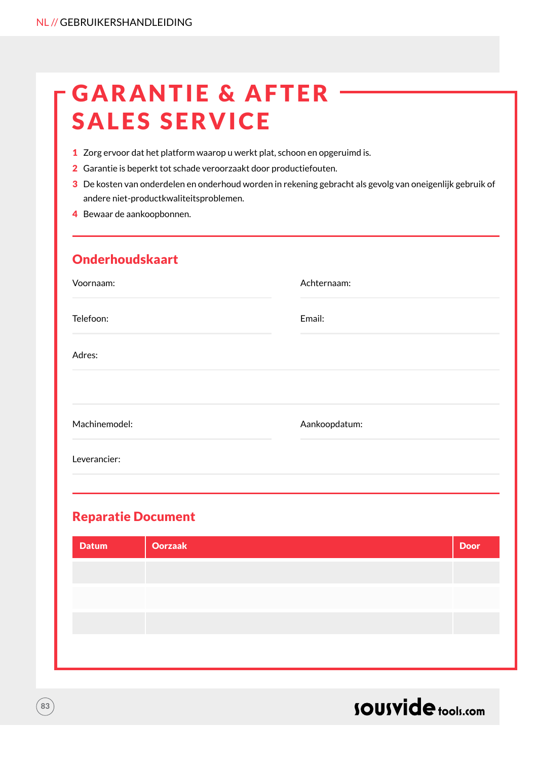# GARANTIE & AFTER SALES SERVICE

1. Zorg ervoor dat het platform waarop u werkt plat, schoon en opgeruimd is.
2. Garantie is beperkt tot schade veroorzaakt door productiefouten.
3. De kosten van onderdelen en onderhoud worden in rekening gebracht als gevolg van oneigenlijk gebruik of andere niet-productkwaliteitsproblemen.
4. Bewaar de aankoopbonnen.

## Onderhoudskaart

Voornaam:

Achternaam:

Telefoon:

Email:

Adres:

Machinemodel:

Aankoopdatum:

Leverancier:

## Reparatie Document

| Datum | Oorzaak | Door |
|---|---|---|
| | | |
| | | |
| | | |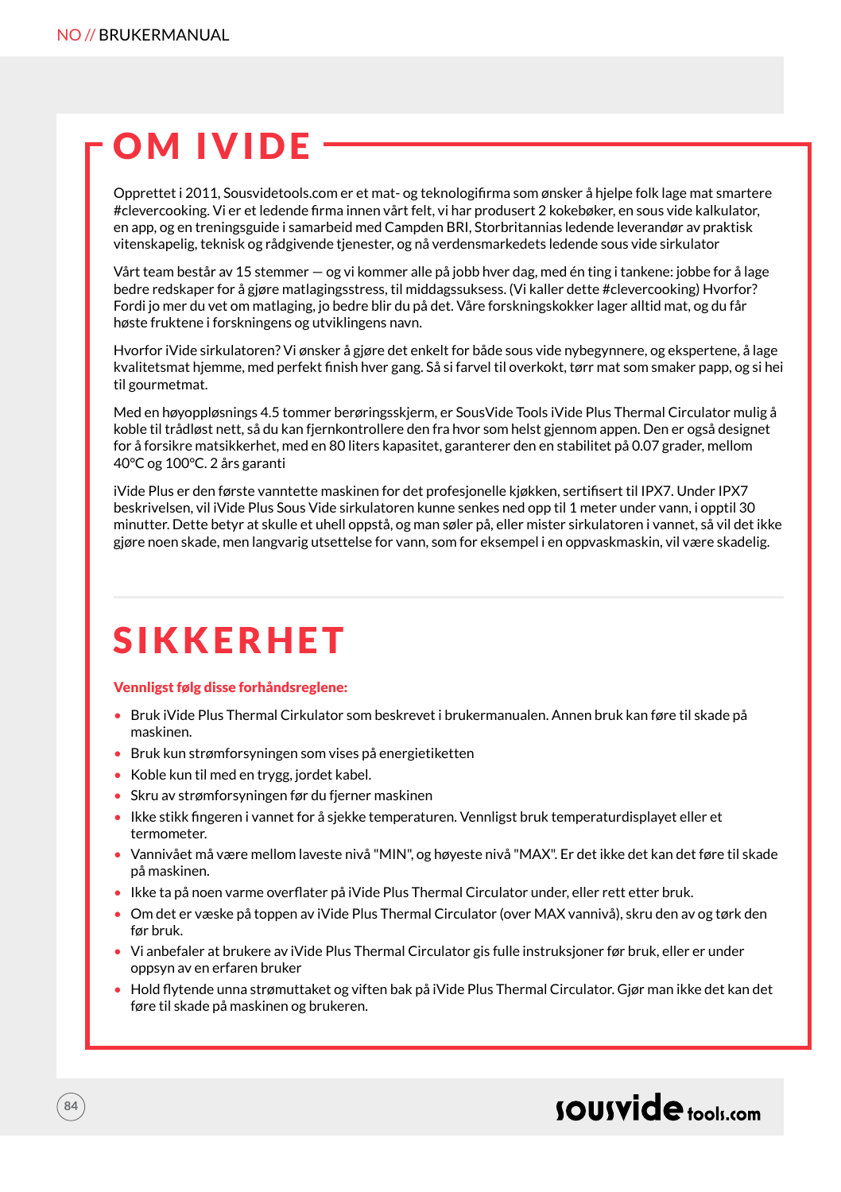# OM IVIDE

Opprettet i 2011, Sousvidetools.com er et mat- og teknologifirma som ønsker å hjelpe folk lage mat smartere #clevercooking. Vi er et ledende firma innen vårt felt, vi har produsert 2 kokebøker, en sous vide kalkulator, en app, og en treningsguide i samarbeid med Campden BRI, Storbritannias ledende leverandør av praktisk vitenskapelig, teknisk og rådgivende tjenester, og nå verdensmarkedets ledende sous vide sirkulator

Vårt team består av 15 stemmer — og vi kommer alle på jobb hver dag, med én ting i tankene: jobbe for å lage bedre redskaper for å gjøre matlagingsstress, til middagssuksess. (Vi kaller dette #clevercooking) Hvorfor? Fordi jo mer du vet om matlaging, jo bedre blir du på det. Våre forskningskokker lager alltid mat, og du får høste fruktene i forskningens og utviklingens navn.

Hvorfor iVide sirkulatoren? Vi ønsker å gjøre det enkelt for både sous vide nybegynnere, og ekspertene, å lage kvalitetsmat hjemme, med perfekt finish hver gang. Så si farvel til overkokt, tørr mat som smaker papp, og si hei til gourmetmat.

Med en høyoppløsnings 4.5 tommer berøringsskjerm, er SousVide Tools iVide Plus Thermal Circulator mulig å koble til trådløst nett, så du kan fjernkontrollere den fra hvor som helst gjennom appen. Den er også designet for å forsikre matsikkerhet, med en 80 liters kapasitet, garanterer den en stabilitet på 0.07 grader, mellom 40°C og 100°C. 2 års garanti

iVide Plus er den første vanntette maskinen for det profesjonelle kjøkken, sertifisert til IPX7. Under IPX7 beskrivelsen, vil iVide Plus Sous Vide sirkulatoren kunne senkes ned opp til 1 meter under vann, i opptil 30 minutter. Dette betyr at skulle et uhell oppstå, og man søler på, eller mister sirkulatoren i vannet, så vil det ikke gjøre noen skade, men langvarig utsettelse for vann, som for eksempel i en oppvaskmaskin, vil være skadelig.

# SIKKERHET

**Vennligst følg disse forhåndsreglene:**

- Bruk iVide Plus Thermal Cirkulator som beskrevet i brukermanualen. Annen bruk kan føre til skade på maskinen.
- Bruk kun strømforsyningen som vises på energietiketten
- Koble kun til med en trygg, jordet kabel.
- Skru av strømforsyningen før du fjerner maskinen
- Ikke stikk fingeren i vannet for å sjekke temperaturen. Vennligst bruk temperaturdisplayet eller et termometer.
- Vannivået må være mellom laveste nivå "MIN", og høyeste nivå "MAX". Er det ikke det kan det føre til skade på maskinen.
- Ikke ta på noen varme overflater på iVide Plus Thermal Circulator under, eller rett etter bruk.
- Om det er væske på toppen av iVide Plus Thermal Circulator (over MAX vannivå), skru den av og tørk den før bruk.
- Vi anbefaler at brukere av iVide Plus Thermal Circulator gis fulle instruksjoner før bruk, eller er under oppsyn av en erfaren bruker
- Hold flytende unna strømuttaket og viften bak på iVide Plus Thermal Circulator. Gjør man ikke det kan det føre til skade på maskinen og brukeren.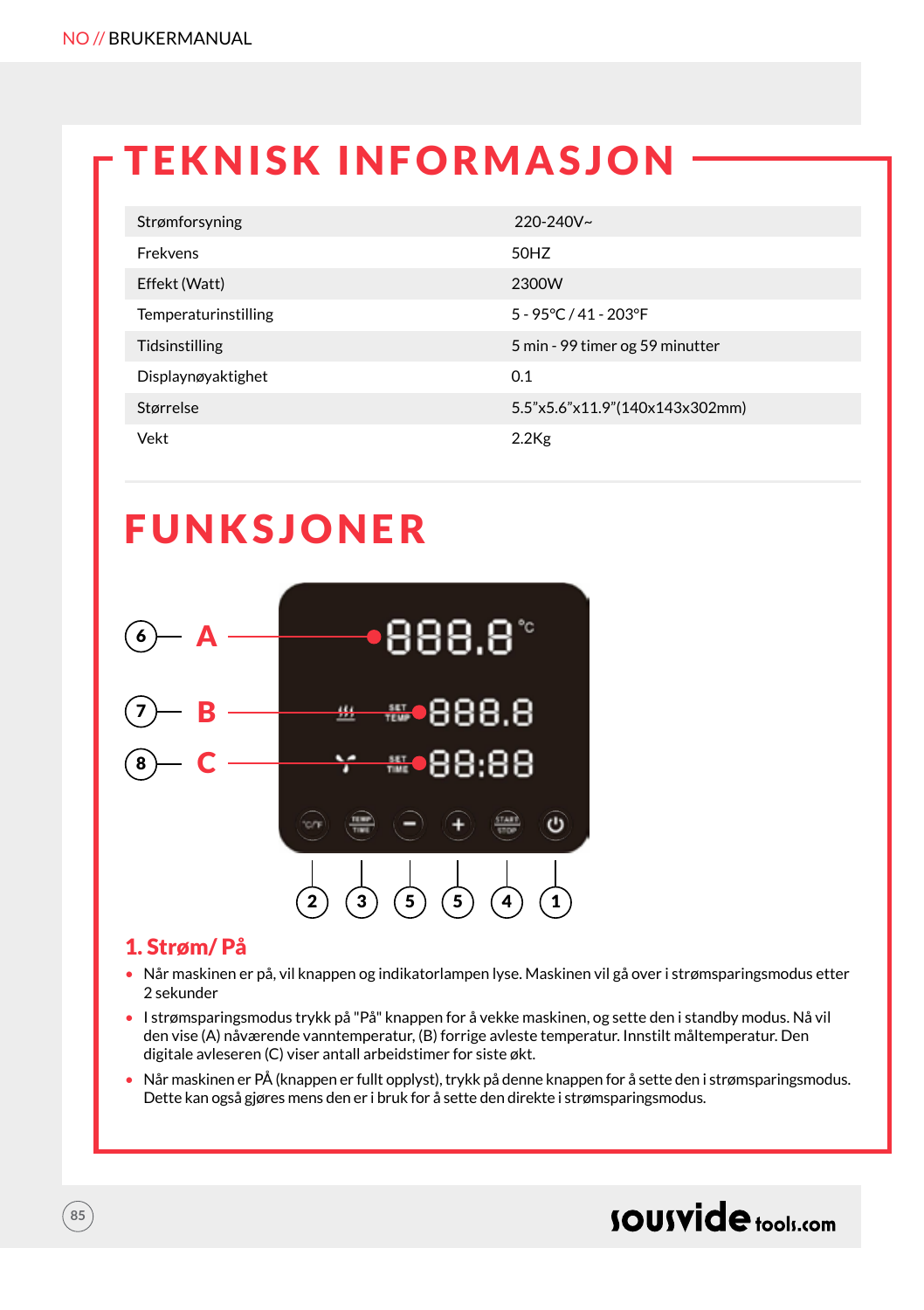# TEKNISK INFORMASJON

| | |
|---|---|
| Strømforsyning | 220-240V~ |
| Frekvens | 50HZ |
| Effekt (Watt) | 2300W |
| Temperaturinstilling | 5 - 95°C / 41 - 203°F |
| Tidsinstilling | 5 min - 99 timer og 59 minutter |
| Displaynøyaktighet | 0.1 |
| Størrelse | 5.5"x5.6"x11.9"(140x143x302mm) |
| Vekt | 2.2Kg |

# FUNKSJONER

6 — A
7 — B
8 — C

2 3 5 5 4 1

## 1. Strøm/ På

- Når maskinen er på, vil knappen og indikatorlampen lyse. Maskinen vil gå over i strømsparingsmodus etter 2 sekunder
- I strømsparingsmodus trykk på "På" knappen for å vekke maskinen, og sette den i standby modus. Nå vil den vise (A) nåværende vanntemperatur, (B) forrige avleste temperatur. Innstilt måltemperatur. Den digitale avleseren (C) viser antall arbeidstimer for siste økt.
- Når maskinen er PÅ (knappen er fullt opplyst), trykk på denne knappen for å sette den i strømsparingsmodus. Dette kan også gjøres mens den er i bruk for å sette den direkte i strømsparingsmodus.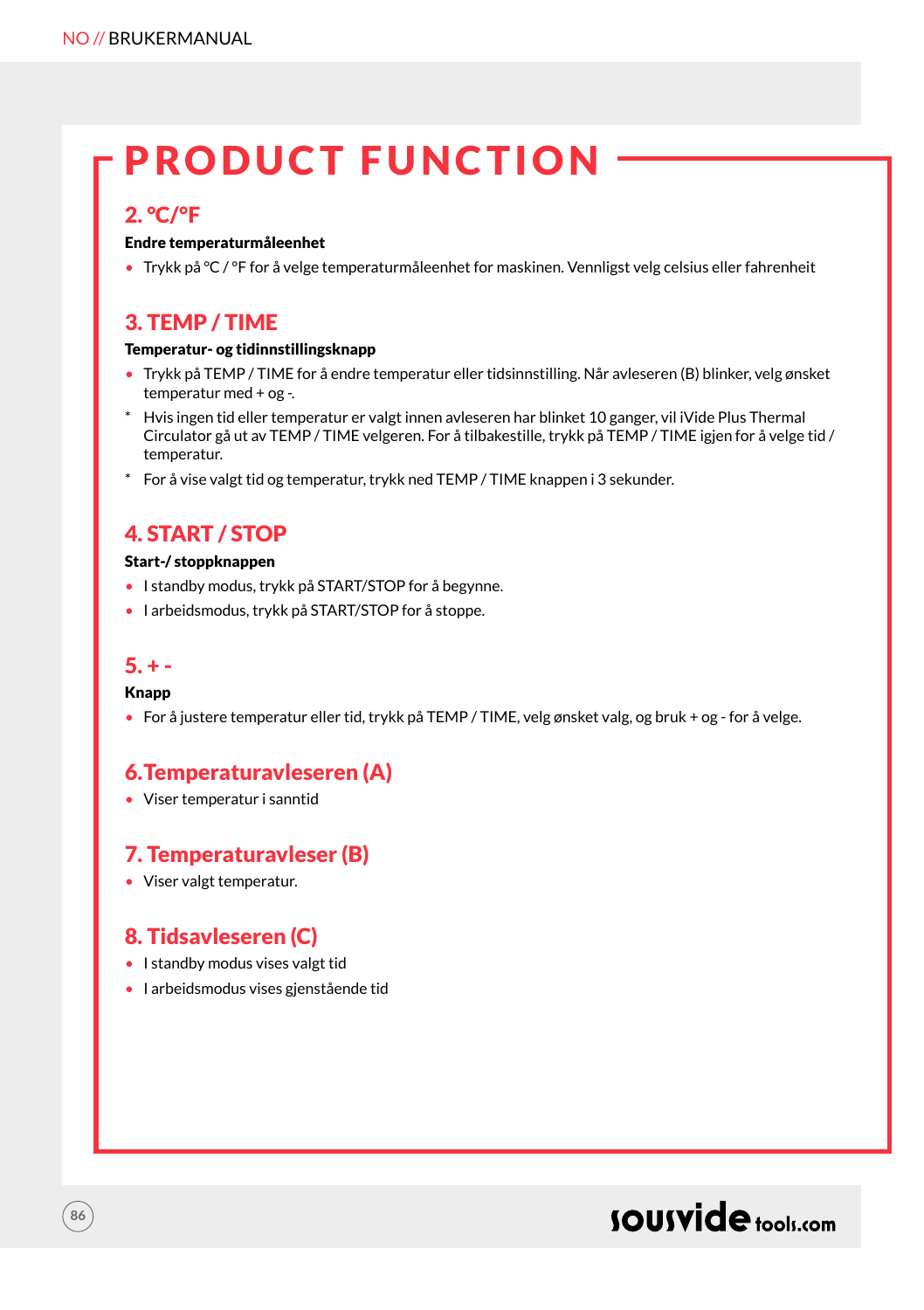# PRODUCT FUNCTION

## 2. °C/°F

**Endre temperaturmåleenhet**

- Trykk på °C / °F for å velge temperaturmåleenhet for maskinen. Vennligst velg celsius eller fahrenheit

## 3. TEMP / TIME

**Temperatur- og tidinnstillingsknapp**

- Trykk på TEMP / TIME for å endre temperatur eller tidsinnstilling. Når avleseren (B) blinker, velg ønsket temperatur med + og -.

\* Hvis ingen tid eller temperatur er valgt innen avleseren har blinket 10 ganger, vil iVide Plus Thermal Circulator gå ut av TEMP / TIME velgeren. For å tilbakestille, trykk på TEMP / TIME igjen for å velge tid / temperatur.

\* For å vise valgt tid og temperatur, trykk ned TEMP / TIME knappen i 3 sekunder.

## 4. START / STOP

**Start-/ stoppknappen**

- I standby modus, trykk på START/STOP for å begynne.
- I arbeidsmodus, trykk på START/STOP for å stoppe.

## 5. + -

**Knapp**

- For å justere temperatur eller tid, trykk på TEMP / TIME, velg ønsket valg, og bruk + og - for å velge.

## 6.Temperaturavleseren (A)

- Viser temperatur i sanntid

## 7. Temperaturavleser (B)

- Viser valgt temperatur.

## 8. Tidsavleseren (C)

- I standby modus vises valgt tid
- I arbeidsmodus vises gjenstående tid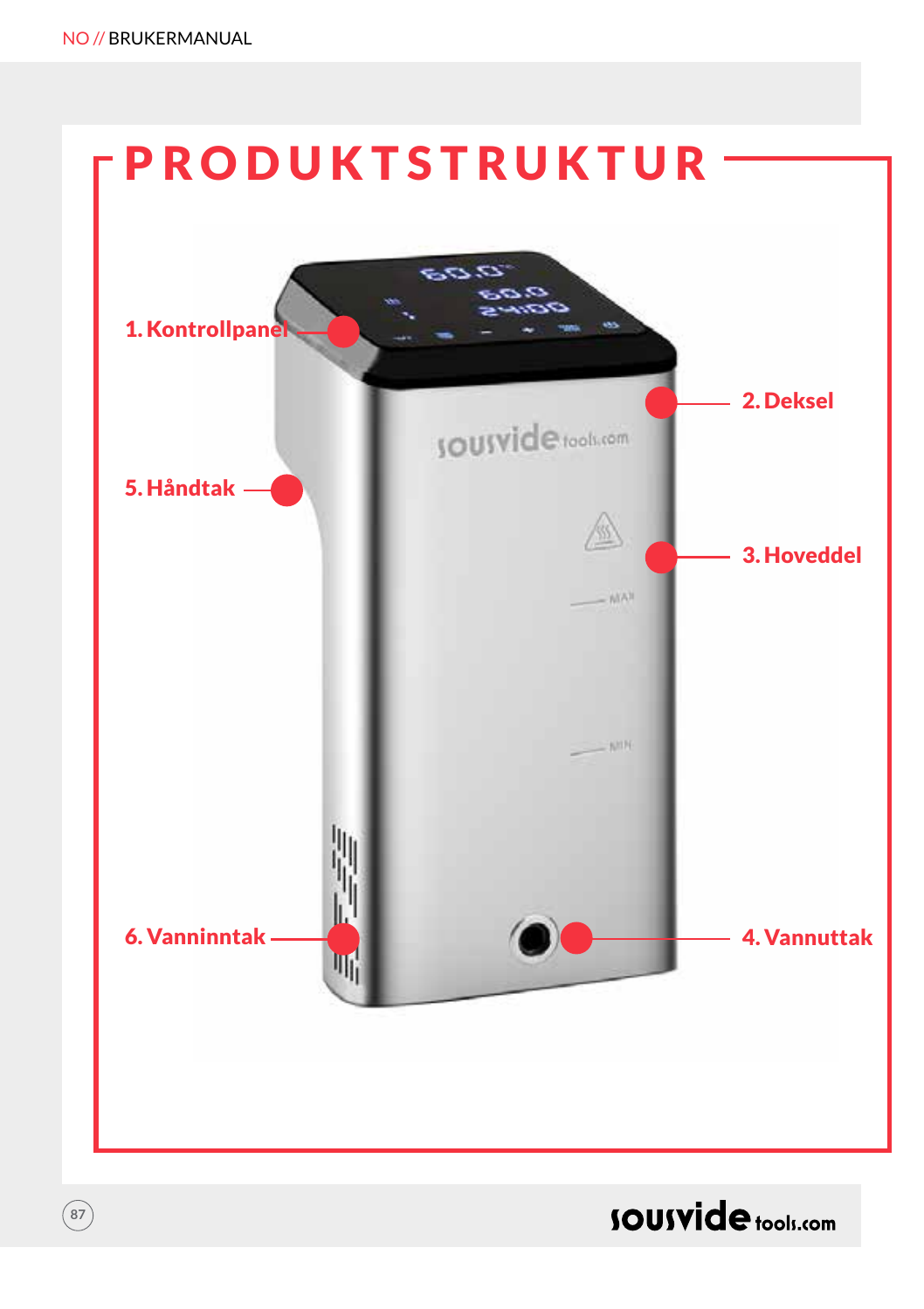# PRODUKTSTRUKTUR

1. Kontrollpanel
2. Deksel
3. Hoveddel
4. Vannuttak
5. Håndtak
6. Vanninntak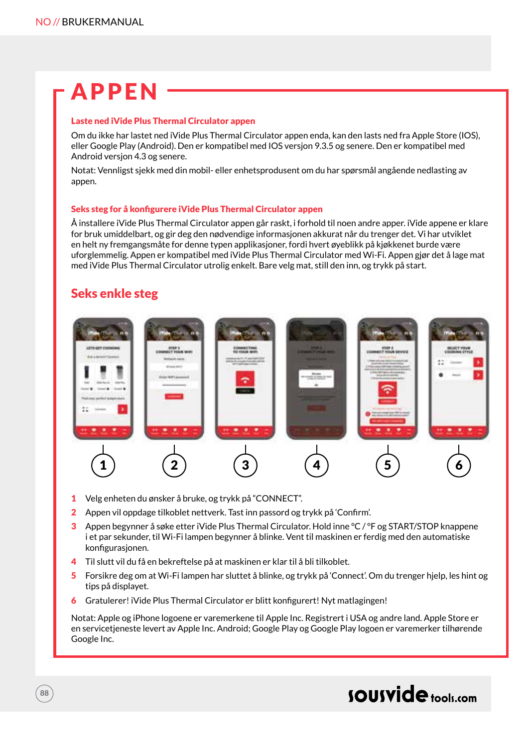# APPEN

### Laste ned iVide Plus Thermal Circulator appen

Om du ikke har lastet ned iVide Plus Thermal Circulator appen enda, kan den lasts ned fra Apple Store (IOS), eller Google Play (Android). Den er kompatibel med IOS versjon 9.3.5 og senere. Den er kompatibel med Android versjon 4.3 og senere.

Notat: Vennligst sjekk med din mobil- eller enhetsprodusent om du har spørsmål angående nedlasting av appen.

### Seks steg for å konfigurere iVide Plus Thermal Circulator appen

Å installere iVide Plus Thermal Circulator appen går raskt, i forhold til noen andre apper. iVide appene er klare for bruk umiddelbart, og gir deg den nødvendige informasjonen akkurat når du trenger det. Vi har utviklet en helt ny fremgangsmåte for denne typen applikasjoner, fordi hvert øyeblikk på kjøkkenet burde være uforglemmelig. Appen er kompatibel med iVide Plus Thermal Circulator med Wi-Fi. Appen gjør det å lage mat med iVide Plus Thermal Circulator utrolig enkelt. Bare velg mat, still den inn, og trykk på start.

## Seks enkle steg

1. Velg enheten du ønsker å bruke, og trykk på "CONNECT".
2. Appen vil oppdage tilkoblet nettverk. Tast inn passord og trykk på 'Confirm'.
3. Appen begynner å søke etter iVide Plus Thermal Circulator. Hold inne °C / °F og START/STOP knappene i et par sekunder, til Wi-Fi lampen begynner å blinke. Vent til maskinen er ferdig med den automatiske konfigurasjonen.
4. Til slutt vil du få en bekreftelse på at maskinen er klar til å bli tilkoblet.
5. Forsikre deg om at Wi-Fi lampen har sluttet å blinke, og trykk på 'Connect'. Om du trenger hjelp, les hint og tips på displayet.
6. Gratulerer! iVide Plus Thermal Circulator er blitt konfigurert! Nyt matlagingen!

Notat: Apple og iPhone logoene er varemerkene til Apple Inc. Registrert i USA og andre land. Apple Store er en servicetjeneste levert av Apple Inc. Android; Google Play og Google Play logoen er varemerker tilhørende Google Inc.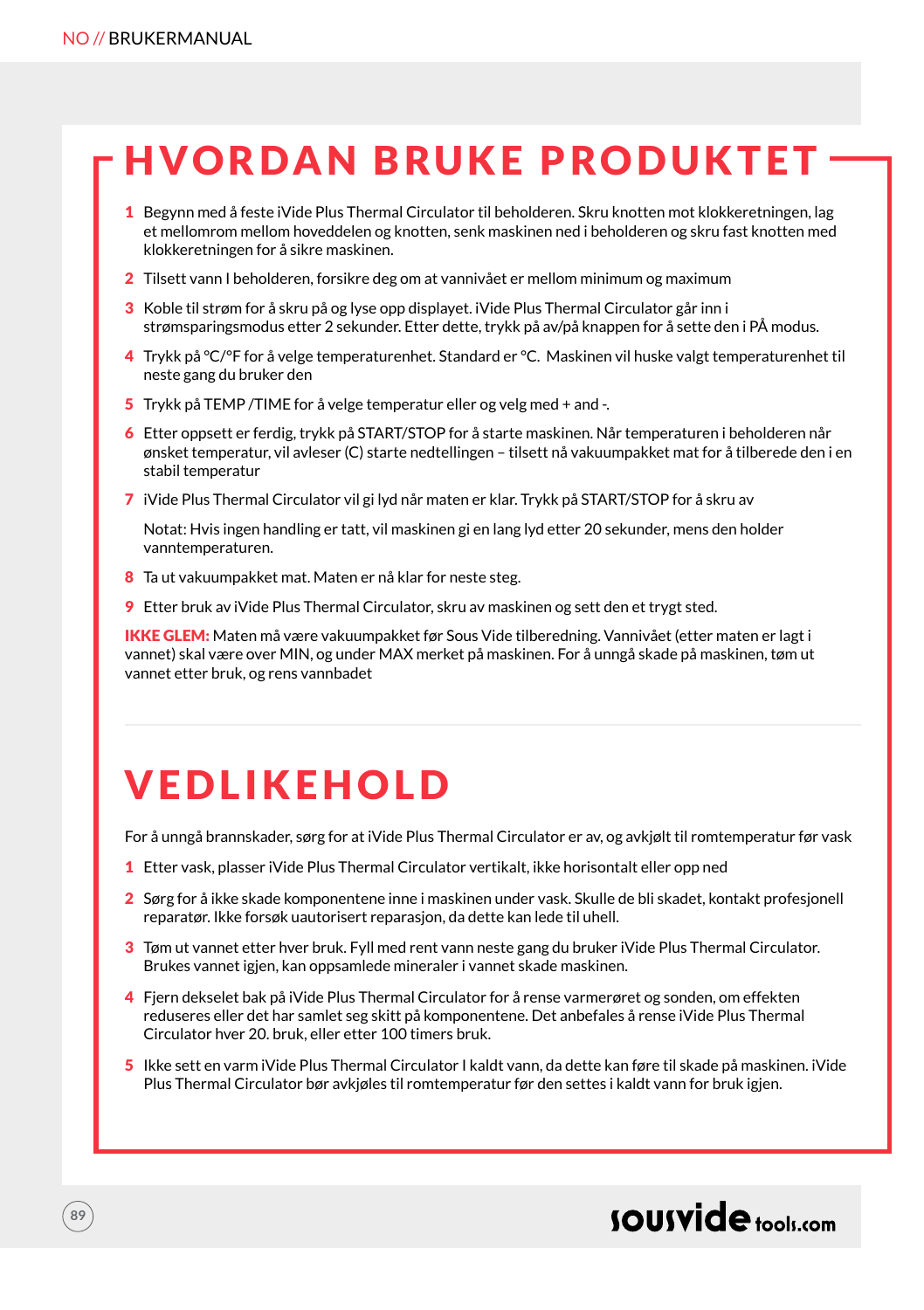# HVORDAN BRUKE PRODUKTET

1. Begynn med å feste iVide Plus Thermal Circulator til beholderen. Skru knotten mot klokkeretningen, lag et mellomrom mellom hoveddelen og knotten, senk maskinen ned i beholderen og skru fast knotten med klokkeretningen for å sikre maskinen.
2. Tilsett vann I beholderen, forsikre deg om at vannivået er mellom minimum og maximum
3. Koble til strøm for å skru på og lyse opp displayet. iVide Plus Thermal Circulator går inn i strømsparingsmodus etter 2 sekunder. Etter dette, trykk på av/på knappen for å sette den i PÅ modus.
4. Trykk på °C/°F for å velge temperaturenhet. Standard er °C. Maskinen vil huske valgt temperaturenhet til neste gang du bruker den
5. Trykk på TEMP /TIME for å velge temperatur eller og velg med + and -.
6. Etter oppsett er ferdig, trykk på START/STOP for å starte maskinen. Når temperaturen i beholderen når ønsket temperatur, vil avleser (C) starte nedtellingen – tilsett nå vakuumpakket mat for å tilberede den i en stabil temperatur
7. iVide Plus Thermal Circulator vil gi lyd når maten er klar. Trykk på START/STOP for å skru av

   Notat: Hvis ingen handling er tatt, vil maskinen gi en lang lyd etter 20 sekunder, mens den holder vanntemperaturen.
8. Ta ut vakuumpakket mat. Maten er nå klar for neste steg.
9. Etter bruk av iVide Plus Thermal Circulator, skru av maskinen og sett den et trygt sted.

**IKKE GLEM:** Maten må være vakuumpakket før Sous Vide tilberedning. Vannivået (etter maten er lagt i vannet) skal være over MIN, og under MAX merket på maskinen. For å unngå skade på maskinen, tøm ut vannet etter bruk, og rens vannbadet

# VEDLIKEHOLD

For å unngå brannskader, sørg for at iVide Plus Thermal Circulator er av, og avkjølt til romtemperatur før vask

1. Etter vask, plasser iVide Plus Thermal Circulator vertikalt, ikke horisontalt eller opp ned
2. Sørg for å ikke skade komponentene inne i maskinen under vask. Skulle de bli skadet, kontakt profesjonell reparatør. Ikke forsøk uautorisert reparasjon, da dette kan lede til uhell.
3. Tøm ut vannet etter hver bruk. Fyll med rent vann neste gang du bruker iVide Plus Thermal Circulator. Brukes vannet igjen, kan oppsamlede mineraler i vannet skade maskinen.
4. Fjern dekselet bak på iVide Plus Thermal Circulator for å rense varmerøret og sonden, om effekten reduseres eller det har samlet seg skitt på komponentene. Det anbefales å rense iVide Plus Thermal Circulator hver 20. bruk, eller etter 100 timers bruk.
5. Ikke sett en varm iVide Plus Thermal Circulator I kaldt vann, da dette kan føre til skade på maskinen. iVide Plus Thermal Circulator bør avkjøles til romtemperatur før den settes i kaldt vann for bruk igjen.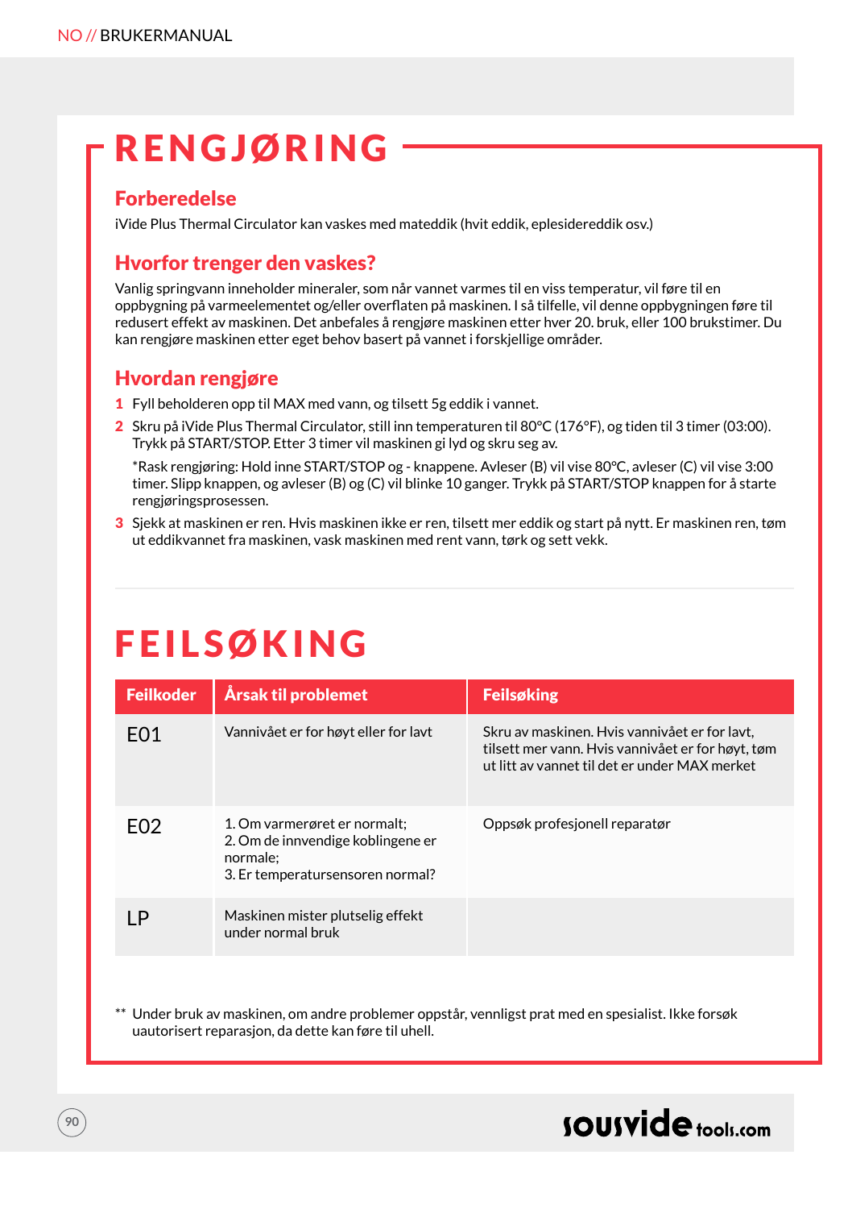# RENGJØRING

## Forberedelse

iVide Plus Thermal Circulator kan vaskes med mateddik (hvit eddik, eplesidereddik osv.)

## Hvorfor trenger den vaskes?

Vanlig springvann inneholder mineraler, som når vannet varmes til en viss temperatur, vil føre til en oppbygning på varmeelementet og/eller overflaten på maskinen. I så tilfelle, vil denne oppbygningen føre til redusert effekt av maskinen. Det anbefales å rengjøre maskinen etter hver 20. bruk, eller 100 brukstimer. Du kan rengjøre maskinen etter eget behov basert på vannet i forskjellige områder.

## Hvordan rengjøre

1. Fyll beholderen opp til MAX med vann, og tilsett 5g eddik i vannet.
2. Skru på iVide Plus Thermal Circulator, still inn temperaturen til 80°C (176°F), og tiden til 3 timer (03:00). Trykk på START/STOP. Etter 3 timer vil maskinen gi lyd og skru seg av.

   *Rask rengjøring: Hold inne START/STOP og - knappene. Avleser (B) vil vise 80°C, avleser (C) vil vise 3:00 timer. Slipp knappen, og avleser (B) og (C) vil blinke 10 ganger. Trykk på START/STOP knappen for å starte rengjøringsprosessen.
3. Sjekk at maskinen er ren. Hvis maskinen ikke er ren, tilsett mer eddik og start på nytt. Er maskinen ren, tøm ut eddikvannet fra maskinen, vask maskinen med rent vann, tørk og sett vekk.

# FEILSØKING

| Feilkoder | Årsak til problemet | Feilsøking |
|---|---|---|
| E01 | Vannivået er for høyt eller for lavt | Skru av maskinen. Hvis vannivået er for lavt, tilsett mer vann. Hvis vannivået er for høyt, tøm ut litt av vannet til det er under MAX merket |
| E02 | 1. Om varmerøret er normalt;<br>2. Om de innvendige koblingene er normale;<br>3. Er temperatursensoren normal? | Oppsøk profesjonell reparatør |
| LP | Maskinen mister plutselig effekt under normal bruk | |

** Under bruk av maskinen, om andre problemer oppstår, vennligst prat med en spesialist. Ikke forsøk uautorisert reparasjon, da dette kan føre til uhell.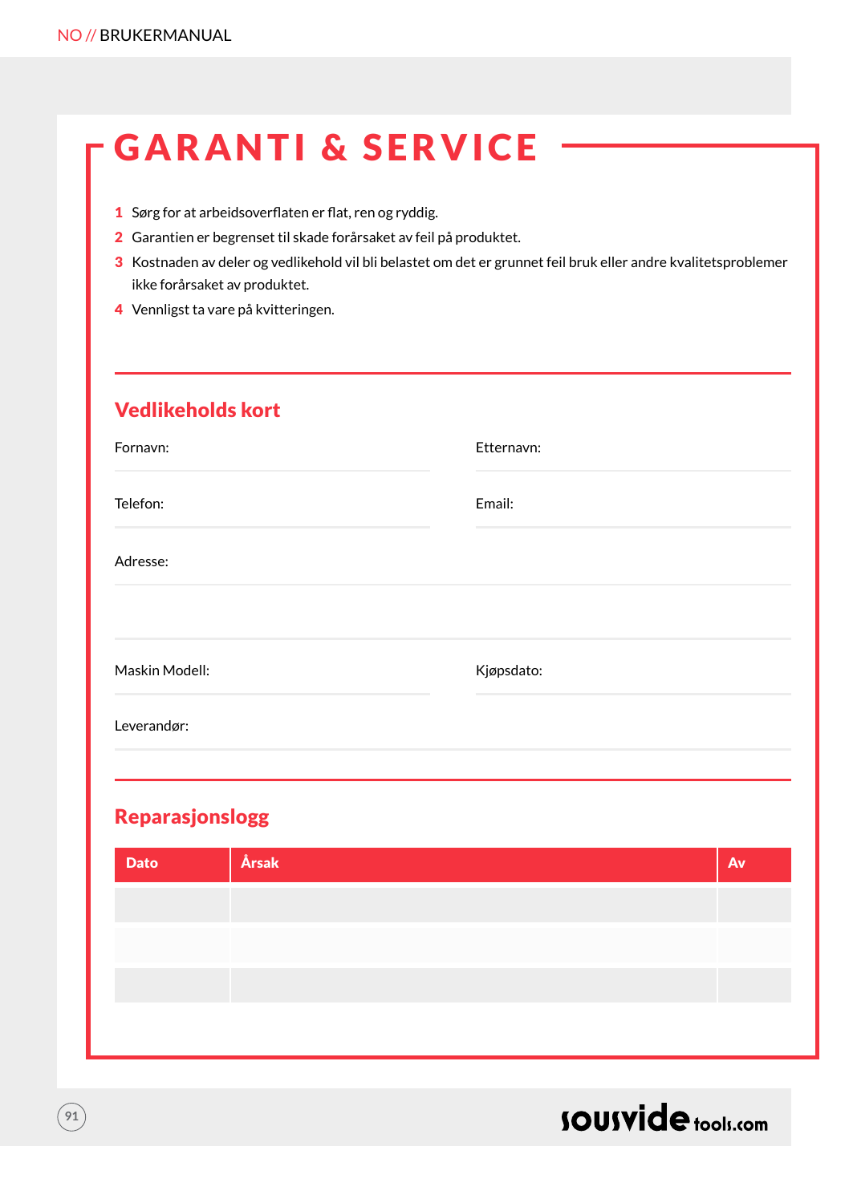# GARANTI & SERVICE

1. Sørg for at arbeidsoverflaten er flat, ren og ryddig.
2. Garantien er begrenset til skade forårsaket av feil på produktet.
3. Kostnaden av deler og vedlikehold vil bli belastet om det er grunnet feil bruk eller andre kvalitetsproblemer ikke forårsaket av produktet.
4. Vennligst ta vare på kvitteringen.

## Vedlikeholds kort

Fornavn:

Etternavn:

Telefon:

Email:

Adresse:

Maskin Modell:

Kjøpsdato:

Leverandør:

## Reparasjonslogg

| Dato | Årsak | Av |
|---|---|---|
| | | |
| | | |
| | | |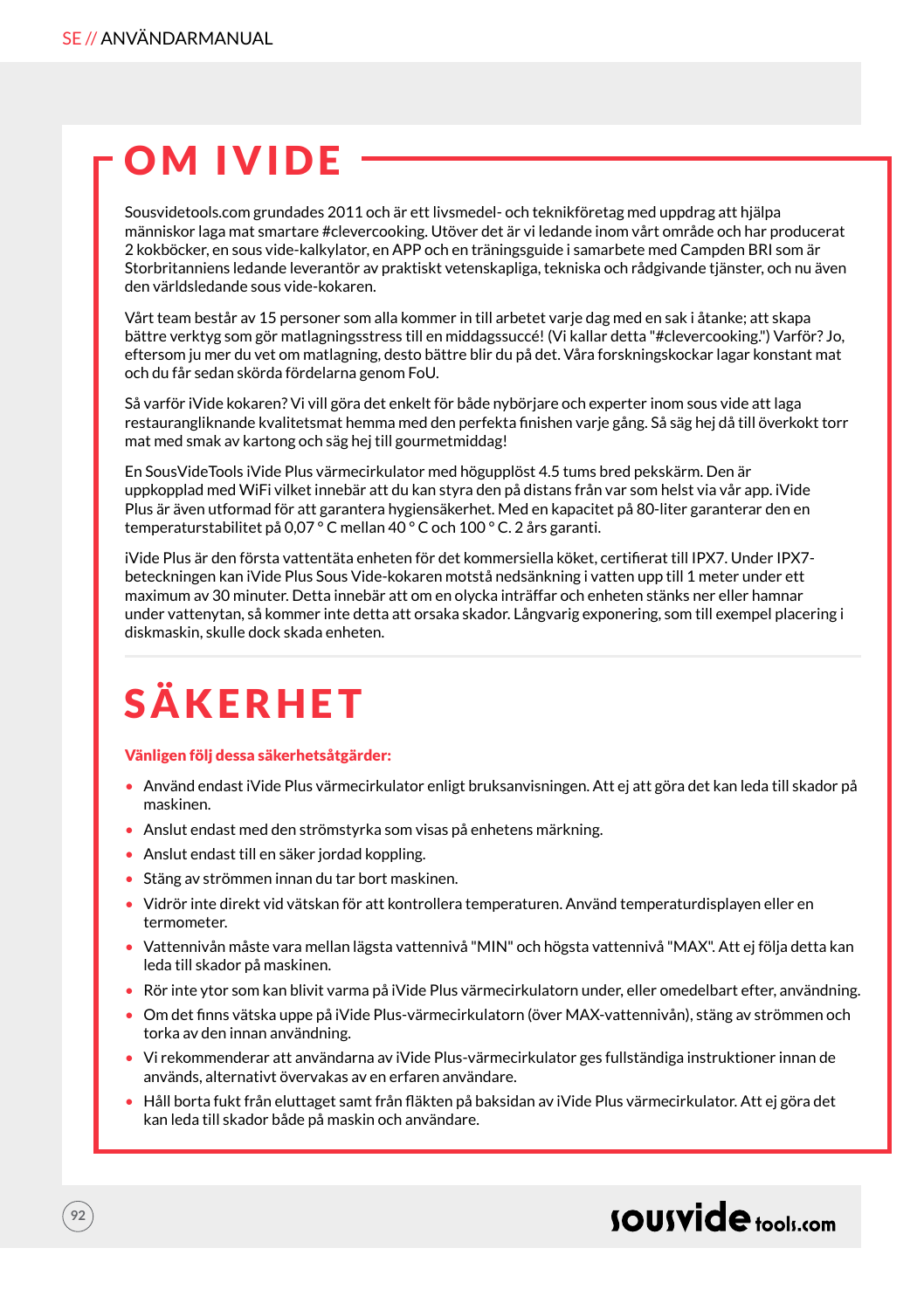# OM IVIDE

Sousvidetools.com grundades 2011 och är ett livsmedel- och teknikföretag med uppdrag att hjälpa människor laga mat smartare #clevercooking. Utöver det är vi ledande inom vårt område och har producerat 2 kokböcker, en sous vide-kalkylator, en APP och en träningsguide i samarbete med Campden BRI som är Storbritanniens ledande leverantör av praktiskt vetenskapliga, tekniska och rådgivande tjänster, och nu även den världsledande sous vide-kokaren.

Vårt team består av 15 personer som alla kommer in till arbetet varje dag med en sak i åtanke; att skapa bättre verktyg som gör matlagningsstress till en middagssuccé! (Vi kallar detta "#clevercooking.") Varför? Jo, eftersom ju mer du vet om matlagning, desto bättre blir du på det. Våra forskningskockar lagar konstant mat och du får sedan skörda fördelarna genom FoU.

Så varför iVide kokaren? Vi vill göra det enkelt för både nybörjare och experter inom sous vide att laga restaurangliknande kvalitetsmat hemma med den perfekta finishen varje gång. Så säg hej då till överkokt torr mat med smak av kartong och säg hej till gourmetmiddag!

En SousVideTools iVide Plus värmecirkulator med högupplöst 4.5 tums bred pekskärm. Den är uppkopplad med WiFi vilket innebär att du kan styra den på distans från var som helst via vår app. iVide Plus är även utformad för att garantera hygiensäkerhet. Med en kapacitet på 80-liter garanterar den en temperaturstabilitet på 0,07 ° C mellan 40 ° C och 100 ° C. 2 års garanti.

iVide Plus är den första vattentäta enheten för det kommersiella köket, certifierat till IPX7. Under IPX7-beteckningen kan iVide Plus Sous Vide-kokaren motstå nedsänkning i vatten upp till 1 meter under ett maximum av 30 minuter. Detta innebär att om en olycka inträffar och enheten stänks ner eller hamnar under vattenytan, så kommer inte detta att orsaka skador. Långvarig exponering, som till exempel placering i diskmaskin, skulle dock skada enheten.

# SÄKERHET

**Vänligen följ dessa säkerhetsåtgärder:**

- Använd endast iVide Plus värmecirkulator enligt bruksanvisningen. Att ej att göra det kan leda till skador på maskinen.
- Anslut endast med den strömstyrka som visas på enhetens märkning.
- Anslut endast till en säker jordad koppling.
- Stäng av strömmen innan du tar bort maskinen.
- Vidrör inte direkt vid vätskan för att kontrollera temperaturen. Använd temperaturdisplayen eller en termometer.
- Vattennivån måste vara mellan lägsta vattennivå "MIN" och högsta vattennivå "MAX". Att ej följa detta kan leda till skador på maskinen.
- Rör inte ytor som kan blivit varma på iVide Plus värmecirkulatorn under, eller omedelbart efter, användning.
- Om det finns vätska uppe på iVide Plus-värmecirkulatorn (över MAX-vattennivån), stäng av strömmen och torka av den innan användning.
- Vi rekommenderar att användarna av iVide Plus-värmecirkulator ges fullständiga instruktioner innan de används, alternativt övervakas av en erfaren användare.
- Håll borta fukt från eluttaget samt från fläkten på baksidan av iVide Plus värmecirkulator. Att ej göra det kan leda till skador både på maskin och användare.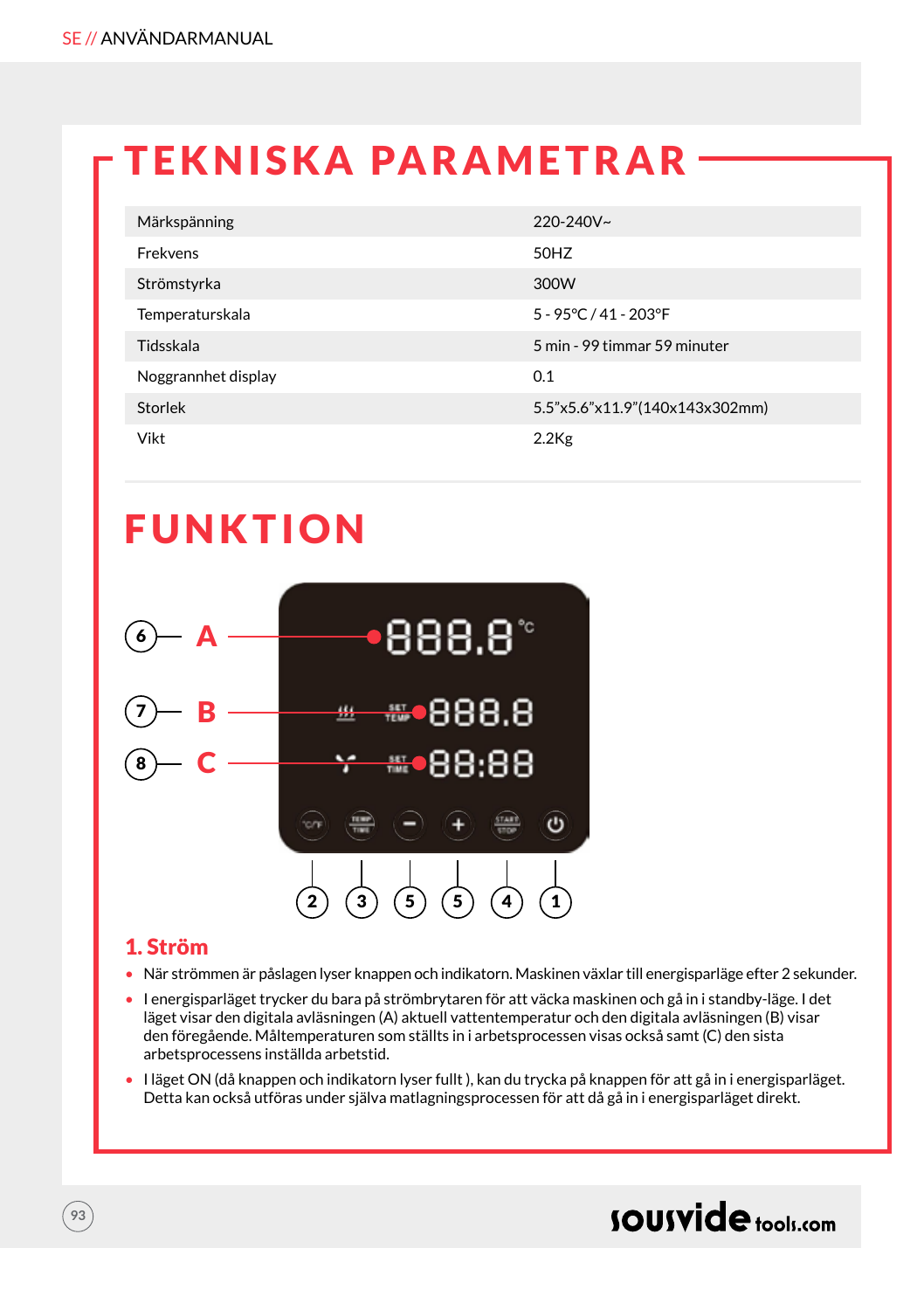# TEKNISKA PARAMETRAR

| Märkspänning | 220-240V~ |
|---|---|
| Frekvens | 50HZ |
| Strömstyrka | 300W |
| Temperaturskala | 5 - 95°C / 41 - 203°F |
| Tidsskala | 5 min - 99 timmar 59 minuter |
| Noggrannhet display | 0.1 |
| Storlek | 5.5"x5.6"x11.9"(140x143x302mm) |
| Vikt | 2.2Kg |

# FUNKTION

## 1. Ström

- När strömmen är påslagen lyser knappen och indikatorn. Maskinen växlar till energisparläge efter 2 sekunder.
- I energisparläget trycker du bara på strömbrytaren för att väcka maskinen och gå in i standby-läge. I det läget visar den digitala avläsningen (A) aktuell vattentemperatur och den digitala avläsningen (B) visar den föregående. Måltemperaturen som ställts in i arbetsprocessen visas också samt (C) den sista arbetsprocessens inställda arbetstid.
- I läget ON (då knappen och indikatorn lyser fullt ), kan du trycka på knappen för att gå in i energisparläget. Detta kan också utföras under själva matlagningsprocessen för att då gå in i energisparläget direkt.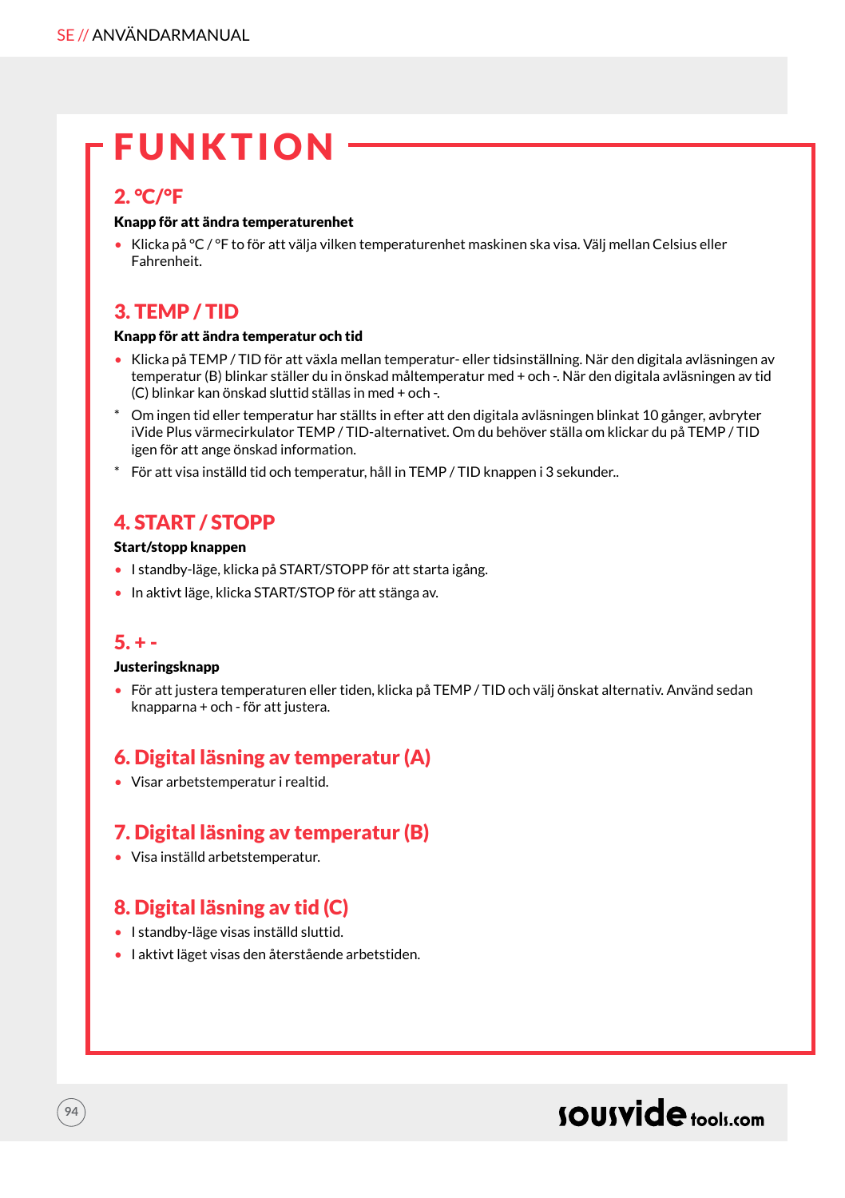# FUNKTION

## 2. °C/°F

**Knapp för att ändra temperaturenhet**

- Klicka på °C / °F to för att välja vilken temperaturenhet maskinen ska visa. Välj mellan Celsius eller Fahrenheit.

## 3. TEMP / TID

**Knapp för att ändra temperatur och tid**

- Klicka på TEMP / TID för att växla mellan temperatur- eller tidsinställning. När den digitala avläsningen av temperatur (B) blinkar ställer du in önskad måltemperatur med + och -. När den digitala avläsningen av tid (C) blinkar kan önskad sluttid ställas in med + och -.

\* Om ingen tid eller temperatur har ställts in efter att den digitala avläsningen blinkat 10 gånger, avbryter iVide Plus värmecirkulator TEMP / TID-alternativet. Om du behöver ställa om klickar du på TEMP / TID igen för att ange önskad information.

\* För att visa inställd tid och temperatur, håll in TEMP / TID knappen i 3 sekunder..

## 4. START / STOPP

**Start/stopp knappen**

- I standby-läge, klicka på START/STOPP för att starta igång.
- In aktivt läge, klicka START/STOP för att stänga av.

## 5. + -

**Justeringsknapp**

- För att justera temperaturen eller tiden, klicka på TEMP / TID och välj önskat alternativ. Använd sedan knapparna + och - för att justera.

## 6. Digital läsning av temperatur (A)

- Visar arbetstemperatur i realtid.

## 7. Digital läsning av temperatur (B)

- Visa inställd arbetstemperatur.

## 8. Digital läsning av tid (C)

- I standby-läge visas inställd sluttid.
- I aktivt läget visas den återstående arbetstiden.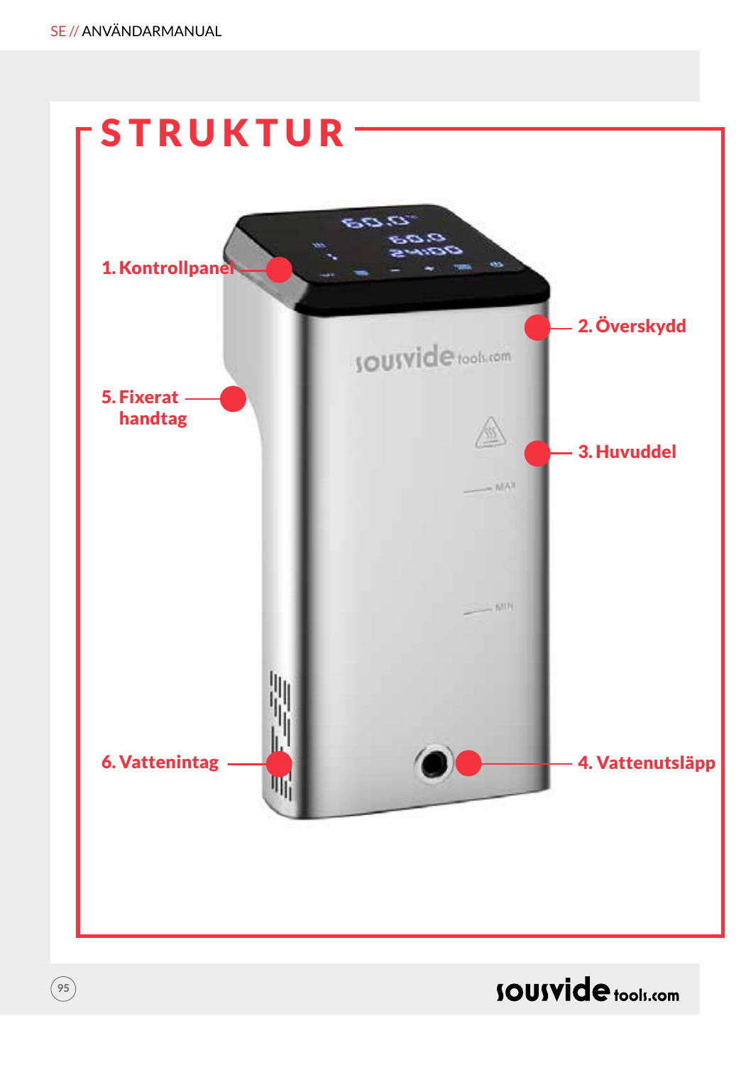# STRUKTUR

1. Kontrollpanel
2. Överskydd
3. Huvuddel
4. Vattenutsläpp
5. Fixerat handtag
6. Vattenintag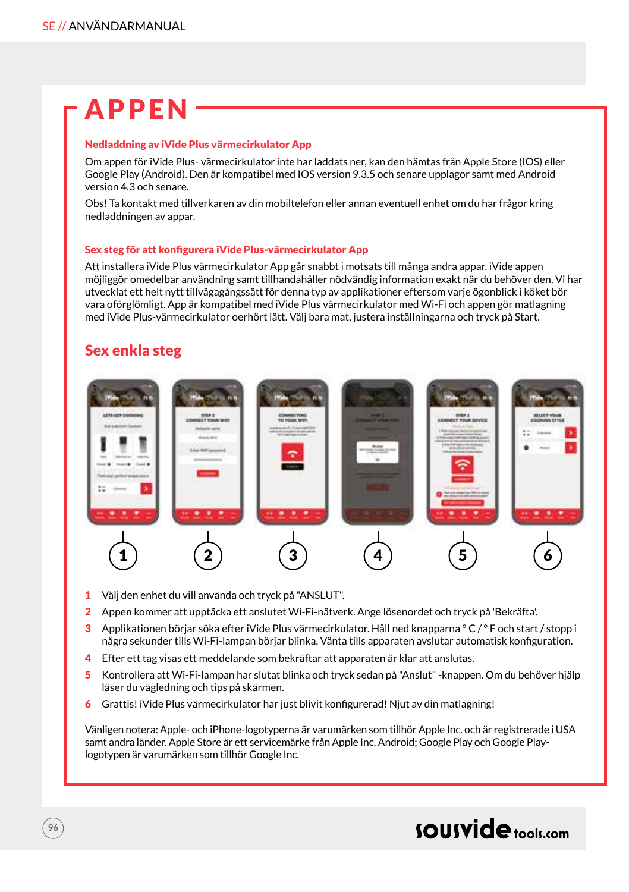# APPEN

### Nedladdning av iVide Plus värmecirkulator App

Om appen för iVide Plus- värmecirkulator inte har laddats ner, kan den hämtas från Apple Store (IOS) eller Google Play (Android). Den är kompatibel med IOS version 9.3.5 och senare upplagor samt med Android version 4.3 och senare.

Obs! Ta kontakt med tillverkaren av din mobiltelefon eller annan eventuell enhet om du har frågor kring nedladdningen av appar.

### Sex steg för att konfigurera iVide Plus-värmecirkulator App

Att installera iVide Plus värmecirkulator App går snabbt i motsats till många andra appar. iVide appen möjliggör omedelbar användning samt tillhandahåller nödvändig information exakt när du behöver den. Vi har utvecklat ett helt nytt tillvägagångssätt för denna typ av applikationer eftersom varje ögonblick i köket bör vara oförglömligt. App är kompatibel med iVide Plus värmecirkulator med Wi-Fi och appen gör matlagning med iVide Plus-värmecirkulator oerhört lätt. Välj bara mat, justera inställningarna och tryck på Start.

## Sex enkla steg

1 Välj den enhet du vill använda och tryck på "ANSLUT".
2 Appen kommer att upptäcka ett anslutet Wi-Fi-nätverk. Ange lösenordet och tryck på 'Bekräfta'.
3 Applikationen börjar söka efter iVide Plus värmecirkulator. Håll ned knapparna ° C / ° F och start / stopp i några sekunder tills Wi-Fi-lampan börjar blinka. Vänta tills apparaten avslutar automatisk konfiguration.
4 Efter ett tag visas ett meddelande som bekräftar att apparaten är klar att anslutas.
5 Kontrollera att Wi-Fi-lampan har slutat blinka och tryck sedan på "Anslut" -knappen. Om du behöver hjälp läser du vägledning och tips på skärmen.
6 Grattis! iVide Plus värmecirkulator har just blivit konfigurerad! Njut av din matlagning!

Vänligen notera: Apple- och iPhone-logotyperna är varumärken som tillhör Apple Inc. och är registrerade i USA samt andra länder. Apple Store är ett servicemärke från Apple Inc. Android; Google Play och Google Play-logotypen är varumärken som tillhör Google Inc.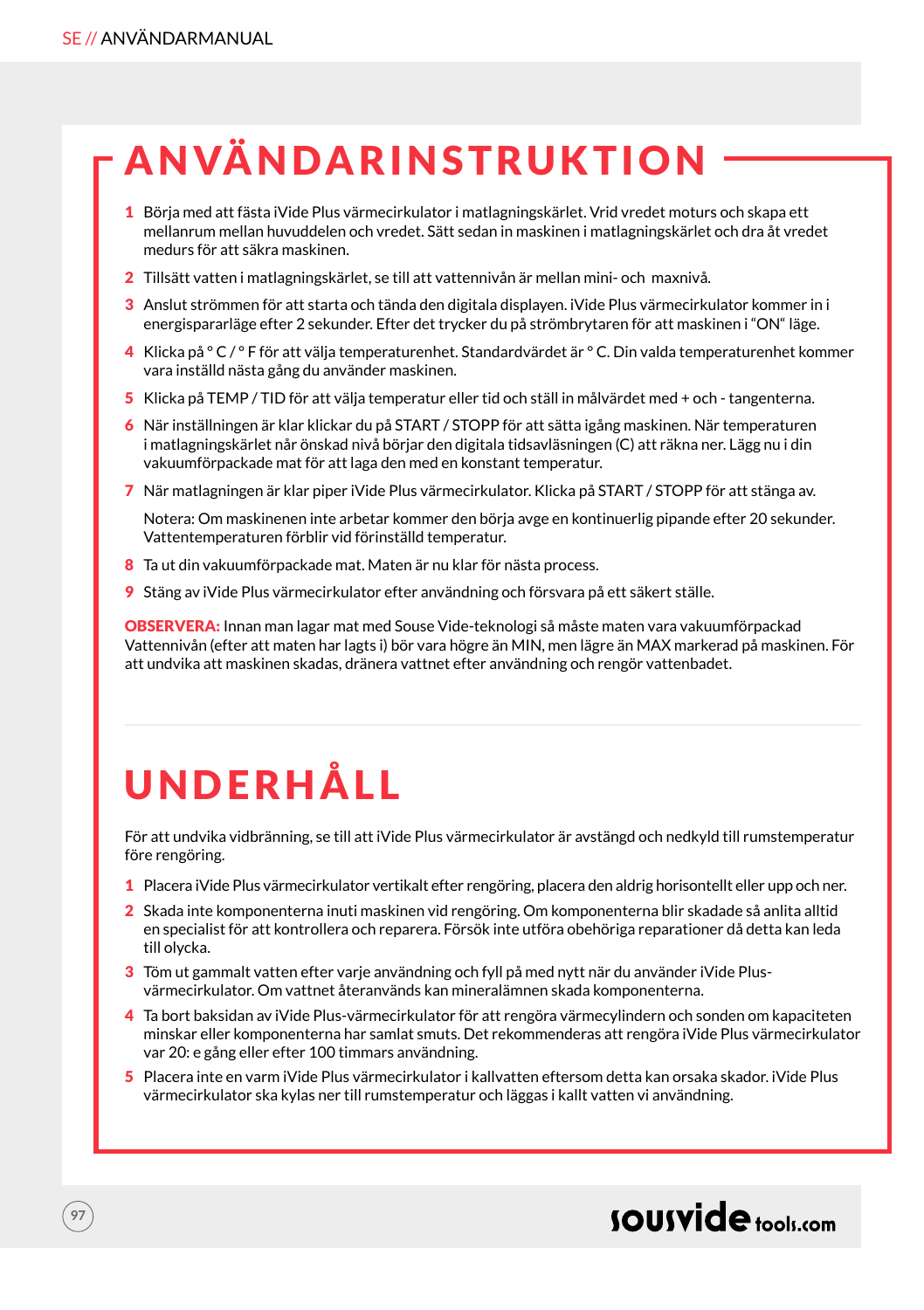# ANVÄNDARINSTRUKTION

1. Börja med att fästa iVide Plus värmecirkulator i matlagningskärlet. Vrid vredet moturs och skapa ett mellanrum mellan huvuddelen och vredet. Sätt sedan in maskinen i matlagningskärlet och dra åt vredet medurs för att säkra maskinen.
2. Tillsätt vatten i matlagningskärlet, se till att vattennivån är mellan mini- och maxnivå.
3. Anslut strömmen för att starta och tända den digitala displayen. iVide Plus värmecirkulator kommer in i energispararläge efter 2 sekunder. Efter det trycker du på strömbrytaren för att maskinen i "ON" läge.
4. Klicka på ° C / ° F för att välja temperaturenhet. Standardvärdet är ° C. Din valda temperaturenhet kommer vara inställd nästa gång du använder maskinen.
5. Klicka på TEMP / TID för att välja temperatur eller tid och ställ in målvärdet med + och - tangenterna.
6. När inställningen är klar klickar du på START / STOPP för att sätta igång maskinen. När temperaturen i matlagningskärlet når önskad nivå börjar den digitala tidsavläsningen (C) att räkna ner. Lägg nu i din vakuumförpackade mat för att laga den med en konstant temperatur.
7. När matlagningen är klar piper iVide Plus värmecirkulator. Klicka på START / STOPP för att stänga av.

   Notera: Om maskinenen inte arbetar kommer den börja avge en kontinuerlig pipande efter 20 sekunder. Vattentemperaturen förblir vid förinställd temperatur.
8. Ta ut din vakuumförpackade mat. Maten är nu klar för nästa process.
9. Stäng av iVide Plus värmecirkulator efter användning och förvara på ett säkert ställe.

**OBSERVERA:** Innan man lagar mat med Souse Vide-teknologi så måste maten vara vakuumförpackad Vattennivån (efter att maten har lagts i) bör vara högre än MIN, men lägre än MAX markerad på maskinen. För att undvika att maskinen skadas, dränera vattnet efter användning och rengör vattenbadet.

# UNDERHÅLL

För att undvika vidbränning, se till att iVide Plus värmecirkulator är avstängd och nedkyld till rumstemperatur före rengöring.

1. Placera iVide Plus värmecirkulator vertikalt efter rengöring, placera den aldrig horisontellt eller upp och ner.
2. Skada inte komponenterna inuti maskinen vid rengöring. Om komponenterna blir skadade så anlita alltid en specialist för att kontrollera och reparera. Försök inte utföra obehöriga reparationer då detta kan leda till olycka.
3. Töm ut gammalt vatten efter varje användning och fyll på med nytt när du använder iVide Plus-värmecirkulator. Om vattnet återanvänds kan mineralämnen skada komponenterna.
4. Ta bort baksidan av iVide Plus-värmecirkulator för att rengöra värmecylindern och sonden om kapaciteten minskar eller komponenterna har samlat smuts. Det rekommenderas att rengöra iVide Plus värmecirkulator var 20: e gång eller efter 100 timmars användning.
5. Placera inte en varm iVide Plus värmecirkulator i kallvatten eftersom detta kan orsaka skador. iVide Plus värmecirkulator ska kylas ner till rumstemperatur och läggas i kallt vatten vi användning.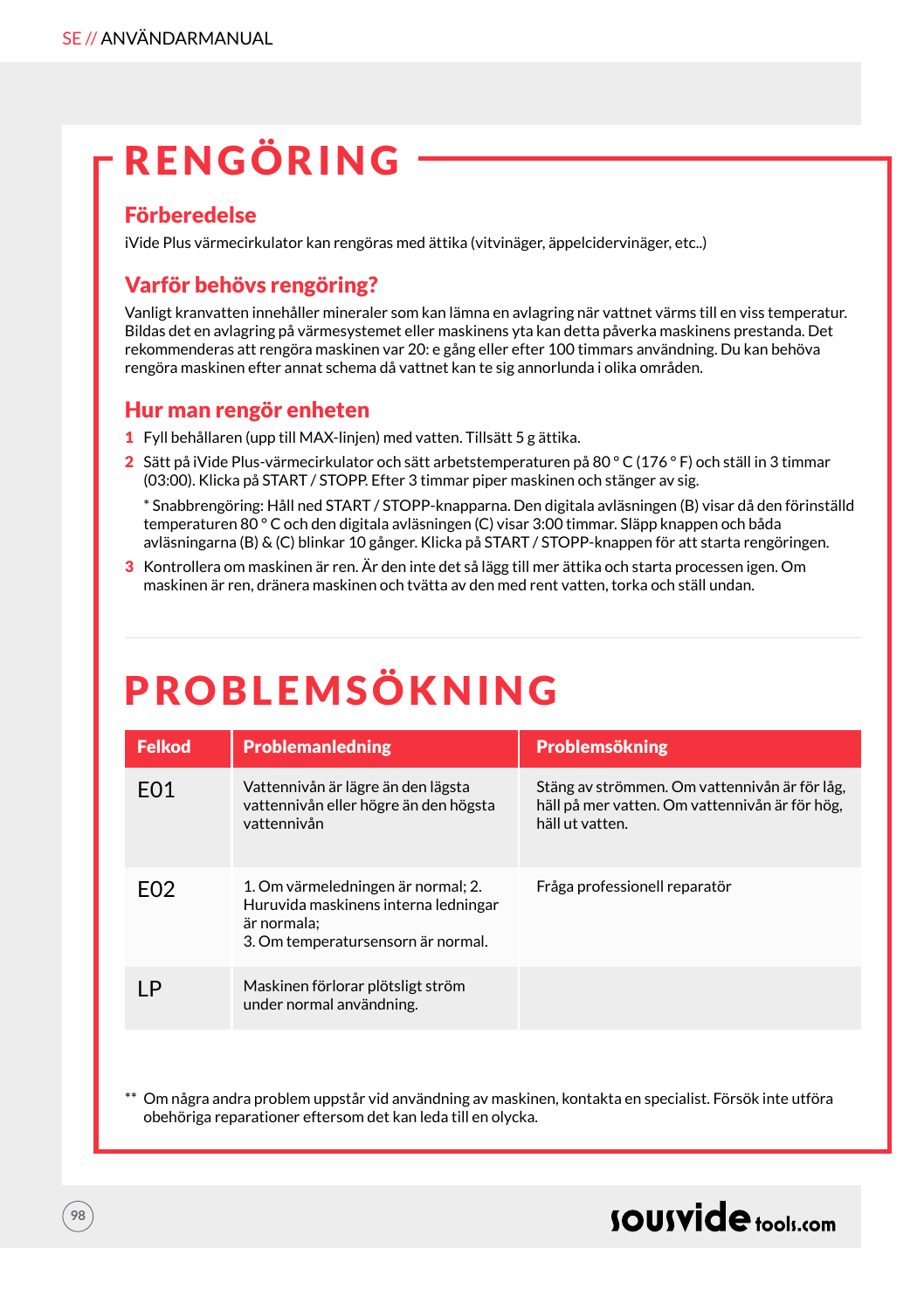// ANVÄNDARMANUAL

# RENGÖRING

## Förberedelse

iVide Plus värmecirkulator kan rengöras med ättika (vitvinäger, äppelcidervinäger, etc..)

## Varför behövs rengöring?

Vanligt kranvatten innehåller mineraler som kan lämna en avlagring när vattnet värms till en viss temperatur. Bildas det en avlagring på värmesystemet eller maskinens yta kan detta påverka maskinens prestanda. Det rekommenderas att rengöra maskinen var 20: e gång eller efter 100 timmars användning. Du kan behöva rengöra maskinen efter annat schema då vattnet kan te sig annorlunda i olika områden.

## Hur man rengör enheten

1. Fyll behållaren (upp till MAX-linjen) med vatten. Tillsätt 5 g ättika.
2. Sätt på iVide Plus-värmecirkulator och sätt arbetstemperaturen på 80 ° C (176 ° F) och ställ in 3 timmar (03:00). Klicka på START / STOPP. Efter 3 timmar piper maskinen och stänger av sig.

   * Snabbrengöring: Håll ned START / STOPP-knapparna. Den digitala avläsningen (B) visar då den förinställd temperaturen 80 ° C och den digitala avläsningen (C) visar 3:00 timmar. Släpp knappen och båda avläsningarna (B) & (C) blinkar 10 gånger. Klicka på START / STOPP-knappen för att starta rengöringen.
3. Kontrollera om maskinen är ren. Är den inte det så lägg till mer ättika och starta processen igen. Om maskinen är ren, dränera maskinen och tvätta av den med rent vatten, torka och ställ undan.

# PROBLEMSÖKNING

| Felkod | Problemanledning | Problemsökning |
|---|---|---|
| E01 | Vattennivån är lägre än den lägsta vattennivån eller högre än den högsta vattennivån | Stäng av strömmen. Om vattennivån är för låg, häll på mer vatten. Om vattennivån är för hög, häll ut vatten. |
| E02 | 1. Om värmeledningen är normal; 2. Huruvida maskinens interna ledningar är normala; 3. Om temperatursensorn är normal. | Fråga professionell reparatör |
| LP | Maskinen förlorar plötsligt ström under normal användning. | |

** Om några andra problem uppstår vid användning av maskinen, kontakta en specialist. Försök inte utföra obehöriga reparationer eftersom det kan leda till en olycka.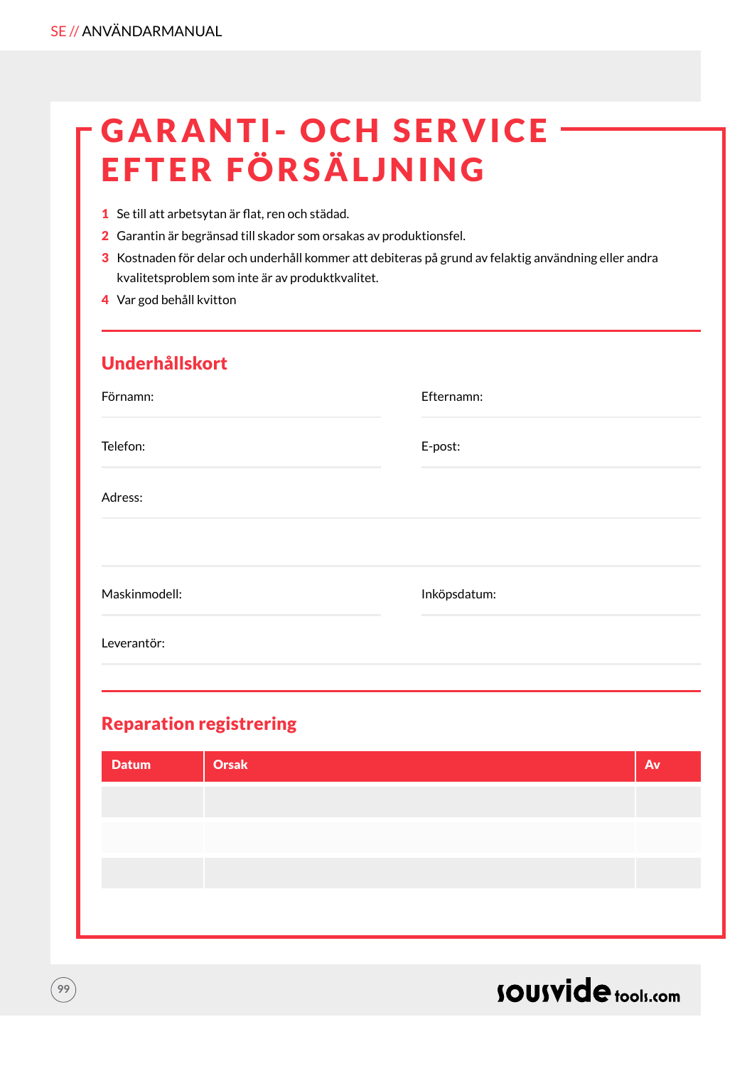# GARANTI- OCH SERVICE EFTER FÖRSÄLJNING

1. Se till att arbetsytan är flat, ren och städad.
2. Garantin är begränsad till skador som orsakas av produktionsfel.
3. Kostnaden för delar och underhåll kommer att debiteras på grund av felaktig användning eller andra kvalitetsproblem som inte är av produktkvalitet.
4. Var god behåll kvitton

## Underhållskort

Förnamn:

Efternamn:

Telefon:

E-post:

Adress:

Maskinmodell:

Inköpsdatum:

Leverantör:

## Reparation registrering

| Datum | Orsak | Av |
|---|---|---|
| | | |
| | | |
| | | |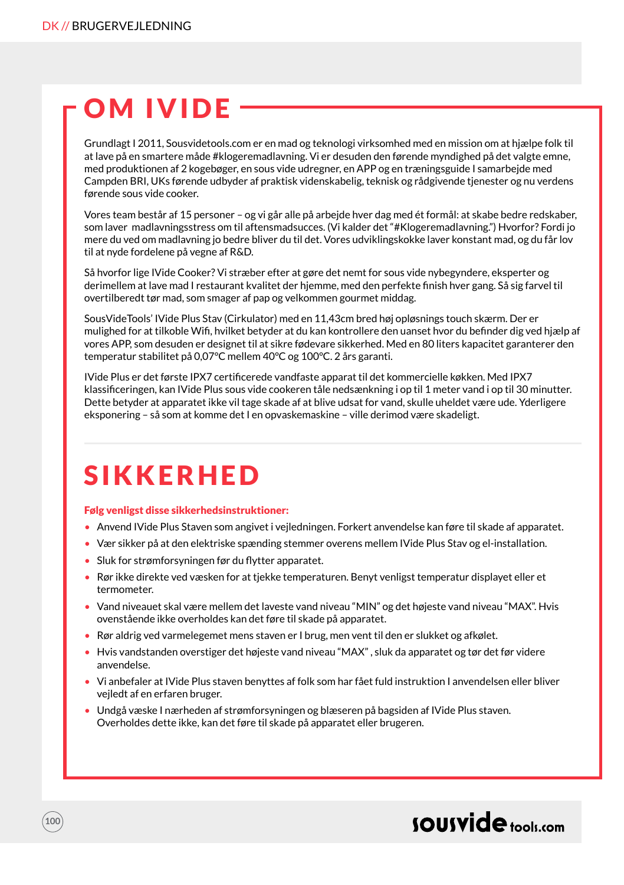# OM IVIDE

Grundlagt I 2011, Sousvidetools.com er en mad og teknologi virksomhed med en mission om at hjælpe folk til at lave på en smartere måde #klogeremadlavning. Vi er desuden den førende myndighed på det valgte emne, med produktionen af 2 kogebøger, en sous vide udregner, en APP og en træningsguide I samarbejde med Campden BRI, UKs førende udbyder af praktisk videnskabelig, teknisk og rådgivende tjenester og nu verdens førende sous vide cooker.

Vores team består af 15 personer – og vi går alle på arbejde hver dag med ét formål: at skabe bedre redskaber, som laver madlavningsstress om til aftensmadsucces. (Vi kalder det "#Klogeremadlavning.") Hvorfor? Fordi jo mere du ved om madlavning jo bedre bliver du til det. Vores udviklingskokke laver konstant mad, og du får lov til at nyde fordelene på vegne af R&D.

Så hvorfor lige IVide Cooker? Vi stræber efter at gøre det nemt for sous vide nybegyndere, eksperter og derimellem at lave mad I restaurant kvalitet der hjemme, med den perfekte finish hver gang. Så sig farvel til overtilberedt tør mad, som smager af pap og velkommen gourmet middag.

SousVideTools' IVide Plus Stav (Cirkulator) med en 11,43cm bred høj opløsnings touch skærm. Der er mulighed for at tilkoble Wifi, hvilket betyder at du kan kontrollere den uanset hvor du befinder dig ved hjælp af vores APP, som desuden er designet til at sikre fødevare sikkerhed. Med en 80 liters kapacitet garanterer den temperatur stabilitet på 0,07°C mellem 40°C og 100°C. 2 års garanti.

IVide Plus er det første IPX7 certificerede vandfaste apparat til det kommercielle køkken. Med IPX7 klassificeringen, kan IVide Plus sous vide cookeren tåle nedsænkning i op til 1 meter vand i op til 30 minutter. Dette betyder at apparatet ikke vil tage skade af at blive udsat for vand, skulle uheldet være ude. Yderligere eksponering – så som at komme det I en opvaskemaskine – ville derimod være skadeligt.

# SIKKERHED

**Følg venligst disse sikkerhedsinstruktioner:**

- Anvend IVide Plus Staven som angivet i vejledningen. Forkert anvendelse kan føre til skade af apparatet.
- Vær sikker på at den elektriske spænding stemmer overens mellem IVide Plus Stav og el-installation.
- Sluk for strømforsyningen før du flytter apparatet.
- Rør ikke direkte ved væsken for at tjekke temperaturen. Benyt venligst temperatur displayet eller et termometer.
- Vand niveauet skal være mellem det laveste vand niveau "MIN" og det højeste vand niveau "MAX". Hvis ovenstående ikke overholdes kan det føre til skade på apparatet.
- Rør aldrig ved varmelegemet mens staven er I brug, men vent til den er slukket og afkølet.
- Hvis vandstanden overstiger det højeste vand niveau "MAX" , sluk da apparatet og tør det før videre anvendelse.
- Vi anbefaler at IVide Plus staven benyttes af folk som har fået fuld instruktion I anvendelsen eller bliver vejledt af en erfaren bruger.
- Undgå væske I nærheden af strømforsyningen og blæseren på bagsiden af IVide Plus staven. Overholdes dette ikke, kan det føre til skade på apparatet eller brugeren.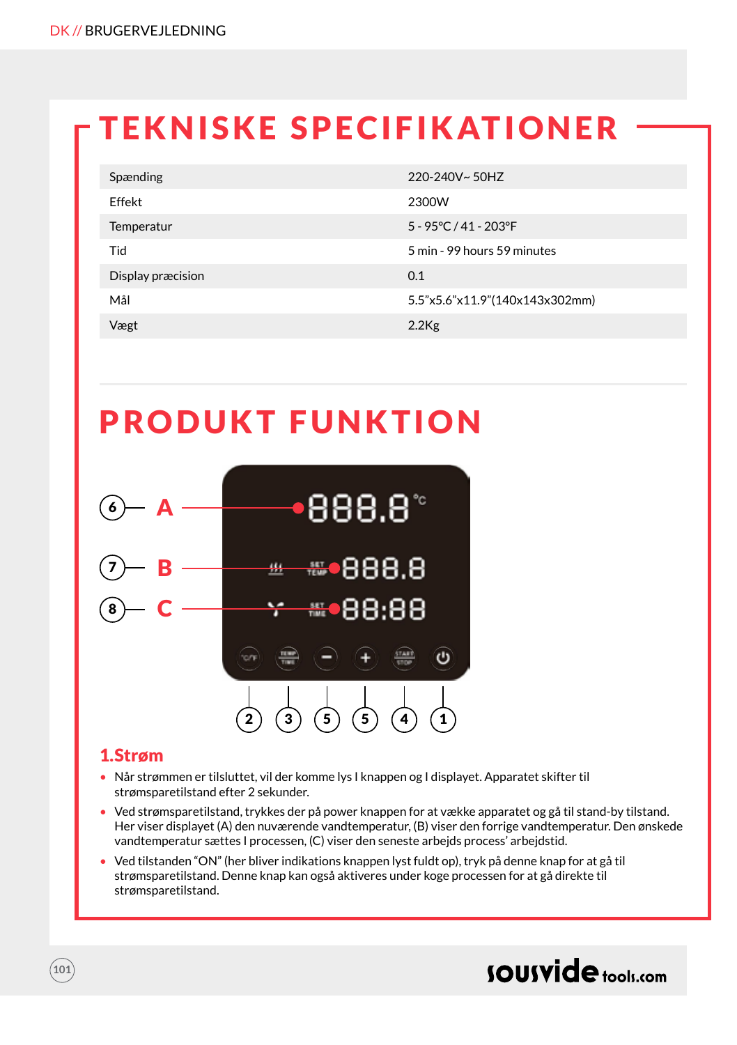# TEKNISKE SPECIFIKATIONER

| | |
|---|---|
| Spænding | 220-240V~ 50HZ |
| Effekt | 2300W |
| Temperatur | 5 - 95°C / 41 - 203°F |
| Tid | 5 min - 99 hours 59 minutes |
| Display præcision | 0.1 |
| Mål | 5.5"x5.6"x11.9"(140x143x302mm) |
| Vægt | 2.2Kg |

# PRODUKT FUNKTION

6 — A
7 — B
8 — C

2 3 5 5 4 1

## 1.Strøm

- Når strømmen er tilsluttet, vil der komme lys I knappen og I displayet. Apparatet skifter til strømsparetilstand efter 2 sekunder.
- Ved strømsparetilstand, trykkes der på power knappen for at vække apparatet og gå til stand-by tilstand. Her viser displayet (A) den nuværende vandtemperatur, (B) viser den forrige vandtemperatur. Den ønskede vandtemperatur sættes I processen, (C) viser den seneste arbejds process' arbejdstid.
- Ved tilstanden "ON" (her bliver indikations knappen lyst fuldt op), tryk på denne knap for at gå til strømsparetilstand. Denne knap kan også aktiveres under koge processen for at gå direkte til strømsparetilstand.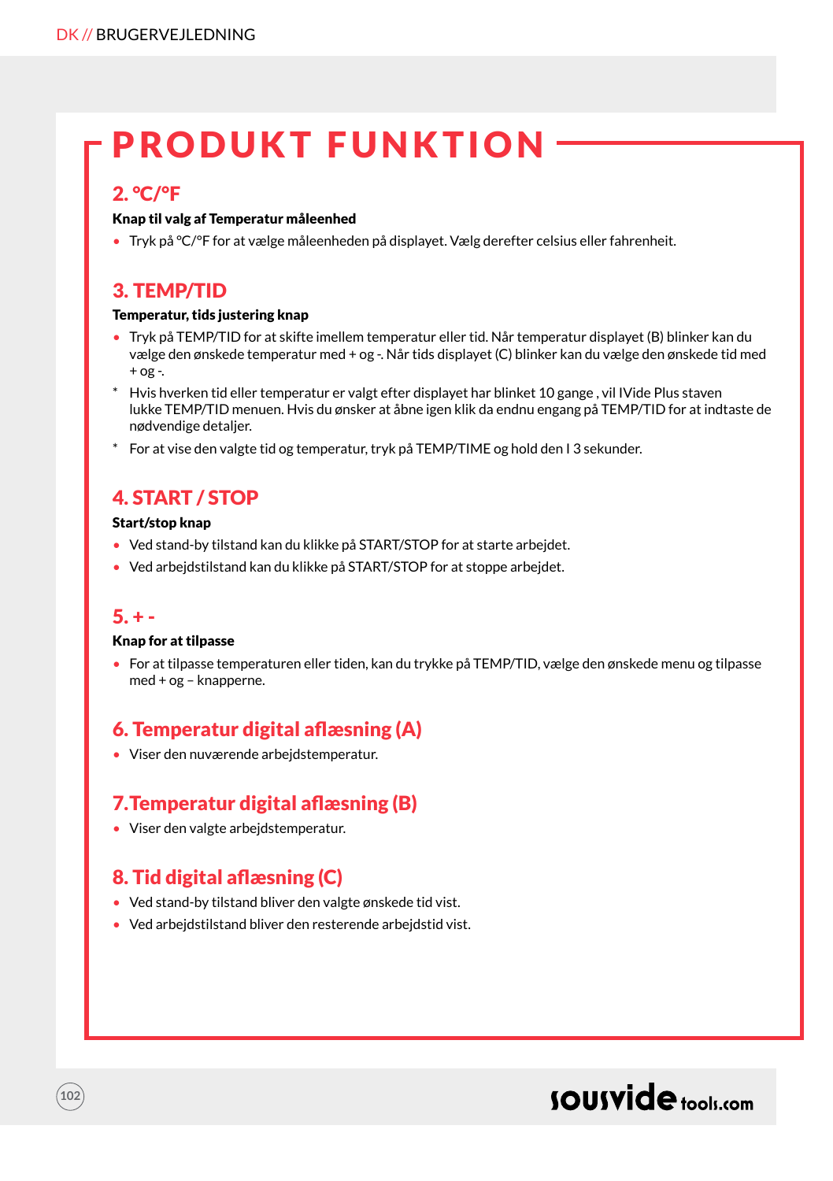# PRODUKT FUNKTION

## 2. °C/°F

**Knap til valg af Temperatur måleenhed**

- Tryk på °C/°F for at vælge måleenheden på displayet. Vælg derefter celsius eller fahrenheit.

## 3. TEMP/TID

**Temperatur, tids justering knap**

- Tryk på TEMP/TID for at skifte imellem temperatur eller tid. Når temperatur displayet (B) blinker kan du vælge den ønskede temperatur med + og -. Når tids displayet (C) blinker kan du vælge den ønskede tid med + og -.

* Hvis hverken tid eller temperatur er valgt efter displayet har blinket 10 gange , vil IVide Plus staven lukke TEMP/TID menuen. Hvis du ønsker at åbne igen klik da endnu engang på TEMP/TID for at indtaste de nødvendige detaljer.
* For at vise den valgte tid og temperatur, tryk på TEMP/TIME og hold den I 3 sekunder.

## 4. START / STOP

**Start/stop knap**

- Ved stand-by tilstand kan du klikke på START/STOP for at starte arbejdet.
- Ved arbejdstilstand kan du klikke på START/STOP for at stoppe arbejdet.

## 5. + -

**Knap for at tilpasse**

- For at tilpasse temperaturen eller tiden, kan du trykke på TEMP/TID, vælge den ønskede menu og tilpasse med + og – knapperne.

## 6. Temperatur digital aflæsning (A)

- Viser den nuværende arbejdstemperatur.

## 7.Temperatur digital aflæsning (B)

- Viser den valgte arbejdstemperatur.

## 8. Tid digital aflæsning (C)

- Ved stand-by tilstand bliver den valgte ønskede tid vist.
- Ved arbejdstilstand bliver den resterende arbejdstid vist.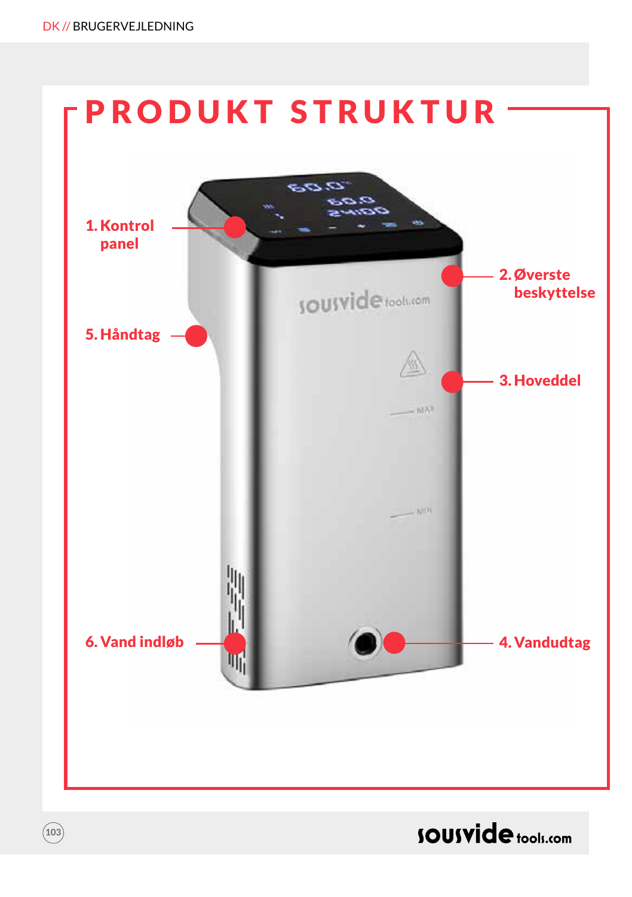# PRODUKT STRUKTUR

1. Kontrol panel
2. Øverste beskyttelse
3. Hoveddel
4. Vandudtag
5. Håndtag
6. Vand indløb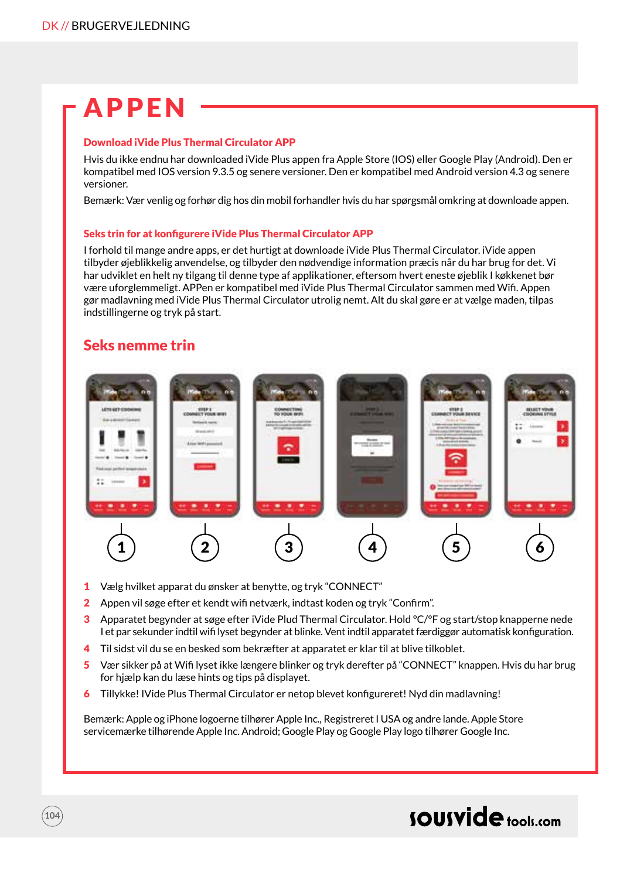# APPEN

### Download iVide Plus Thermal Circulator APP

Hvis du ikke endnu har downloaded iVide Plus appen fra Apple Store (IOS) eller Google Play (Android). Den er kompatibel med IOS version 9.3.5 og senere versioner. Den er kompatibel med Android version 4.3 og senere versioner.

Bemærk: Vær venlig og forhør dig hos din mobil forhandler hvis du har spørgsmål omkring at downloade appen.

### Seks trin for at konfigurere iVide Plus Thermal Circulator APP

I forhold til mange andre apps, er det hurtigt at downloade iVide Plus Thermal Circulator. iVide appen tilbyder øjeblikkelig anvendelse, og tilbyder den nødvendige information præcis når du har brug for det. Vi har udviklet en helt ny tilgang til denne type af applikationer, eftersom hvert eneste øjeblik I køkkenet bør være uforglemmeligt. APPen er kompatibel med iVide Plus Thermal Circulator sammen med Wifi. Appen gør madlavning med iVide Plus Thermal Circulator utrolig nemt. Alt du skal gøre er at vælge maden, tilpas indstillingerne og tryk på start.

## Seks nemme trin

1 Vælg hvilket apparat du ønsker at benytte, og tryk "CONNECT"
2 Appen vil søge efter et kendt wifi netværk, indtast koden og tryk "Confirm".
3 Apparatet begynder at søge efter iVide Plud Thermal Circulator. Hold °C/°F og start/stop knapperne nede I et par sekunder indtil wifi lyset begynder at blinke. Vent indtil apparatet færdiggør automatisk konfiguration.
4 Til sidst vil du se en besked som bekræfter at apparatet er klar til at blive tilkoblet.
5 Vær sikker på at Wifi lyset ikke længere blinker og tryk derefter på "CONNECT" knappen. Hvis du har brug for hjælp kan du læse hints og tips på displayet.
6 Tillykke! IVide Plus Thermal Circulator er netop blevet konfigureret! Nyd din madlavning!

Bemærk: Apple og iPhone logoerne tilhører Apple Inc., Registreret I USA og andre lande. Apple Store servicemærke tilhørende Apple Inc. Android; Google Play og Google Play logo tilhører Google Inc.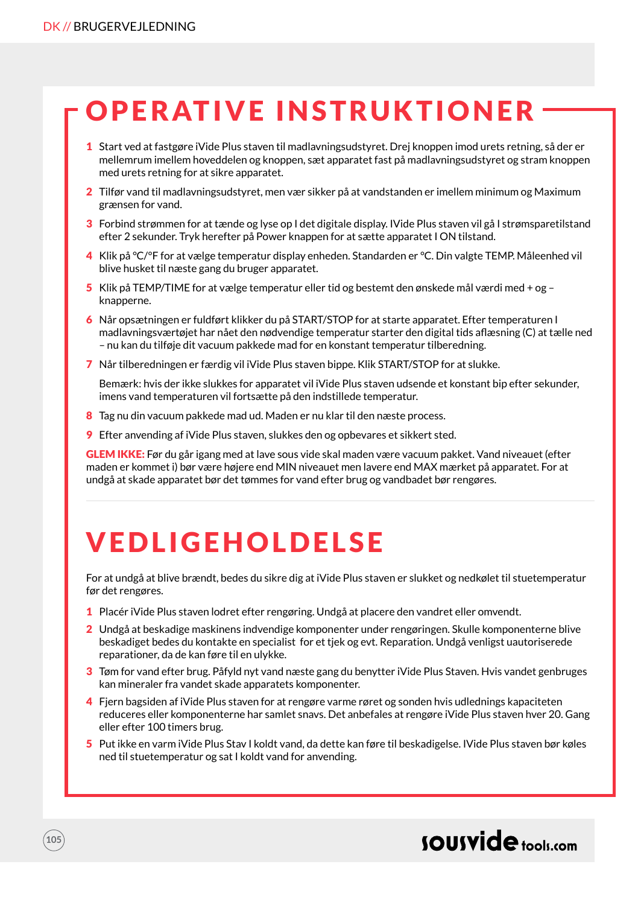# OPERATIVE INSTRUKTIONER

1. Start ved at fastgøre iVide Plus staven til madlavningsudstyret. Drej knoppen imod urets retning, så der er mellemrum imellem hoveddelen og knoppen, sæt apparatet fast på madlavningsudstyret og stram knoppen med urets retning for at sikre apparatet.
2. Tilfør vand til madlavningsudstyret, men vær sikker på at vandstanden er imellem minimum og Maximum grænsen for vand.
3. Forbind strømmen for at tænde og lyse op I det digitale display. IVide Plus staven vil gå I strømsparetilstand efter 2 sekunder. Tryk herefter på Power knappen for at sætte apparatet I ON tilstand.
4. Klik på °C/°F for at vælge temperatur display enheden. Standarden er °C. Din valgte TEMP. Måleenhed vil blive husket til næste gang du bruger apparatet.
5. Klik på TEMP/TIME for at vælge temperatur eller tid og bestemt den ønskede mål værdi med + og – knapperne.
6. Når opsætningen er fuldført klikker du på START/STOP for at starte apparatet. Efter temperaturen I madlavningsværtøjet har nået den nødvendige temperatur starter den digital tids aflæsning (C) at tælle ned – nu kan du tilføje dit vacuum pakkede mad for en konstant temperatur tilberedning.
7. Når tilberedningen er færdig vil iVide Plus staven bippe. Klik START/STOP for at slukke.

   Bemærk: hvis der ikke slukkes for apparatet vil iVide Plus staven udsende et konstant bip efter sekunder, imens vand temperaturen vil fortsætte på den indstillede temperatur.
8. Tag nu din vacuum pakkede mad ud. Maden er nu klar til den næste process.
9. Efter anvending af iVide Plus staven, slukkes den og opbevares et sikkert sted.

**GLEM IKKE:** Før du går igang med at lave sous vide skal maden være vacuum pakket. Vand niveauet (efter maden er kommet i) bør være højere end MIN niveauet men lavere end MAX mærket på apparatet. For at undgå at skade apparatet bør det tømmes for vand efter brug og vandbadet bør rengøres.

# VEDLIGEHOLDELSE

For at undgå at blive brændt, bedes du sikre dig at iVide Plus staven er slukket og nedkølet til stuetemperatur før det rengøres.

1. Placér iVide Plus staven lodret efter rengøring. Undgå at placere den vandret eller omvendt.
2. Undgå at beskadige maskinens indvendige komponenter under rengøringen. Skulle komponenterne blive beskadiget bedes du kontakte en specialist for et tjek og evt. Reparation. Undgå venligst uautoriserede reparationer, da de kan føre til en ulykke.
3. Tøm for vand efter brug. Påfyld nyt vand næste gang du benytter iVide Plus Staven. Hvis vandet genbruges kan mineraler fra vandet skade apparatets komponenter.
4. Fjern bagsiden af iVide Plus staven for at rengøre varme røret og sonden hvis udlednings kapaciteten reduceres eller komponenterne har samlet snavs. Det anbefales at rengøre iVide Plus staven hver 20. Gang eller efter 100 timers brug.
5. Put ikke en varm iVide Plus Stav I koldt vand, da dette kan føre til beskadigelse. IVide Plus staven bør køles ned til stuetemperatur og sat I koldt vand for anvending.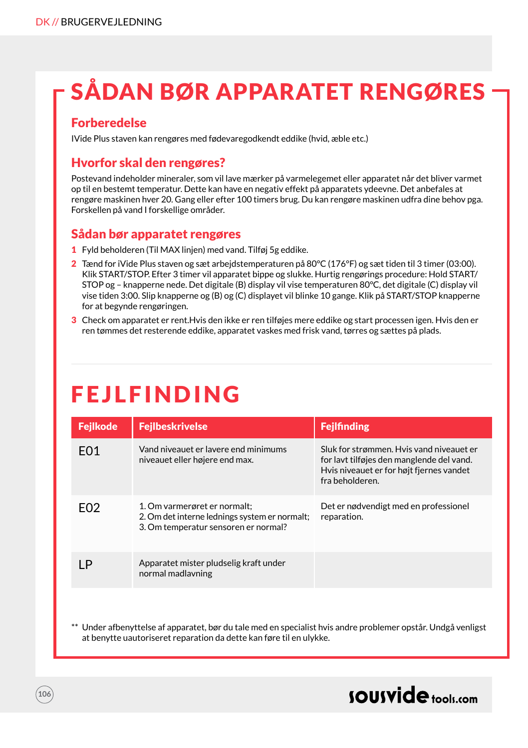# SÅDAN BØR APPARATET RENGØRES

## Forberedelse

IVide Plus staven kan rengøres med fødevaregodkendt eddike (hvid, æble etc.)

## Hvorfor skal den rengøres?

Postevand indeholder mineraler, som vil lave mærker på varmelegemet eller apparatet når det bliver varmet op til en bestemt temperatur. Dette kan have en negativ effekt på apparatets ydeevne. Det anbefales at rengøre maskinen hver 20. Gang eller efter 100 timers brug. Du kan rengøre maskinen udfra dine behov pga. Forskellen på vand I forskellige områder.

## Sådan bør apparatet rengøres

1. Fyld beholderen (Til MAX linjen) med vand. Tilføj 5g eddike.
2. Tænd for iVide Plus staven og sæt arbejdstemperaturen på 80°C (176°F) og sæt tiden til 3 timer (03:00). Klik START/STOP. Efter 3 timer vil apparatet bippe og slukke. Hurtig rengørings procedure: Hold START/ STOP og – knapperne nede. Det digitale (B) display vil vise temperaturen 80°C, det digitale (C) display vil vise tiden 3:00. Slip knapperne og (B) og (C) displayet vil blinke 10 gange. Klik på START/STOP knapperne for at begynde rengøringen.
3. Check om apparatet er rent.Hvis den ikke er ren tilføjes mere eddike og start processen igen. Hvis den er ren tømmes det resterende eddike, apparatet vaskes med frisk vand, tørres og sættes på plads.

# FEJLFINDING

| Fejlkode | Fejlbeskrivelse | Fejlfinding |
|---|---|---|
| E01 | Vand niveauet er lavere end minimums niveauet eller højere end max. | Sluk for strømmen. Hvis vand niveauet er for lavt tilføjes den manglende del vand. Hvis niveauet er for højt fjernes vandet fra beholderen. |
| E02 | 1. Om varmerøret er normalt;<br>2. Om det interne lednings system er normalt;<br>3. Om temperatur sensoren er normal? | Det er nødvendigt med en professionel reparation. |
| LP | Apparatet mister pludselig kraft under normal madlavning | |

** Under afbenyttelse af apparatet, bør du tale med en specialist hvis andre problemer opstår. Undgå venligst at benytte uautoriseret reparation da dette kan føre til en ulykke.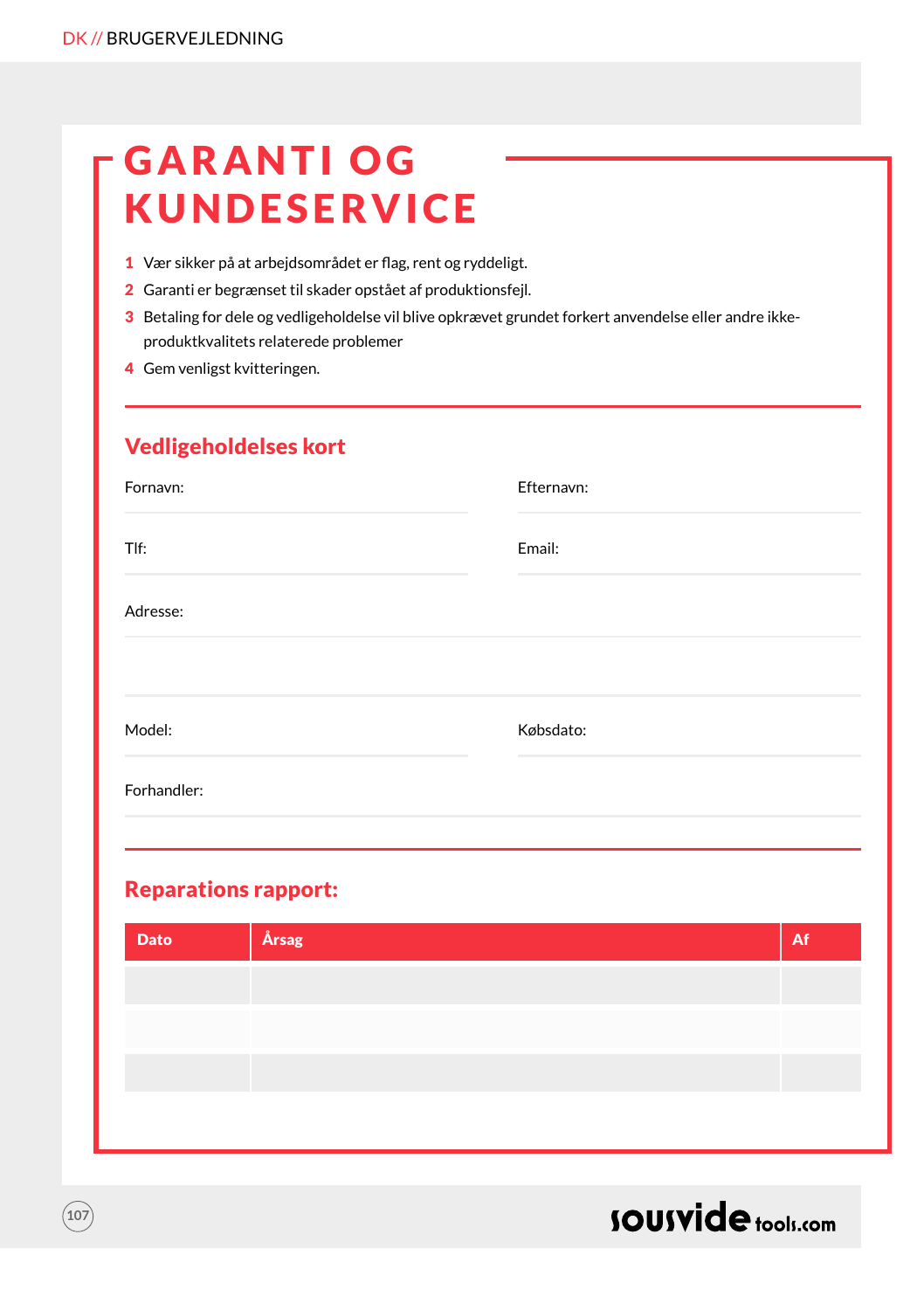# GARANTI OG KUNDESERVICE

1. Vær sikker på at arbejdsområdet er flag, rent og ryddeligt.
2. Garanti er begrænset til skader opstået af produktionsfejl.
3. Betaling for dele og vedligeholdelse vil blive opkrævet grundet forkert anvendelse eller andre ikke-produktkvalitets relaterede problemer
4. Gem venligst kvitteringen.

## Vedligeholdelses kort

Fornavn:

Efternavn:

Tlf:

Email:

Adresse:

Model:

Købsdato:

Forhandler:

## Reparations rapport:

| Dato | Årsag | Af |
|---|---|---|
| | | |
| | | |
| | | |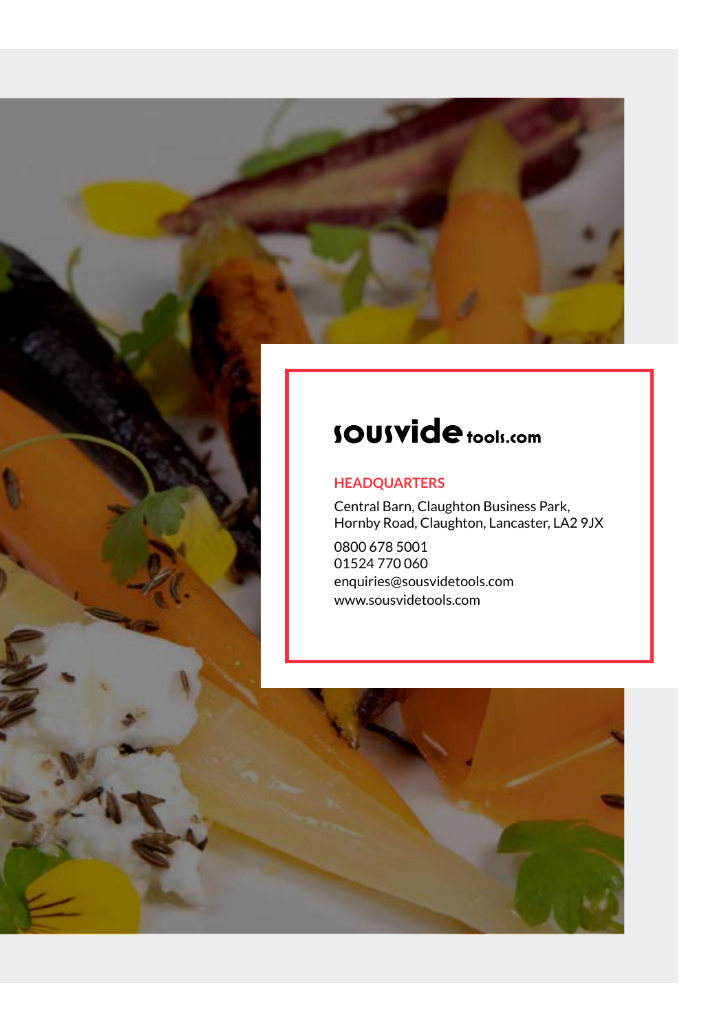sousvide tools.com

**HEADQUARTERS**

Central Barn, Claughton Business Park,
Hornby Road, Claughton, Lancaster, LA2 9JX

0800 678 5001
01524 770 060
enquiries@sousvidetools.com
www.sousvidetools.com